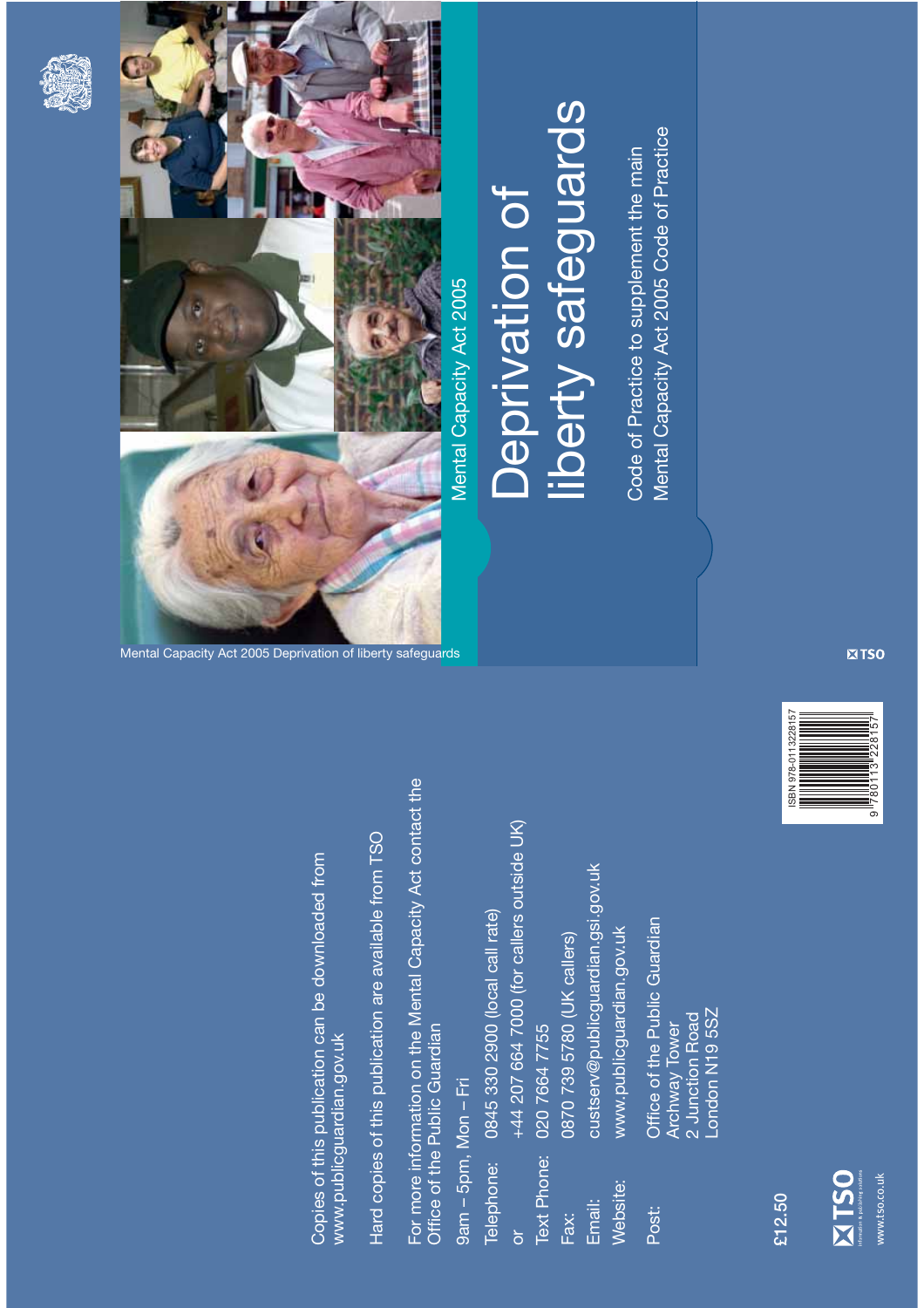# Mental Capacity Act 2005

# Deprivation of liberty safeguards

Code of Practice to supplement the main Mental Capacity Act 2005 Code of Practice

Mental Capacity Act 2005 Deprivation of liberty safeguards

Copies of this publication can be downloaded from www.publicguardian.gov.uk

Hard copies of this publication are available from TSO

For more information on the Mental Capacity Act contact the Office of the Public Guardian

9am – 5pm, Mon – Fri

Telephone: 0845 330 2900 (local call rate)
or +44 207 664 7000 (for callers outside UK)
Text Phone: 020 7664 7755
Fax: 0870 739 5780 (UK callers)
Email: custserv@publicguardian.gsi.gov.uk
Website: www.publicguardian.gov.uk
Post: Office of the Public Guardian
Archway Tower
2 Junction Road
London N19 5SZ

£12.50

TSO

www.tso.co.uk

ISBN 978-0113228157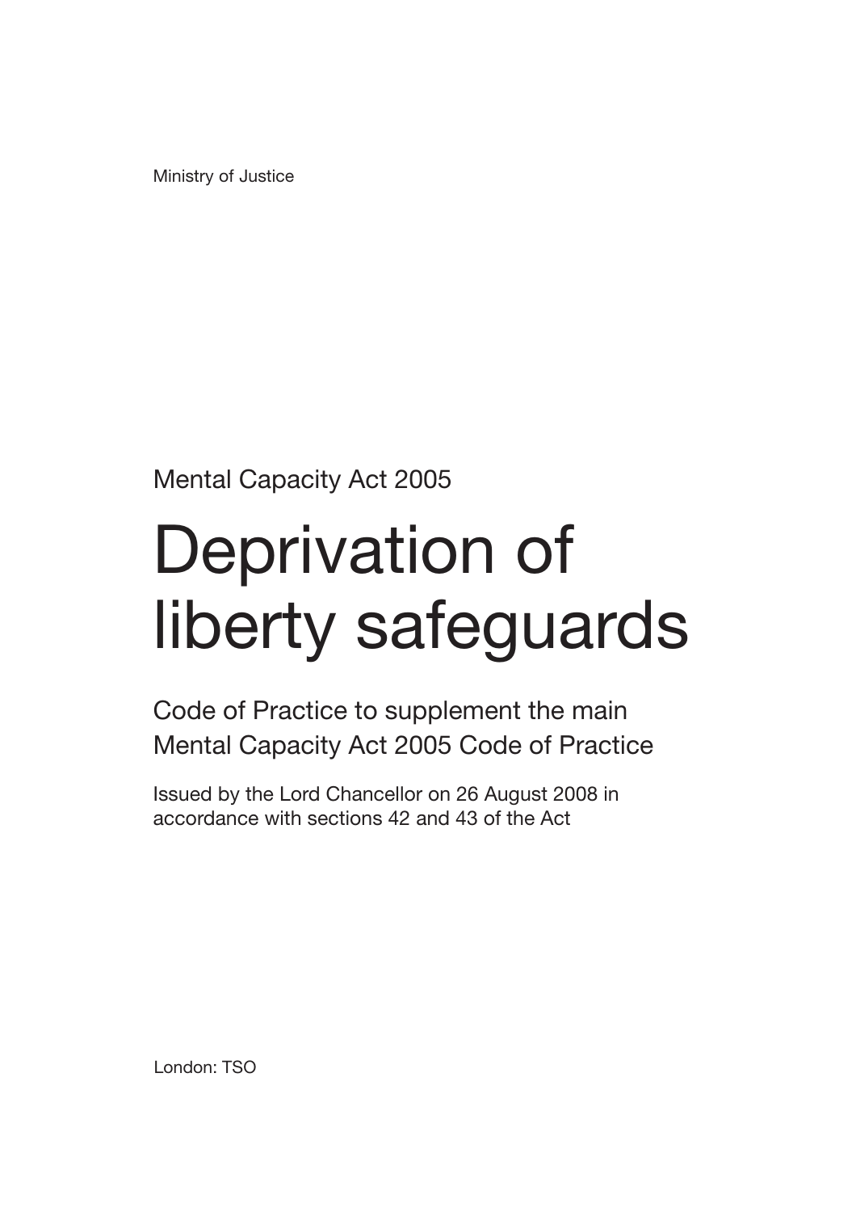Ministry of Justice

Mental Capacity Act 2005

# Deprivation of liberty safeguards

## Code of Practice to supplement the main Mental Capacity Act 2005 Code of Practice

Issued by the Lord Chancellor on 26 August 2008 in accordance with sections 42 and 43 of the Act

London: TSO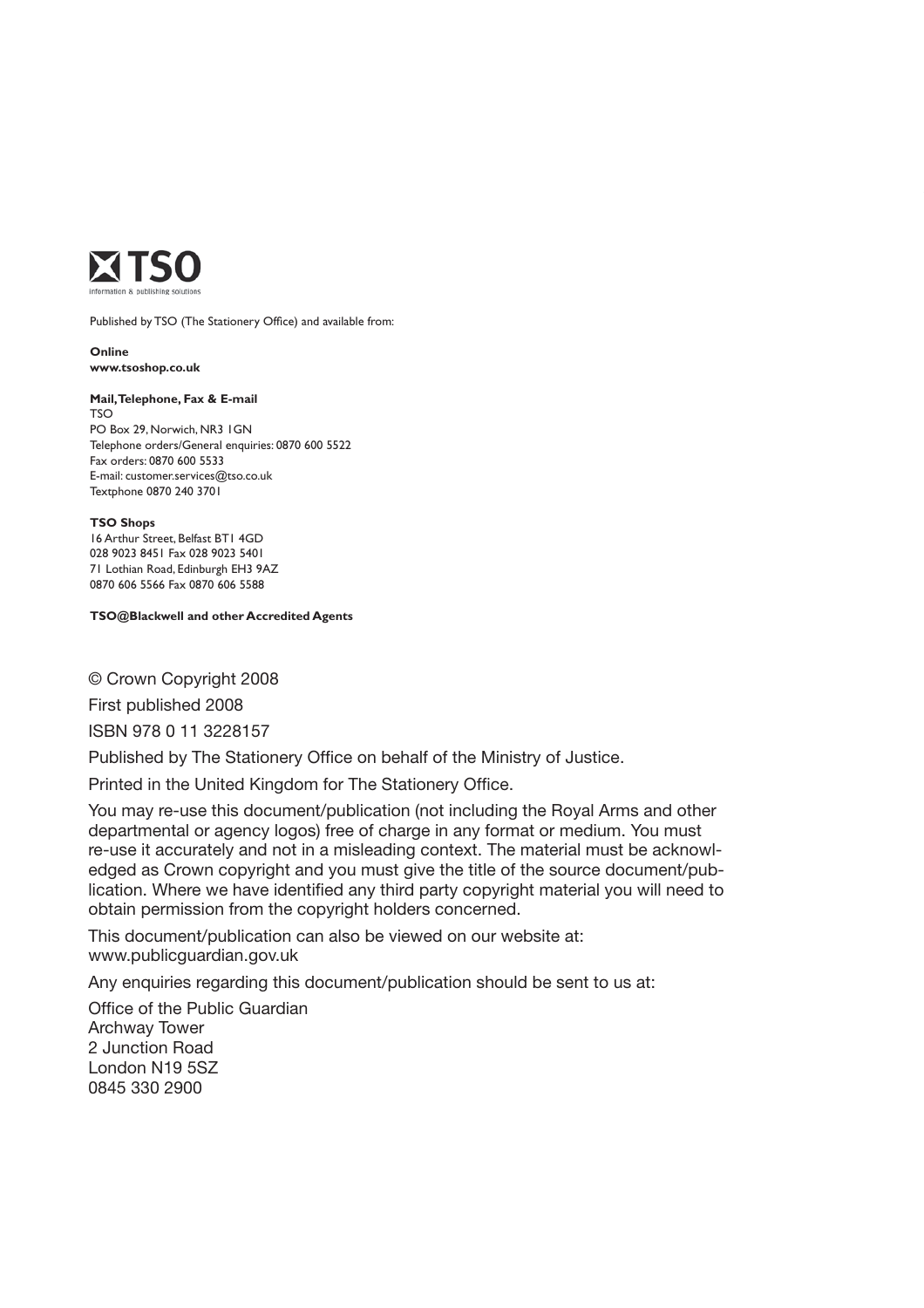**TSO**

information & publishing solutions

Published by TSO (The Stationery Office) and available from:

**Online**
**www.tsoshop.co.uk**

**Mail, Telephone, Fax & E-mail**
TSO
PO Box 29, Norwich, NR3 1GN
Telephone orders/General enquiries: 0870 600 5522
Fax orders: 0870 600 5533
E-mail: customer.services@tso.co.uk
Textphone 0870 240 3701

**TSO Shops**
16 Arthur Street, Belfast BT1 4GD
028 9023 8451 Fax 028 9023 5401
71 Lothian Road, Edinburgh EH3 9AZ
0870 606 5566 Fax 0870 606 5588

**TSO@Blackwell and other Accredited Agents**

© Crown Copyright 2008

First published 2008

ISBN 978 0 11 3228157

Published by The Stationery Office on behalf of the Ministry of Justice.

Printed in the United Kingdom for The Stationery Office.

You may re-use this document/publication (not including the Royal Arms and other departmental or agency logos) free of charge in any format or medium. You must re-use it accurately and not in a misleading context. The material must be acknowledged as Crown copyright and you must give the title of the source document/publication. Where we have identified any third party copyright material you will need to obtain permission from the copyright holders concerned.

This document/publication can also be viewed on our website at: www.publicguardian.gov.uk

Any enquiries regarding this document/publication should be sent to us at:

Office of the Public Guardian
Archway Tower
2 Junction Road
London N19 5SZ
0845 330 2900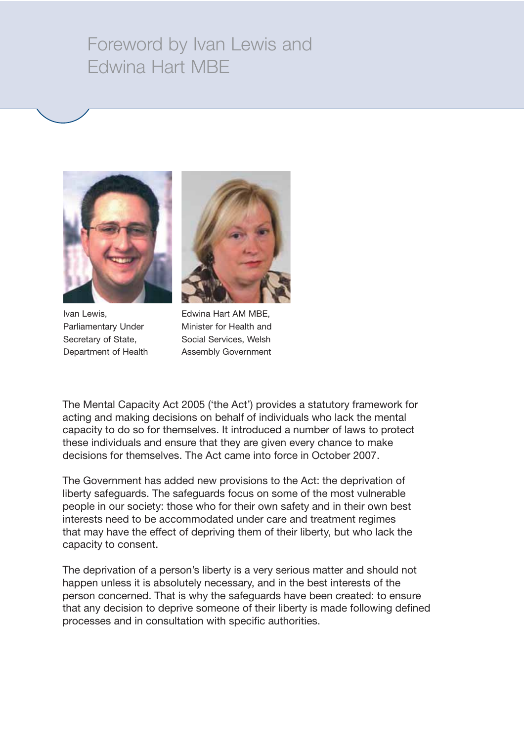# Foreword by Ivan Lewis and Edwina Hart MBE

Ivan Lewis, Parliamentary Under Secretary of State, Department of Health

Edwina Hart AM MBE, Minister for Health and Social Services, Welsh Assembly Government

The Mental Capacity Act 2005 ('the Act') provides a statutory framework for acting and making decisions on behalf of individuals who lack the mental capacity to do so for themselves. It introduced a number of laws to protect these individuals and ensure that they are given every chance to make decisions for themselves. The Act came into force in October 2007.

The Government has added new provisions to the Act: the deprivation of liberty safeguards. The safeguards focus on some of the most vulnerable people in our society: those who for their own safety and in their own best interests need to be accommodated under care and treatment regimes that may have the effect of depriving them of their liberty, but who lack the capacity to consent.

The deprivation of a person's liberty is a very serious matter and should not happen unless it is absolutely necessary, and in the best interests of the person concerned. That is why the safeguards have been created: to ensure that any decision to deprive someone of their liberty is made following defined processes and in consultation with specific authorities.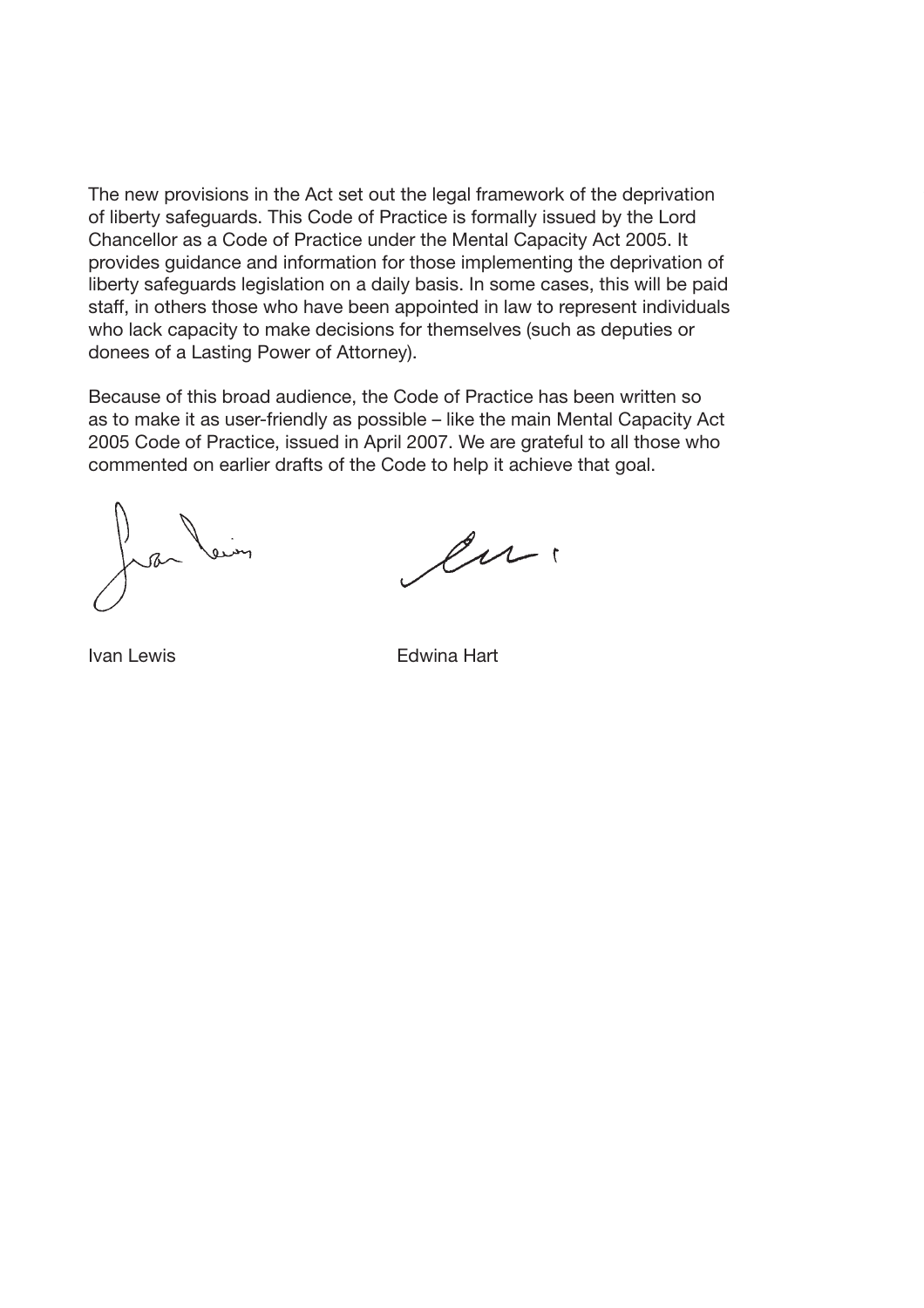The new provisions in the Act set out the legal framework of the deprivation of liberty safeguards. This Code of Practice is formally issued by the Lord Chancellor as a Code of Practice under the Mental Capacity Act 2005. It provides guidance and information for those implementing the deprivation of liberty safeguards legislation on a daily basis. In some cases, this will be paid staff, in others those who have been appointed in law to represent individuals who lack capacity to make decisions for themselves (such as deputies or donees of a Lasting Power of Attorney).

Because of this broad audience, the Code of Practice has been written so as to make it as user-friendly as possible – like the main Mental Capacity Act 2005 Code of Practice, issued in April 2007. We are grateful to all those who commented on earlier drafts of the Code to help it achieve that goal.

Ivan Lewis

Edwina Hart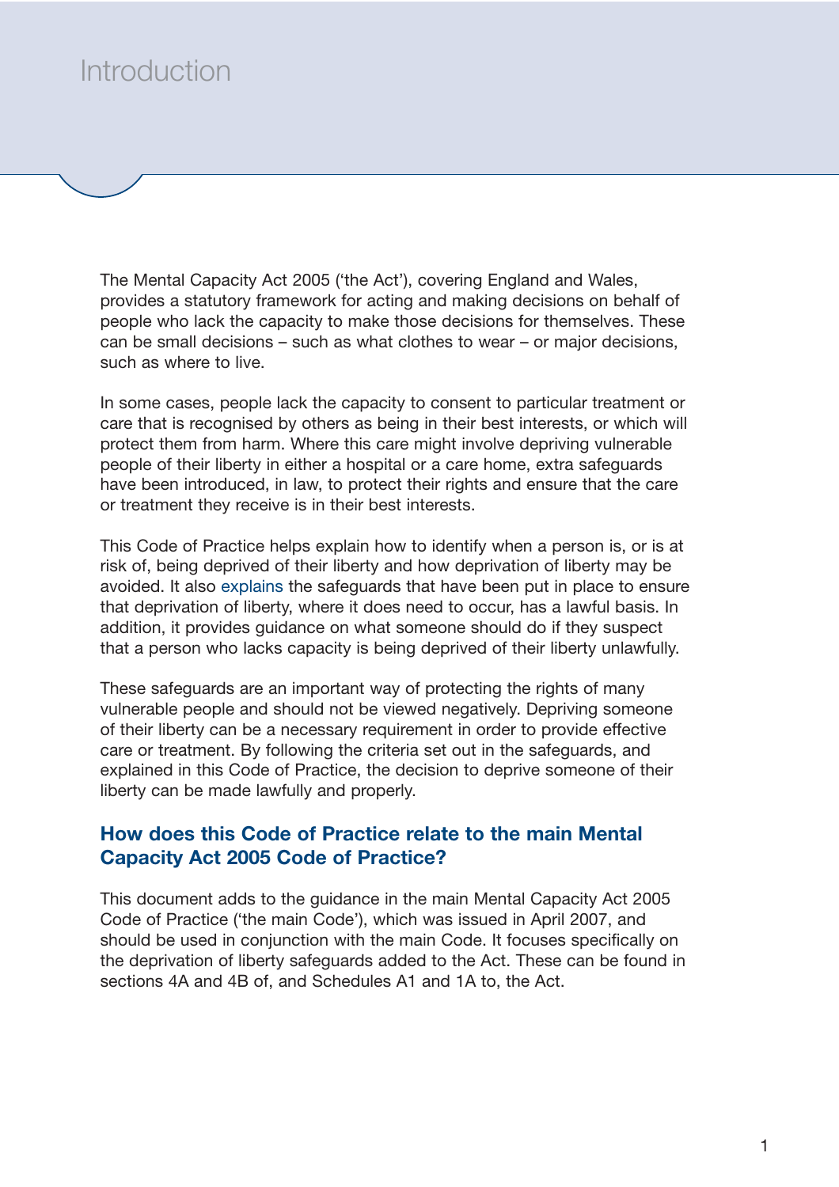# Introduction

The Mental Capacity Act 2005 ('the Act'), covering England and Wales, provides a statutory framework for acting and making decisions on behalf of people who lack the capacity to make those decisions for themselves. These can be small decisions – such as what clothes to wear – or major decisions, such as where to live.

In some cases, people lack the capacity to consent to particular treatment or care that is recognised by others as being in their best interests, or which will protect them from harm. Where this care might involve depriving vulnerable people of their liberty in either a hospital or a care home, extra safeguards have been introduced, in law, to protect their rights and ensure that the care or treatment they receive is in their best interests.

This Code of Practice helps explain how to identify when a person is, or is at risk of, being deprived of their liberty and how deprivation of liberty may be avoided. It also explains the safeguards that have been put in place to ensure that deprivation of liberty, where it does need to occur, has a lawful basis. In addition, it provides guidance on what someone should do if they suspect that a person who lacks capacity is being deprived of their liberty unlawfully.

These safeguards are an important way of protecting the rights of many vulnerable people and should not be viewed negatively. Depriving someone of their liberty can be a necessary requirement in order to provide effective care or treatment. By following the criteria set out in the safeguards, and explained in this Code of Practice, the decision to deprive someone of their liberty can be made lawfully and properly.

## How does this Code of Practice relate to the main Mental Capacity Act 2005 Code of Practice?

This document adds to the guidance in the main Mental Capacity Act 2005 Code of Practice ('the main Code'), which was issued in April 2007, and should be used in conjunction with the main Code. It focuses specifically on the deprivation of liberty safeguards added to the Act. These can be found in sections 4A and 4B of, and Schedules A1 and 1A to, the Act.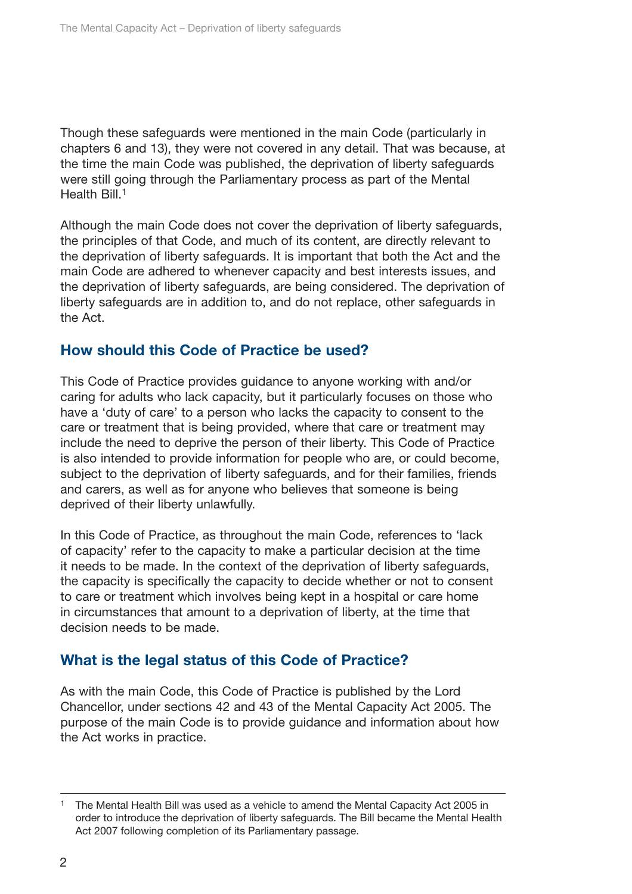Though these safeguards were mentioned in the main Code (particularly in chapters 6 and 13), they were not covered in any detail. That was because, at the time the main Code was published, the deprivation of liberty safeguards were still going through the Parliamentary process as part of the Mental Health Bill.[1]

Although the main Code does not cover the deprivation of liberty safeguards, the principles of that Code, and much of its content, are directly relevant to the deprivation of liberty safeguards. It is important that both the Act and the main Code are adhered to whenever capacity and best interests issues, and the deprivation of liberty safeguards, are being considered. The deprivation of liberty safeguards are in addition to, and do not replace, other safeguards in the Act.

## How should this Code of Practice be used?

This Code of Practice provides guidance to anyone working with and/or caring for adults who lack capacity, but it particularly focuses on those who have a 'duty of care' to a person who lacks the capacity to consent to the care or treatment that is being provided, where that care or treatment may include the need to deprive the person of their liberty. This Code of Practice is also intended to provide information for people who are, or could become, subject to the deprivation of liberty safeguards, and for their families, friends and carers, as well as for anyone who believes that someone is being deprived of their liberty unlawfully.

In this Code of Practice, as throughout the main Code, references to 'lack of capacity' refer to the capacity to make a particular decision at the time it needs to be made. In the context of the deprivation of liberty safeguards, the capacity is specifically the capacity to decide whether or not to consent to care or treatment which involves being kept in a hospital or care home in circumstances that amount to a deprivation of liberty, at the time that decision needs to be made.

## What is the legal status of this Code of Practice?

As with the main Code, this Code of Practice is published by the Lord Chancellor, under sections 42 and 43 of the Mental Capacity Act 2005. The purpose of the main Code is to provide guidance and information about how the Act works in practice.

---

[1] The Mental Health Bill was used as a vehicle to amend the Mental Capacity Act 2005 in order to introduce the deprivation of liberty safeguards. The Bill became the Mental Health Act 2007 following completion of its Parliamentary passage.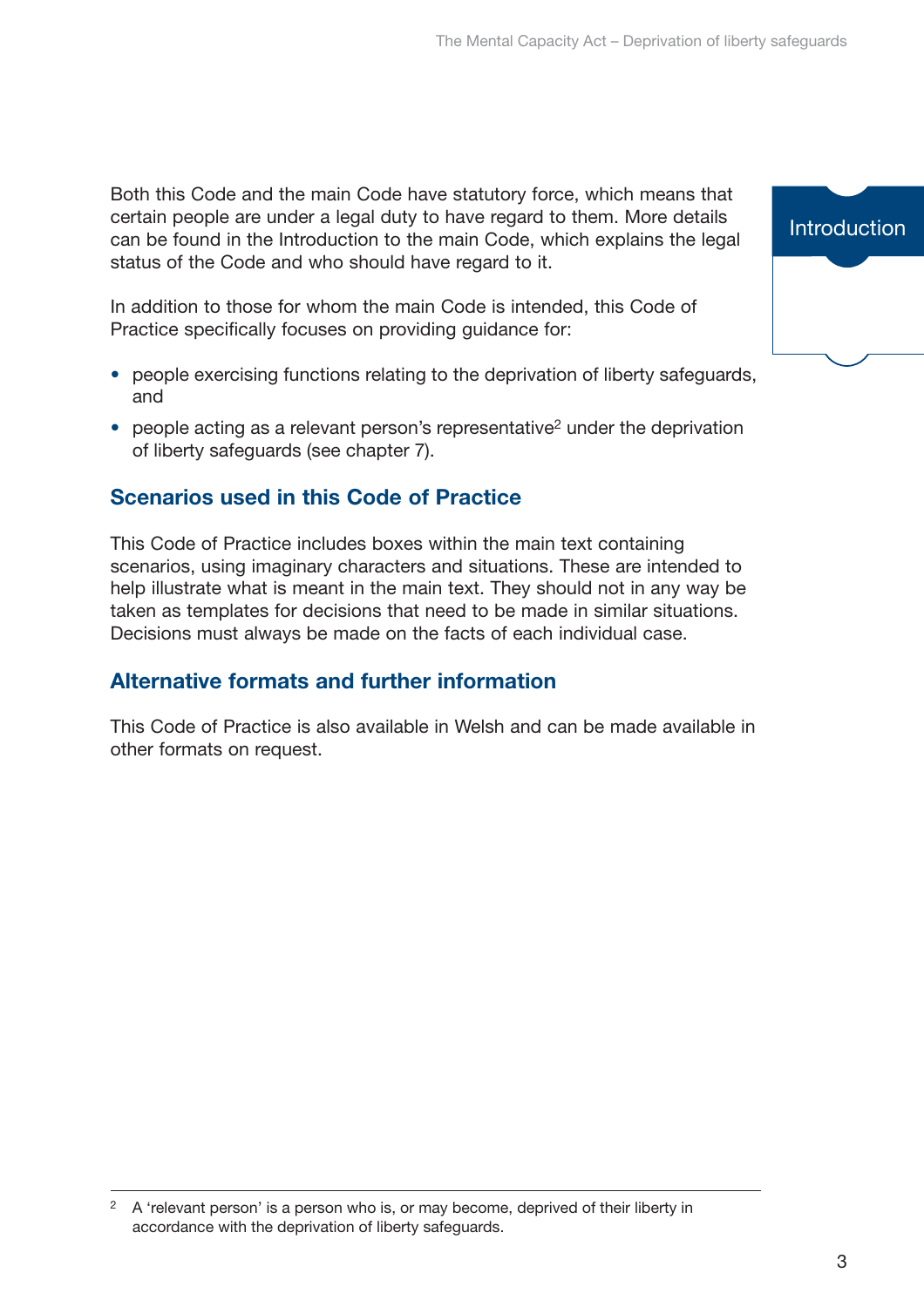Both this Code and the main Code have statutory force, which means that certain people are under a legal duty to have regard to them. More details can be found in the Introduction to the main Code, which explains the legal status of the Code and who should have regard to it.

In addition to those for whom the main Code is intended, this Code of Practice specifically focuses on providing guidance for:

- people exercising functions relating to the deprivation of liberty safeguards, and
- people acting as a relevant person's representative[2] under the deprivation of liberty safeguards (see chapter 7).

## Scenarios used in this Code of Practice

This Code of Practice includes boxes within the main text containing scenarios, using imaginary characters and situations. These are intended to help illustrate what is meant in the main text. They should not in any way be taken as templates for decisions that need to be made in similar situations. Decisions must always be made on the facts of each individual case.

## Alternative formats and further information

This Code of Practice is also available in Welsh and can be made available in other formats on request.

---

[2] A 'relevant person' is a person who is, or may become, deprived of their liberty in accordance with the deprivation of liberty safeguards.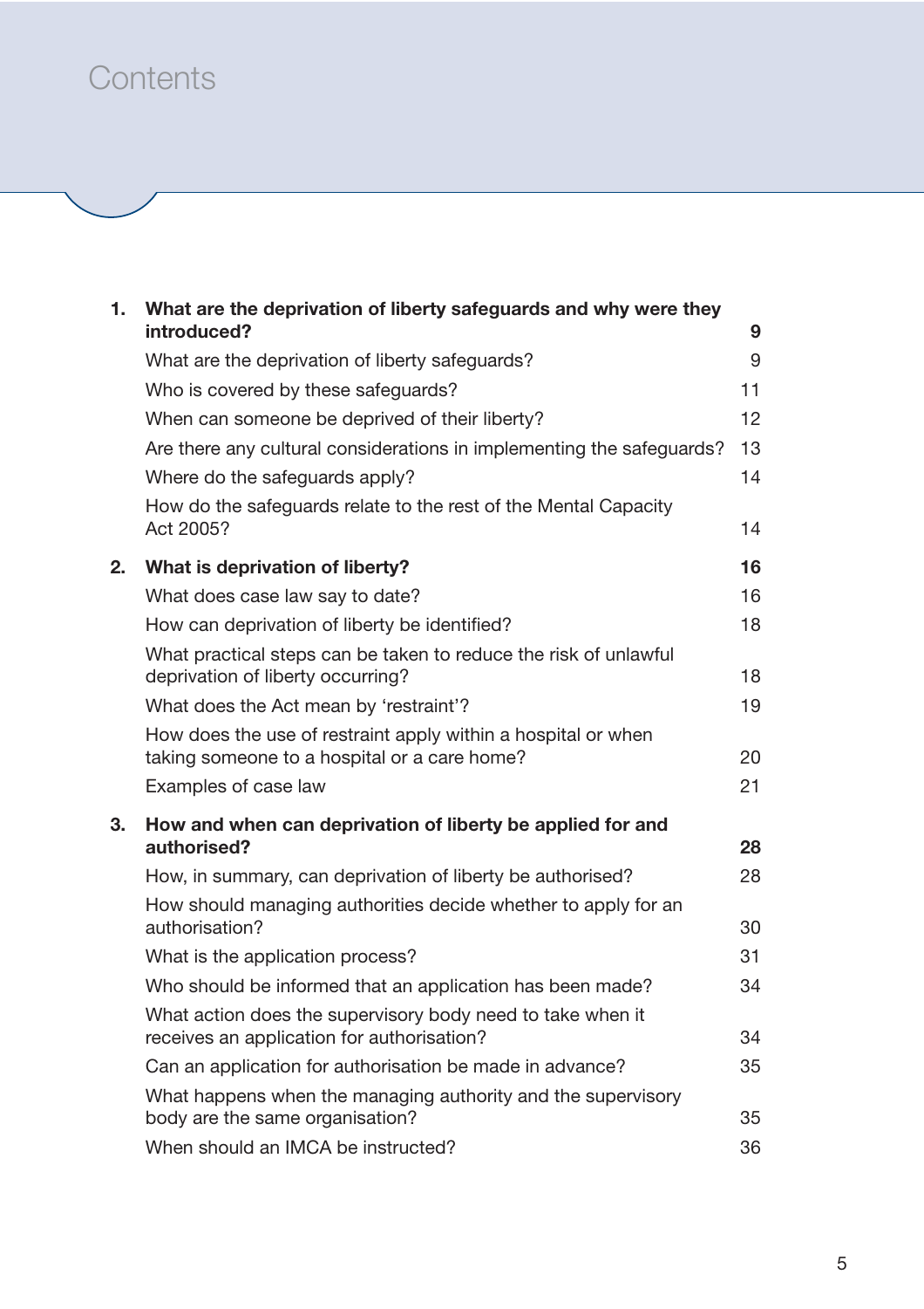# Contents

| | | |
|---|---|---|
| **1.** | **What are the deprivation of liberty safeguards and why were they introduced?** | **9** |
| | What are the deprivation of liberty safeguards? | 9 |
| | Who is covered by these safeguards? | 11 |
| | When can someone be deprived of their liberty? | 12 |
| | Are there any cultural considerations in implementing the safeguards? | 13 |
| | Where do the safeguards apply? | 14 |
| | How do the safeguards relate to the rest of the Mental Capacity Act 2005? | 14 |
| **2.** | **What is deprivation of liberty?** | **16** |
| | What does case law say to date? | 16 |
| | How can deprivation of liberty be identified? | 18 |
| | What practical steps can be taken to reduce the risk of unlawful deprivation of liberty occurring? | 18 |
| | What does the Act mean by 'restraint'? | 19 |
| | How does the use of restraint apply within a hospital or when taking someone to a hospital or a care home? | 20 |
| | Examples of case law | 21 |
| **3.** | **How and when can deprivation of liberty be applied for and authorised?** | **28** |
| | How, in summary, can deprivation of liberty be authorised? | 28 |
| | How should managing authorities decide whether to apply for an authorisation? | 30 |
| | What is the application process? | 31 |
| | Who should be informed that an application has been made? | 34 |
| | What action does the supervisory body need to take when it receives an application for authorisation? | 34 |
| | Can an application for authorisation be made in advance? | 35 |
| | What happens when the managing authority and the supervisory body are the same organisation? | 35 |
| | When should an IMCA be instructed? | 36 |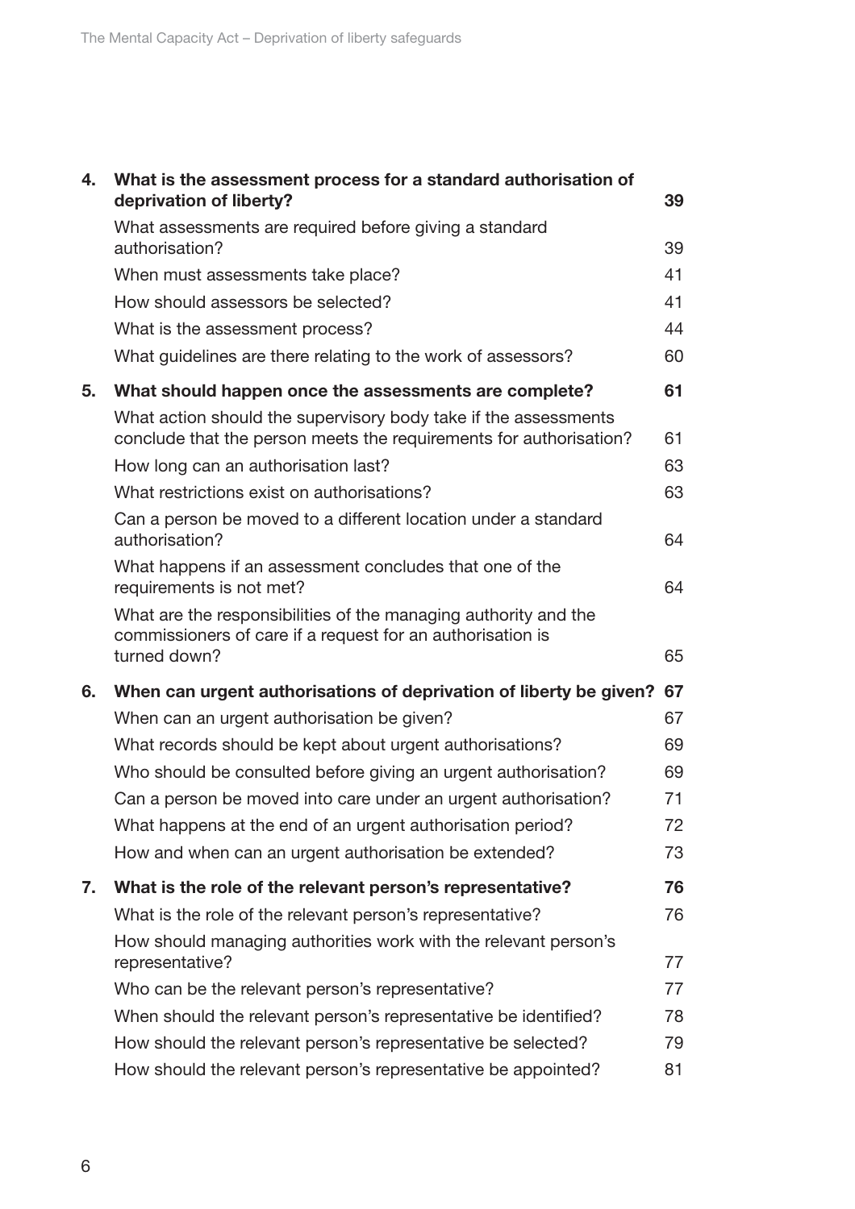| | | |
|---|---|---|
| **4.** | **What is the assessment process for a standard authorisation of deprivation of liberty?** | **39** |
| | What assessments are required before giving a standard authorisation? | 39 |
| | When must assessments take place? | 41 |
| | How should assessors be selected? | 41 |
| | What is the assessment process? | 44 |
| | What guidelines are there relating to the work of assessors? | 60 |
| **5.** | **What should happen once the assessments are complete?** | **61** |
| | What action should the supervisory body take if the assessments conclude that the person meets the requirements for authorisation? | 61 |
| | How long can an authorisation last? | 63 |
| | What restrictions exist on authorisations? | 63 |
| | Can a person be moved to a different location under a standard authorisation? | 64 |
| | What happens if an assessment concludes that one of the requirements is not met? | 64 |
| | What are the responsibilities of the managing authority and the commissioners of care if a request for an authorisation is turned down? | 65 |
| **6.** | **When can urgent authorisations of deprivation of liberty be given?** | **67** |
| | When can an urgent authorisation be given? | 67 |
| | What records should be kept about urgent authorisations? | 69 |
| | Who should be consulted before giving an urgent authorisation? | 69 |
| | Can a person be moved into care under an urgent authorisation? | 71 |
| | What happens at the end of an urgent authorisation period? | 72 |
| | How and when can an urgent authorisation be extended? | 73 |
| **7.** | **What is the role of the relevant person's representative?** | **76** |
| | What is the role of the relevant person's representative? | 76 |
| | How should managing authorities work with the relevant person's representative? | 77 |
| | Who can be the relevant person's representative? | 77 |
| | When should the relevant person's representative be identified? | 78 |
| | How should the relevant person's representative be selected? | 79 |
| | How should the relevant person's representative be appointed? | 81 |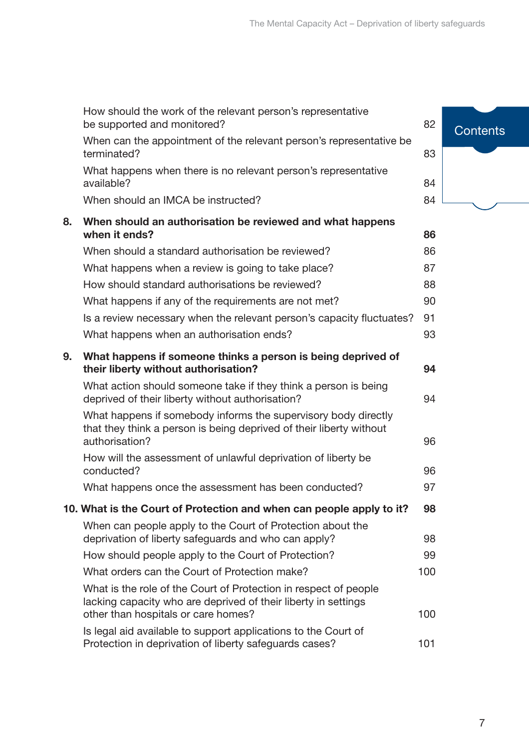| | | |
|---|---|---|
| | How should the work of the relevant person's representative be supported and monitored? | 82 |
| | When can the appointment of the relevant person's representative be terminated? | 83 |
| | What happens when there is no relevant person's representative available? | 84 |
| | When should an IMCA be instructed? | 84 |
| **8.** | **When should an authorisation be reviewed and what happens when it ends?** | **86** |
| | When should a standard authorisation be reviewed? | 86 |
| | What happens when a review is going to take place? | 87 |
| | How should standard authorisations be reviewed? | 88 |
| | What happens if any of the requirements are not met? | 90 |
| | Is a review necessary when the relevant person's capacity fluctuates? | 91 |
| | What happens when an authorisation ends? | 93 |
| **9.** | **What happens if someone thinks a person is being deprived of their liberty without authorisation?** | **94** |
| | What action should someone take if they think a person is being deprived of their liberty without authorisation? | 94 |
| | What happens if somebody informs the supervisory body directly that they think a person is being deprived of their liberty without authorisation? | 96 |
| | How will the assessment of unlawful deprivation of liberty be conducted? | 96 |
| | What happens once the assessment has been conducted? | 97 |
| **10.** | **What is the Court of Protection and when can people apply to it?** | **98** |
| | When can people apply to the Court of Protection about the deprivation of liberty safeguards and who can apply? | 98 |
| | How should people apply to the Court of Protection? | 99 |
| | What orders can the Court of Protection make? | 100 |
| | What is the role of the Court of Protection in respect of people lacking capacity who are deprived of their liberty in settings other than hospitals or care homes? | 100 |
| | Is legal aid available to support applications to the Court of Protection in deprivation of liberty safeguards cases? | 101 |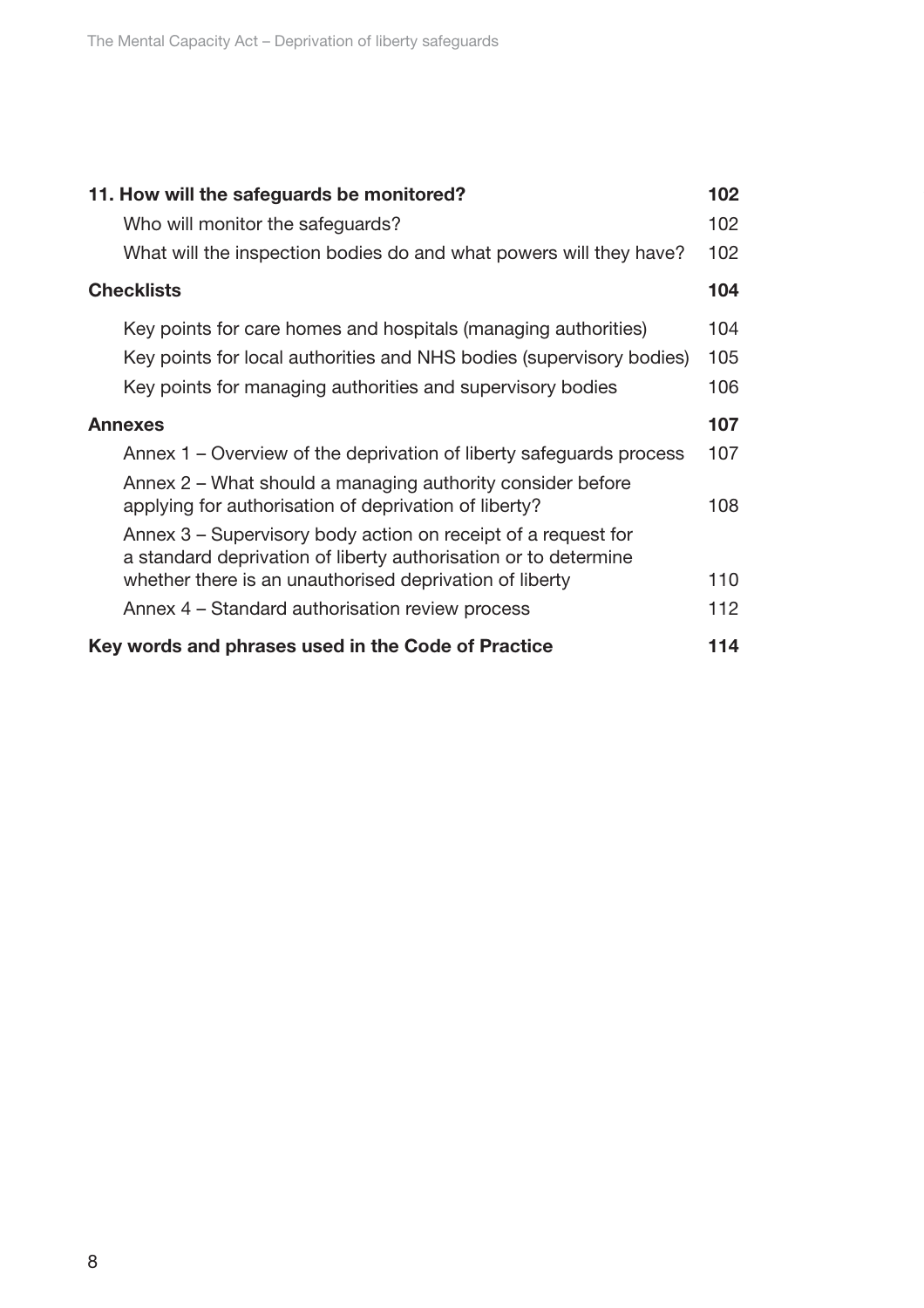| | |
|---|---|
| **11. How will the safeguards be monitored?** | **102** |
| Who will monitor the safeguards? | 102 |
| What will the inspection bodies do and what powers will they have? | 102 |
| **Checklists** | **104** |
| Key points for care homes and hospitals (managing authorities) | 104 |
| Key points for local authorities and NHS bodies (supervisory bodies) | 105 |
| Key points for managing authorities and supervisory bodies | 106 |
| **Annexes** | **107** |
| Annex 1 – Overview of the deprivation of liberty safeguards process | 107 |
| Annex 2 – What should a managing authority consider before applying for authorisation of deprivation of liberty? | 108 |
| Annex 3 – Supervisory body action on receipt of a request for a standard deprivation of liberty authorisation or to determine whether there is an unauthorised deprivation of liberty | 110 |
| Annex 4 – Standard authorisation review process | 112 |
| **Key words and phrases used in the Code of Practice** | **114** |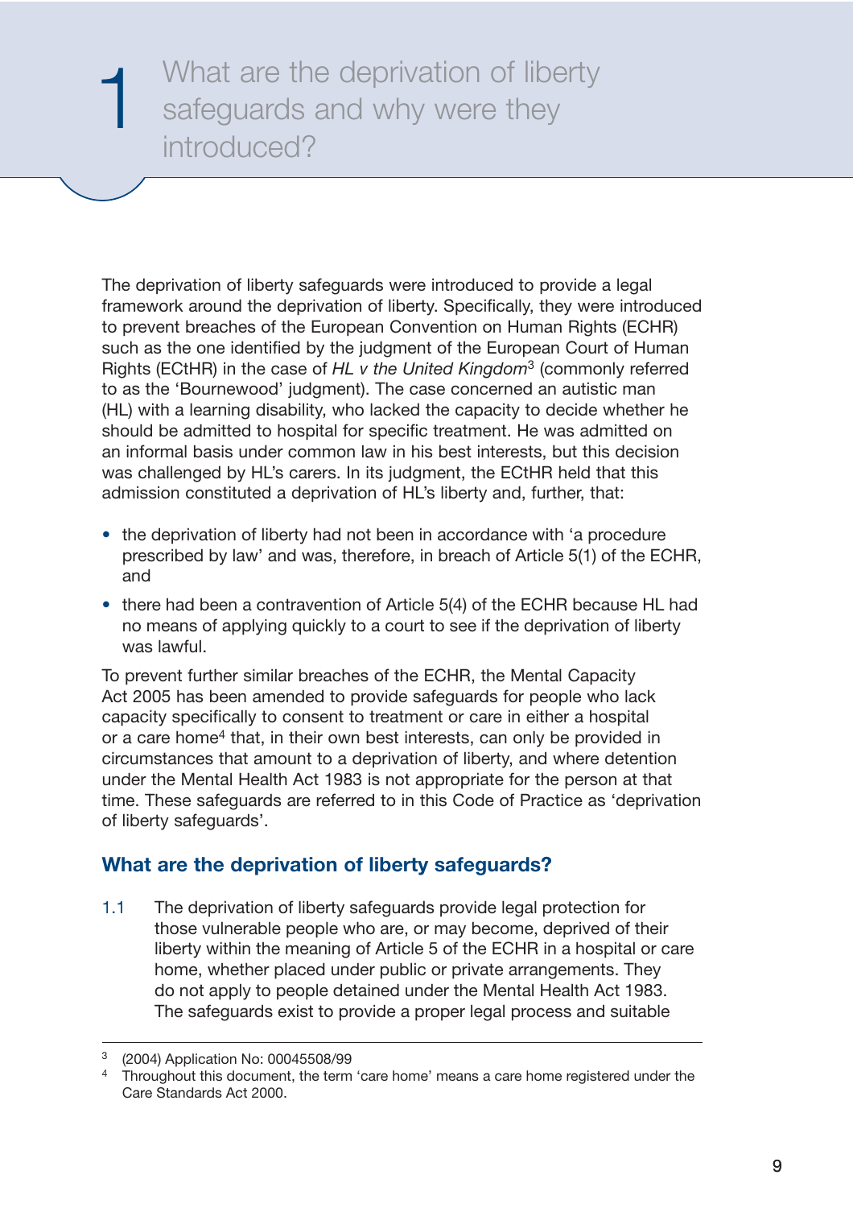# 1 What are the deprivation of liberty safeguards and why were they introduced?

The deprivation of liberty safeguards were introduced to provide a legal framework around the deprivation of liberty. Specifically, they were introduced to prevent breaches of the European Convention on Human Rights (ECHR) such as the one identified by the judgment of the European Court of Human Rights (ECtHR) in the case of *HL v the United Kingdom*[3] (commonly referred to as the 'Bournewood' judgment). The case concerned an autistic man (HL) with a learning disability, who lacked the capacity to decide whether he should be admitted to hospital for specific treatment. He was admitted on an informal basis under common law in his best interests, but this decision was challenged by HL's carers. In its judgment, the ECtHR held that this admission constituted a deprivation of HL's liberty and, further, that:

- the deprivation of liberty had not been in accordance with 'a procedure prescribed by law' and was, therefore, in breach of Article 5(1) of the ECHR, and
- there had been a contravention of Article 5(4) of the ECHR because HL had no means of applying quickly to a court to see if the deprivation of liberty was lawful.

To prevent further similar breaches of the ECHR, the Mental Capacity Act 2005 has been amended to provide safeguards for people who lack capacity specifically to consent to treatment or care in either a hospital or a care home[4] that, in their own best interests, can only be provided in circumstances that amount to a deprivation of liberty, and where detention under the Mental Health Act 1983 is not appropriate for the person at that time. These safeguards are referred to in this Code of Practice as 'deprivation of liberty safeguards'.

## What are the deprivation of liberty safeguards?

1.1 The deprivation of liberty safeguards provide legal protection for those vulnerable people who are, or may become, deprived of their liberty within the meaning of Article 5 of the ECHR in a hospital or care home, whether placed under public or private arrangements. They do not apply to people detained under the Mental Health Act 1983. The safeguards exist to provide a proper legal process and suitable

---

[3] (2004) Application No: 00045508/99

[4] Throughout this document, the term 'care home' means a care home registered under the Care Standards Act 2000.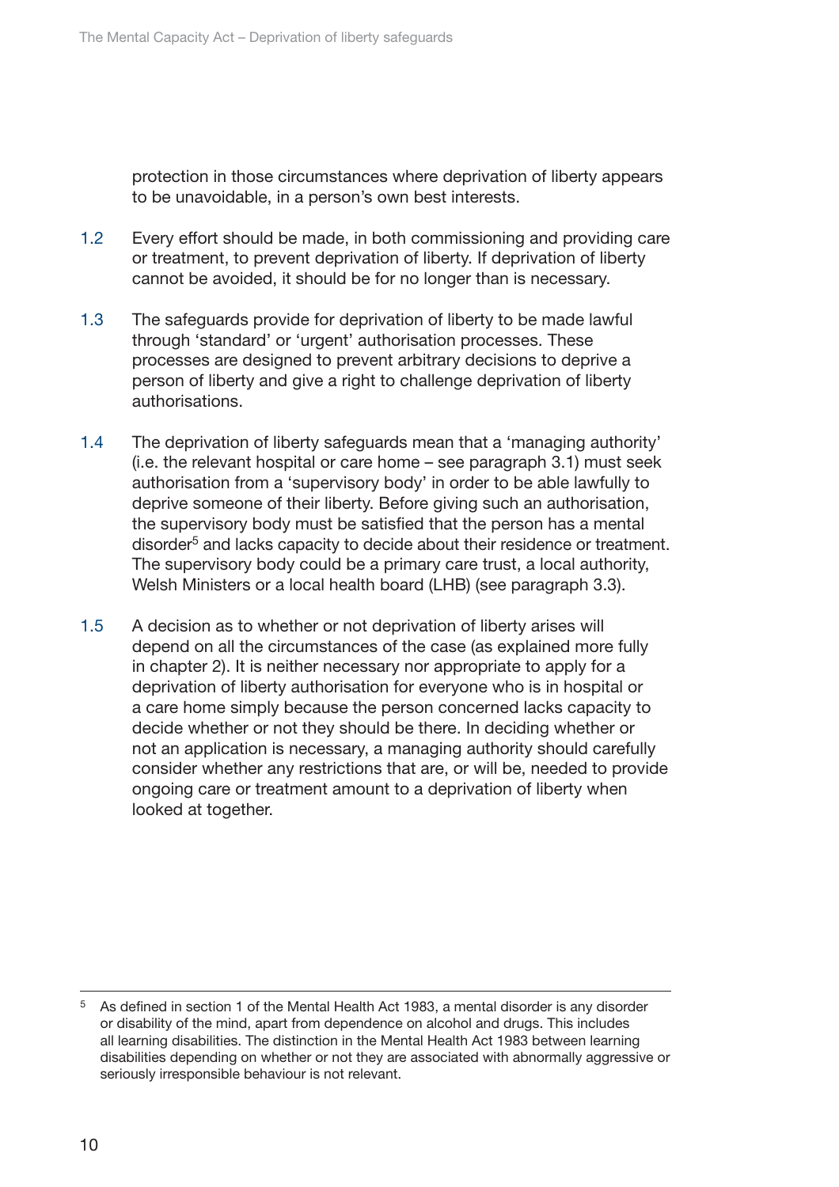protection in those circumstances where deprivation of liberty appears to be unavoidable, in a person's own best interests.

1.2 Every effort should be made, in both commissioning and providing care or treatment, to prevent deprivation of liberty. If deprivation of liberty cannot be avoided, it should be for no longer than is necessary.

1.3 The safeguards provide for deprivation of liberty to be made lawful through 'standard' or 'urgent' authorisation processes. These processes are designed to prevent arbitrary decisions to deprive a person of liberty and give a right to challenge deprivation of liberty authorisations.

1.4 The deprivation of liberty safeguards mean that a 'managing authority' (i.e. the relevant hospital or care home – see paragraph 3.1) must seek authorisation from a 'supervisory body' in order to be able lawfully to deprive someone of their liberty. Before giving such an authorisation, the supervisory body must be satisfied that the person has a mental disorder[5] and lacks capacity to decide about their residence or treatment. The supervisory body could be a primary care trust, a local authority, Welsh Ministers or a local health board (LHB) (see paragraph 3.3).

1.5 A decision as to whether or not deprivation of liberty arises will depend on all the circumstances of the case (as explained more fully in chapter 2). It is neither necessary nor appropriate to apply for a deprivation of liberty authorisation for everyone who is in hospital or a care home simply because the person concerned lacks capacity to decide whether or not they should be there. In deciding whether or not an application is necessary, a managing authority should carefully consider whether any restrictions that are, or will be, needed to provide ongoing care or treatment amount to a deprivation of liberty when looked at together.

---

[5] As defined in section 1 of the Mental Health Act 1983, a mental disorder is any disorder or disability of the mind, apart from dependence on alcohol and drugs. This includes all learning disabilities. The distinction in the Mental Health Act 1983 between learning disabilities depending on whether or not they are associated with abnormally aggressive or seriously irresponsible behaviour is not relevant.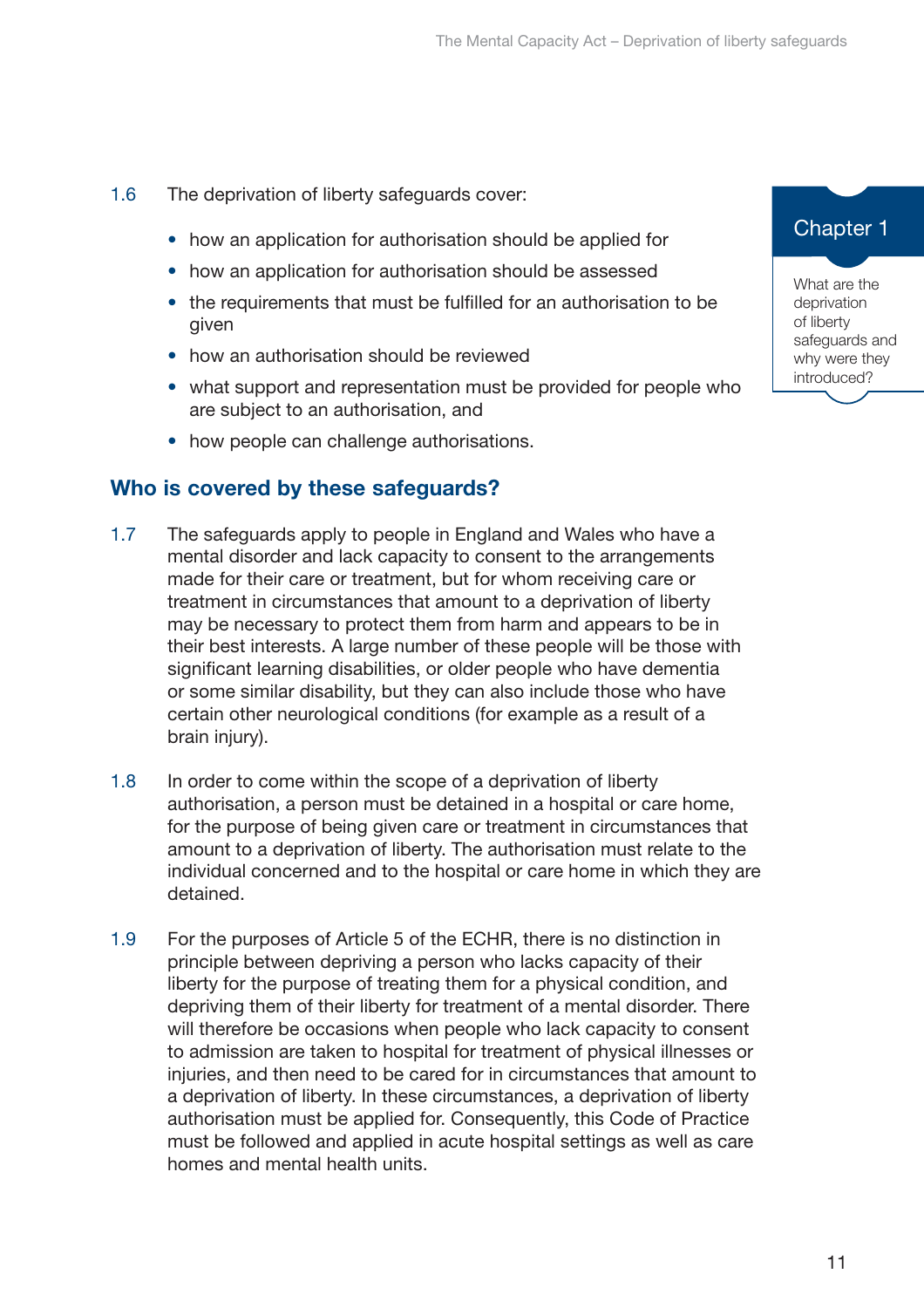1.6 The deprivation of liberty safeguards cover:

- how an application for authorisation should be applied for
- how an application for authorisation should be assessed
- the requirements that must be fulfilled for an authorisation to be given
- how an authorisation should be reviewed
- what support and representation must be provided for people who are subject to an authorisation, and
- how people can challenge authorisations.

## Who is covered by these safeguards?

1.7 The safeguards apply to people in England and Wales who have a mental disorder and lack capacity to consent to the arrangements made for their care or treatment, but for whom receiving care or treatment in circumstances that amount to a deprivation of liberty may be necessary to protect them from harm and appears to be in their best interests. A large number of these people will be those with significant learning disabilities, or older people who have dementia or some similar disability, but they can also include those who have certain other neurological conditions (for example as a result of a brain injury).

1.8 In order to come within the scope of a deprivation of liberty authorisation, a person must be detained in a hospital or care home, for the purpose of being given care or treatment in circumstances that amount to a deprivation of liberty. The authorisation must relate to the individual concerned and to the hospital or care home in which they are detained.

1.9 For the purposes of Article 5 of the ECHR, there is no distinction in principle between depriving a person who lacks capacity of their liberty for the purpose of treating them for a physical condition, and depriving them of their liberty for treatment of a mental disorder. There will therefore be occasions when people who lack capacity to consent to admission are taken to hospital for treatment of physical illnesses or injuries, and then need to be cared for in circumstances that amount to a deprivation of liberty. In these circumstances, a deprivation of liberty authorisation must be applied for. Consequently, this Code of Practice must be followed and applied in acute hospital settings as well as care homes and mental health units.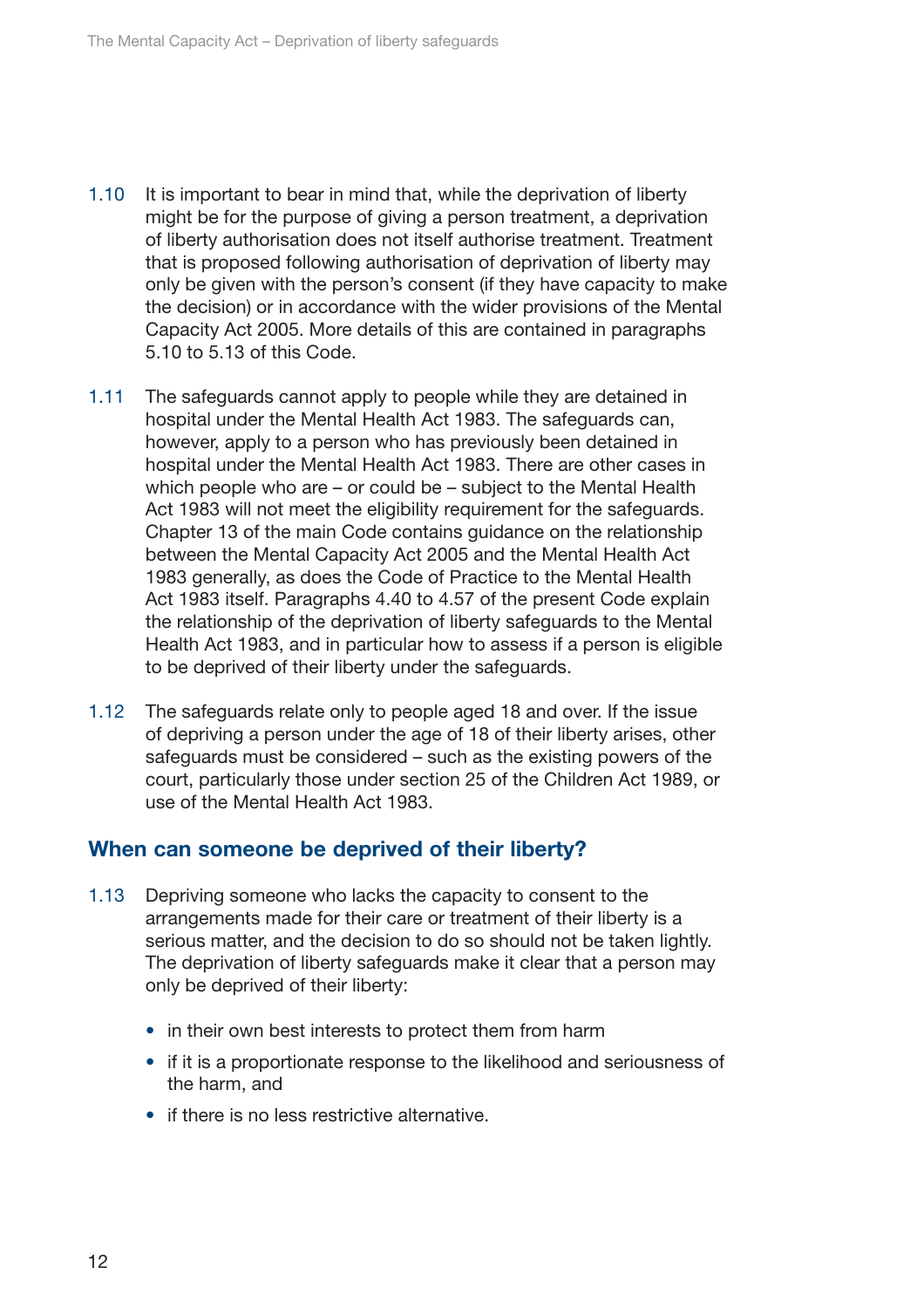1.10 It is important to bear in mind that, while the deprivation of liberty might be for the purpose of giving a person treatment, a deprivation of liberty authorisation does not itself authorise treatment. Treatment that is proposed following authorisation of deprivation of liberty may only be given with the person's consent (if they have capacity to make the decision) or in accordance with the wider provisions of the Mental Capacity Act 2005. More details of this are contained in paragraphs 5.10 to 5.13 of this Code.

1.11 The safeguards cannot apply to people while they are detained in hospital under the Mental Health Act 1983. The safeguards can, however, apply to a person who has previously been detained in hospital under the Mental Health Act 1983. There are other cases in which people who are – or could be – subject to the Mental Health Act 1983 will not meet the eligibility requirement for the safeguards. Chapter 13 of the main Code contains guidance on the relationship between the Mental Capacity Act 2005 and the Mental Health Act 1983 generally, as does the Code of Practice to the Mental Health Act 1983 itself. Paragraphs 4.40 to 4.57 of the present Code explain the relationship of the deprivation of liberty safeguards to the Mental Health Act 1983, and in particular how to assess if a person is eligible to be deprived of their liberty under the safeguards.

1.12 The safeguards relate only to people aged 18 and over. If the issue of depriving a person under the age of 18 of their liberty arises, other safeguards must be considered – such as the existing powers of the court, particularly those under section 25 of the Children Act 1989, or use of the Mental Health Act 1983.

## When can someone be deprived of their liberty?

1.13 Depriving someone who lacks the capacity to consent to the arrangements made for their care or treatment of their liberty is a serious matter, and the decision to do so should not be taken lightly. The deprivation of liberty safeguards make it clear that a person may only be deprived of their liberty:

- in their own best interests to protect them from harm
- if it is a proportionate response to the likelihood and seriousness of the harm, and
- if there is no less restrictive alternative.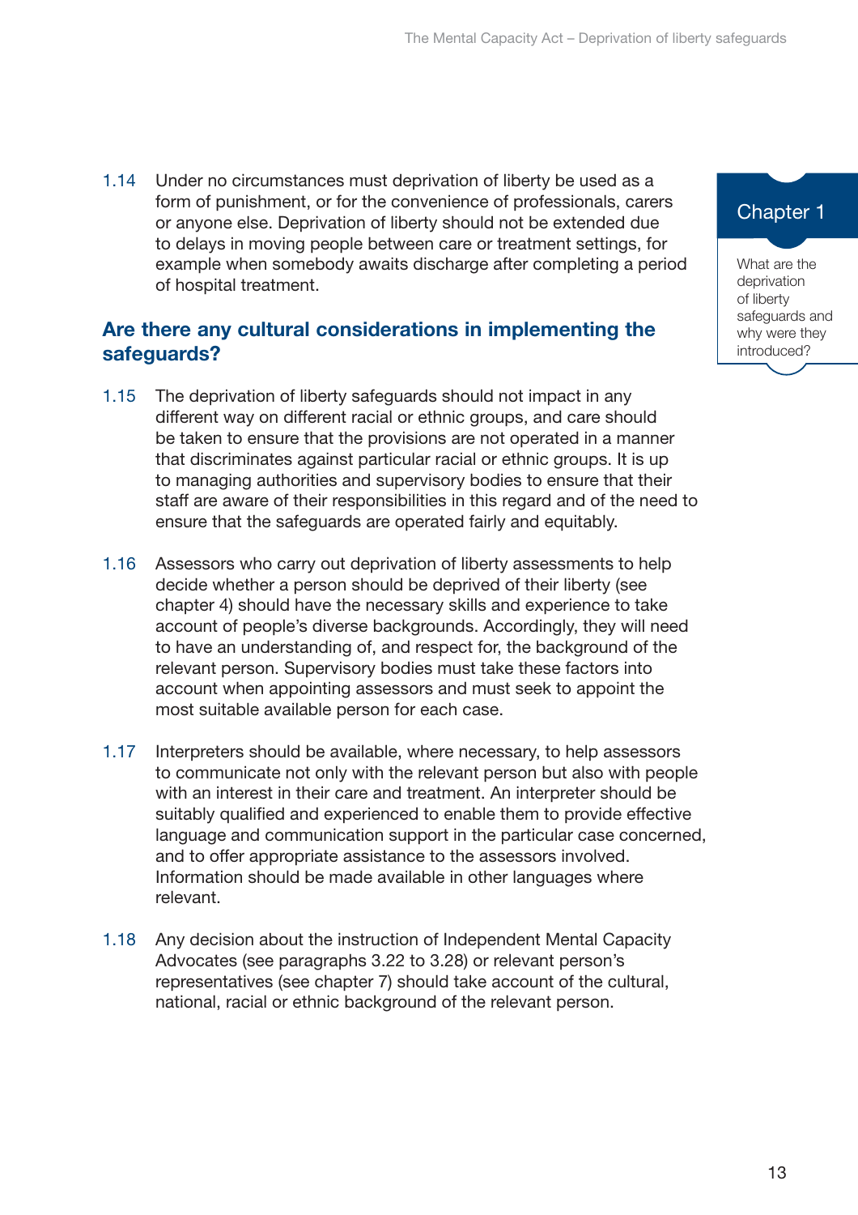1.14 Under no circumstances must deprivation of liberty be used as a form of punishment, or for the convenience of professionals, carers or anyone else. Deprivation of liberty should not be extended due to delays in moving people between care or treatment settings, for example when somebody awaits discharge after completing a period of hospital treatment.

## Are there any cultural considerations in implementing the safeguards?

1.15 The deprivation of liberty safeguards should not impact in any different way on different racial or ethnic groups, and care should be taken to ensure that the provisions are not operated in a manner that discriminates against particular racial or ethnic groups. It is up to managing authorities and supervisory bodies to ensure that their staff are aware of their responsibilities in this regard and of the need to ensure that the safeguards are operated fairly and equitably.

1.16 Assessors who carry out deprivation of liberty assessments to help decide whether a person should be deprived of their liberty (see chapter 4) should have the necessary skills and experience to take account of people's diverse backgrounds. Accordingly, they will need to have an understanding of, and respect for, the background of the relevant person. Supervisory bodies must take these factors into account when appointing assessors and must seek to appoint the most suitable available person for each case.

1.17 Interpreters should be available, where necessary, to help assessors to communicate not only with the relevant person but also with people with an interest in their care and treatment. An interpreter should be suitably qualified and experienced to enable them to provide effective language and communication support in the particular case concerned, and to offer appropriate assistance to the assessors involved. Information should be made available in other languages where relevant.

1.18 Any decision about the instruction of Independent Mental Capacity Advocates (see paragraphs 3.22 to 3.28) or relevant person's representatives (see chapter 7) should take account of the cultural, national, racial or ethnic background of the relevant person.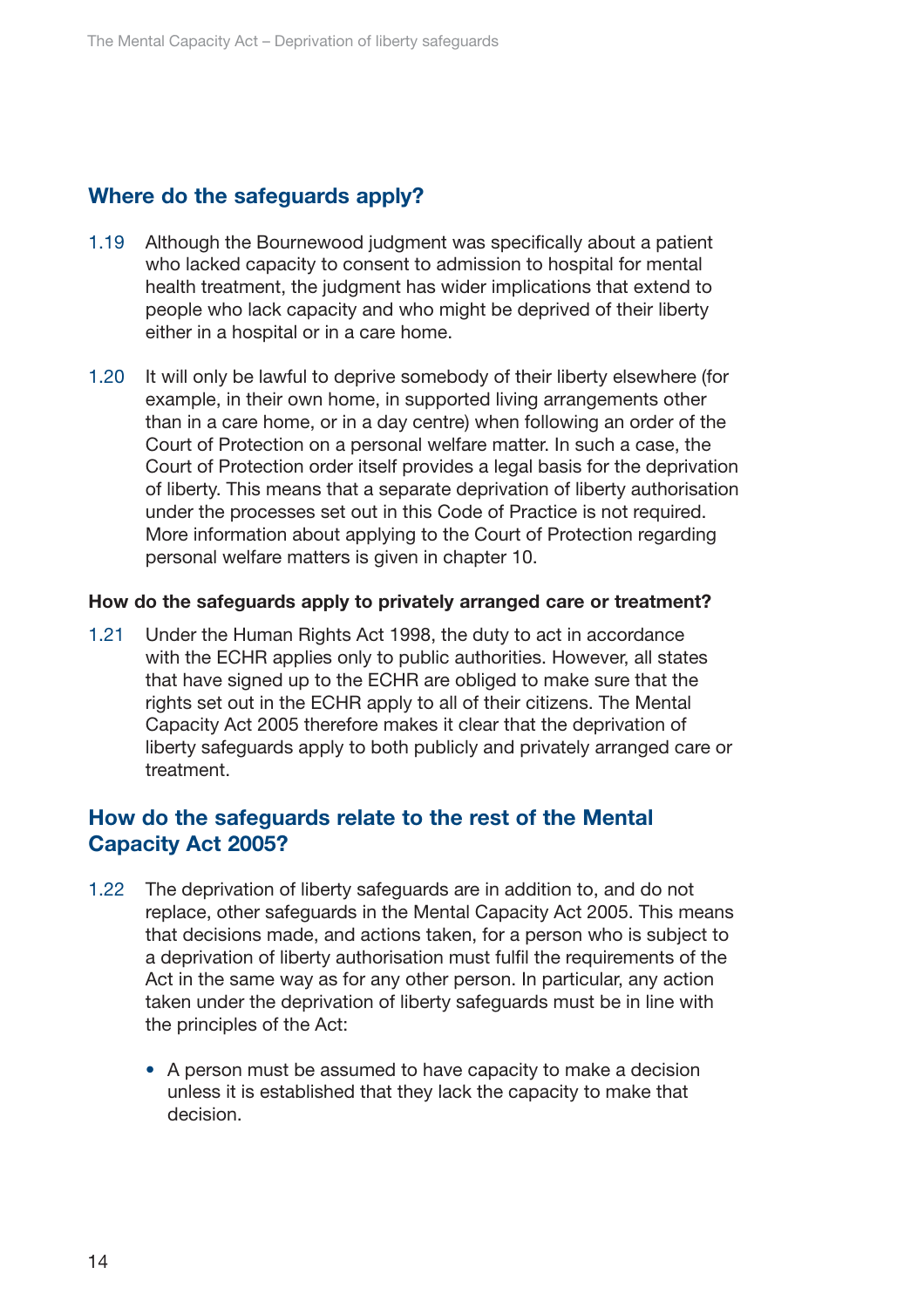## Where do the safeguards apply?

1.19 Although the Bournewood judgment was specifically about a patient who lacked capacity to consent to admission to hospital for mental health treatment, the judgment has wider implications that extend to people who lack capacity and who might be deprived of their liberty either in a hospital or in a care home.

1.20 It will only be lawful to deprive somebody of their liberty elsewhere (for example, in their own home, in supported living arrangements other than in a care home, or in a day centre) when following an order of the Court of Protection on a personal welfare matter. In such a case, the Court of Protection order itself provides a legal basis for the deprivation of liberty. This means that a separate deprivation of liberty authorisation under the processes set out in this Code of Practice is not required. More information about applying to the Court of Protection regarding personal welfare matters is given in chapter 10.

#### How do the safeguards apply to privately arranged care or treatment?

1.21 Under the Human Rights Act 1998, the duty to act in accordance with the ECHR applies only to public authorities. However, all states that have signed up to the ECHR are obliged to make sure that the rights set out in the ECHR apply to all of their citizens. The Mental Capacity Act 2005 therefore makes it clear that the deprivation of liberty safeguards apply to both publicly and privately arranged care or treatment.

## How do the safeguards relate to the rest of the Mental Capacity Act 2005?

1.22 The deprivation of liberty safeguards are in addition to, and do not replace, other safeguards in the Mental Capacity Act 2005. This means that decisions made, and actions taken, for a person who is subject to a deprivation of liberty authorisation must fulfil the requirements of the Act in the same way as for any other person. In particular, any action taken under the deprivation of liberty safeguards must be in line with the principles of the Act:

- A person must be assumed to have capacity to make a decision unless it is established that they lack the capacity to make that decision.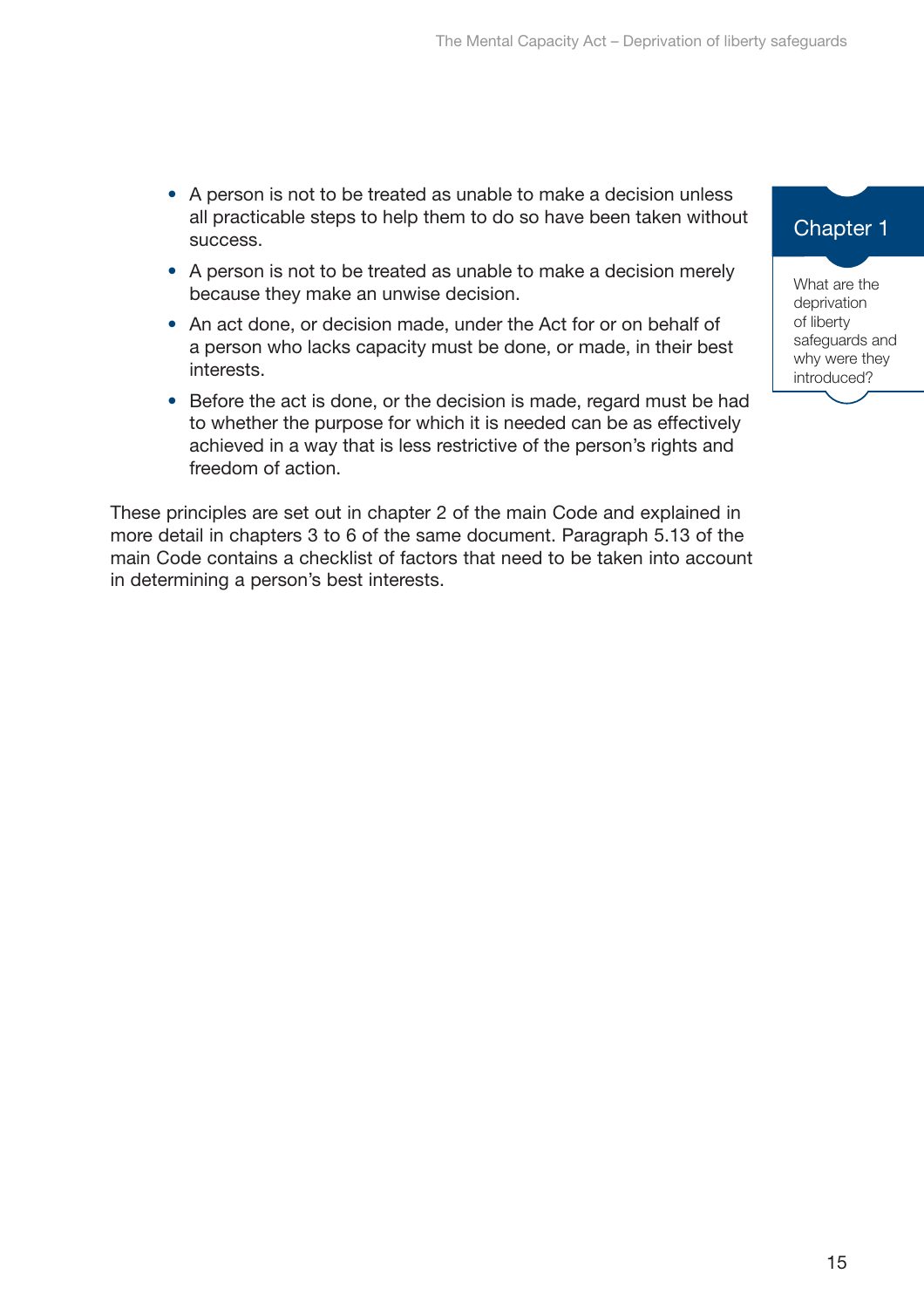- A person is not to be treated as unable to make a decision unless all practicable steps to help them to do so have been taken without success.
- A person is not to be treated as unable to make a decision merely because they make an unwise decision.
- An act done, or decision made, under the Act for or on behalf of a person who lacks capacity must be done, or made, in their best interests.
- Before the act is done, or the decision is made, regard must be had to whether the purpose for which it is needed can be as effectively achieved in a way that is less restrictive of the person's rights and freedom of action.

These principles are set out in chapter 2 of the main Code and explained in more detail in chapters 3 to 6 of the same document. Paragraph 5.13 of the main Code contains a checklist of factors that need to be taken into account in determining a person's best interests.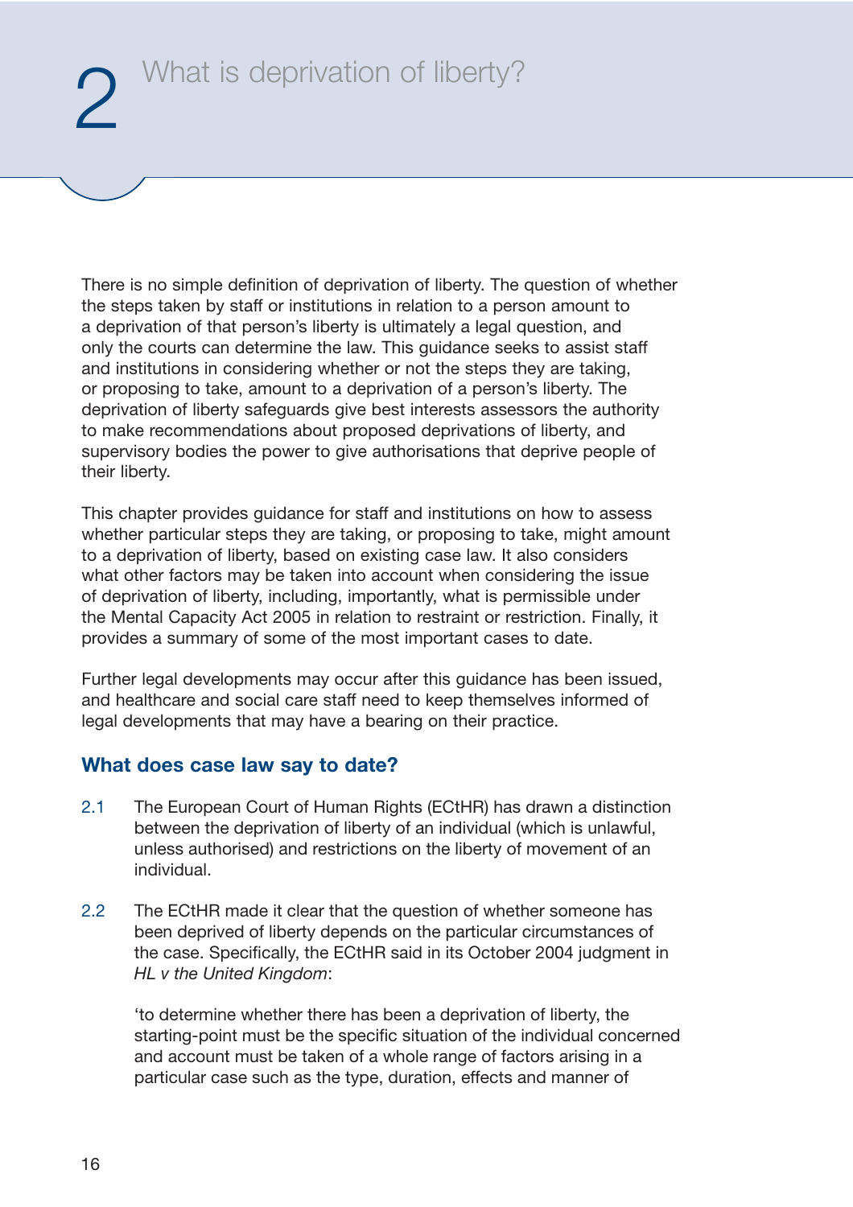# 2 What is deprivation of liberty?

There is no simple definition of deprivation of liberty. The question of whether the steps taken by staff or institutions in relation to a person amount to a deprivation of that person's liberty is ultimately a legal question, and only the courts can determine the law. This guidance seeks to assist staff and institutions in considering whether or not the steps they are taking, or proposing to take, amount to a deprivation of a person's liberty. The deprivation of liberty safeguards give best interests assessors the authority to make recommendations about proposed deprivations of liberty, and supervisory bodies the power to give authorisations that deprive people of their liberty.

This chapter provides guidance for staff and institutions on how to assess whether particular steps they are taking, or proposing to take, might amount to a deprivation of liberty, based on existing case law. It also considers what other factors may be taken into account when considering the issue of deprivation of liberty, including, importantly, what is permissible under the Mental Capacity Act 2005 in relation to restraint or restriction. Finally, it provides a summary of some of the most important cases to date.

Further legal developments may occur after this guidance has been issued, and healthcare and social care staff need to keep themselves informed of legal developments that may have a bearing on their practice.

## What does case law say to date?

2.1 The European Court of Human Rights (ECtHR) has drawn a distinction between the deprivation of liberty of an individual (which is unlawful, unless authorised) and restrictions on the liberty of movement of an individual.

2.2 The ECtHR made it clear that the question of whether someone has been deprived of liberty depends on the particular circumstances of the case. Specifically, the ECtHR said in its October 2004 judgment in *HL v the United Kingdom*:

'to determine whether there has been a deprivation of liberty, the starting-point must be the specific situation of the individual concerned and account must be taken of a whole range of factors arising in a particular case such as the type, duration, effects and manner of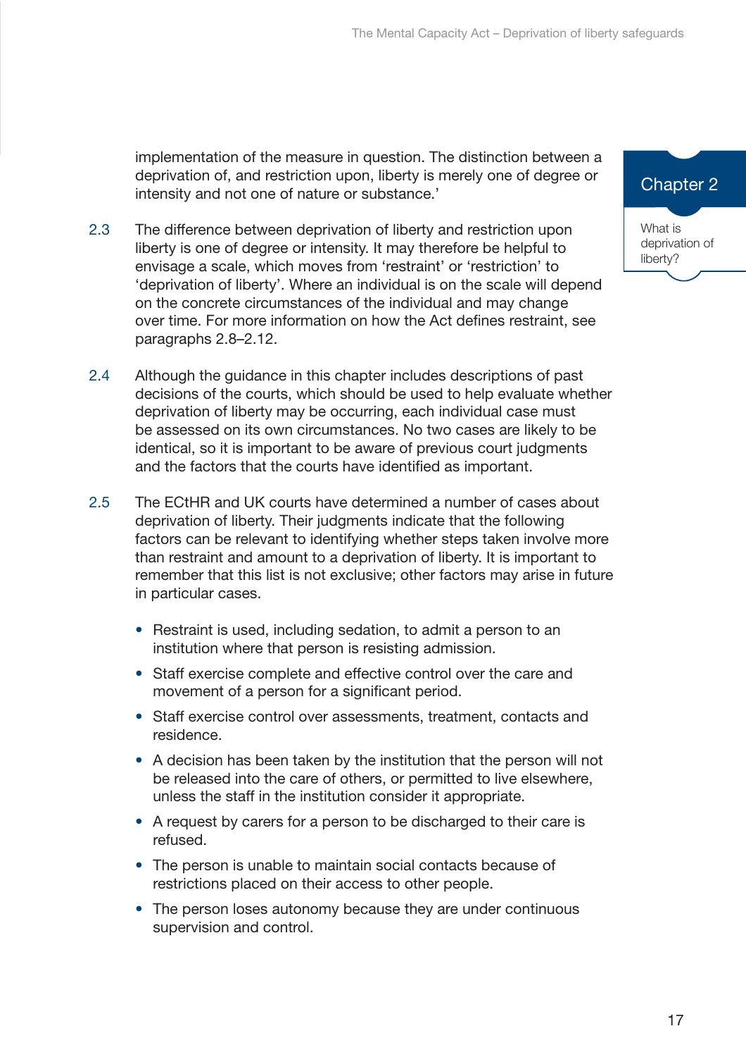implementation of the measure in question. The distinction between a deprivation of, and restriction upon, liberty is merely one of degree or intensity and not one of nature or substance.'

2.3 The difference between deprivation of liberty and restriction upon liberty is one of degree or intensity. It may therefore be helpful to envisage a scale, which moves from 'restraint' or 'restriction' to 'deprivation of liberty'. Where an individual is on the scale will depend on the concrete circumstances of the individual and may change over time. For more information on how the Act defines restraint, see paragraphs 2.8–2.12.

2.4 Although the guidance in this chapter includes descriptions of past decisions of the courts, which should be used to help evaluate whether deprivation of liberty may be occurring, each individual case must be assessed on its own circumstances. No two cases are likely to be identical, so it is important to be aware of previous court judgments and the factors that the courts have identified as important.

2.5 The ECtHR and UK courts have determined a number of cases about deprivation of liberty. Their judgments indicate that the following factors can be relevant to identifying whether steps taken involve more than restraint and amount to a deprivation of liberty. It is important to remember that this list is not exclusive; other factors may arise in future in particular cases.

- Restraint is used, including sedation, to admit a person to an institution where that person is resisting admission.
- Staff exercise complete and effective control over the care and movement of a person for a significant period.
- Staff exercise control over assessments, treatment, contacts and residence.
- A decision has been taken by the institution that the person will not be released into the care of others, or permitted to live elsewhere, unless the staff in the institution consider it appropriate.
- A request by carers for a person to be discharged to their care is refused.
- The person is unable to maintain social contacts because of restrictions placed on their access to other people.
- The person loses autonomy because they are under continuous supervision and control.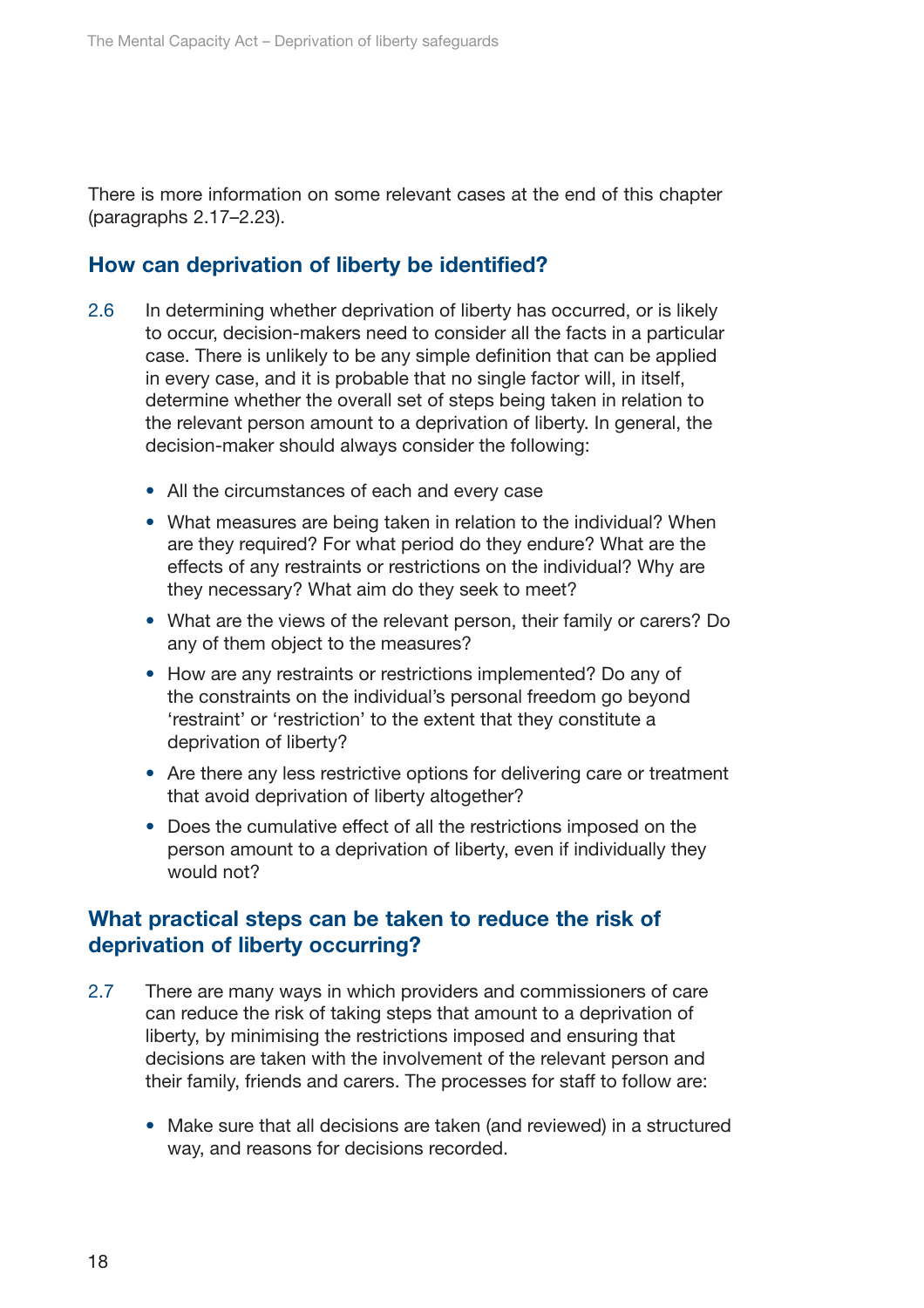There is more information on some relevant cases at the end of this chapter (paragraphs 2.17–2.23).

## How can deprivation of liberty be identified?

2.6 In determining whether deprivation of liberty has occurred, or is likely to occur, decision-makers need to consider all the facts in a particular case. There is unlikely to be any simple definition that can be applied in every case, and it is probable that no single factor will, in itself, determine whether the overall set of steps being taken in relation to the relevant person amount to a deprivation of liberty. In general, the decision-maker should always consider the following:

- All the circumstances of each and every case
- What measures are being taken in relation to the individual? When are they required? For what period do they endure? What are the effects of any restraints or restrictions on the individual? Why are they necessary? What aim do they seek to meet?
- What are the views of the relevant person, their family or carers? Do any of them object to the measures?
- How are any restraints or restrictions implemented? Do any of the constraints on the individual's personal freedom go beyond 'restraint' or 'restriction' to the extent that they constitute a deprivation of liberty?
- Are there any less restrictive options for delivering care or treatment that avoid deprivation of liberty altogether?
- Does the cumulative effect of all the restrictions imposed on the person amount to a deprivation of liberty, even if individually they would not?

## What practical steps can be taken to reduce the risk of deprivation of liberty occurring?

2.7 There are many ways in which providers and commissioners of care can reduce the risk of taking steps that amount to a deprivation of liberty, by minimising the restrictions imposed and ensuring that decisions are taken with the involvement of the relevant person and their family, friends and carers. The processes for staff to follow are:

- Make sure that all decisions are taken (and reviewed) in a structured way, and reasons for decisions recorded.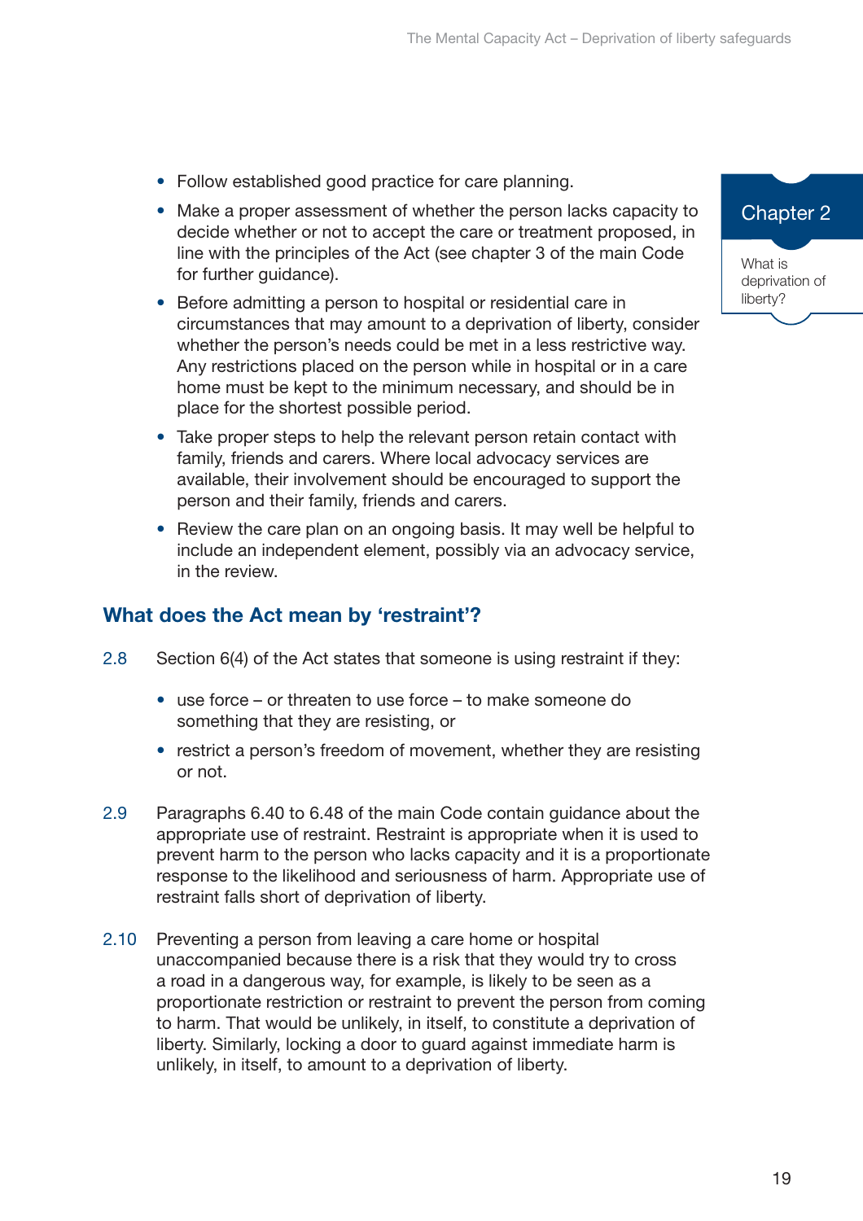- Follow established good practice for care planning.
- Make a proper assessment of whether the person lacks capacity to decide whether or not to accept the care or treatment proposed, in line with the principles of the Act (see chapter 3 of the main Code for further guidance).
- Before admitting a person to hospital or residential care in circumstances that may amount to a deprivation of liberty, consider whether the person's needs could be met in a less restrictive way. Any restrictions placed on the person while in hospital or in a care home must be kept to the minimum necessary, and should be in place for the shortest possible period.
- Take proper steps to help the relevant person retain contact with family, friends and carers. Where local advocacy services are available, their involvement should be encouraged to support the person and their family, friends and carers.
- Review the care plan on an ongoing basis. It may well be helpful to include an independent element, possibly via an advocacy service, in the review.

## What does the Act mean by 'restraint'?

2.8 Section 6(4) of the Act states that someone is using restraint if they:

- use force – or threaten to use force – to make someone do something that they are resisting, or
- restrict a person's freedom of movement, whether they are resisting or not.

2.9 Paragraphs 6.40 to 6.48 of the main Code contain guidance about the appropriate use of restraint. Restraint is appropriate when it is used to prevent harm to the person who lacks capacity and it is a proportionate response to the likelihood and seriousness of harm. Appropriate use of restraint falls short of deprivation of liberty.

2.10 Preventing a person from leaving a care home or hospital unaccompanied because there is a risk that they would try to cross a road in a dangerous way, for example, is likely to be seen as a proportionate restriction or restraint to prevent the person from coming to harm. That would be unlikely, in itself, to constitute a deprivation of liberty. Similarly, locking a door to guard against immediate harm is unlikely, in itself, to amount to a deprivation of liberty.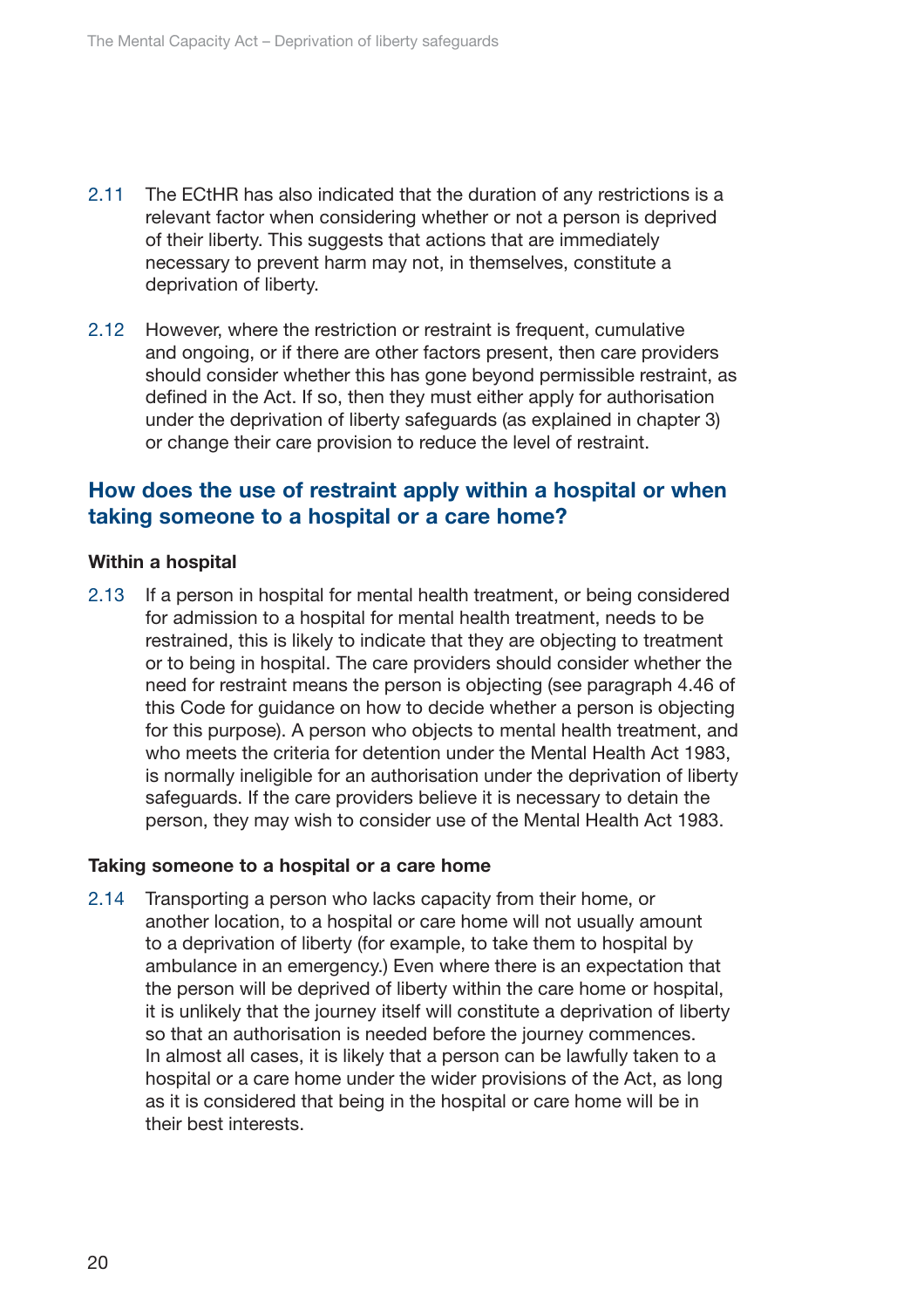2.11 The ECtHR has also indicated that the duration of any restrictions is a relevant factor when considering whether or not a person is deprived of their liberty. This suggests that actions that are immediately necessary to prevent harm may not, in themselves, constitute a deprivation of liberty.

2.12 However, where the restriction or restraint is frequent, cumulative and ongoing, or if there are other factors present, then care providers should consider whether this has gone beyond permissible restraint, as defined in the Act. If so, then they must either apply for authorisation under the deprivation of liberty safeguards (as explained in chapter 3) or change their care provision to reduce the level of restraint.

## How does the use of restraint apply within a hospital or when taking someone to a hospital or a care home?

### Within a hospital

2.13 If a person in hospital for mental health treatment, or being considered for admission to a hospital for mental health treatment, needs to be restrained, this is likely to indicate that they are objecting to treatment or to being in hospital. The care providers should consider whether the need for restraint means the person is objecting (see paragraph 4.46 of this Code for guidance on how to decide whether a person is objecting for this purpose). A person who objects to mental health treatment, and who meets the criteria for detention under the Mental Health Act 1983, is normally ineligible for an authorisation under the deprivation of liberty safeguards. If the care providers believe it is necessary to detain the person, they may wish to consider use of the Mental Health Act 1983.

### Taking someone to a hospital or a care home

2.14 Transporting a person who lacks capacity from their home, or another location, to a hospital or care home will not usually amount to a deprivation of liberty (for example, to take them to hospital by ambulance in an emergency.) Even where there is an expectation that the person will be deprived of liberty within the care home or hospital, it is unlikely that the journey itself will constitute a deprivation of liberty so that an authorisation is needed before the journey commences. In almost all cases, it is likely that a person can be lawfully taken to a hospital or a care home under the wider provisions of the Act, as long as it is considered that being in the hospital or care home will be in their best interests.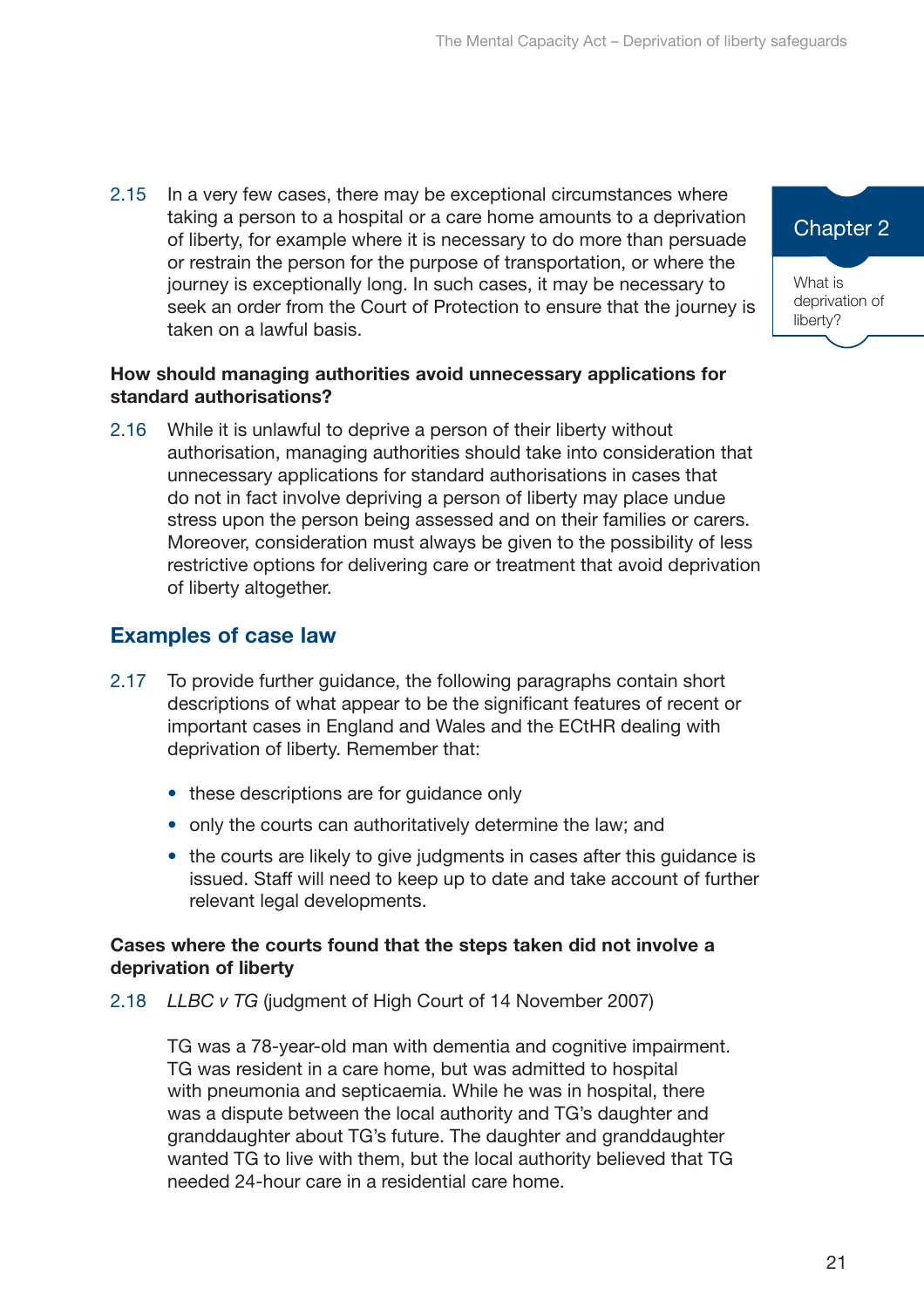2.15 In a very few cases, there may be exceptional circumstances where taking a person to a hospital or a care home amounts to a deprivation of liberty, for example where it is necessary to do more than persuade or restrain the person for the purpose of transportation, or where the journey is exceptionally long. In such cases, it may be necessary to seek an order from the Court of Protection to ensure that the journey is taken on a lawful basis.

**How should managing authorities avoid unnecessary applications for standard authorisations?**

2.16 While it is unlawful to deprive a person of their liberty without authorisation, managing authorities should take into consideration that unnecessary applications for standard authorisations in cases that do not in fact involve depriving a person of liberty may place undue stress upon the person being assessed and on their families or carers. Moreover, consideration must always be given to the possibility of less restrictive options for delivering care or treatment that avoid deprivation of liberty altogether.

## Examples of case law

2.17 To provide further guidance, the following paragraphs contain short descriptions of what appear to be the significant features of recent or important cases in England and Wales and the ECtHR dealing with deprivation of liberty. Remember that:

- these descriptions are for guidance only
- only the courts can authoritatively determine the law; and
- the courts are likely to give judgments in cases after this guidance is issued. Staff will need to keep up to date and take account of further relevant legal developments.

**Cases where the courts found that the steps taken did not involve a deprivation of liberty**

2.18 *LLBC v TG* (judgment of High Court of 14 November 2007)

TG was a 78-year-old man with dementia and cognitive impairment. TG was resident in a care home, but was admitted to hospital with pneumonia and septicaemia. While he was in hospital, there was a dispute between the local authority and TG's daughter and granddaughter about TG's future. The daughter and granddaughter wanted TG to live with them, but the local authority believed that TG needed 24-hour care in a residential care home.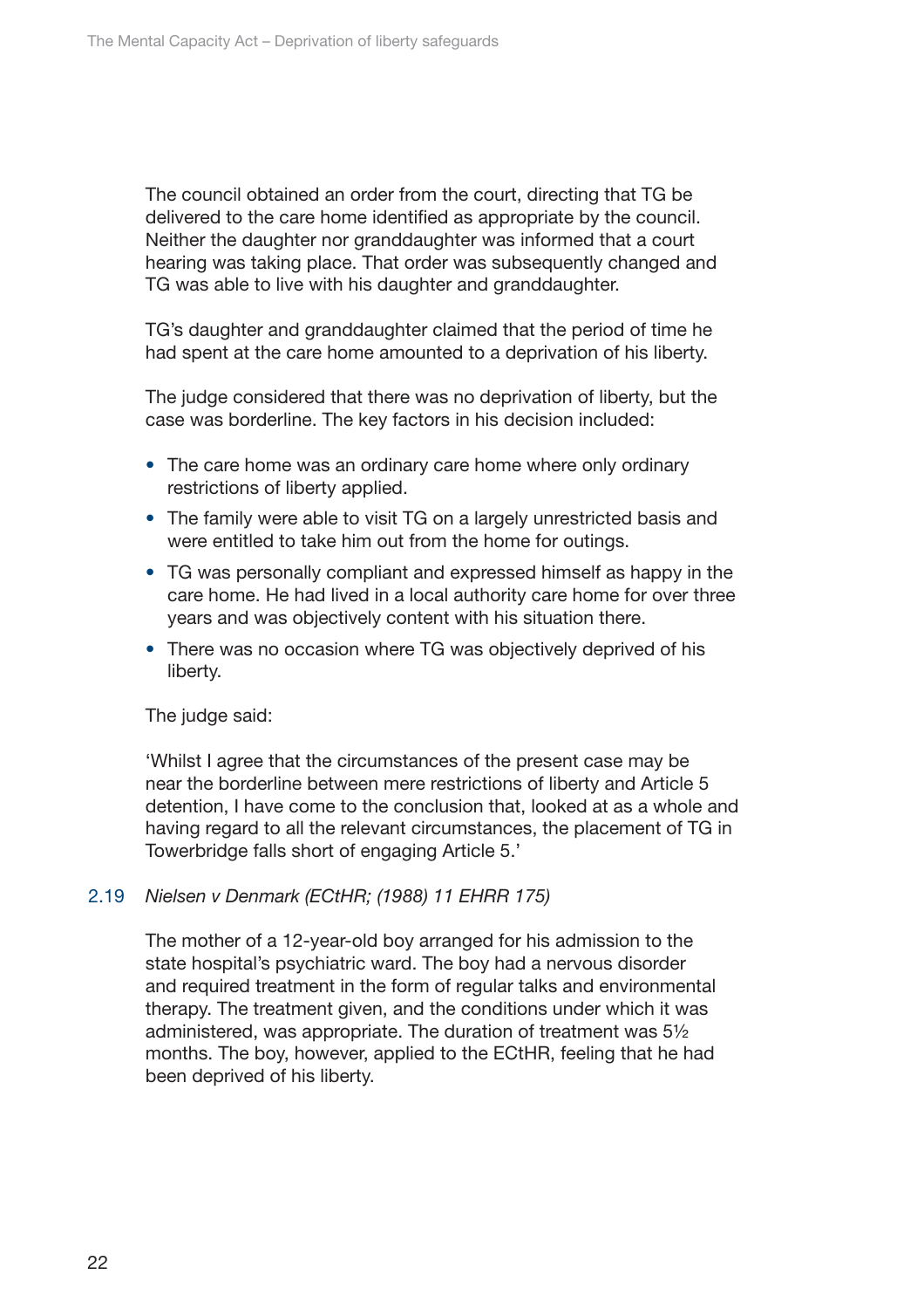The council obtained an order from the court, directing that TG be delivered to the care home identified as appropriate by the council. Neither the daughter nor granddaughter was informed that a court hearing was taking place. That order was subsequently changed and TG was able to live with his daughter and granddaughter.

TG's daughter and granddaughter claimed that the period of time he had spent at the care home amounted to a deprivation of his liberty.

The judge considered that there was no deprivation of liberty, but the case was borderline. The key factors in his decision included:

- The care home was an ordinary care home where only ordinary restrictions of liberty applied.
- The family were able to visit TG on a largely unrestricted basis and were entitled to take him out from the home for outings.
- TG was personally compliant and expressed himself as happy in the care home. He had lived in a local authority care home for over three years and was objectively content with his situation there.
- There was no occasion where TG was objectively deprived of his liberty.

The judge said:

'Whilst I agree that the circumstances of the present case may be near the borderline between mere restrictions of liberty and Article 5 detention, I have come to the conclusion that, looked at as a whole and having regard to all the relevant circumstances, the placement of TG in Towerbridge falls short of engaging Article 5.'

2.19 *Nielsen v Denmark (ECtHR; (1988) 11 EHRR 175)*

The mother of a 12-year-old boy arranged for his admission to the state hospital's psychiatric ward. The boy had a nervous disorder and required treatment in the form of regular talks and environmental therapy. The treatment given, and the conditions under which it was administered, was appropriate. The duration of treatment was 5½ months. The boy, however, applied to the ECtHR, feeling that he had been deprived of his liberty.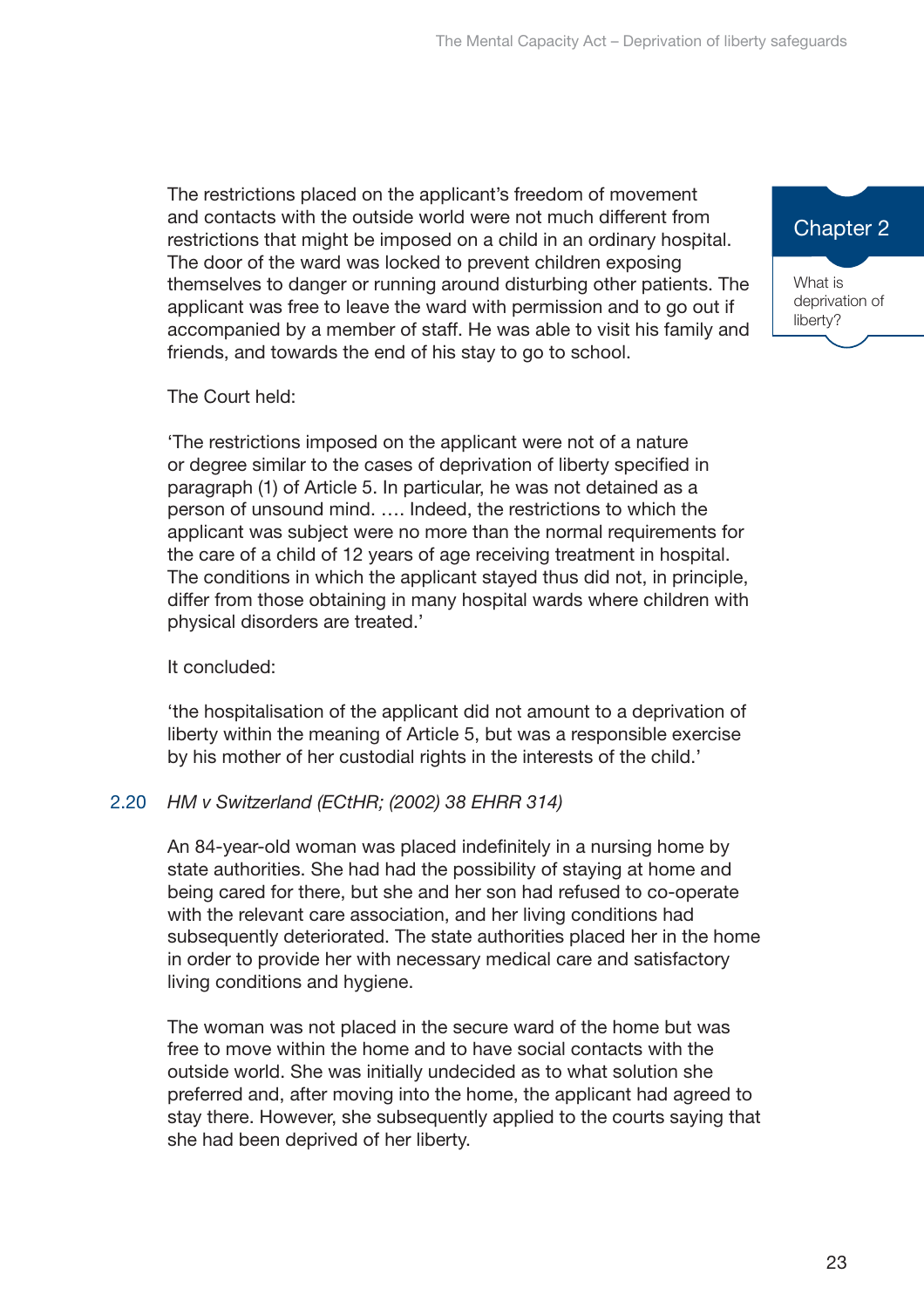The restrictions placed on the applicant's freedom of movement and contacts with the outside world were not much different from restrictions that might be imposed on a child in an ordinary hospital. The door of the ward was locked to prevent children exposing themselves to danger or running around disturbing other patients. The applicant was free to leave the ward with permission and to go out if accompanied by a member of staff. He was able to visit his family and friends, and towards the end of his stay to go to school.

The Court held:

'The restrictions imposed on the applicant were not of a nature or degree similar to the cases of deprivation of liberty specified in paragraph (1) of Article 5. In particular, he was not detained as a person of unsound mind. …. Indeed, the restrictions to which the applicant was subject were no more than the normal requirements for the care of a child of 12 years of age receiving treatment in hospital. The conditions in which the applicant stayed thus did not, in principle, differ from those obtaining in many hospital wards where children with physical disorders are treated.'

It concluded:

'the hospitalisation of the applicant did not amount to a deprivation of liberty within the meaning of Article 5, but was a responsible exercise by his mother of her custodial rights in the interests of the child.'

2.20 *HM v Switzerland (ECtHR; (2002) 38 EHRR 314)*

An 84-year-old woman was placed indefinitely in a nursing home by state authorities. She had had the possibility of staying at home and being cared for there, but she and her son had refused to co-operate with the relevant care association, and her living conditions had subsequently deteriorated. The state authorities placed her in the home in order to provide her with necessary medical care and satisfactory living conditions and hygiene.

The woman was not placed in the secure ward of the home but was free to move within the home and to have social contacts with the outside world. She was initially undecided as to what solution she preferred and, after moving into the home, the applicant had agreed to stay there. However, she subsequently applied to the courts saying that she had been deprived of her liberty.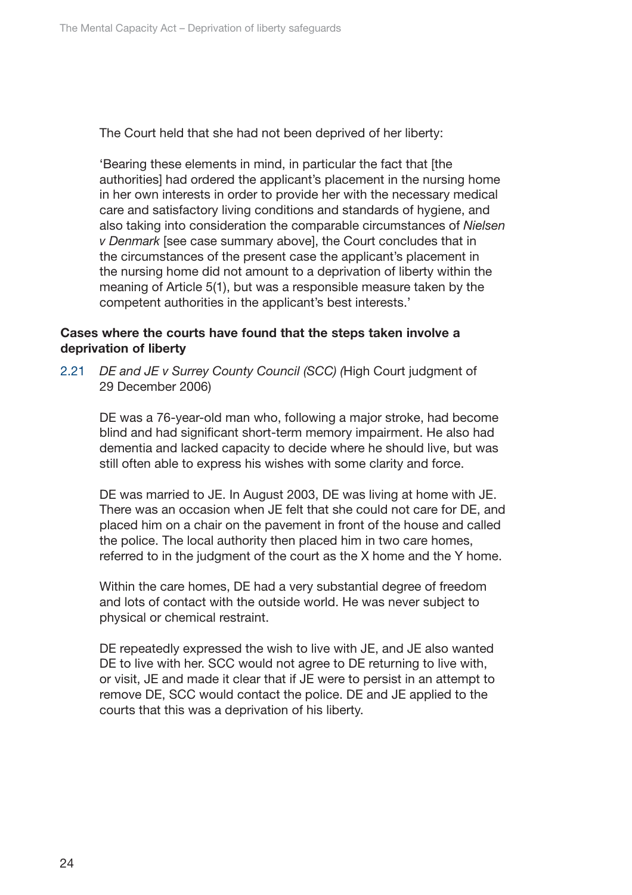The Court held that she had not been deprived of her liberty:

'Bearing these elements in mind, in particular the fact that [the authorities] had ordered the applicant's placement in the nursing home in her own interests in order to provide her with the necessary medical care and satisfactory living conditions and standards of hygiene, and also taking into consideration the comparable circumstances of *Nielsen v Denmark* [see case summary above], the Court concludes that in the circumstances of the present case the applicant's placement in the nursing home did not amount to a deprivation of liberty within the meaning of Article 5(1), but was a responsible measure taken by the competent authorities in the applicant's best interests.'

**Cases where the courts have found that the steps taken involve a deprivation of liberty**

2.21 *DE and JE v Surrey County Council (SCC) (*High Court judgment of 29 December 2006)

DE was a 76-year-old man who, following a major stroke, had become blind and had significant short-term memory impairment. He also had dementia and lacked capacity to decide where he should live, but was still often able to express his wishes with some clarity and force.

DE was married to JE. In August 2003, DE was living at home with JE. There was an occasion when JE felt that she could not care for DE, and placed him on a chair on the pavement in front of the house and called the police. The local authority then placed him in two care homes, referred to in the judgment of the court as the X home and the Y home.

Within the care homes, DE had a very substantial degree of freedom and lots of contact with the outside world. He was never subject to physical or chemical restraint.

DE repeatedly expressed the wish to live with JE, and JE also wanted DE to live with her. SCC would not agree to DE returning to live with, or visit, JE and made it clear that if JE were to persist in an attempt to remove DE, SCC would contact the police. DE and JE applied to the courts that this was a deprivation of his liberty.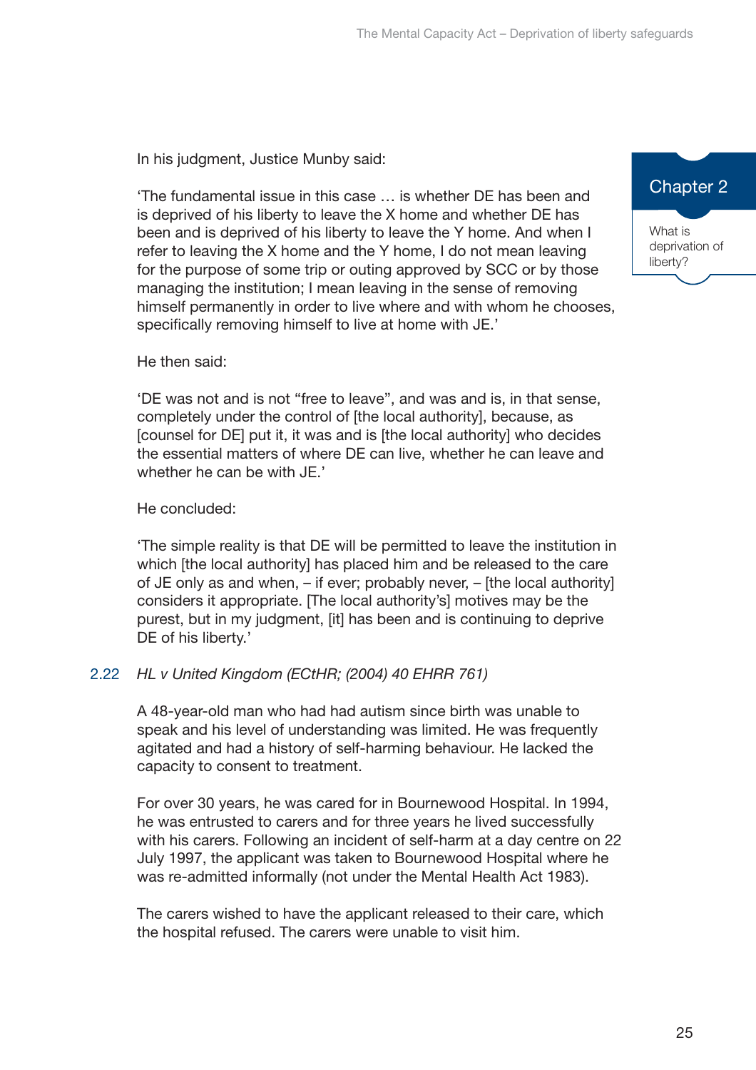In his judgment, Justice Munby said:

'The fundamental issue in this case … is whether DE has been and is deprived of his liberty to leave the X home and whether DE has been and is deprived of his liberty to leave the Y home. And when I refer to leaving the X home and the Y home, I do not mean leaving for the purpose of some trip or outing approved by SCC or by those managing the institution; I mean leaving in the sense of removing himself permanently in order to live where and with whom he chooses, specifically removing himself to live at home with JE.'

He then said:

'DE was not and is not "free to leave", and was and is, in that sense, completely under the control of [the local authority], because, as [counsel for DE] put it, it was and is [the local authority] who decides the essential matters of where DE can live, whether he can leave and whether he can be with JE.'

He concluded:

'The simple reality is that DE will be permitted to leave the institution in which [the local authority] has placed him and be released to the care of JE only as and when, – if ever; probably never, – [the local authority] considers it appropriate. [The local authority's] motives may be the purest, but in my judgment, [it] has been and is continuing to deprive DE of his liberty.'

2.22 *HL v United Kingdom (ECtHR; (2004) 40 EHRR 761)*

A 48-year-old man who had had autism since birth was unable to speak and his level of understanding was limited. He was frequently agitated and had a history of self-harming behaviour. He lacked the capacity to consent to treatment.

For over 30 years, he was cared for in Bournewood Hospital. In 1994, he was entrusted to carers and for three years he lived successfully with his carers. Following an incident of self-harm at a day centre on 22 July 1997, the applicant was taken to Bournewood Hospital where he was re-admitted informally (not under the Mental Health Act 1983).

The carers wished to have the applicant released to their care, which the hospital refused. The carers were unable to visit him.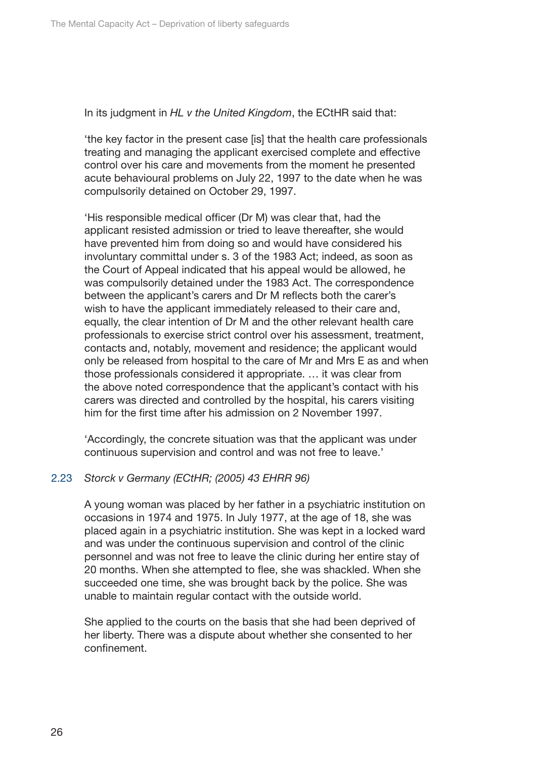In its judgment in *HL v the United Kingdom*, the ECtHR said that:

'the key factor in the present case [is] that the health care professionals treating and managing the applicant exercised complete and effective control over his care and movements from the moment he presented acute behavioural problems on July 22, 1997 to the date when he was compulsorily detained on October 29, 1997.

'His responsible medical officer (Dr M) was clear that, had the applicant resisted admission or tried to leave thereafter, she would have prevented him from doing so and would have considered his involuntary committal under s. 3 of the 1983 Act; indeed, as soon as the Court of Appeal indicated that his appeal would be allowed, he was compulsorily detained under the 1983 Act. The correspondence between the applicant's carers and Dr M reflects both the carer's wish to have the applicant immediately released to their care and, equally, the clear intention of Dr M and the other relevant health care professionals to exercise strict control over his assessment, treatment, contacts and, notably, movement and residence; the applicant would only be released from hospital to the care of Mr and Mrs E as and when those professionals considered it appropriate. … it was clear from the above noted correspondence that the applicant's contact with his carers was directed and controlled by the hospital, his carers visiting him for the first time after his admission on 2 November 1997.

'Accordingly, the concrete situation was that the applicant was under continuous supervision and control and was not free to leave.'

2.23 *Storck v Germany (ECtHR; (2005) 43 EHRR 96)*

A young woman was placed by her father in a psychiatric institution on occasions in 1974 and 1975. In July 1977, at the age of 18, she was placed again in a psychiatric institution. She was kept in a locked ward and was under the continuous supervision and control of the clinic personnel and was not free to leave the clinic during her entire stay of 20 months. When she attempted to flee, she was shackled. When she succeeded one time, she was brought back by the police. She was unable to maintain regular contact with the outside world.

She applied to the courts on the basis that she had been deprived of her liberty. There was a dispute about whether she consented to her confinement.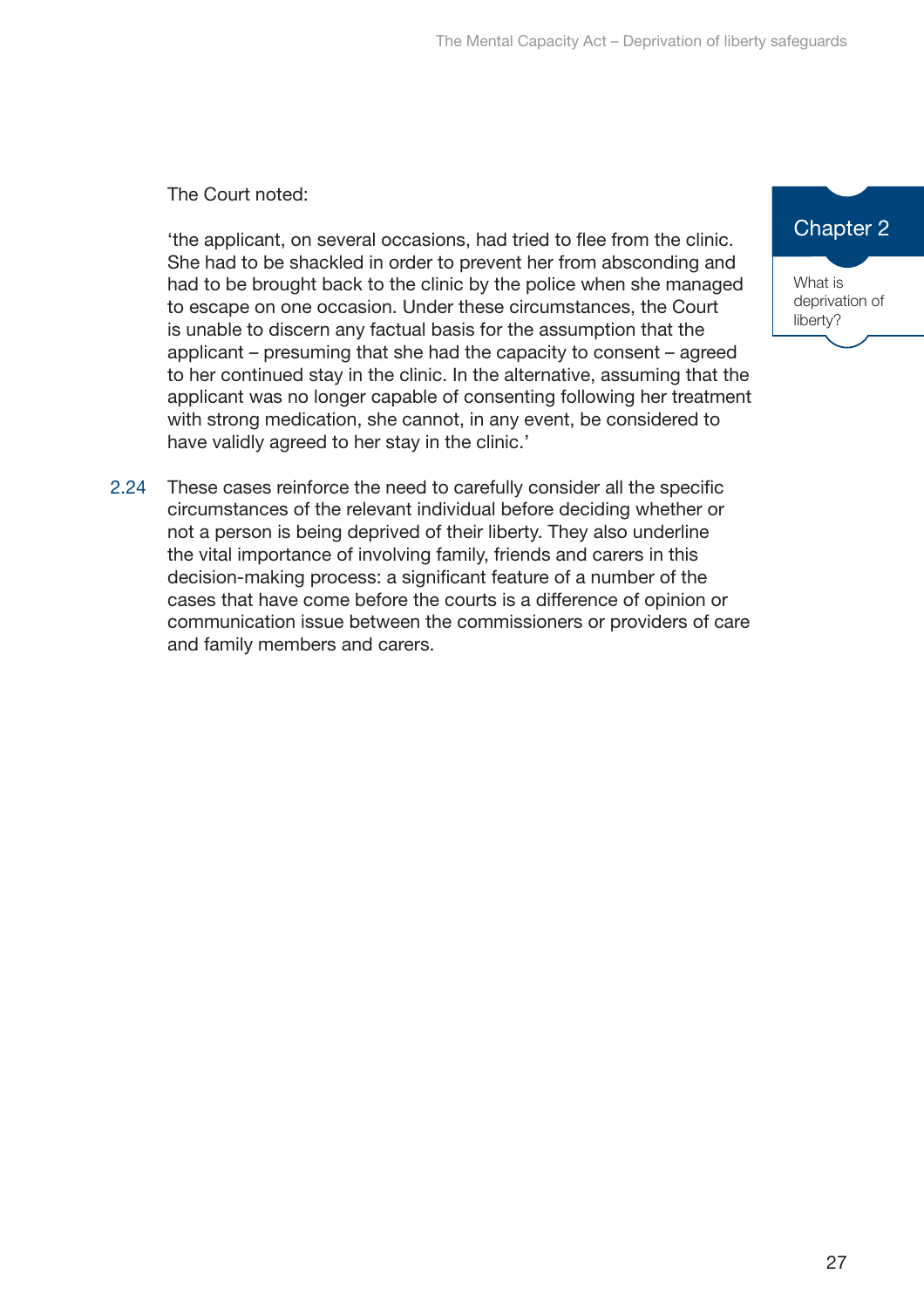The Court noted:

'the applicant, on several occasions, had tried to flee from the clinic. She had to be shackled in order to prevent her from absconding and had to be brought back to the clinic by the police when she managed to escape on one occasion. Under these circumstances, the Court is unable to discern any factual basis for the assumption that the applicant – presuming that she had the capacity to consent – agreed to her continued stay in the clinic. In the alternative, assuming that the applicant was no longer capable of consenting following her treatment with strong medication, she cannot, in any event, be considered to have validly agreed to her stay in the clinic.'

2.24 These cases reinforce the need to carefully consider all the specific circumstances of the relevant individual before deciding whether or not a person is being deprived of their liberty. They also underline the vital importance of involving family, friends and carers in this decision-making process: a significant feature of a number of the cases that have come before the courts is a difference of opinion or communication issue between the commissioners or providers of care and family members and carers.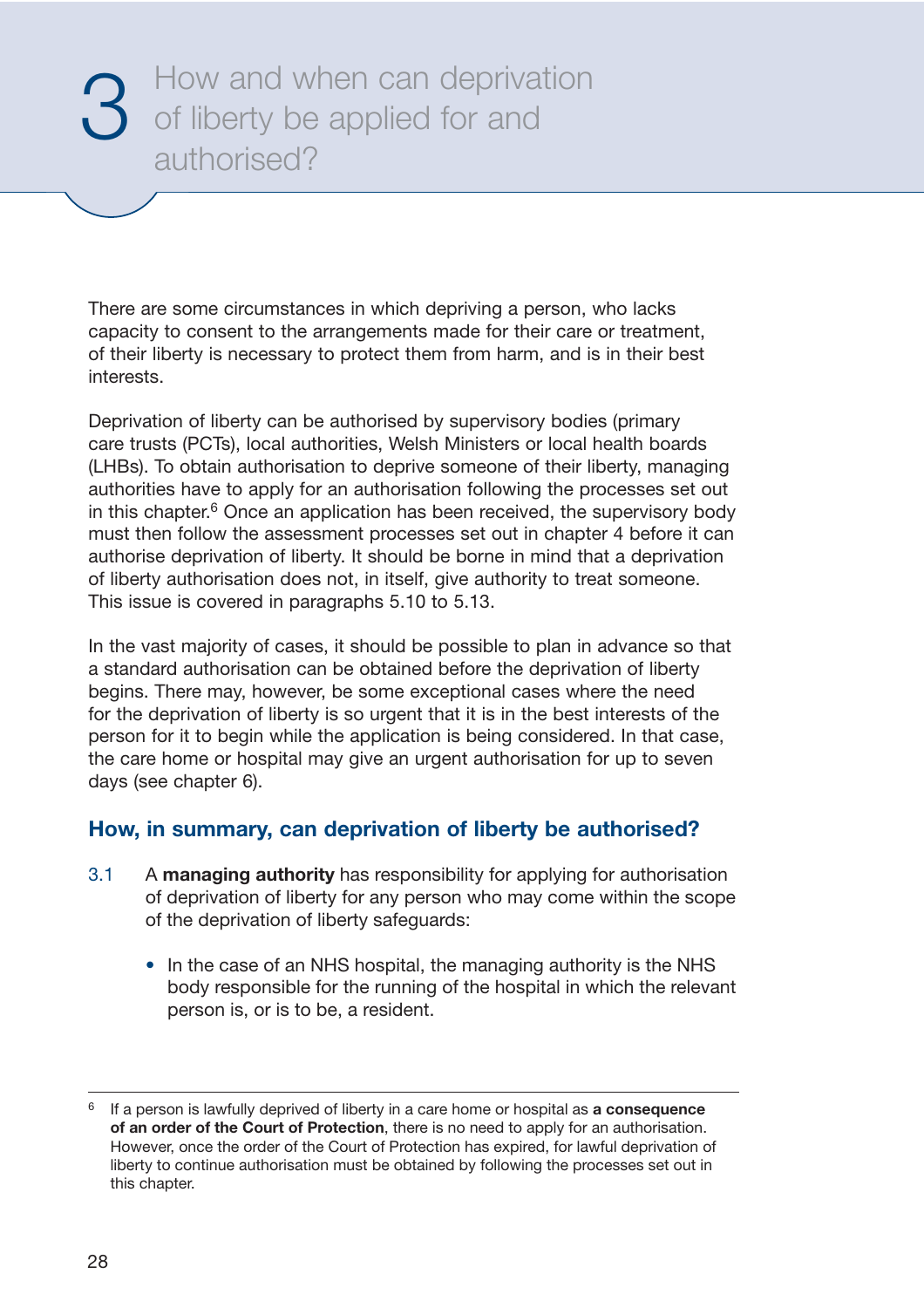# 3 How and when can deprivation of liberty be applied for and authorised?

There are some circumstances in which depriving a person, who lacks capacity to consent to the arrangements made for their care or treatment, of their liberty is necessary to protect them from harm, and is in their best interests.

Deprivation of liberty can be authorised by supervisory bodies (primary care trusts (PCTs), local authorities, Welsh Ministers or local health boards (LHBs). To obtain authorisation to deprive someone of their liberty, managing authorities have to apply for an authorisation following the processes set out in this chapter.[6] Once an application has been received, the supervisory body must then follow the assessment processes set out in chapter 4 before it can authorise deprivation of liberty. It should be borne in mind that a deprivation of liberty authorisation does not, in itself, give authority to treat someone. This issue is covered in paragraphs 5.10 to 5.13.

In the vast majority of cases, it should be possible to plan in advance so that a standard authorisation can be obtained before the deprivation of liberty begins. There may, however, be some exceptional cases where the need for the deprivation of liberty is so urgent that it is in the best interests of the person for it to begin while the application is being considered. In that case, the care home or hospital may give an urgent authorisation for up to seven days (see chapter 6).

## How, in summary, can deprivation of liberty be authorised?

3.1 A **managing authority** has responsibility for applying for authorisation of deprivation of liberty for any person who may come within the scope of the deprivation of liberty safeguards:

- In the case of an NHS hospital, the managing authority is the NHS body responsible for the running of the hospital in which the relevant person is, or is to be, a resident.

---

[6] If a person is lawfully deprived of liberty in a care home or hospital as **a consequence of an order of the Court of Protection**, there is no need to apply for an authorisation. However, once the order of the Court of Protection has expired, for lawful deprivation of liberty to continue authorisation must be obtained by following the processes set out in this chapter.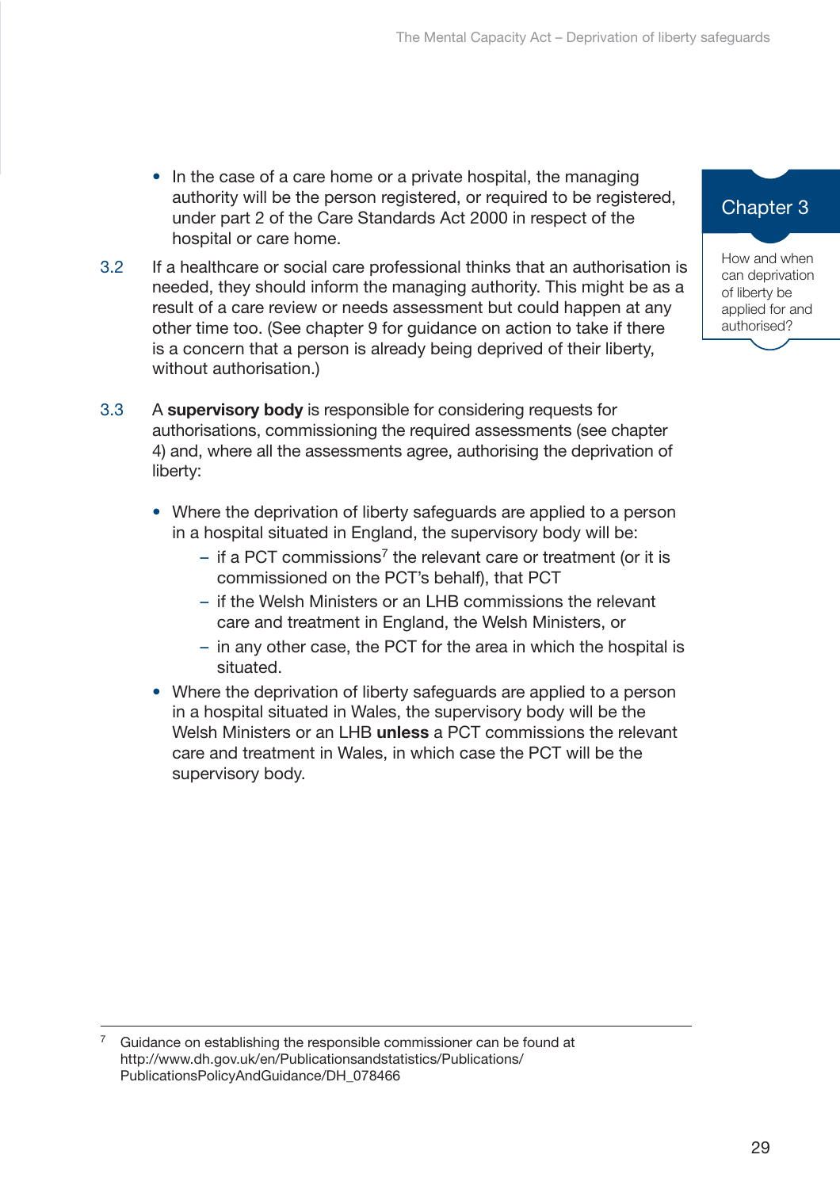- In the case of a care home or a private hospital, the managing authority will be the person registered, or required to be registered, under part 2 of the Care Standards Act 2000 in respect of the hospital or care home.

3.2 If a healthcare or social care professional thinks that an authorisation is needed, they should inform the managing authority. This might be as a result of a care review or needs assessment but could happen at any other time too. (See chapter 9 for guidance on action to take if there is a concern that a person is already being deprived of their liberty, without authorisation.)

3.3 A **supervisory body** is responsible for considering requests for authorisations, commissioning the required assessments (see chapter 4) and, where all the assessments agree, authorising the deprivation of liberty:

- Where the deprivation of liberty safeguards are applied to a person in a hospital situated in England, the supervisory body will be:
  - if a PCT commissions[7] the relevant care or treatment (or it is commissioned on the PCT's behalf), that PCT
  - if the Welsh Ministers or an LHB commissions the relevant care and treatment in England, the Welsh Ministers, or
  - in any other case, the PCT for the area in which the hospital is situated.
- Where the deprivation of liberty safeguards are applied to a person in a hospital situated in Wales, the supervisory body will be the Welsh Ministers or an LHB **unless** a PCT commissions the relevant care and treatment in Wales, in which case the PCT will be the supervisory body.

---

[7] Guidance on establishing the responsible commissioner can be found at http://www.dh.gov.uk/en/Publicationsandstatistics/Publications/PublicationsPolicyAndGuidance/DH_078466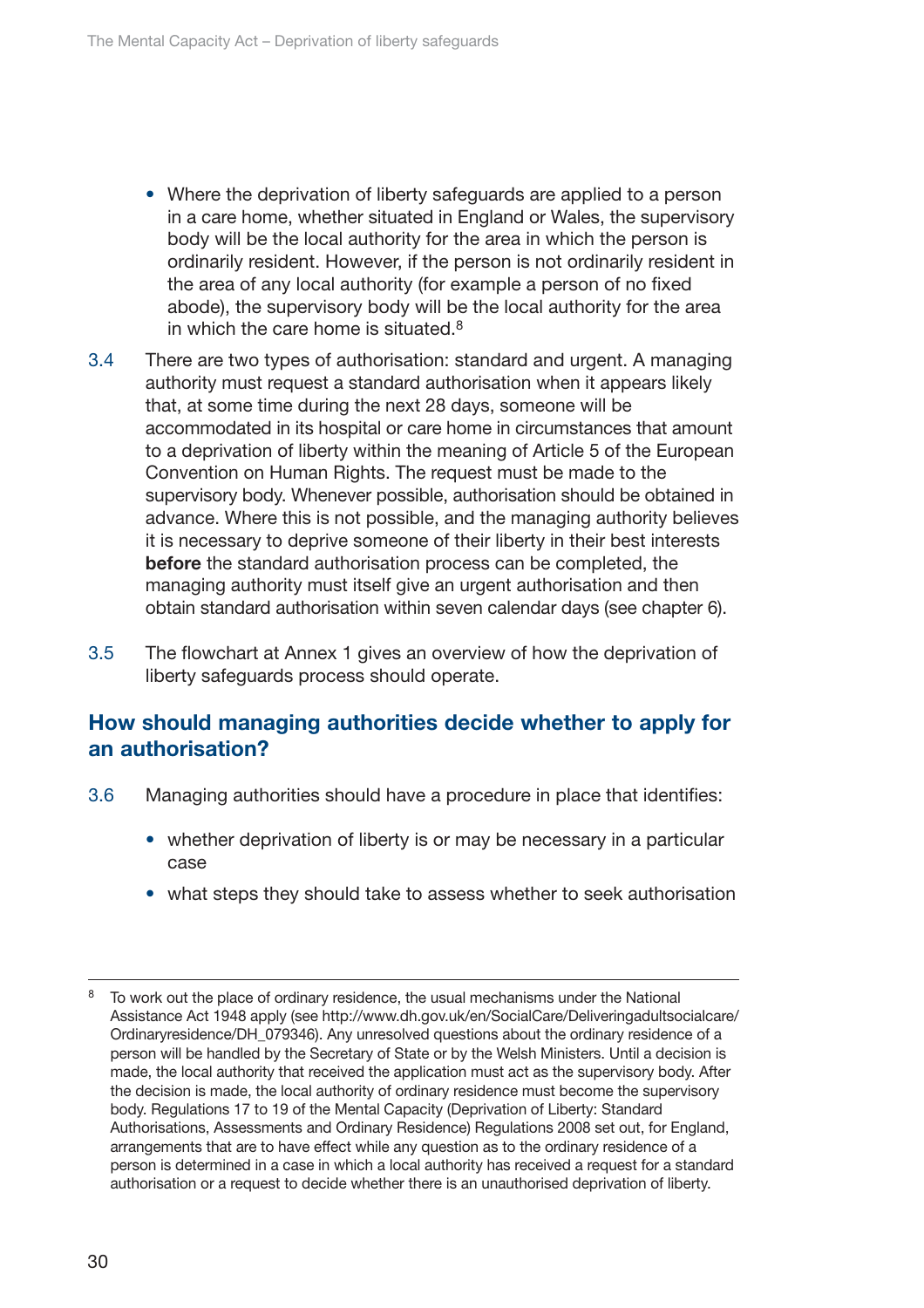- Where the deprivation of liberty safeguards are applied to a person in a care home, whether situated in England or Wales, the supervisory body will be the local authority for the area in which the person is ordinarily resident. However, if the person is not ordinarily resident in the area of any local authority (for example a person of no fixed abode), the supervisory body will be the local authority for the area in which the care home is situated.[8]

3.4 There are two types of authorisation: standard and urgent. A managing authority must request a standard authorisation when it appears likely that, at some time during the next 28 days, someone will be accommodated in its hospital or care home in circumstances that amount to a deprivation of liberty within the meaning of Article 5 of the European Convention on Human Rights. The request must be made to the supervisory body. Whenever possible, authorisation should be obtained in advance. Where this is not possible, and the managing authority believes it is necessary to deprive someone of their liberty in their best interests **before** the standard authorisation process can be completed, the managing authority must itself give an urgent authorisation and then obtain standard authorisation within seven calendar days (see chapter 6).

3.5 The flowchart at Annex 1 gives an overview of how the deprivation of liberty safeguards process should operate.

## How should managing authorities decide whether to apply for an authorisation?

3.6 Managing authorities should have a procedure in place that identifies:

- whether deprivation of liberty is or may be necessary in a particular case
- what steps they should take to assess whether to seek authorisation

---

[8] To work out the place of ordinary residence, the usual mechanisms under the National Assistance Act 1948 apply (see http://www.dh.gov.uk/en/SocialCare/Deliveringadultsocialcare/Ordinaryresidence/DH_079346). Any unresolved questions about the ordinary residence of a person will be handled by the Secretary of State or by the Welsh Ministers. Until a decision is made, the local authority that received the application must act as the supervisory body. After the decision is made, the local authority of ordinary residence must become the supervisory body. Regulations 17 to 19 of the Mental Capacity (Deprivation of Liberty: Standard Authorisations, Assessments and Ordinary Residence) Regulations 2008 set out, for England, arrangements that are to have effect while any question as to the ordinary residence of a person is determined in a case in which a local authority has received a request for a standard authorisation or a request to decide whether there is an unauthorised deprivation of liberty.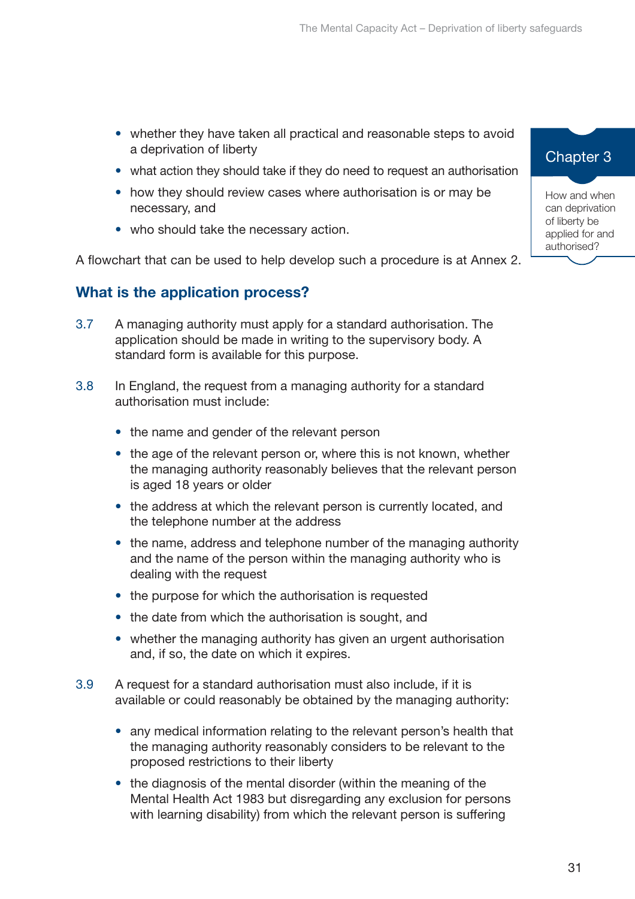- whether they have taken all practical and reasonable steps to avoid a deprivation of liberty
- what action they should take if they do need to request an authorisation
- how they should review cases where authorisation is or may be necessary, and
- who should take the necessary action.

A flowchart that can be used to help develop such a procedure is at Annex 2.

## What is the application process?

3.7 A managing authority must apply for a standard authorisation. The application should be made in writing to the supervisory body. A standard form is available for this purpose.

3.8 In England, the request from a managing authority for a standard authorisation must include:

- the name and gender of the relevant person
- the age of the relevant person or, where this is not known, whether the managing authority reasonably believes that the relevant person is aged 18 years or older
- the address at which the relevant person is currently located, and the telephone number at the address
- the name, address and telephone number of the managing authority and the name of the person within the managing authority who is dealing with the request
- the purpose for which the authorisation is requested
- the date from which the authorisation is sought, and
- whether the managing authority has given an urgent authorisation and, if so, the date on which it expires.

3.9 A request for a standard authorisation must also include, if it is available or could reasonably be obtained by the managing authority:

- any medical information relating to the relevant person's health that the managing authority reasonably considers to be relevant to the proposed restrictions to their liberty
- the diagnosis of the mental disorder (within the meaning of the Mental Health Act 1983 but disregarding any exclusion for persons with learning disability) from which the relevant person is suffering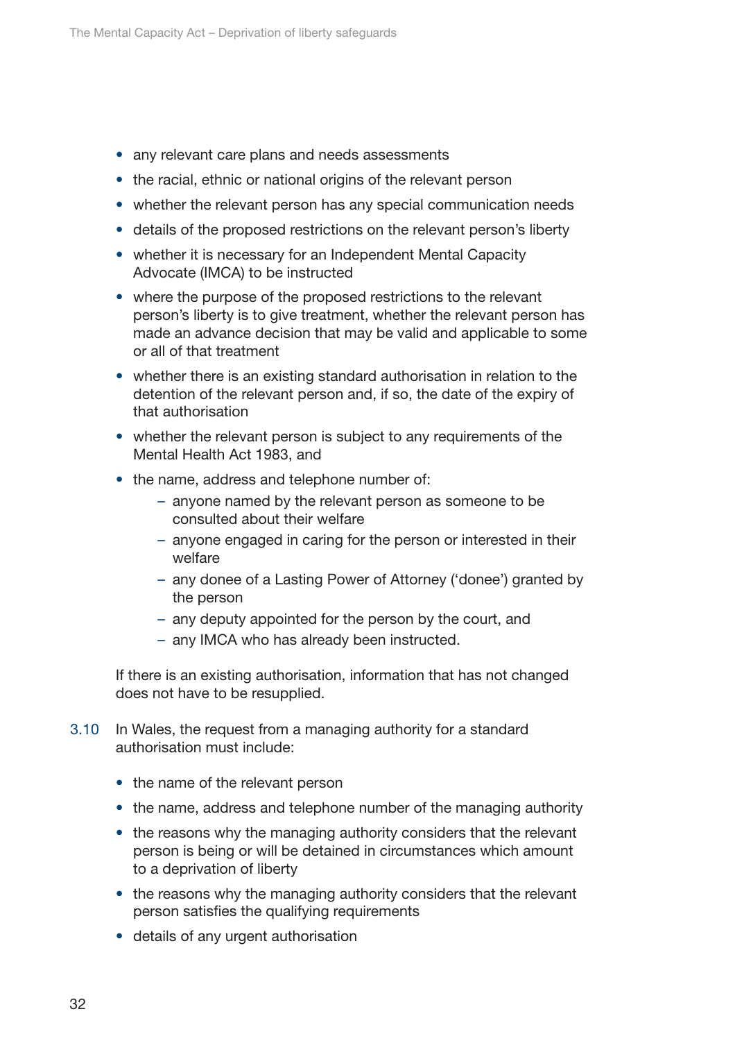- any relevant care plans and needs assessments
- the racial, ethnic or national origins of the relevant person
- whether the relevant person has any special communication needs
- details of the proposed restrictions on the relevant person's liberty
- whether it is necessary for an Independent Mental Capacity Advocate (IMCA) to be instructed
- where the purpose of the proposed restrictions to the relevant person's liberty is to give treatment, whether the relevant person has made an advance decision that may be valid and applicable to some or all of that treatment
- whether there is an existing standard authorisation in relation to the detention of the relevant person and, if so, the date of the expiry of that authorisation
- whether the relevant person is subject to any requirements of the Mental Health Act 1983, and
- the name, address and telephone number of:
  - anyone named by the relevant person as someone to be consulted about their welfare
  - anyone engaged in caring for the person or interested in their welfare
  - any donee of a Lasting Power of Attorney ('donee') granted by the person
  - any deputy appointed for the person by the court, and
  - any IMCA who has already been instructed.

If there is an existing authorisation, information that has not changed does not have to be resupplied.

3.10 In Wales, the request from a managing authority for a standard authorisation must include:

- the name of the relevant person
- the name, address and telephone number of the managing authority
- the reasons why the managing authority considers that the relevant person is being or will be detained in circumstances which amount to a deprivation of liberty
- the reasons why the managing authority considers that the relevant person satisfies the qualifying requirements
- details of any urgent authorisation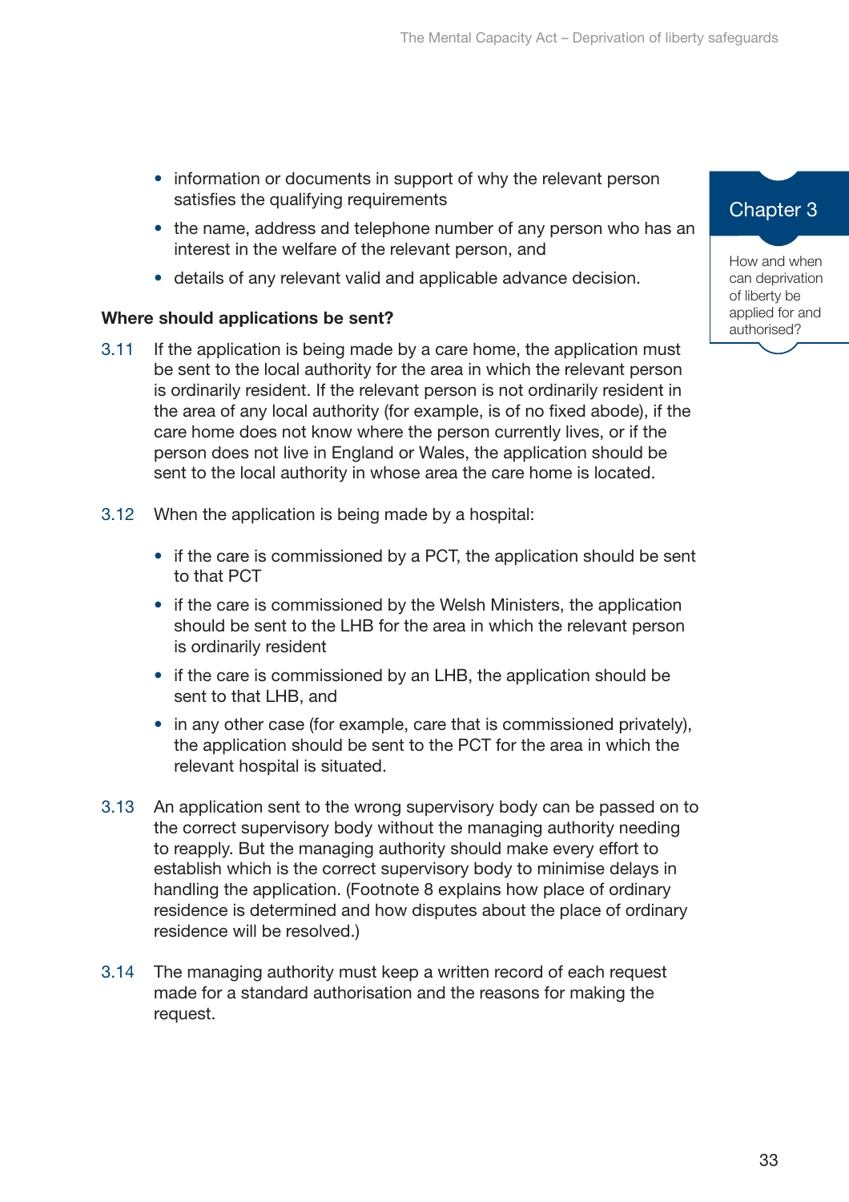- information or documents in support of why the relevant person satisfies the qualifying requirements
- the name, address and telephone number of any person who has an interest in the welfare of the relevant person, and
- details of any relevant valid and applicable advance decision.

**Where should applications be sent?**

3.11 If the application is being made by a care home, the application must be sent to the local authority for the area in which the relevant person is ordinarily resident. If the relevant person is not ordinarily resident in the area of any local authority (for example, is of no fixed abode), if the care home does not know where the person currently lives, or if the person does not live in England or Wales, the application should be sent to the local authority in whose area the care home is located.

3.12 When the application is being made by a hospital:

- if the care is commissioned by a PCT, the application should be sent to that PCT
- if the care is commissioned by the Welsh Ministers, the application should be sent to the LHB for the area in which the relevant person is ordinarily resident
- if the care is commissioned by an LHB, the application should be sent to that LHB, and
- in any other case (for example, care that is commissioned privately), the application should be sent to the PCT for the area in which the relevant hospital is situated.

3.13 An application sent to the wrong supervisory body can be passed on to the correct supervisory body without the managing authority needing to reapply. But the managing authority should make every effort to establish which is the correct supervisory body to minimise delays in handling the application. (Footnote 8 explains how place of ordinary residence is determined and how disputes about the place of ordinary residence will be resolved.)

3.14 The managing authority must keep a written record of each request made for a standard authorisation and the reasons for making the request.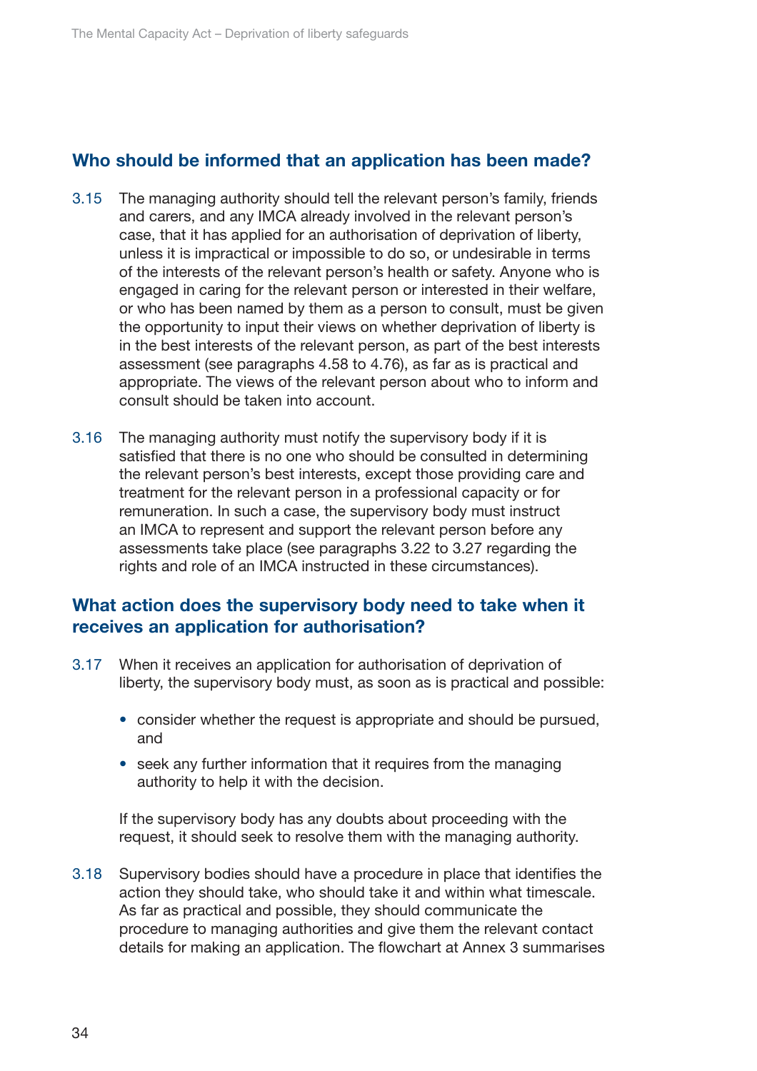## Who should be informed that an application has been made?

3.15 The managing authority should tell the relevant person's family, friends and carers, and any IMCA already involved in the relevant person's case, that it has applied for an authorisation of deprivation of liberty, unless it is impractical or impossible to do so, or undesirable in terms of the interests of the relevant person's health or safety. Anyone who is engaged in caring for the relevant person or interested in their welfare, or who has been named by them as a person to consult, must be given the opportunity to input their views on whether deprivation of liberty is in the best interests of the relevant person, as part of the best interests assessment (see paragraphs 4.58 to 4.76), as far as is practical and appropriate. The views of the relevant person about who to inform and consult should be taken into account.

3.16 The managing authority must notify the supervisory body if it is satisfied that there is no one who should be consulted in determining the relevant person's best interests, except those providing care and treatment for the relevant person in a professional capacity or for remuneration. In such a case, the supervisory body must instruct an IMCA to represent and support the relevant person before any assessments take place (see paragraphs 3.22 to 3.27 regarding the rights and role of an IMCA instructed in these circumstances).

## What action does the supervisory body need to take when it receives an application for authorisation?

3.17 When it receives an application for authorisation of deprivation of liberty, the supervisory body must, as soon as is practical and possible:

- consider whether the request is appropriate and should be pursued, and
- seek any further information that it requires from the managing authority to help it with the decision.

If the supervisory body has any doubts about proceeding with the request, it should seek to resolve them with the managing authority.

3.18 Supervisory bodies should have a procedure in place that identifies the action they should take, who should take it and within what timescale. As far as practical and possible, they should communicate the procedure to managing authorities and give them the relevant contact details for making an application. The flowchart at Annex 3 summarises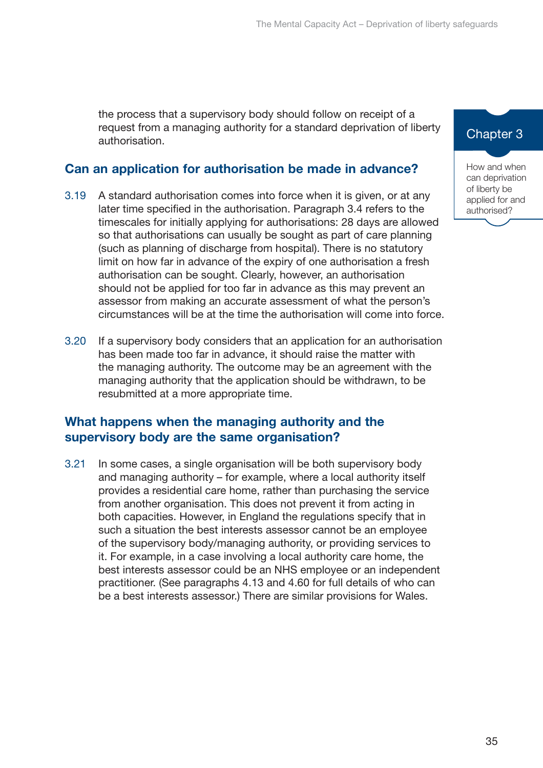the process that a supervisory body should follow on receipt of a request from a managing authority for a standard deprivation of liberty authorisation.

## Can an application for authorisation be made in advance?

3.19 A standard authorisation comes into force when it is given, or at any later time specified in the authorisation. Paragraph 3.4 refers to the timescales for initially applying for authorisations: 28 days are allowed so that authorisations can usually be sought as part of care planning (such as planning of discharge from hospital). There is no statutory limit on how far in advance of the expiry of one authorisation a fresh authorisation can be sought. Clearly, however, an authorisation should not be applied for too far in advance as this may prevent an assessor from making an accurate assessment of what the person's circumstances will be at the time the authorisation will come into force.

3.20 If a supervisory body considers that an application for an authorisation has been made too far in advance, it should raise the matter with the managing authority. The outcome may be an agreement with the managing authority that the application should be withdrawn, to be resubmitted at a more appropriate time.

## What happens when the managing authority and the supervisory body are the same organisation?

3.21 In some cases, a single organisation will be both supervisory body and managing authority – for example, where a local authority itself provides a residential care home, rather than purchasing the service from another organisation. This does not prevent it from acting in both capacities. However, in England the regulations specify that in such a situation the best interests assessor cannot be an employee of the supervisory body/managing authority, or providing services to it. For example, in a case involving a local authority care home, the best interests assessor could be an NHS employee or an independent practitioner. (See paragraphs 4.13 and 4.60 for full details of who can be a best interests assessor.) There are similar provisions for Wales.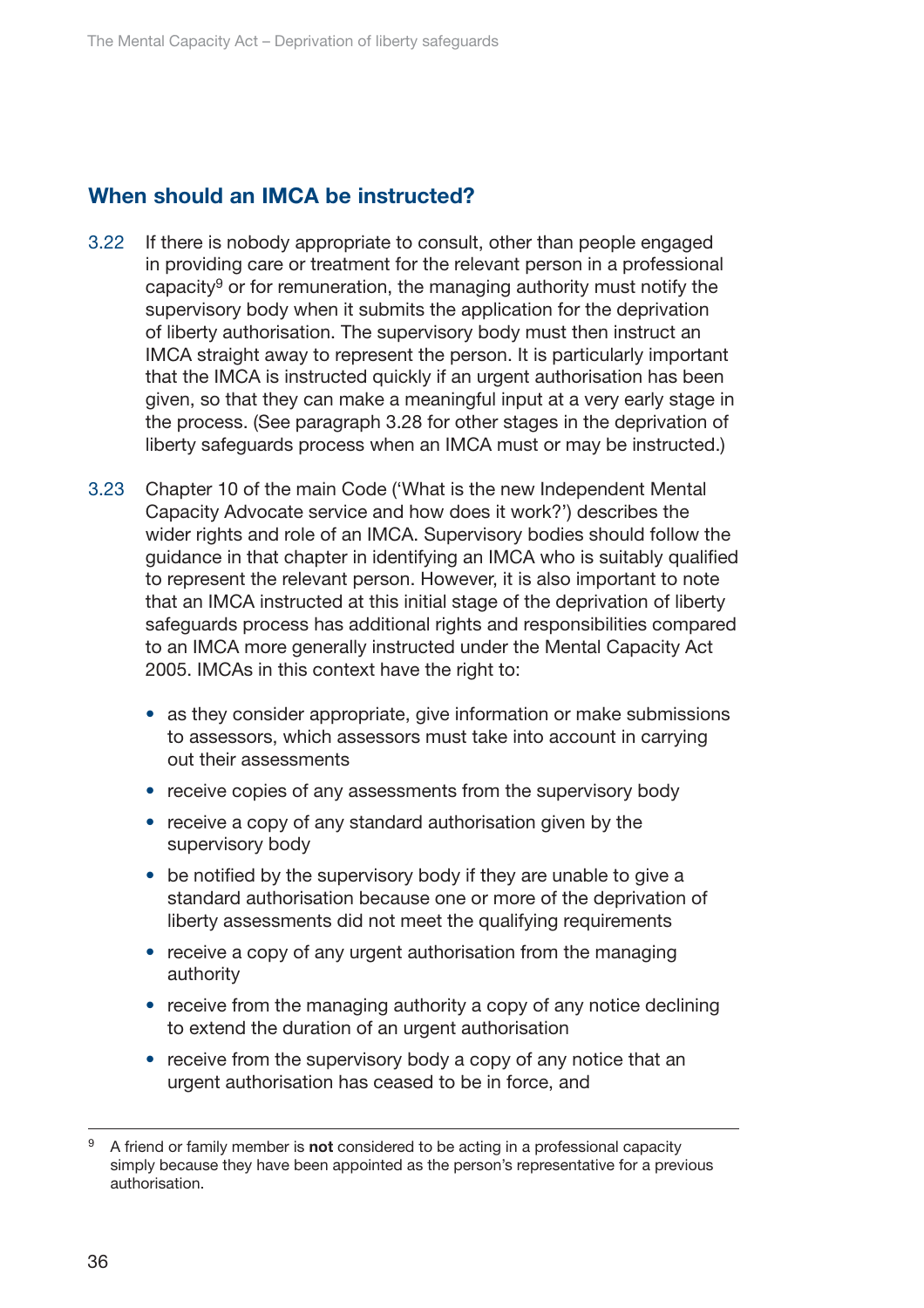## When should an IMCA be instructed?

3.22 If there is nobody appropriate to consult, other than people engaged in providing care or treatment for the relevant person in a professional capacity[9] or for remuneration, the managing authority must notify the supervisory body when it submits the application for the deprivation of liberty authorisation. The supervisory body must then instruct an IMCA straight away to represent the person. It is particularly important that the IMCA is instructed quickly if an urgent authorisation has been given, so that they can make a meaningful input at a very early stage in the process. (See paragraph 3.28 for other stages in the deprivation of liberty safeguards process when an IMCA must or may be instructed.)

3.23 Chapter 10 of the main Code ('What is the new Independent Mental Capacity Advocate service and how does it work?') describes the wider rights and role of an IMCA. Supervisory bodies should follow the guidance in that chapter in identifying an IMCA who is suitably qualified to represent the relevant person. However, it is also important to note that an IMCA instructed at this initial stage of the deprivation of liberty safeguards process has additional rights and responsibilities compared to an IMCA more generally instructed under the Mental Capacity Act 2005. IMCAs in this context have the right to:

- as they consider appropriate, give information or make submissions to assessors, which assessors must take into account in carrying out their assessments
- receive copies of any assessments from the supervisory body
- receive a copy of any standard authorisation given by the supervisory body
- be notified by the supervisory body if they are unable to give a standard authorisation because one or more of the deprivation of liberty assessments did not meet the qualifying requirements
- receive a copy of any urgent authorisation from the managing authority
- receive from the managing authority a copy of any notice declining to extend the duration of an urgent authorisation
- receive from the supervisory body a copy of any notice that an urgent authorisation has ceased to be in force, and

---

[9] A friend or family member is **not** considered to be acting in a professional capacity simply because they have been appointed as the person's representative for a previous authorisation.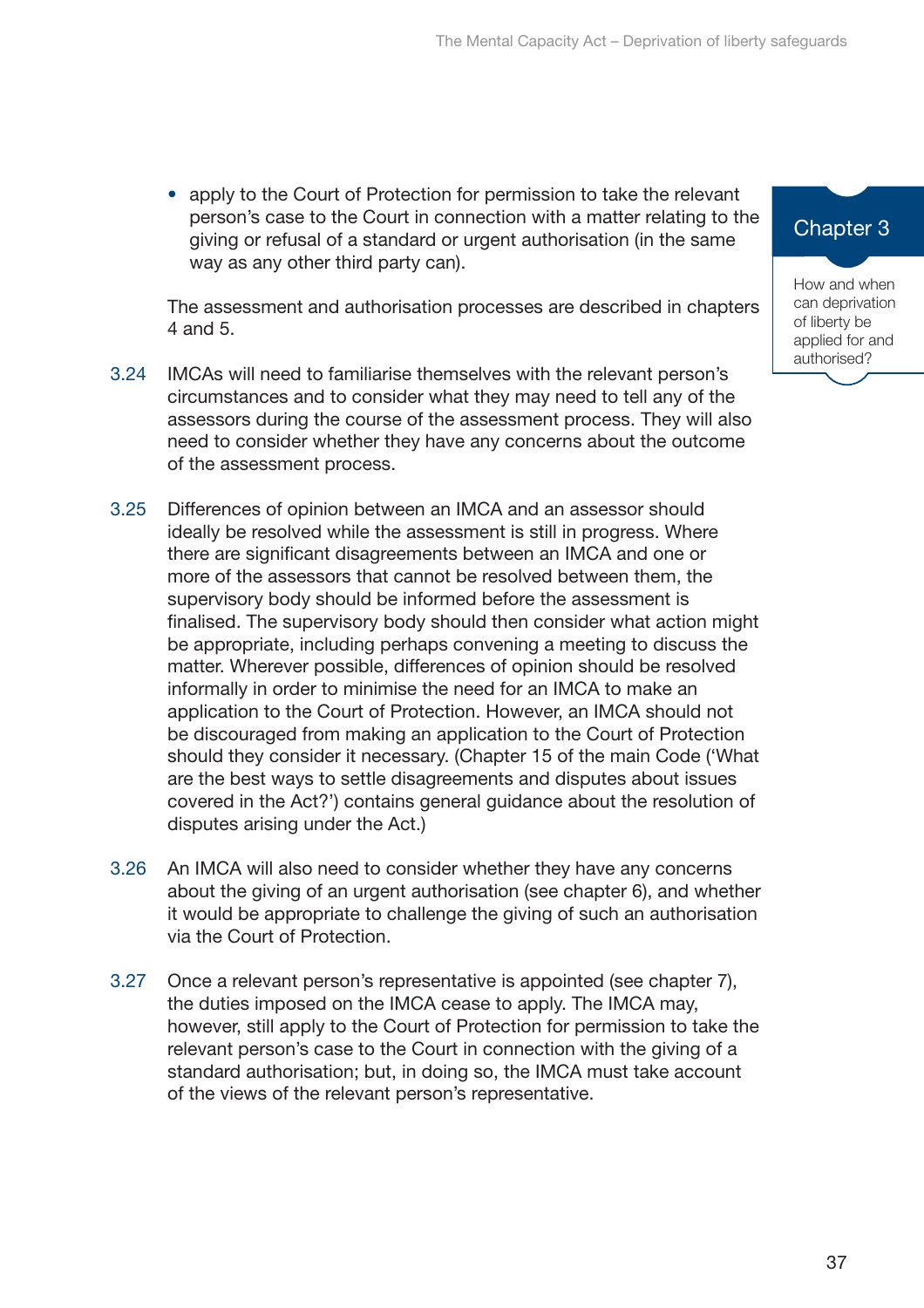- apply to the Court of Protection for permission to take the relevant person's case to the Court in connection with a matter relating to the giving or refusal of a standard or urgent authorisation (in the same way as any other third party can).

The assessment and authorisation processes are described in chapters 4 and 5.

3.24 IMCAs will need to familiarise themselves with the relevant person's circumstances and to consider what they may need to tell any of the assessors during the course of the assessment process. They will also need to consider whether they have any concerns about the outcome of the assessment process.

3.25 Differences of opinion between an IMCA and an assessor should ideally be resolved while the assessment is still in progress. Where there are significant disagreements between an IMCA and one or more of the assessors that cannot be resolved between them, the supervisory body should be informed before the assessment is finalised. The supervisory body should then consider what action might be appropriate, including perhaps convening a meeting to discuss the matter. Wherever possible, differences of opinion should be resolved informally in order to minimise the need for an IMCA to make an application to the Court of Protection. However, an IMCA should not be discouraged from making an application to the Court of Protection should they consider it necessary. (Chapter 15 of the main Code ('What are the best ways to settle disagreements and disputes about issues covered in the Act?') contains general guidance about the resolution of disputes arising under the Act.)

3.26 An IMCA will also need to consider whether they have any concerns about the giving of an urgent authorisation (see chapter 6), and whether it would be appropriate to challenge the giving of such an authorisation via the Court of Protection.

3.27 Once a relevant person's representative is appointed (see chapter 7), the duties imposed on the IMCA cease to apply. The IMCA may, however, still apply to the Court of Protection for permission to take the relevant person's case to the Court in connection with the giving of a standard authorisation; but, in doing so, the IMCA must take account of the views of the relevant person's representative.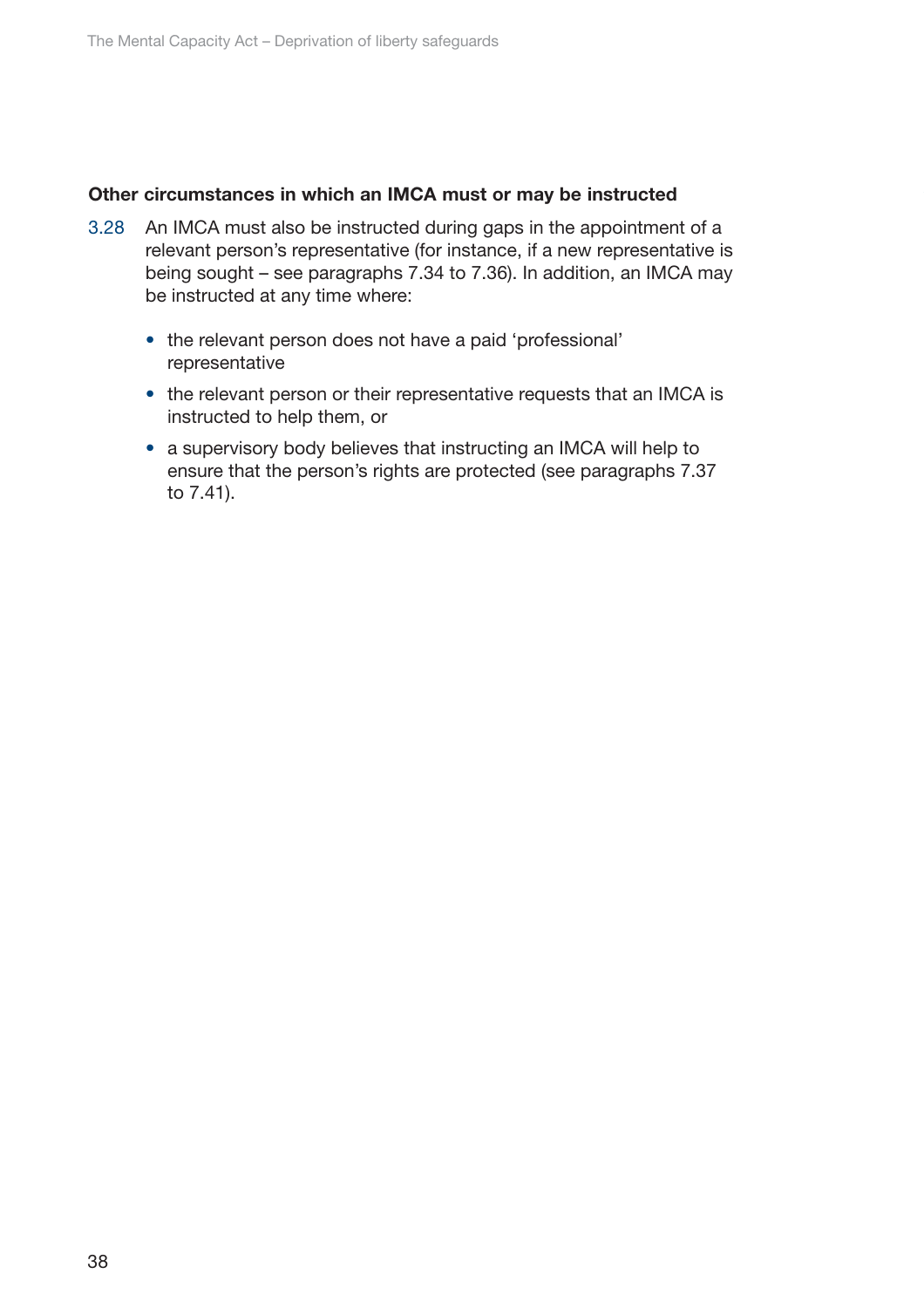**Other circumstances in which an IMCA must or may be instructed**

3.28 An IMCA must also be instructed during gaps in the appointment of a relevant person's representative (for instance, if a new representative is being sought – see paragraphs 7.34 to 7.36). In addition, an IMCA may be instructed at any time where:

- the relevant person does not have a paid 'professional' representative
- the relevant person or their representative requests that an IMCA is instructed to help them, or
- a supervisory body believes that instructing an IMCA will help to ensure that the person's rights are protected (see paragraphs 7.37 to 7.41).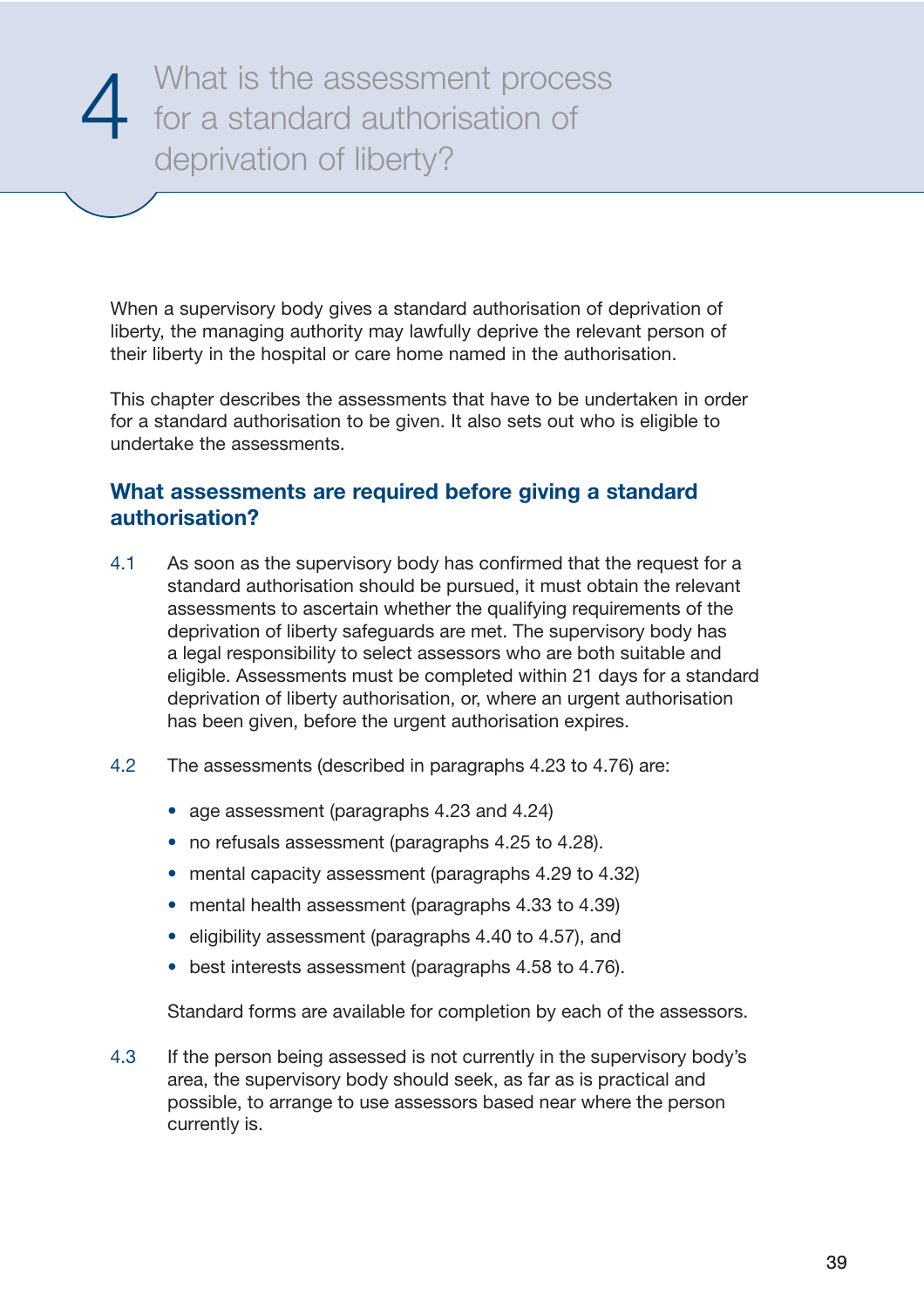# 4 What is the assessment process for a standard authorisation of deprivation of liberty?

When a supervisory body gives a standard authorisation of deprivation of liberty, the managing authority may lawfully deprive the relevant person of their liberty in the hospital or care home named in the authorisation.

This chapter describes the assessments that have to be undertaken in order for a standard authorisation to be given. It also sets out who is eligible to undertake the assessments.

## What assessments are required before giving a standard authorisation?

4.1 As soon as the supervisory body has confirmed that the request for a standard authorisation should be pursued, it must obtain the relevant assessments to ascertain whether the qualifying requirements of the deprivation of liberty safeguards are met. The supervisory body has a legal responsibility to select assessors who are both suitable and eligible. Assessments must be completed within 21 days for a standard deprivation of liberty authorisation, or, where an urgent authorisation has been given, before the urgent authorisation expires.

4.2 The assessments (described in paragraphs 4.23 to 4.76) are:

- age assessment (paragraphs 4.23 and 4.24)
- no refusals assessment (paragraphs 4.25 to 4.28).
- mental capacity assessment (paragraphs 4.29 to 4.32)
- mental health assessment (paragraphs 4.33 to 4.39)
- eligibility assessment (paragraphs 4.40 to 4.57), and
- best interests assessment (paragraphs 4.58 to 4.76).

Standard forms are available for completion by each of the assessors.

4.3 If the person being assessed is not currently in the supervisory body's area, the supervisory body should seek, as far as is practical and possible, to arrange to use assessors based near where the person currently is.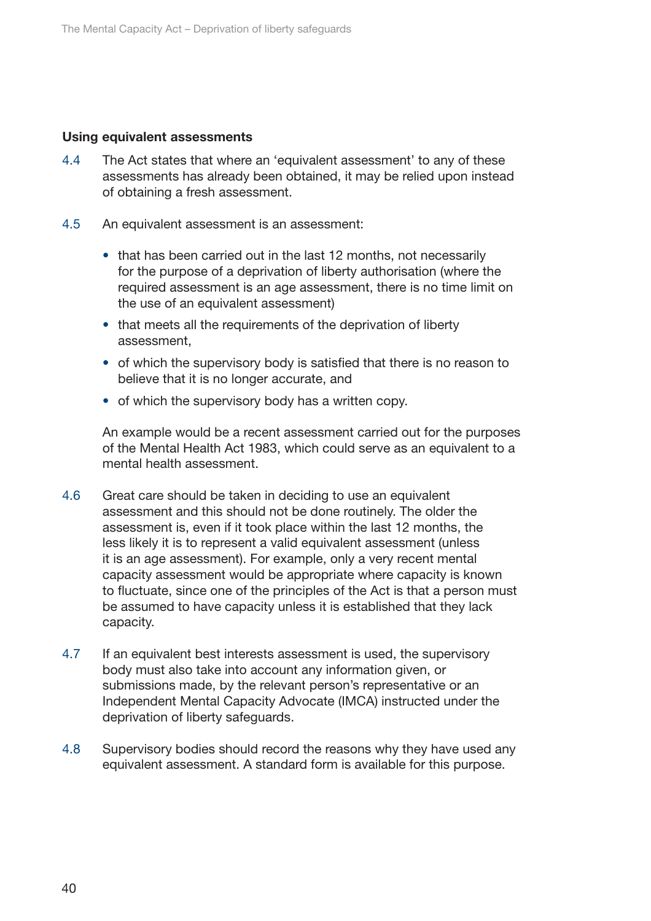### Using equivalent assessments

4.4 The Act states that where an 'equivalent assessment' to any of these assessments has already been obtained, it may be relied upon instead of obtaining a fresh assessment.

4.5 An equivalent assessment is an assessment:

- that has been carried out in the last 12 months, not necessarily for the purpose of a deprivation of liberty authorisation (where the required assessment is an age assessment, there is no time limit on the use of an equivalent assessment)
- that meets all the requirements of the deprivation of liberty assessment,
- of which the supervisory body is satisfied that there is no reason to believe that it is no longer accurate, and
- of which the supervisory body has a written copy.

An example would be a recent assessment carried out for the purposes of the Mental Health Act 1983, which could serve as an equivalent to a mental health assessment.

4.6 Great care should be taken in deciding to use an equivalent assessment and this should not be done routinely. The older the assessment is, even if it took place within the last 12 months, the less likely it is to represent a valid equivalent assessment (unless it is an age assessment). For example, only a very recent mental capacity assessment would be appropriate where capacity is known to fluctuate, since one of the principles of the Act is that a person must be assumed to have capacity unless it is established that they lack capacity.

4.7 If an equivalent best interests assessment is used, the supervisory body must also take into account any information given, or submissions made, by the relevant person's representative or an Independent Mental Capacity Advocate (IMCA) instructed under the deprivation of liberty safeguards.

4.8 Supervisory bodies should record the reasons why they have used any equivalent assessment. A standard form is available for this purpose.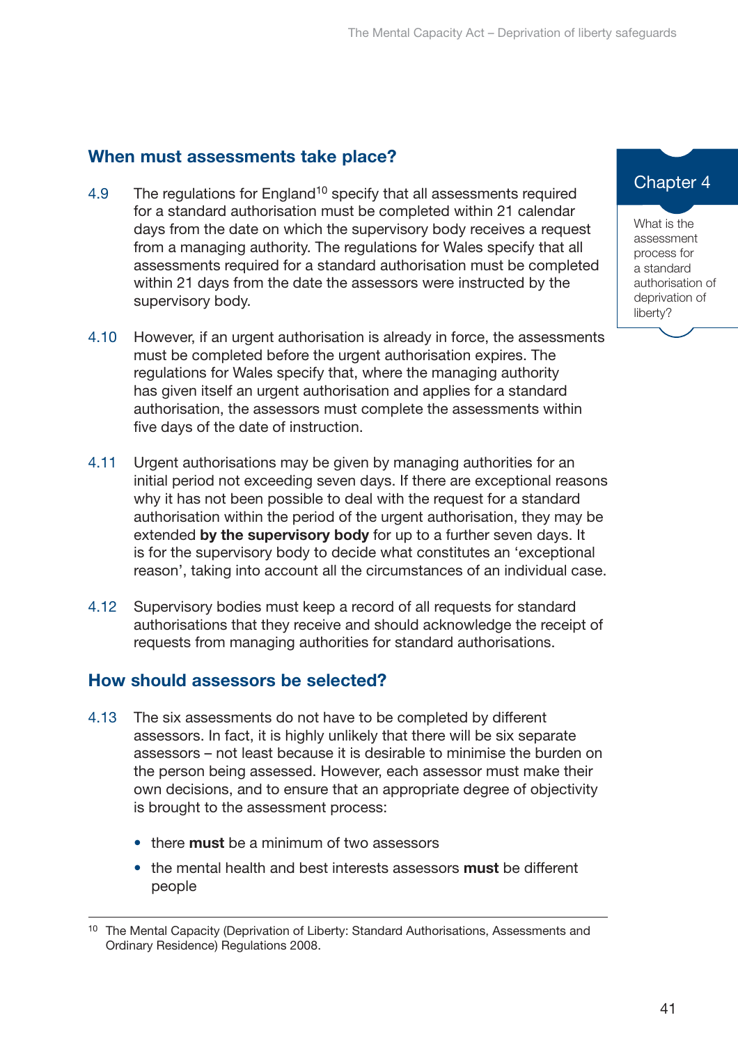## When must assessments take place?

4.9 The regulations for England[10] specify that all assessments required for a standard authorisation must be completed within 21 calendar days from the date on which the supervisory body receives a request from a managing authority. The regulations for Wales specify that all assessments required for a standard authorisation must be completed within 21 days from the date the assessors were instructed by the supervisory body.

4.10 However, if an urgent authorisation is already in force, the assessments must be completed before the urgent authorisation expires. The regulations for Wales specify that, where the managing authority has given itself an urgent authorisation and applies for a standard authorisation, the assessors must complete the assessments within five days of the date of instruction.

4.11 Urgent authorisations may be given by managing authorities for an initial period not exceeding seven days. If there are exceptional reasons why it has not been possible to deal with the request for a standard authorisation within the period of the urgent authorisation, they may be extended **by the supervisory body** for up to a further seven days. It is for the supervisory body to decide what constitutes an 'exceptional reason', taking into account all the circumstances of an individual case.

4.12 Supervisory bodies must keep a record of all requests for standard authorisations that they receive and should acknowledge the receipt of requests from managing authorities for standard authorisations.

## How should assessors be selected?

4.13 The six assessments do not have to be completed by different assessors. In fact, it is highly unlikely that there will be six separate assessors – not least because it is desirable to minimise the burden on the person being assessed. However, each assessor must make their own decisions, and to ensure that an appropriate degree of objectivity is brought to the assessment process:

- there **must** be a minimum of two assessors
- the mental health and best interests assessors **must** be different people

[10] The Mental Capacity (Deprivation of Liberty: Standard Authorisations, Assessments and Ordinary Residence) Regulations 2008.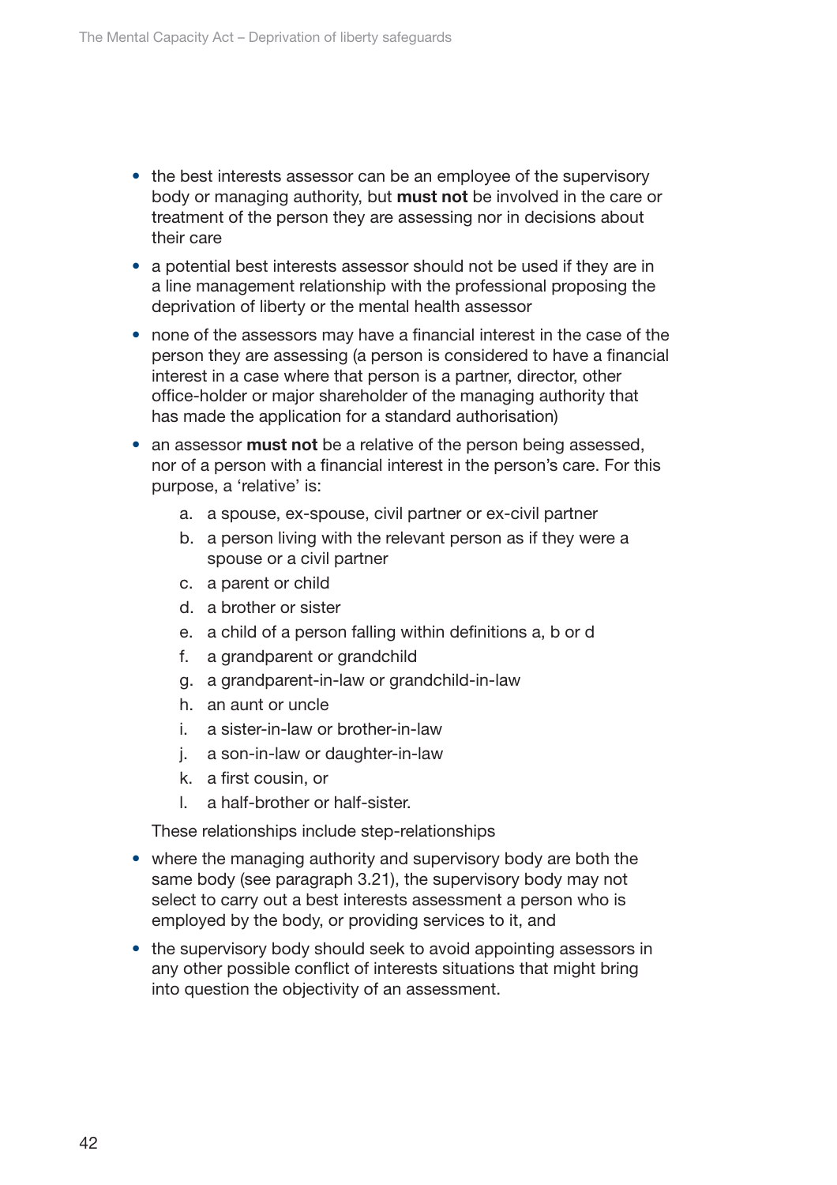- the best interests assessor can be an employee of the supervisory body or managing authority, but **must not** be involved in the care or treatment of the person they are assessing nor in decisions about their care
- a potential best interests assessor should not be used if they are in a line management relationship with the professional proposing the deprivation of liberty or the mental health assessor
- none of the assessors may have a financial interest in the case of the person they are assessing (a person is considered to have a financial interest in a case where that person is a partner, director, other office-holder or major shareholder of the managing authority that has made the application for a standard authorisation)
- an assessor **must not** be a relative of the person being assessed, nor of a person with a financial interest in the person's care. For this purpose, a 'relative' is:

  a. a spouse, ex-spouse, civil partner or ex-civil partner

  b. a person living with the relevant person as if they were a spouse or a civil partner

  c. a parent or child

  d. a brother or sister

  e. a child of a person falling within definitions a, b or d

  f. a grandparent or grandchild

  g. a grandparent-in-law or grandchild-in-law

  h. an aunt or uncle

  i. a sister-in-law or brother-in-law

  j. a son-in-law or daughter-in-law

  k. a first cousin, or

  l. a half-brother or half-sister.

  These relationships include step-relationships

- where the managing authority and supervisory body are both the same body (see paragraph 3.21), the supervisory body may not select to carry out a best interests assessment a person who is employed by the body, or providing services to it, and
- the supervisory body should seek to avoid appointing assessors in any other possible conflict of interests situations that might bring into question the objectivity of an assessment.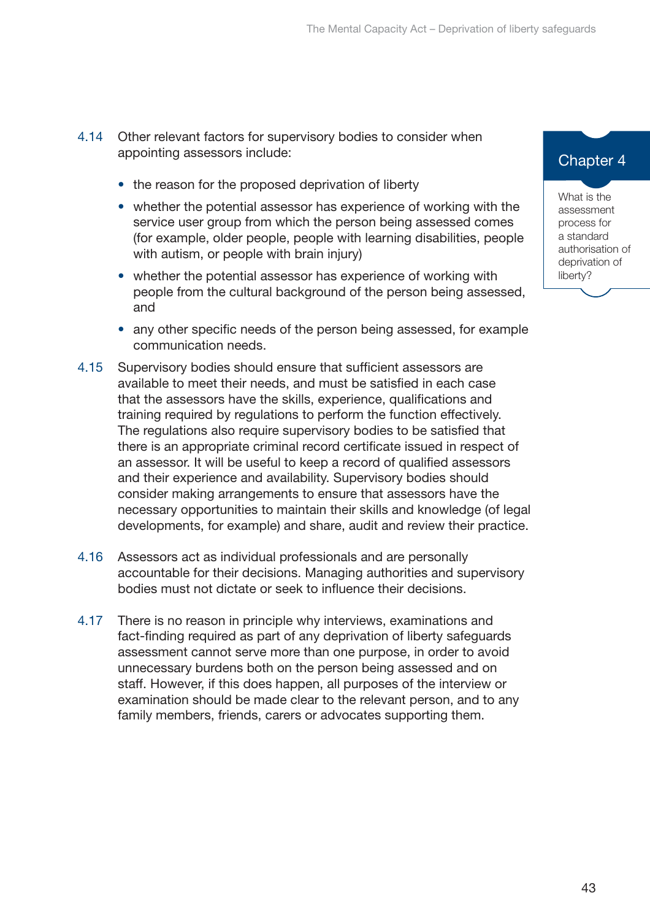4.14 Other relevant factors for supervisory bodies to consider when appointing assessors include:

- the reason for the proposed deprivation of liberty
- whether the potential assessor has experience of working with the service user group from which the person being assessed comes (for example, older people, people with learning disabilities, people with autism, or people with brain injury)
- whether the potential assessor has experience of working with people from the cultural background of the person being assessed, and
- any other specific needs of the person being assessed, for example communication needs.

4.15 Supervisory bodies should ensure that sufficient assessors are available to meet their needs, and must be satisfied in each case that the assessors have the skills, experience, qualifications and training required by regulations to perform the function effectively. The regulations also require supervisory bodies to be satisfied that there is an appropriate criminal record certificate issued in respect of an assessor. It will be useful to keep a record of qualified assessors and their experience and availability. Supervisory bodies should consider making arrangements to ensure that assessors have the necessary opportunities to maintain their skills and knowledge (of legal developments, for example) and share, audit and review their practice.

4.16 Assessors act as individual professionals and are personally accountable for their decisions. Managing authorities and supervisory bodies must not dictate or seek to influence their decisions.

4.17 There is no reason in principle why interviews, examinations and fact-finding required as part of any deprivation of liberty safeguards assessment cannot serve more than one purpose, in order to avoid unnecessary burdens both on the person being assessed and on staff. However, if this does happen, all purposes of the interview or examination should be made clear to the relevant person, and to any family members, friends, carers or advocates supporting them.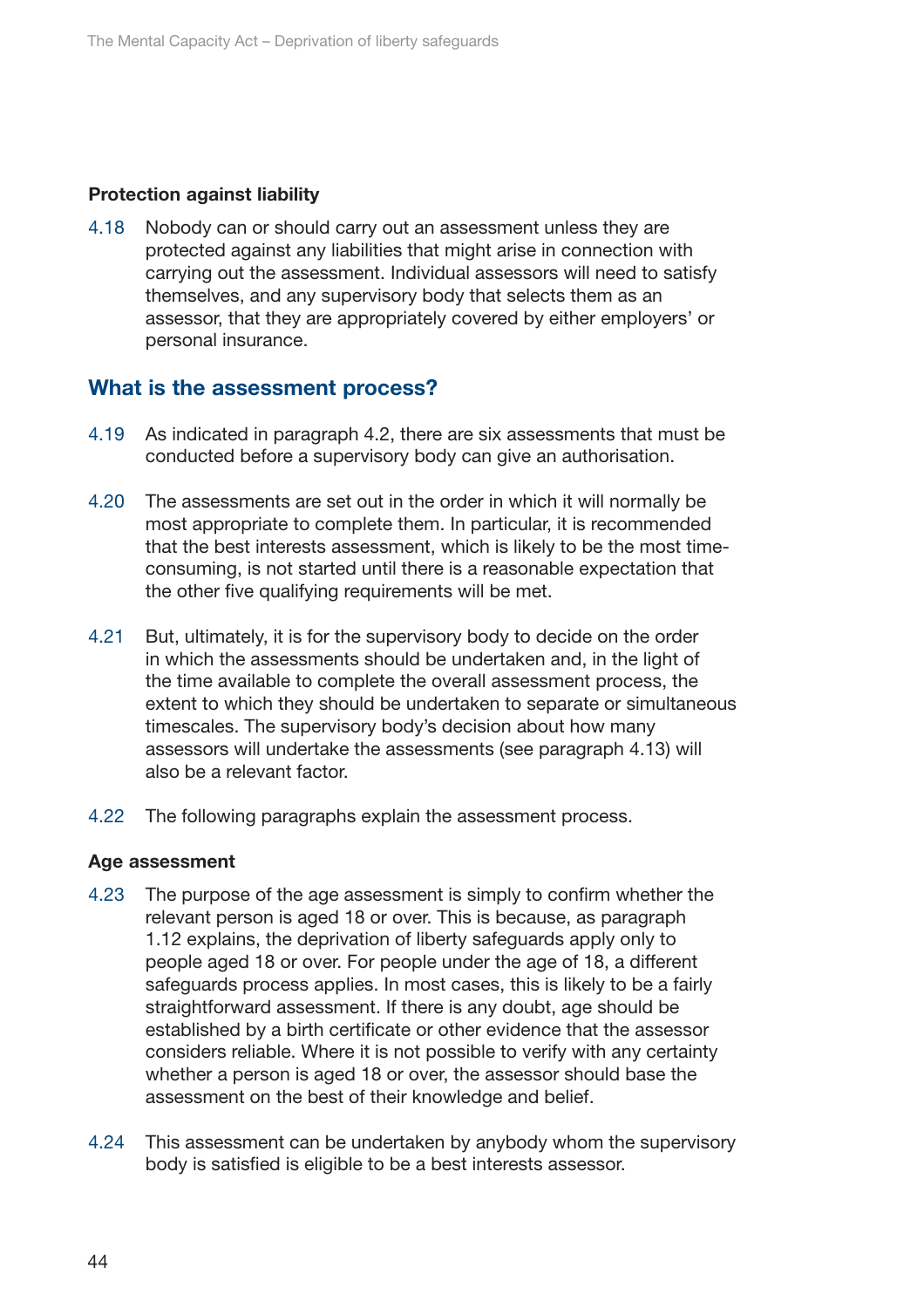#### Protection against liability

4.18 Nobody can or should carry out an assessment unless they are protected against any liabilities that might arise in connection with carrying out the assessment. Individual assessors will need to satisfy themselves, and any supervisory body that selects them as an assessor, that they are appropriately covered by either employers' or personal insurance.

### What is the assessment process?

4.19 As indicated in paragraph 4.2, there are six assessments that must be conducted before a supervisory body can give an authorisation.

4.20 The assessments are set out in the order in which it will normally be most appropriate to complete them. In particular, it is recommended that the best interests assessment, which is likely to be the most time-consuming, is not started until there is a reasonable expectation that the other five qualifying requirements will be met.

4.21 But, ultimately, it is for the supervisory body to decide on the order in which the assessments should be undertaken and, in the light of the time available to complete the overall assessment process, the extent to which they should be undertaken to separate or simultaneous timescales. The supervisory body's decision about how many assessors will undertake the assessments (see paragraph 4.13) will also be a relevant factor.

4.22 The following paragraphs explain the assessment process.

#### Age assessment

4.23 The purpose of the age assessment is simply to confirm whether the relevant person is aged 18 or over. This is because, as paragraph 1.12 explains, the deprivation of liberty safeguards apply only to people aged 18 or over. For people under the age of 18, a different safeguards process applies. In most cases, this is likely to be a fairly straightforward assessment. If there is any doubt, age should be established by a birth certificate or other evidence that the assessor considers reliable. Where it is not possible to verify with any certainty whether a person is aged 18 or over, the assessor should base the assessment on the best of their knowledge and belief.

4.24 This assessment can be undertaken by anybody whom the supervisory body is satisfied is eligible to be a best interests assessor.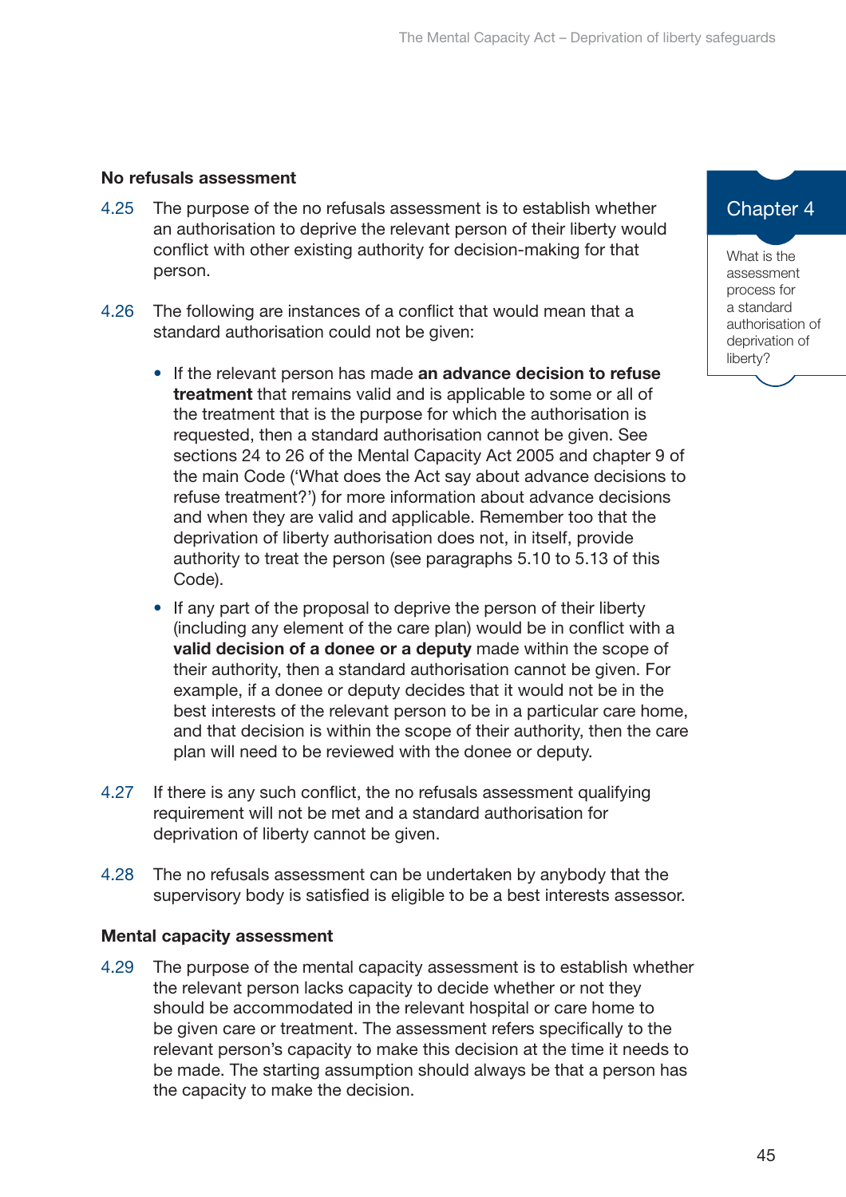### No refusals assessment

4.25 The purpose of the no refusals assessment is to establish whether an authorisation to deprive the relevant person of their liberty would conflict with other existing authority for decision-making for that person.

4.26 The following are instances of a conflict that would mean that a standard authorisation could not be given:

- If the relevant person has made **an advance decision to refuse treatment** that remains valid and is applicable to some or all of the treatment that is the purpose for which the authorisation is requested, then a standard authorisation cannot be given. See sections 24 to 26 of the Mental Capacity Act 2005 and chapter 9 of the main Code ('What does the Act say about advance decisions to refuse treatment?') for more information about advance decisions and when they are valid and applicable. Remember too that the deprivation of liberty authorisation does not, in itself, provide authority to treat the person (see paragraphs 5.10 to 5.13 of this Code).
- If any part of the proposal to deprive the person of their liberty (including any element of the care plan) would be in conflict with a **valid decision of a donee or a deputy** made within the scope of their authority, then a standard authorisation cannot be given. For example, if a donee or deputy decides that it would not be in the best interests of the relevant person to be in a particular care home, and that decision is within the scope of their authority, then the care plan will need to be reviewed with the donee or deputy.

4.27 If there is any such conflict, the no refusals assessment qualifying requirement will not be met and a standard authorisation for deprivation of liberty cannot be given.

4.28 The no refusals assessment can be undertaken by anybody that the supervisory body is satisfied is eligible to be a best interests assessor.

### Mental capacity assessment

4.29 The purpose of the mental capacity assessment is to establish whether the relevant person lacks capacity to decide whether or not they should be accommodated in the relevant hospital or care home to be given care or treatment. The assessment refers specifically to the relevant person's capacity to make this decision at the time it needs to be made. The starting assumption should always be that a person has the capacity to make the decision.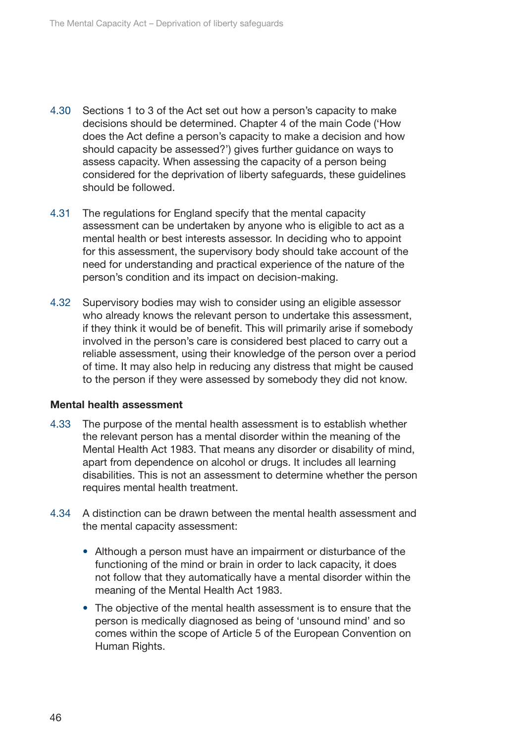4.30 Sections 1 to 3 of the Act set out how a person's capacity to make decisions should be determined. Chapter 4 of the main Code ('How does the Act define a person's capacity to make a decision and how should capacity be assessed?') gives further guidance on ways to assess capacity. When assessing the capacity of a person being considered for the deprivation of liberty safeguards, these guidelines should be followed.

4.31 The regulations for England specify that the mental capacity assessment can be undertaken by anyone who is eligible to act as a mental health or best interests assessor. In deciding who to appoint for this assessment, the supervisory body should take account of the need for understanding and practical experience of the nature of the person's condition and its impact on decision-making.

4.32 Supervisory bodies may wish to consider using an eligible assessor who already knows the relevant person to undertake this assessment, if they think it would be of benefit. This will primarily arise if somebody involved in the person's care is considered best placed to carry out a reliable assessment, using their knowledge of the person over a period of time. It may also help in reducing any distress that might be caused to the person if they were assessed by somebody they did not know.

**Mental health assessment**

4.33 The purpose of the mental health assessment is to establish whether the relevant person has a mental disorder within the meaning of the Mental Health Act 1983. That means any disorder or disability of mind, apart from dependence on alcohol or drugs. It includes all learning disabilities. This is not an assessment to determine whether the person requires mental health treatment.

4.34 A distinction can be drawn between the mental health assessment and the mental capacity assessment:

- Although a person must have an impairment or disturbance of the functioning of the mind or brain in order to lack capacity, it does not follow that they automatically have a mental disorder within the meaning of the Mental Health Act 1983.
- The objective of the mental health assessment is to ensure that the person is medically diagnosed as being of 'unsound mind' and so comes within the scope of Article 5 of the European Convention on Human Rights.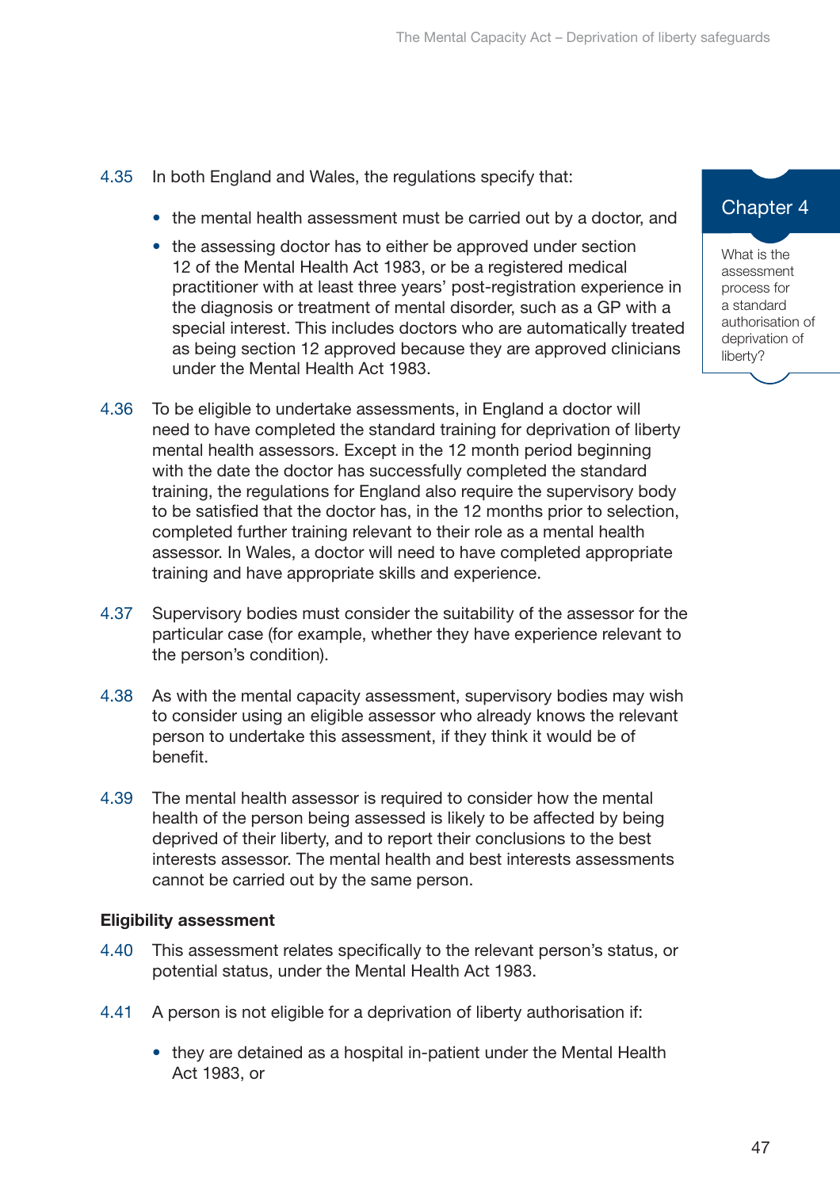4.35 In both England and Wales, the regulations specify that:

- the mental health assessment must be carried out by a doctor, and
- the assessing doctor has to either be approved under section 12 of the Mental Health Act 1983, or be a registered medical practitioner with at least three years' post-registration experience in the diagnosis or treatment of mental disorder, such as a GP with a special interest. This includes doctors who are automatically treated as being section 12 approved because they are approved clinicians under the Mental Health Act 1983.

4.36 To be eligible to undertake assessments, in England a doctor will need to have completed the standard training for deprivation of liberty mental health assessors. Except in the 12 month period beginning with the date the doctor has successfully completed the standard training, the regulations for England also require the supervisory body to be satisfied that the doctor has, in the 12 months prior to selection, completed further training relevant to their role as a mental health assessor. In Wales, a doctor will need to have completed appropriate training and have appropriate skills and experience.

4.37 Supervisory bodies must consider the suitability of the assessor for the particular case (for example, whether they have experience relevant to the person's condition).

4.38 As with the mental capacity assessment, supervisory bodies may wish to consider using an eligible assessor who already knows the relevant person to undertake this assessment, if they think it would be of benefit.

4.39 The mental health assessor is required to consider how the mental health of the person being assessed is likely to be affected by being deprived of their liberty, and to report their conclusions to the best interests assessor. The mental health and best interests assessments cannot be carried out by the same person.

**Eligibility assessment**

4.40 This assessment relates specifically to the relevant person's status, or potential status, under the Mental Health Act 1983.

4.41 A person is not eligible for a deprivation of liberty authorisation if:

- they are detained as a hospital in-patient under the Mental Health Act 1983, or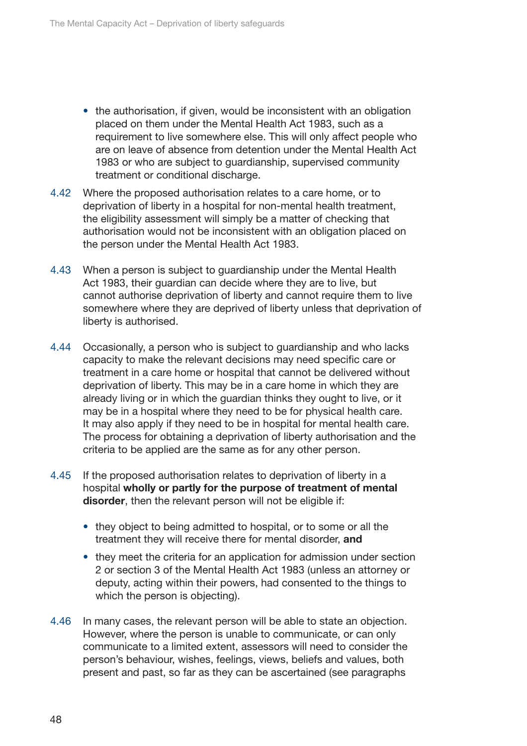- the authorisation, if given, would be inconsistent with an obligation placed on them under the Mental Health Act 1983, such as a requirement to live somewhere else. This will only affect people who are on leave of absence from detention under the Mental Health Act 1983 or who are subject to guardianship, supervised community treatment or conditional discharge.

4.42 Where the proposed authorisation relates to a care home, or to deprivation of liberty in a hospital for non-mental health treatment, the eligibility assessment will simply be a matter of checking that authorisation would not be inconsistent with an obligation placed on the person under the Mental Health Act 1983.

4.43 When a person is subject to guardianship under the Mental Health Act 1983, their guardian can decide where they are to live, but cannot authorise deprivation of liberty and cannot require them to live somewhere where they are deprived of liberty unless that deprivation of liberty is authorised.

4.44 Occasionally, a person who is subject to guardianship and who lacks capacity to make the relevant decisions may need specific care or treatment in a care home or hospital that cannot be delivered without deprivation of liberty. This may be in a care home in which they are already living or in which the guardian thinks they ought to live, or it may be in a hospital where they need to be for physical health care. It may also apply if they need to be in hospital for mental health care. The process for obtaining a deprivation of liberty authorisation and the criteria to be applied are the same as for any other person.

4.45 If the proposed authorisation relates to deprivation of liberty in a hospital **wholly or partly for the purpose of treatment of mental disorder**, then the relevant person will not be eligible if:

- they object to being admitted to hospital, or to some or all the treatment they will receive there for mental disorder, **and**
- they meet the criteria for an application for admission under section 2 or section 3 of the Mental Health Act 1983 (unless an attorney or deputy, acting within their powers, had consented to the things to which the person is objecting).

4.46 In many cases, the relevant person will be able to state an objection. However, where the person is unable to communicate, or can only communicate to a limited extent, assessors will need to consider the person's behaviour, wishes, feelings, views, beliefs and values, both present and past, so far as they can be ascertained (see paragraphs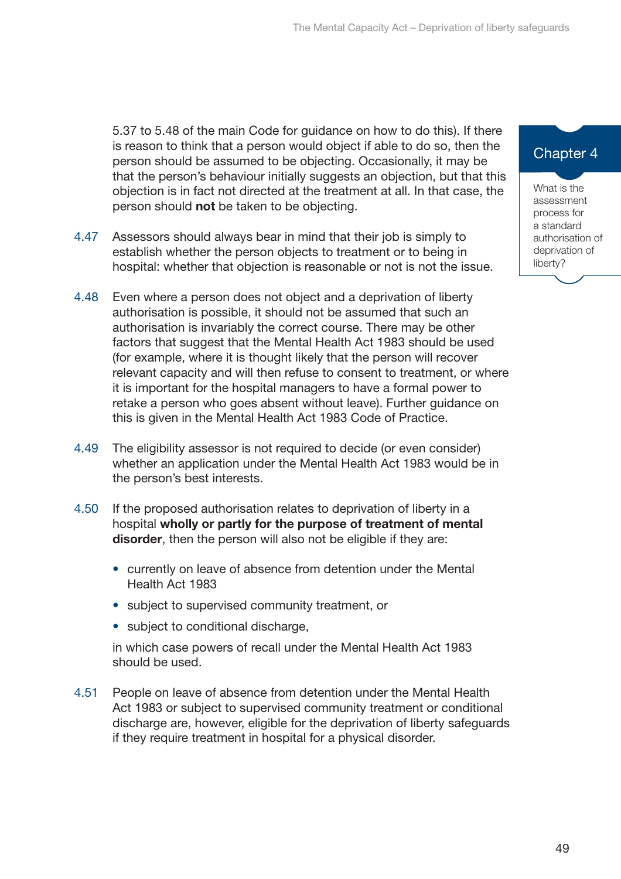5.37 to 5.48 of the main Code for guidance on how to do this). If there is reason to think that a person would object if able to do so, then the person should be assumed to be objecting. Occasionally, it may be that the person's behaviour initially suggests an objection, but that this objection is in fact not directed at the treatment at all. In that case, the person should **not** be taken to be objecting.

4.47 Assessors should always bear in mind that their job is simply to establish whether the person objects to treatment or to being in hospital: whether that objection is reasonable or not is not the issue.

4.48 Even where a person does not object and a deprivation of liberty authorisation is possible, it should not be assumed that such an authorisation is invariably the correct course. There may be other factors that suggest that the Mental Health Act 1983 should be used (for example, where it is thought likely that the person will recover relevant capacity and will then refuse to consent to treatment, or where it is important for the hospital managers to have a formal power to retake a person who goes absent without leave). Further guidance on this is given in the Mental Health Act 1983 Code of Practice.

4.49 The eligibility assessor is not required to decide (or even consider) whether an application under the Mental Health Act 1983 would be in the person's best interests.

4.50 If the proposed authorisation relates to deprivation of liberty in a hospital **wholly or partly for the purpose of treatment of mental disorder**, then the person will also not be eligible if they are:

- currently on leave of absence from detention under the Mental Health Act 1983
- subject to supervised community treatment, or
- subject to conditional discharge,

in which case powers of recall under the Mental Health Act 1983 should be used.

4.51 People on leave of absence from detention under the Mental Health Act 1983 or subject to supervised community treatment or conditional discharge are, however, eligible for the deprivation of liberty safeguards if they require treatment in hospital for a physical disorder.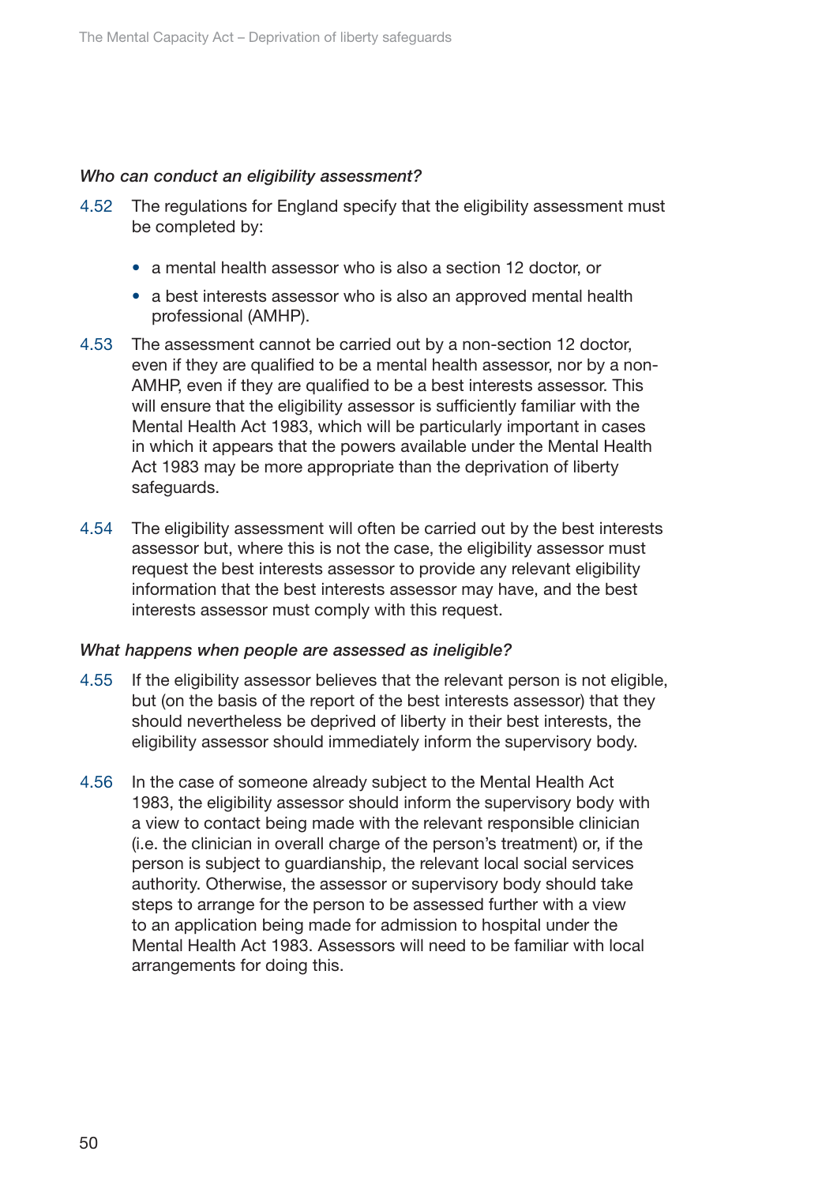*Who can conduct an eligibility assessment?*

4.52 The regulations for England specify that the eligibility assessment must be completed by:

- a mental health assessor who is also a section 12 doctor, or
- a best interests assessor who is also an approved mental health professional (AMHP).

4.53 The assessment cannot be carried out by a non-section 12 doctor, even if they are qualified to be a mental health assessor, nor by a non-AMHP, even if they are qualified to be a best interests assessor. This will ensure that the eligibility assessor is sufficiently familiar with the Mental Health Act 1983, which will be particularly important in cases in which it appears that the powers available under the Mental Health Act 1983 may be more appropriate than the deprivation of liberty safeguards.

4.54 The eligibility assessment will often be carried out by the best interests assessor but, where this is not the case, the eligibility assessor must request the best interests assessor to provide any relevant eligibility information that the best interests assessor may have, and the best interests assessor must comply with this request.

*What happens when people are assessed as ineligible?*

4.55 If the eligibility assessor believes that the relevant person is not eligible, but (on the basis of the report of the best interests assessor) that they should nevertheless be deprived of liberty in their best interests, the eligibility assessor should immediately inform the supervisory body.

4.56 In the case of someone already subject to the Mental Health Act 1983, the eligibility assessor should inform the supervisory body with a view to contact being made with the relevant responsible clinician (i.e. the clinician in overall charge of the person's treatment) or, if the person is subject to guardianship, the relevant local social services authority. Otherwise, the assessor or supervisory body should take steps to arrange for the person to be assessed further with a view to an application being made for admission to hospital under the Mental Health Act 1983. Assessors will need to be familiar with local arrangements for doing this.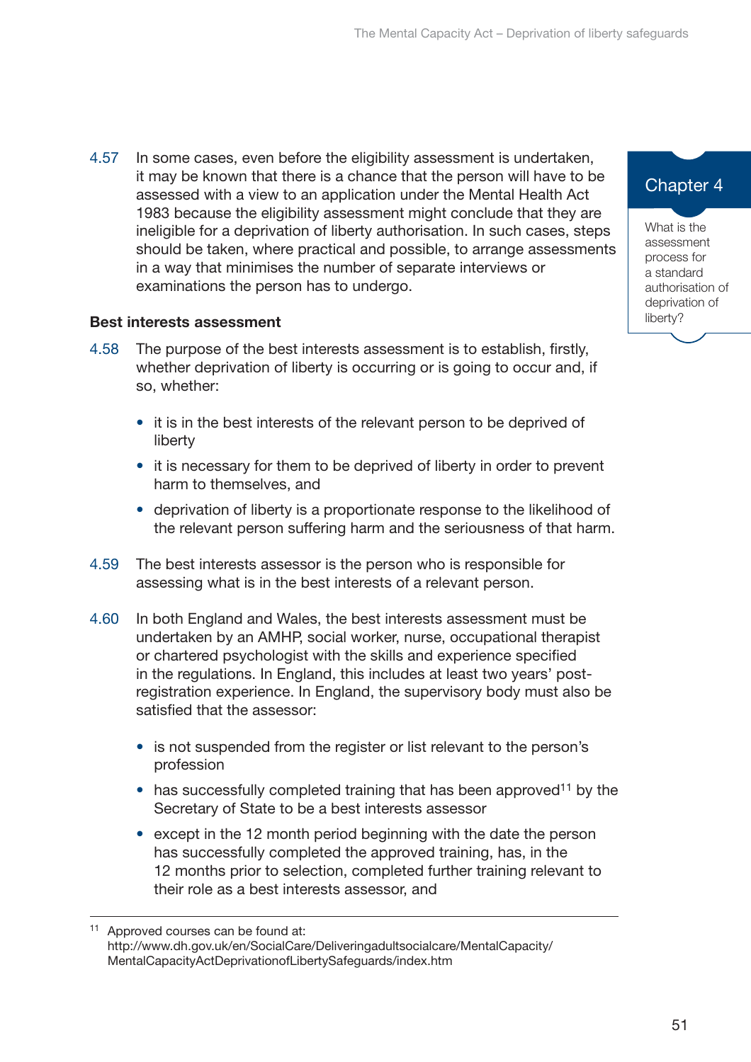4.57 In some cases, even before the eligibility assessment is undertaken, it may be known that there is a chance that the person will have to be assessed with a view to an application under the Mental Health Act 1983 because the eligibility assessment might conclude that they are ineligible for a deprivation of liberty authorisation. In such cases, steps should be taken, where practical and possible, to arrange assessments in a way that minimises the number of separate interviews or examinations the person has to undergo.

**Best interests assessment**

4.58 The purpose of the best interests assessment is to establish, firstly, whether deprivation of liberty is occurring or is going to occur and, if so, whether:

- it is in the best interests of the relevant person to be deprived of liberty
- it is necessary for them to be deprived of liberty in order to prevent harm to themselves, and
- deprivation of liberty is a proportionate response to the likelihood of the relevant person suffering harm and the seriousness of that harm.

4.59 The best interests assessor is the person who is responsible for assessing what is in the best interests of a relevant person.

4.60 In both England and Wales, the best interests assessment must be undertaken by an AMHP, social worker, nurse, occupational therapist or chartered psychologist with the skills and experience specified in the regulations. In England, this includes at least two years' post-registration experience. In England, the supervisory body must also be satisfied that the assessor:

- is not suspended from the register or list relevant to the person's profession
- has successfully completed training that has been approved[11] by the Secretary of State to be a best interests assessor
- except in the 12 month period beginning with the date the person has successfully completed the approved training, has, in the 12 months prior to selection, completed further training relevant to their role as a best interests assessor, and

---

[11] Approved courses can be found at: http://www.dh.gov.uk/en/SocialCare/Deliveringadultsocialcare/MentalCapacity/MentalCapacityActDeprivationofLibertySafeguards/index.htm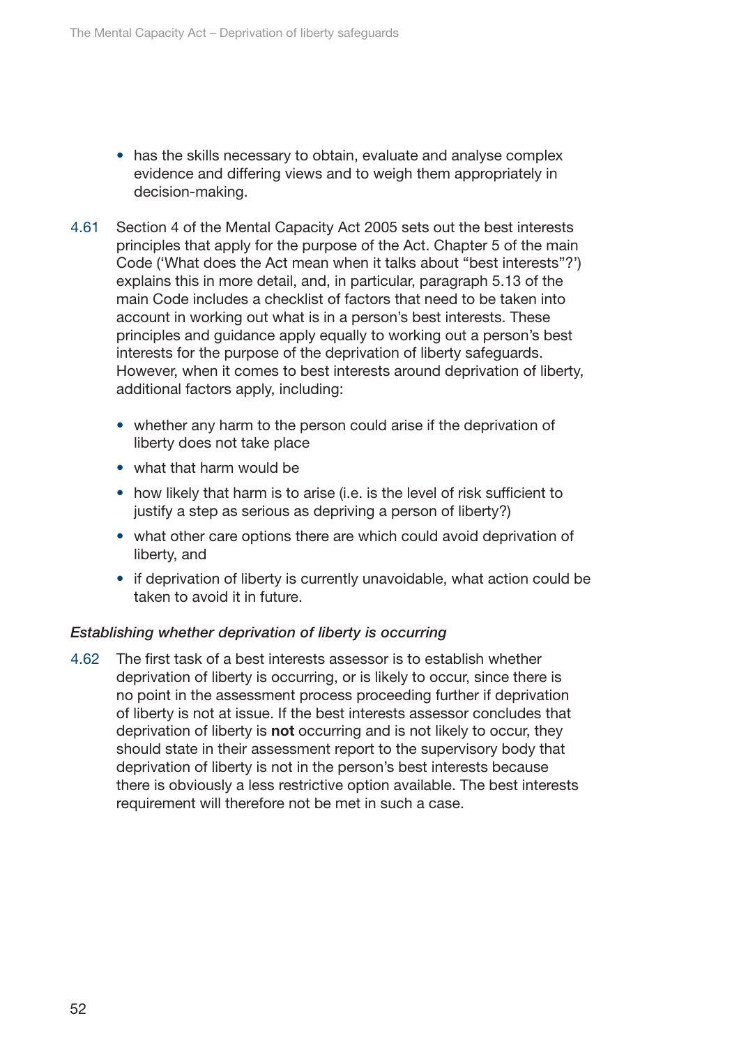- has the skills necessary to obtain, evaluate and analyse complex evidence and differing views and to weigh them appropriately in decision-making.

4.61 Section 4 of the Mental Capacity Act 2005 sets out the best interests principles that apply for the purpose of the Act. Chapter 5 of the main Code ('What does the Act mean when it talks about "best interests"?') explains this in more detail, and, in particular, paragraph 5.13 of the main Code includes a checklist of factors that need to be taken into account in working out what is in a person's best interests. These principles and guidance apply equally to working out a person's best interests for the purpose of the deprivation of liberty safeguards. However, when it comes to best interests around deprivation of liberty, additional factors apply, including:

- whether any harm to the person could arise if the deprivation of liberty does not take place
- what that harm would be
- how likely that harm is to arise (i.e. is the level of risk sufficient to justify a step as serious as depriving a person of liberty?)
- what other care options there are which could avoid deprivation of liberty, and
- if deprivation of liberty is currently unavoidable, what action could be taken to avoid it in future.

*Establishing whether deprivation of liberty is occurring*

4.62 The first task of a best interests assessor is to establish whether deprivation of liberty is occurring, or is likely to occur, since there is no point in the assessment process proceeding further if deprivation of liberty is not at issue. If the best interests assessor concludes that deprivation of liberty is **not** occurring and is not likely to occur, they should state in their assessment report to the supervisory body that deprivation of liberty is not in the person's best interests because there is obviously a less restrictive option available. The best interests requirement will therefore not be met in such a case.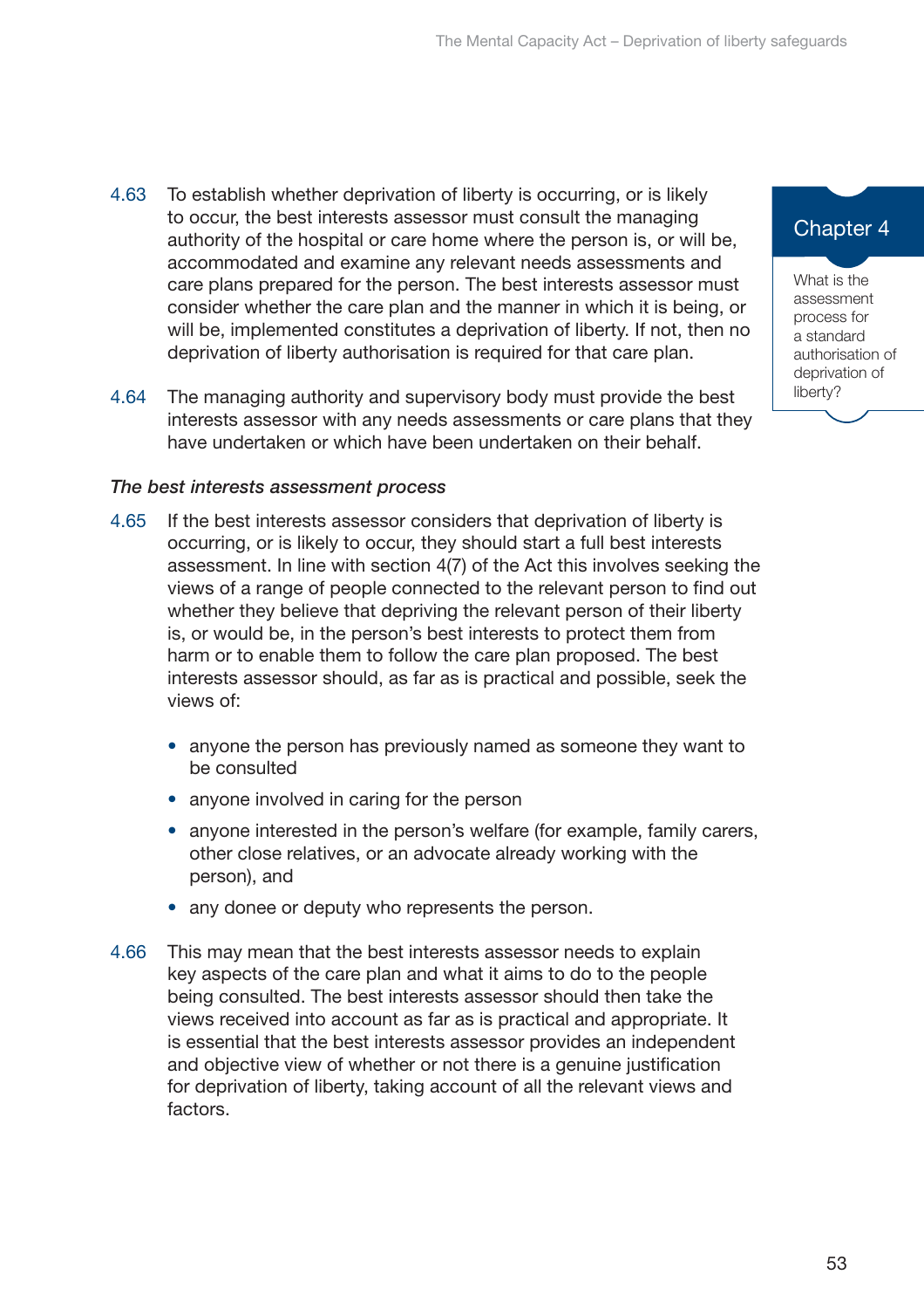4.63 To establish whether deprivation of liberty is occurring, or is likely to occur, the best interests assessor must consult the managing authority of the hospital or care home where the person is, or will be, accommodated and examine any relevant needs assessments and care plans prepared for the person. The best interests assessor must consider whether the care plan and the manner in which it is being, or will be, implemented constitutes a deprivation of liberty. If not, then no deprivation of liberty authorisation is required for that care plan.

4.64 The managing authority and supervisory body must provide the best interests assessor with any needs assessments or care plans that they have undertaken or which have been undertaken on their behalf.

*The best interests assessment process*

4.65 If the best interests assessor considers that deprivation of liberty is occurring, or is likely to occur, they should start a full best interests assessment. In line with section 4(7) of the Act this involves seeking the views of a range of people connected to the relevant person to find out whether they believe that depriving the relevant person of their liberty is, or would be, in the person's best interests to protect them from harm or to enable them to follow the care plan proposed. The best interests assessor should, as far as is practical and possible, seek the views of:

- anyone the person has previously named as someone they want to be consulted
- anyone involved in caring for the person
- anyone interested in the person's welfare (for example, family carers, other close relatives, or an advocate already working with the person), and
- any donee or deputy who represents the person.

4.66 This may mean that the best interests assessor needs to explain key aspects of the care plan and what it aims to do to the people being consulted. The best interests assessor should then take the views received into account as far as is practical and appropriate. It is essential that the best interests assessor provides an independent and objective view of whether or not there is a genuine justification for deprivation of liberty, taking account of all the relevant views and factors.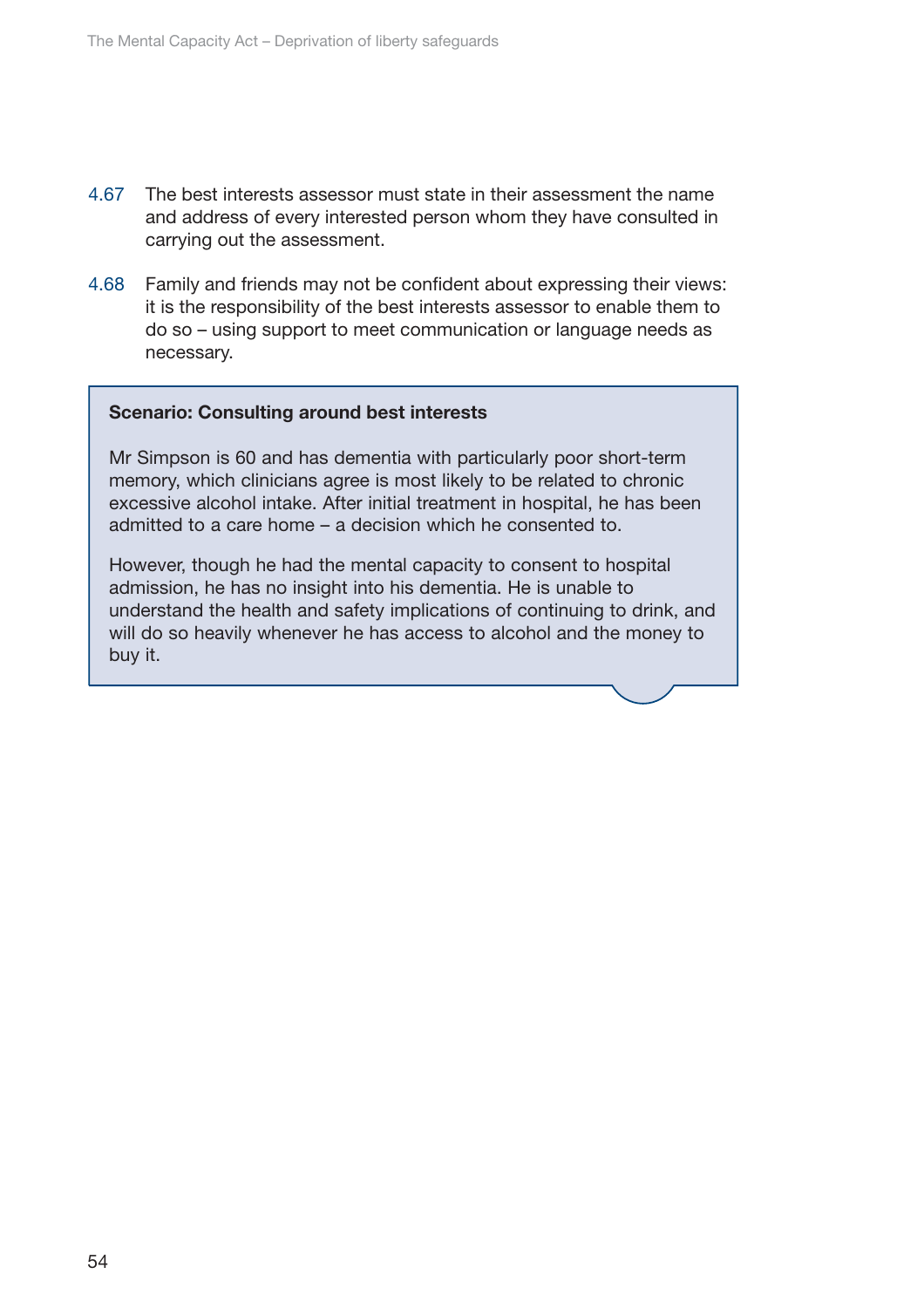4.67 The best interests assessor must state in their assessment the name and address of every interested person whom they have consulted in carrying out the assessment.

4.68 Family and friends may not be confident about expressing their views: it is the responsibility of the best interests assessor to enable them to do so – using support to meet communication or language needs as necessary.

> **Scenario: Consulting around best interests**
>
> Mr Simpson is 60 and has dementia with particularly poor short-term memory, which clinicians agree is most likely to be related to chronic excessive alcohol intake. After initial treatment in hospital, he has been admitted to a care home – a decision which he consented to.
>
> However, though he had the mental capacity to consent to hospital admission, he has no insight into his dementia. He is unable to understand the health and safety implications of continuing to drink, and will do so heavily whenever he has access to alcohol and the money to buy it.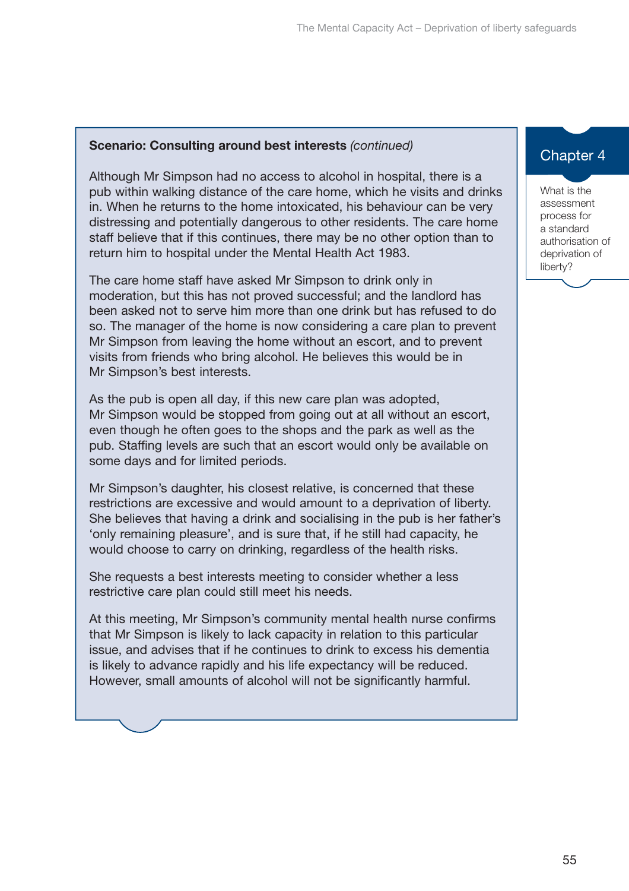**Scenario: Consulting around best interests** *(continued)*

Although Mr Simpson had no access to alcohol in hospital, there is a pub within walking distance of the care home, which he visits and drinks in. When he returns to the home intoxicated, his behaviour can be very distressing and potentially dangerous to other residents. The care home staff believe that if this continues, there may be no other option than to return him to hospital under the Mental Health Act 1983.

The care home staff have asked Mr Simpson to drink only in moderation, but this has not proved successful; and the landlord has been asked not to serve him more than one drink but has refused to do so. The manager of the home is now considering a care plan to prevent Mr Simpson from leaving the home without an escort, and to prevent visits from friends who bring alcohol. He believes this would be in Mr Simpson's best interests.

As the pub is open all day, if this new care plan was adopted, Mr Simpson would be stopped from going out at all without an escort, even though he often goes to the shops and the park as well as the pub. Staffing levels are such that an escort would only be available on some days and for limited periods.

Mr Simpson's daughter, his closest relative, is concerned that these restrictions are excessive and would amount to a deprivation of liberty. She believes that having a drink and socialising in the pub is her father's 'only remaining pleasure', and is sure that, if he still had capacity, he would choose to carry on drinking, regardless of the health risks.

She requests a best interests meeting to consider whether a less restrictive care plan could still meet his needs.

At this meeting, Mr Simpson's community mental health nurse confirms that Mr Simpson is likely to lack capacity in relation to this particular issue, and advises that if he continues to drink to excess his dementia is likely to advance rapidly and his life expectancy will be reduced. However, small amounts of alcohol will not be significantly harmful.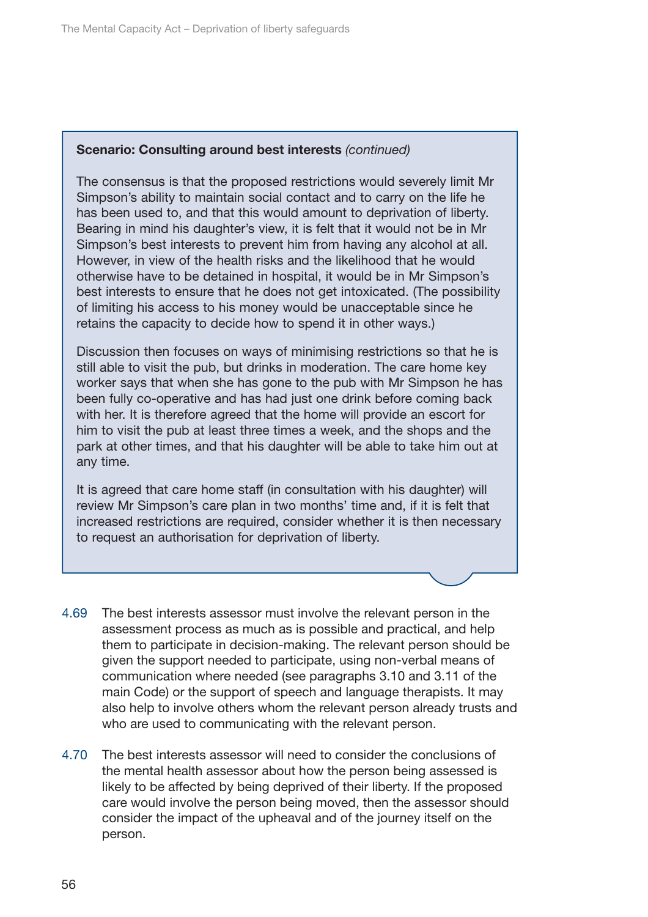**Scenario: Consulting around best interests** *(continued)*

The consensus is that the proposed restrictions would severely limit Mr Simpson's ability to maintain social contact and to carry on the life he has been used to, and that this would amount to deprivation of liberty. Bearing in mind his daughter's view, it is felt that it would not be in Mr Simpson's best interests to prevent him from having any alcohol at all. However, in view of the health risks and the likelihood that he would otherwise have to be detained in hospital, it would be in Mr Simpson's best interests to ensure that he does not get intoxicated. (The possibility of limiting his access to his money would be unacceptable since he retains the capacity to decide how to spend it in other ways.)

Discussion then focuses on ways of minimising restrictions so that he is still able to visit the pub, but drinks in moderation. The care home key worker says that when she has gone to the pub with Mr Simpson he has been fully co-operative and has had just one drink before coming back with her. It is therefore agreed that the home will provide an escort for him to visit the pub at least three times a week, and the shops and the park at other times, and that his daughter will be able to take him out at any time.

It is agreed that care home staff (in consultation with his daughter) will review Mr Simpson's care plan in two months' time and, if it is felt that increased restrictions are required, consider whether it is then necessary to request an authorisation for deprivation of liberty.

4.69 The best interests assessor must involve the relevant person in the assessment process as much as is possible and practical, and help them to participate in decision-making. The relevant person should be given the support needed to participate, using non-verbal means of communication where needed (see paragraphs 3.10 and 3.11 of the main Code) or the support of speech and language therapists. It may also help to involve others whom the relevant person already trusts and who are used to communicating with the relevant person.

4.70 The best interests assessor will need to consider the conclusions of the mental health assessor about how the person being assessed is likely to be affected by being deprived of their liberty. If the proposed care would involve the person being moved, then the assessor should consider the impact of the upheaval and of the journey itself on the person.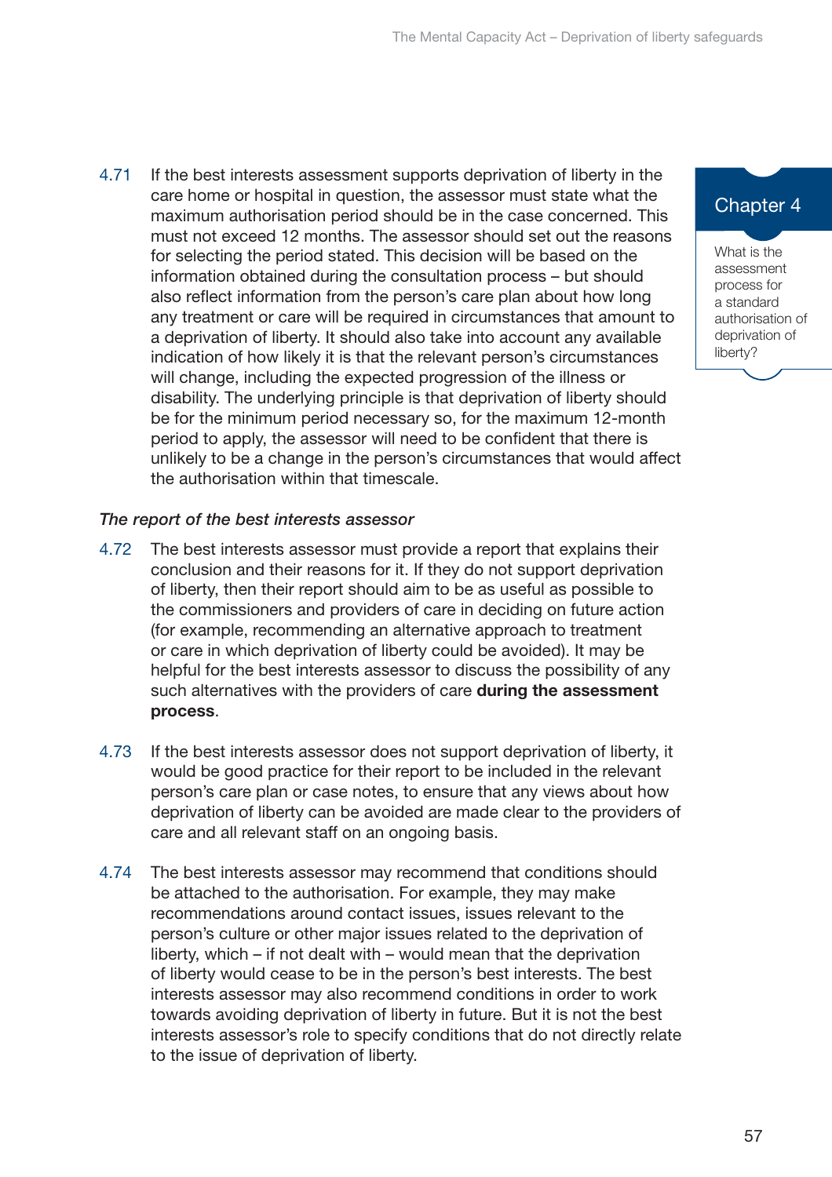4.71 If the best interests assessment supports deprivation of liberty in the care home or hospital in question, the assessor must state what the maximum authorisation period should be in the case concerned. This must not exceed 12 months. The assessor should set out the reasons for selecting the period stated. This decision will be based on the information obtained during the consultation process – but should also reflect information from the person's care plan about how long any treatment or care will be required in circumstances that amount to a deprivation of liberty. It should also take into account any available indication of how likely it is that the relevant person's circumstances will change, including the expected progression of the illness or disability. The underlying principle is that deprivation of liberty should be for the minimum period necessary so, for the maximum 12-month period to apply, the assessor will need to be confident that there is unlikely to be a change in the person's circumstances that would affect the authorisation within that timescale.

*The report of the best interests assessor*

4.72 The best interests assessor must provide a report that explains their conclusion and their reasons for it. If they do not support deprivation of liberty, then their report should aim to be as useful as possible to the commissioners and providers of care in deciding on future action (for example, recommending an alternative approach to treatment or care in which deprivation of liberty could be avoided). It may be helpful for the best interests assessor to discuss the possibility of any such alternatives with the providers of care **during the assessment process**.

4.73 If the best interests assessor does not support deprivation of liberty, it would be good practice for their report to be included in the relevant person's care plan or case notes, to ensure that any views about how deprivation of liberty can be avoided are made clear to the providers of care and all relevant staff on an ongoing basis.

4.74 The best interests assessor may recommend that conditions should be attached to the authorisation. For example, they may make recommendations around contact issues, issues relevant to the person's culture or other major issues related to the deprivation of liberty, which – if not dealt with – would mean that the deprivation of liberty would cease to be in the person's best interests. The best interests assessor may also recommend conditions in order to work towards avoiding deprivation of liberty in future. But it is not the best interests assessor's role to specify conditions that do not directly relate to the issue of deprivation of liberty.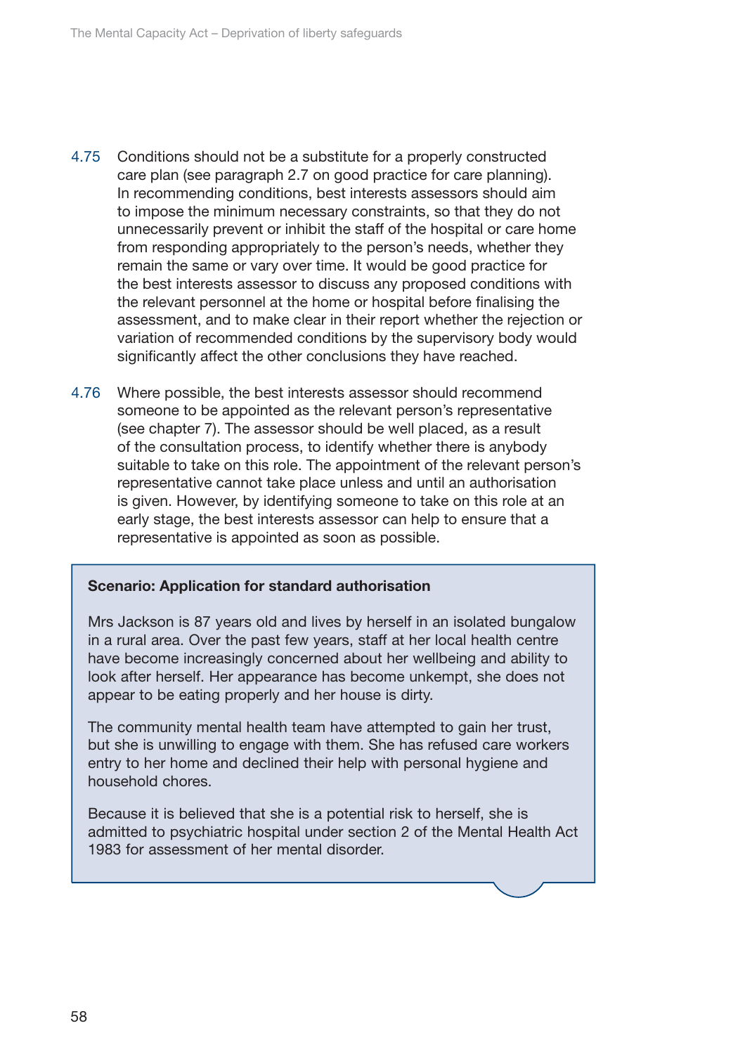4.75 Conditions should not be a substitute for a properly constructed care plan (see paragraph 2.7 on good practice for care planning). In recommending conditions, best interests assessors should aim to impose the minimum necessary constraints, so that they do not unnecessarily prevent or inhibit the staff of the hospital or care home from responding appropriately to the person's needs, whether they remain the same or vary over time. It would be good practice for the best interests assessor to discuss any proposed conditions with the relevant personnel at the home or hospital before finalising the assessment, and to make clear in their report whether the rejection or variation of recommended conditions by the supervisory body would significantly affect the other conclusions they have reached.

4.76 Where possible, the best interests assessor should recommend someone to be appointed as the relevant person's representative (see chapter 7). The assessor should be well placed, as a result of the consultation process, to identify whether there is anybody suitable to take on this role. The appointment of the relevant person's representative cannot take place unless and until an authorisation is given. However, by identifying someone to take on this role at an early stage, the best interests assessor can help to ensure that a representative is appointed as soon as possible.

**Scenario: Application for standard authorisation**

Mrs Jackson is 87 years old and lives by herself in an isolated bungalow in a rural area. Over the past few years, staff at her local health centre have become increasingly concerned about her wellbeing and ability to look after herself. Her appearance has become unkempt, she does not appear to be eating properly and her house is dirty.

The community mental health team have attempted to gain her trust, but she is unwilling to engage with them. She has refused care workers entry to her home and declined their help with personal hygiene and household chores.

Because it is believed that she is a potential risk to herself, she is admitted to psychiatric hospital under section 2 of the Mental Health Act 1983 for assessment of her mental disorder.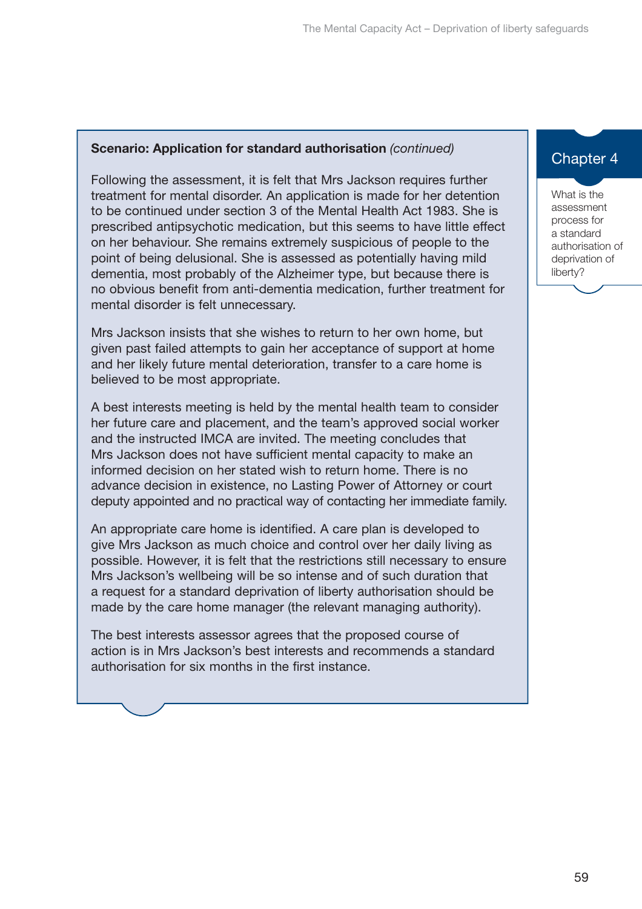**Scenario: Application for standard authorisation** *(continued)*

Following the assessment, it is felt that Mrs Jackson requires further treatment for mental disorder. An application is made for her detention to be continued under section 3 of the Mental Health Act 1983. She is prescribed antipsychotic medication, but this seems to have little effect on her behaviour. She remains extremely suspicious of people to the point of being delusional. She is assessed as potentially having mild dementia, most probably of the Alzheimer type, but because there is no obvious benefit from anti-dementia medication, further treatment for mental disorder is felt unnecessary.

Mrs Jackson insists that she wishes to return to her own home, but given past failed attempts to gain her acceptance of support at home and her likely future mental deterioration, transfer to a care home is believed to be most appropriate.

A best interests meeting is held by the mental health team to consider her future care and placement, and the team's approved social worker and the instructed IMCA are invited. The meeting concludes that Mrs Jackson does not have sufficient mental capacity to make an informed decision on her stated wish to return home. There is no advance decision in existence, no Lasting Power of Attorney or court deputy appointed and no practical way of contacting her immediate family.

An appropriate care home is identified. A care plan is developed to give Mrs Jackson as much choice and control over her daily living as possible. However, it is felt that the restrictions still necessary to ensure Mrs Jackson's wellbeing will be so intense and of such duration that a request for a standard deprivation of liberty authorisation should be made by the care home manager (the relevant managing authority).

The best interests assessor agrees that the proposed course of action is in Mrs Jackson's best interests and recommends a standard authorisation for six months in the first instance.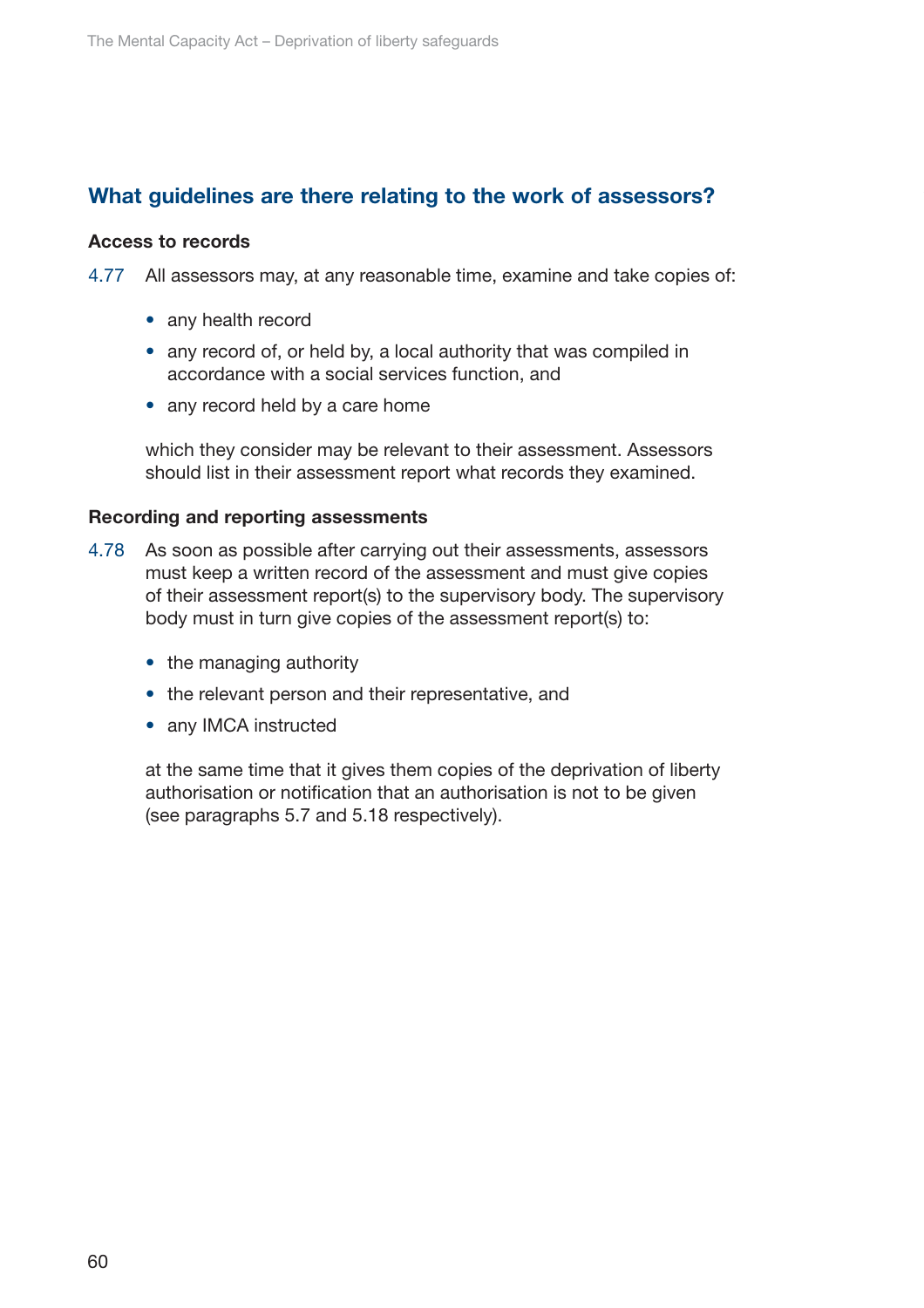## What guidelines are there relating to the work of assessors?

### Access to records

4.77 All assessors may, at any reasonable time, examine and take copies of:

- any health record
- any record of, or held by, a local authority that was compiled in accordance with a social services function, and
- any record held by a care home

which they consider may be relevant to their assessment. Assessors should list in their assessment report what records they examined.

### Recording and reporting assessments

4.78 As soon as possible after carrying out their assessments, assessors must keep a written record of the assessment and must give copies of their assessment report(s) to the supervisory body. The supervisory body must in turn give copies of the assessment report(s) to:

- the managing authority
- the relevant person and their representative, and
- any IMCA instructed

at the same time that it gives them copies of the deprivation of liberty authorisation or notification that an authorisation is not to be given (see paragraphs 5.7 and 5.18 respectively).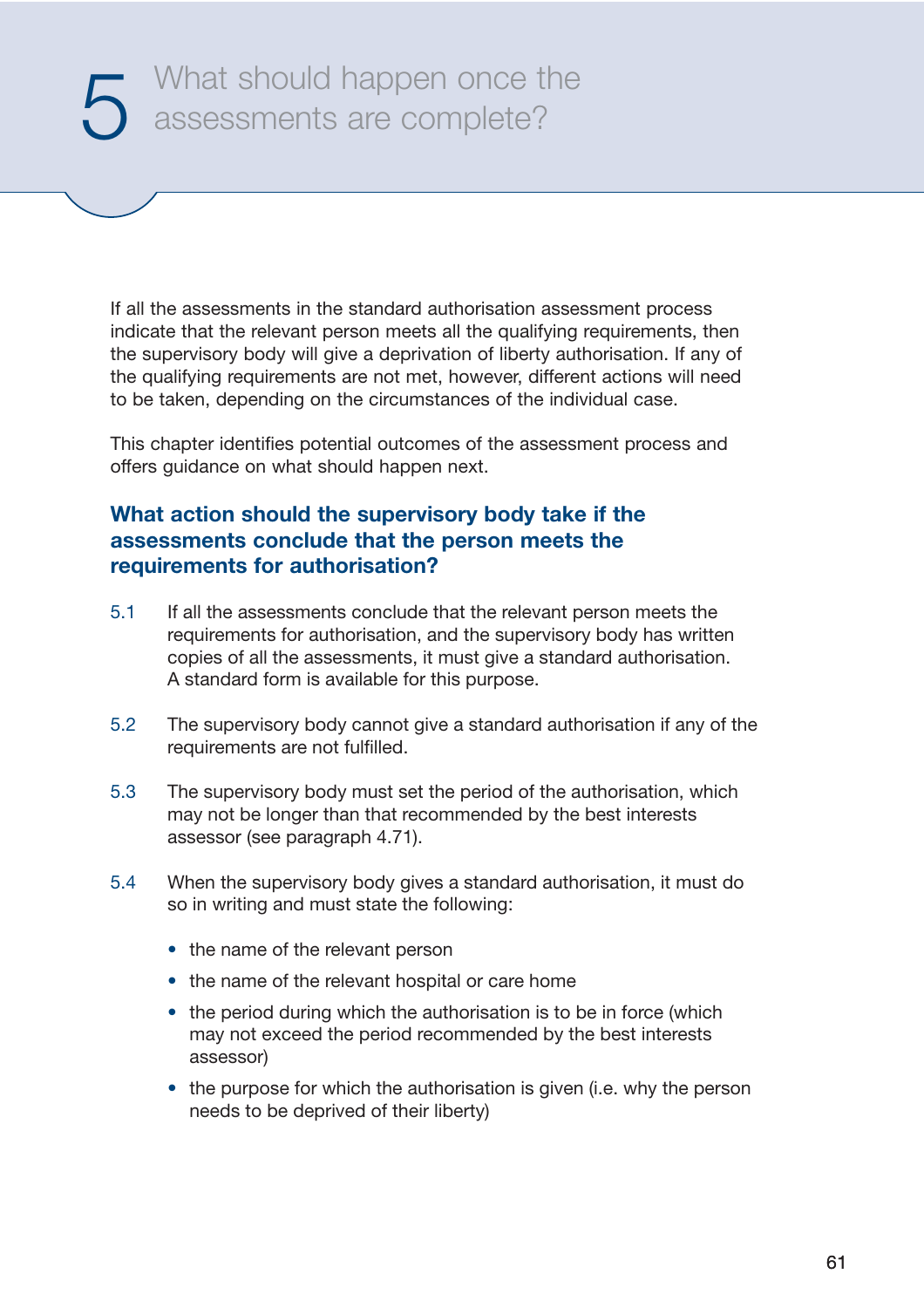# 5 What should happen once the assessments are complete?

If all the assessments in the standard authorisation assessment process indicate that the relevant person meets all the qualifying requirements, then the supervisory body will give a deprivation of liberty authorisation. If any of the qualifying requirements are not met, however, different actions will need to be taken, depending on the circumstances of the individual case.

This chapter identifies potential outcomes of the assessment process and offers guidance on what should happen next.

## What action should the supervisory body take if the assessments conclude that the person meets the requirements for authorisation?

5.1 If all the assessments conclude that the relevant person meets the requirements for authorisation, and the supervisory body has written copies of all the assessments, it must give a standard authorisation. A standard form is available for this purpose.

5.2 The supervisory body cannot give a standard authorisation if any of the requirements are not fulfilled.

5.3 The supervisory body must set the period of the authorisation, which may not be longer than that recommended by the best interests assessor (see paragraph 4.71).

5.4 When the supervisory body gives a standard authorisation, it must do so in writing and must state the following:

- the name of the relevant person
- the name of the relevant hospital or care home
- the period during which the authorisation is to be in force (which may not exceed the period recommended by the best interests assessor)
- the purpose for which the authorisation is given (i.e. why the person needs to be deprived of their liberty)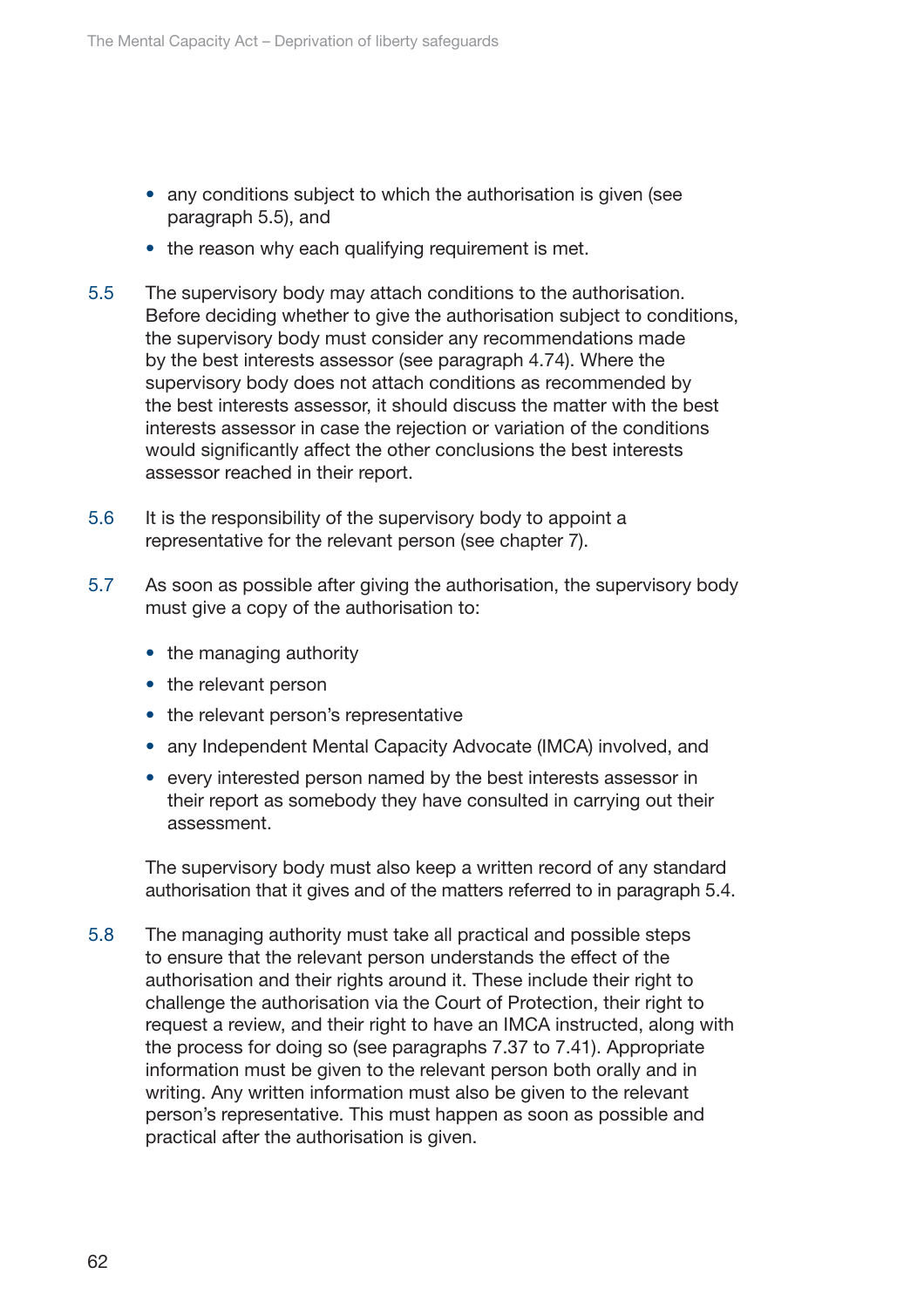- any conditions subject to which the authorisation is given (see paragraph 5.5), and
- the reason why each qualifying requirement is met.

5.5 The supervisory body may attach conditions to the authorisation. Before deciding whether to give the authorisation subject to conditions, the supervisory body must consider any recommendations made by the best interests assessor (see paragraph 4.74). Where the supervisory body does not attach conditions as recommended by the best interests assessor, it should discuss the matter with the best interests assessor in case the rejection or variation of the conditions would significantly affect the other conclusions the best interests assessor reached in their report.

5.6 It is the responsibility of the supervisory body to appoint a representative for the relevant person (see chapter 7).

5.7 As soon as possible after giving the authorisation, the supervisory body must give a copy of the authorisation to:

- the managing authority
- the relevant person
- the relevant person's representative
- any Independent Mental Capacity Advocate (IMCA) involved, and
- every interested person named by the best interests assessor in their report as somebody they have consulted in carrying out their assessment.

The supervisory body must also keep a written record of any standard authorisation that it gives and of the matters referred to in paragraph 5.4.

5.8 The managing authority must take all practical and possible steps to ensure that the relevant person understands the effect of the authorisation and their rights around it. These include their right to challenge the authorisation via the Court of Protection, their right to request a review, and their right to have an IMCA instructed, along with the process for doing so (see paragraphs 7.37 to 7.41). Appropriate information must be given to the relevant person both orally and in writing. Any written information must also be given to the relevant person's representative. This must happen as soon as possible and practical after the authorisation is given.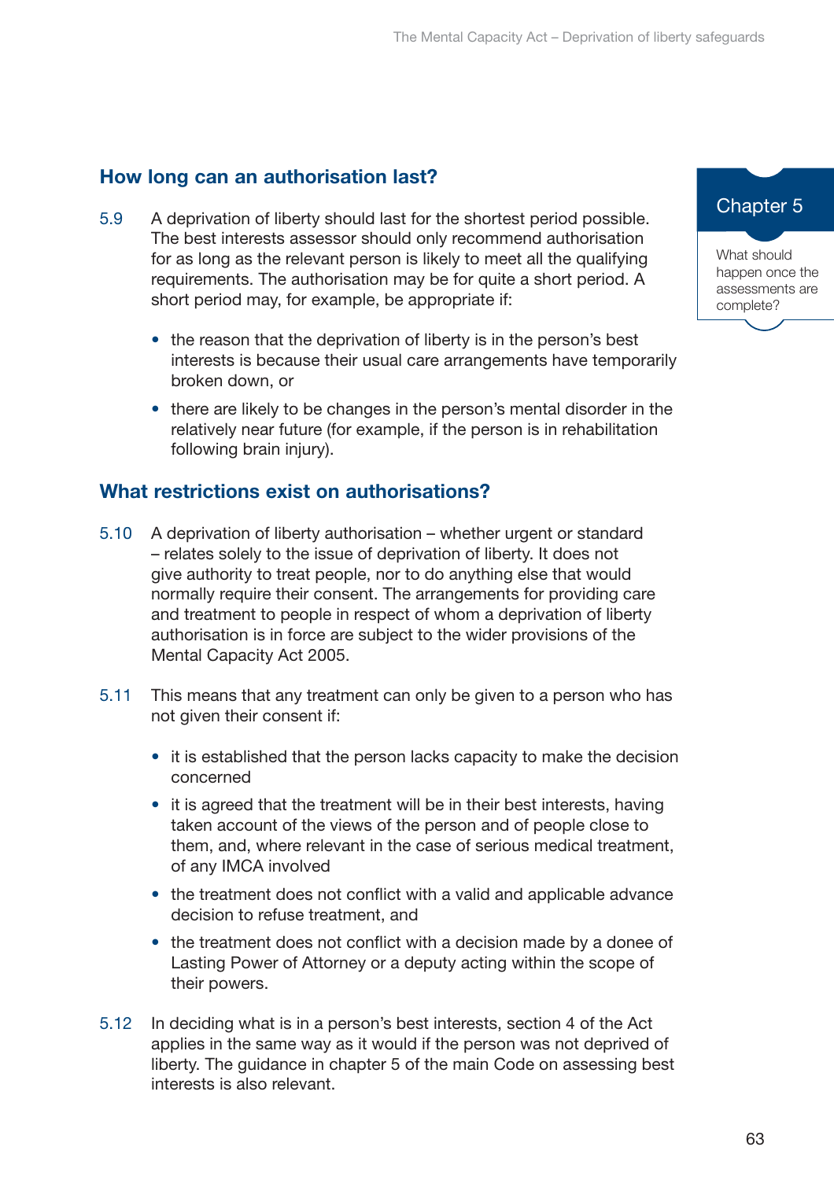## How long can an authorisation last?

5.9 A deprivation of liberty should last for the shortest period possible. The best interests assessor should only recommend authorisation for as long as the relevant person is likely to meet all the qualifying requirements. The authorisation may be for quite a short period. A short period may, for example, be appropriate if:

- the reason that the deprivation of liberty is in the person's best interests is because their usual care arrangements have temporarily broken down, or
- there are likely to be changes in the person's mental disorder in the relatively near future (for example, if the person is in rehabilitation following brain injury).

## What restrictions exist on authorisations?

5.10 A deprivation of liberty authorisation – whether urgent or standard – relates solely to the issue of deprivation of liberty. It does not give authority to treat people, nor to do anything else that would normally require their consent. The arrangements for providing care and treatment to people in respect of whom a deprivation of liberty authorisation is in force are subject to the wider provisions of the Mental Capacity Act 2005.

5.11 This means that any treatment can only be given to a person who has not given their consent if:

- it is established that the person lacks capacity to make the decision concerned
- it is agreed that the treatment will be in their best interests, having taken account of the views of the person and of people close to them, and, where relevant in the case of serious medical treatment, of any IMCA involved
- the treatment does not conflict with a valid and applicable advance decision to refuse treatment, and
- the treatment does not conflict with a decision made by a donee of Lasting Power of Attorney or a deputy acting within the scope of their powers.

5.12 In deciding what is in a person's best interests, section 4 of the Act applies in the same way as it would if the person was not deprived of liberty. The guidance in chapter 5 of the main Code on assessing best interests is also relevant.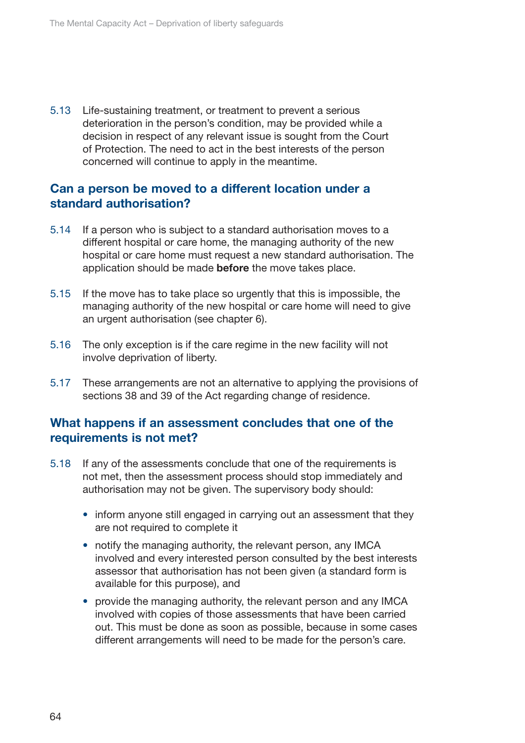5.13 Life-sustaining treatment, or treatment to prevent a serious deterioration in the person's condition, may be provided while a decision in respect of any relevant issue is sought from the Court of Protection. The need to act in the best interests of the person concerned will continue to apply in the meantime.

## Can a person be moved to a different location under a standard authorisation?

5.14 If a person who is subject to a standard authorisation moves to a different hospital or care home, the managing authority of the new hospital or care home must request a new standard authorisation. The application should be made **before** the move takes place.

5.15 If the move has to take place so urgently that this is impossible, the managing authority of the new hospital or care home will need to give an urgent authorisation (see chapter 6).

5.16 The only exception is if the care regime in the new facility will not involve deprivation of liberty.

5.17 These arrangements are not an alternative to applying the provisions of sections 38 and 39 of the Act regarding change of residence.

## What happens if an assessment concludes that one of the requirements is not met?

5.18 If any of the assessments conclude that one of the requirements is not met, then the assessment process should stop immediately and authorisation may not be given. The supervisory body should:

- inform anyone still engaged in carrying out an assessment that they are not required to complete it
- notify the managing authority, the relevant person, any IMCA involved and every interested person consulted by the best interests assessor that authorisation has not been given (a standard form is available for this purpose), and
- provide the managing authority, the relevant person and any IMCA involved with copies of those assessments that have been carried out. This must be done as soon as possible, because in some cases different arrangements will need to be made for the person's care.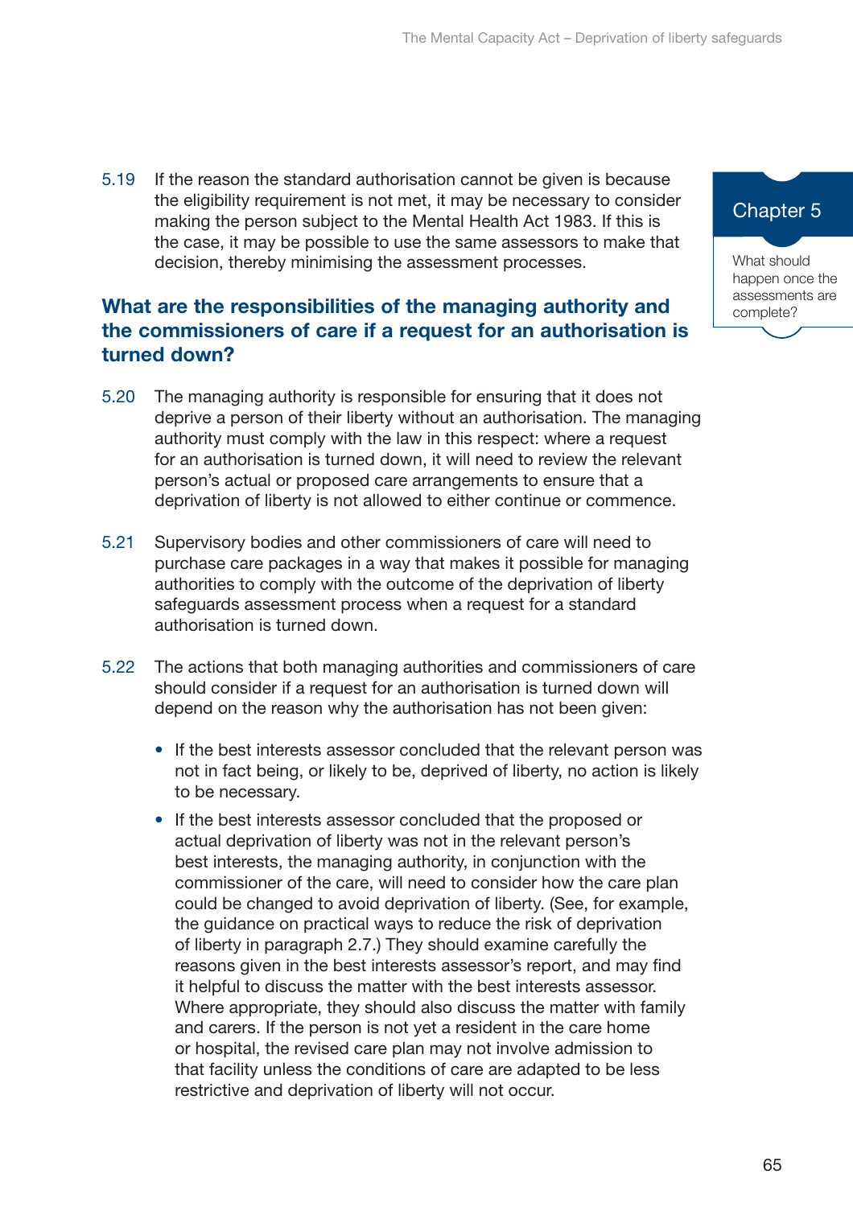5.19 If the reason the standard authorisation cannot be given is because the eligibility requirement is not met, it may be necessary to consider making the person subject to the Mental Health Act 1983. If this is the case, it may be possible to use the same assessors to make that decision, thereby minimising the assessment processes.

## What are the responsibilities of the managing authority and the commissioners of care if a request for an authorisation is turned down?

5.20 The managing authority is responsible for ensuring that it does not deprive a person of their liberty without an authorisation. The managing authority must comply with the law in this respect: where a request for an authorisation is turned down, it will need to review the relevant person's actual or proposed care arrangements to ensure that a deprivation of liberty is not allowed to either continue or commence.

5.21 Supervisory bodies and other commissioners of care will need to purchase care packages in a way that makes it possible for managing authorities to comply with the outcome of the deprivation of liberty safeguards assessment process when a request for a standard authorisation is turned down.

5.22 The actions that both managing authorities and commissioners of care should consider if a request for an authorisation is turned down will depend on the reason why the authorisation has not been given:

- If the best interests assessor concluded that the relevant person was not in fact being, or likely to be, deprived of liberty, no action is likely to be necessary.
- If the best interests assessor concluded that the proposed or actual deprivation of liberty was not in the relevant person's best interests, the managing authority, in conjunction with the commissioner of the care, will need to consider how the care plan could be changed to avoid deprivation of liberty. (See, for example, the guidance on practical ways to reduce the risk of deprivation of liberty in paragraph 2.7.) They should examine carefully the reasons given in the best interests assessor's report, and may find it helpful to discuss the matter with the best interests assessor. Where appropriate, they should also discuss the matter with family and carers. If the person is not yet a resident in the care home or hospital, the revised care plan may not involve admission to that facility unless the conditions of care are adapted to be less restrictive and deprivation of liberty will not occur.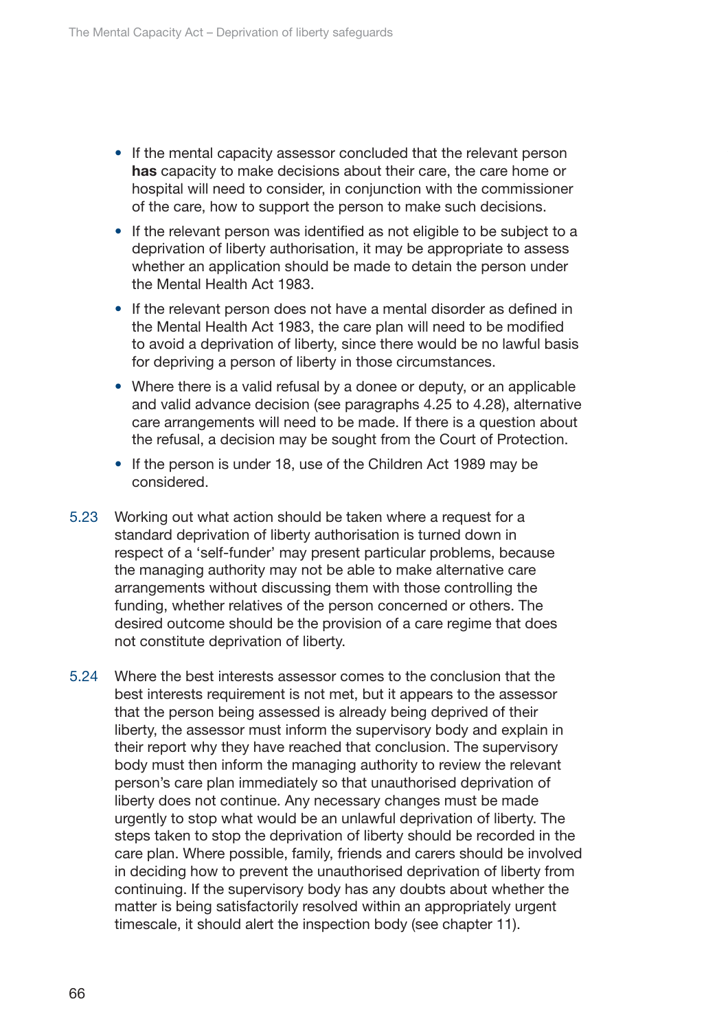- If the mental capacity assessor concluded that the relevant person **has** capacity to make decisions about their care, the care home or hospital will need to consider, in conjunction with the commissioner of the care, how to support the person to make such decisions.
- If the relevant person was identified as not eligible to be subject to a deprivation of liberty authorisation, it may be appropriate to assess whether an application should be made to detain the person under the Mental Health Act 1983.
- If the relevant person does not have a mental disorder as defined in the Mental Health Act 1983, the care plan will need to be modified to avoid a deprivation of liberty, since there would be no lawful basis for depriving a person of liberty in those circumstances.
- Where there is a valid refusal by a donee or deputy, or an applicable and valid advance decision (see paragraphs 4.25 to 4.28), alternative care arrangements will need to be made. If there is a question about the refusal, a decision may be sought from the Court of Protection.
- If the person is under 18, use of the Children Act 1989 may be considered.

5.23 Working out what action should be taken where a request for a standard deprivation of liberty authorisation is turned down in respect of a 'self-funder' may present particular problems, because the managing authority may not be able to make alternative care arrangements without discussing them with those controlling the funding, whether relatives of the person concerned or others. The desired outcome should be the provision of a care regime that does not constitute deprivation of liberty.

5.24 Where the best interests assessor comes to the conclusion that the best interests requirement is not met, but it appears to the assessor that the person being assessed is already being deprived of their liberty, the assessor must inform the supervisory body and explain in their report why they have reached that conclusion. The supervisory body must then inform the managing authority to review the relevant person's care plan immediately so that unauthorised deprivation of liberty does not continue. Any necessary changes must be made urgently to stop what would be an unlawful deprivation of liberty. The steps taken to stop the deprivation of liberty should be recorded in the care plan. Where possible, family, friends and carers should be involved in deciding how to prevent the unauthorised deprivation of liberty from continuing. If the supervisory body has any doubts about whether the matter is being satisfactorily resolved within an appropriately urgent timescale, it should alert the inspection body (see chapter 11).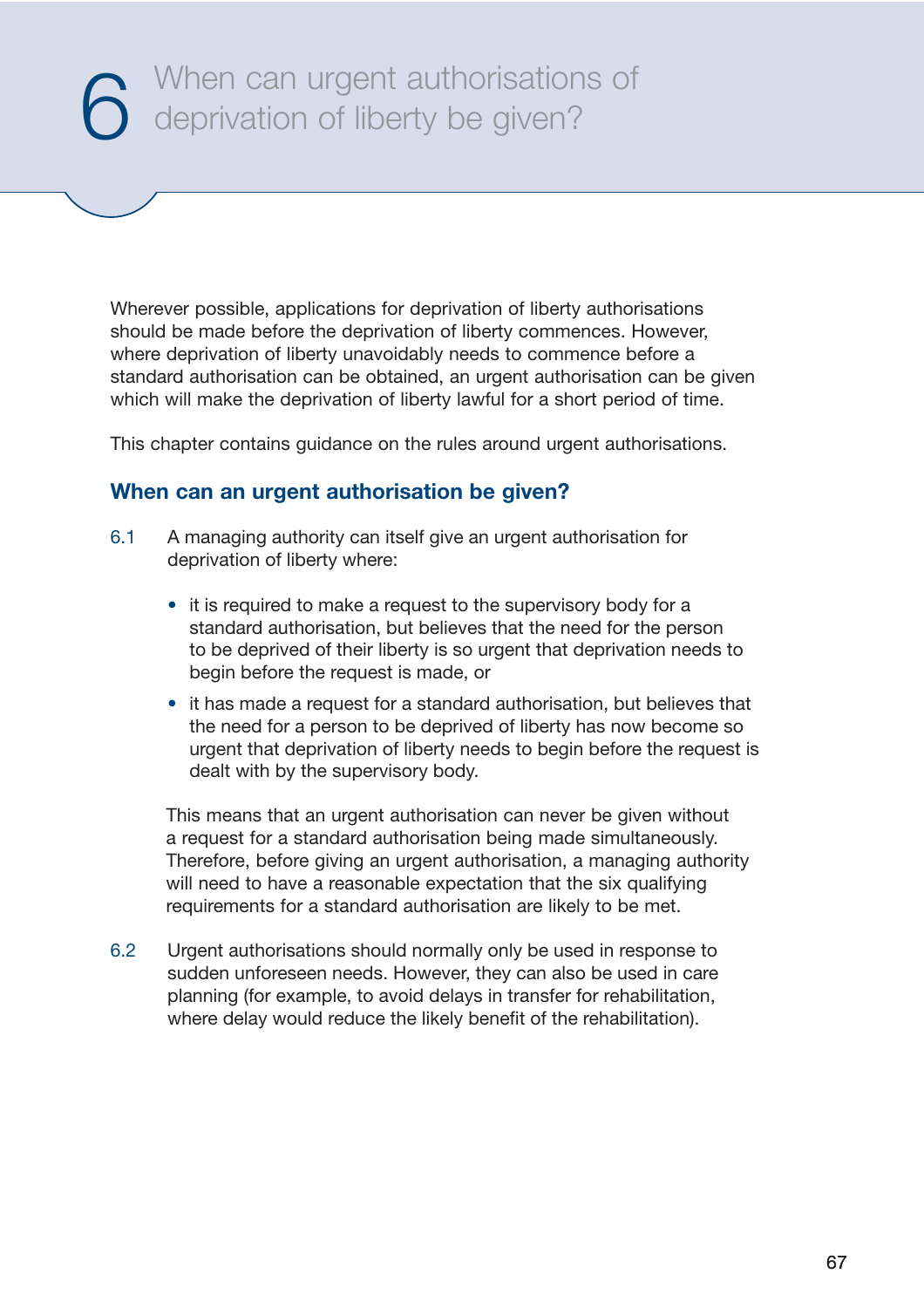# 6 When can urgent authorisations of deprivation of liberty be given?

Wherever possible, applications for deprivation of liberty authorisations should be made before the deprivation of liberty commences. However, where deprivation of liberty unavoidably needs to commence before a standard authorisation can be obtained, an urgent authorisation can be given which will make the deprivation of liberty lawful for a short period of time.

This chapter contains guidance on the rules around urgent authorisations.

## When can an urgent authorisation be given?

6.1 A managing authority can itself give an urgent authorisation for deprivation of liberty where:

- it is required to make a request to the supervisory body for a standard authorisation, but believes that the need for the person to be deprived of their liberty is so urgent that deprivation needs to begin before the request is made, or
- it has made a request for a standard authorisation, but believes that the need for a person to be deprived of liberty has now become so urgent that deprivation of liberty needs to begin before the request is dealt with by the supervisory body.

This means that an urgent authorisation can never be given without a request for a standard authorisation being made simultaneously. Therefore, before giving an urgent authorisation, a managing authority will need to have a reasonable expectation that the six qualifying requirements for a standard authorisation are likely to be met.

6.2 Urgent authorisations should normally only be used in response to sudden unforeseen needs. However, they can also be used in care planning (for example, to avoid delays in transfer for rehabilitation, where delay would reduce the likely benefit of the rehabilitation).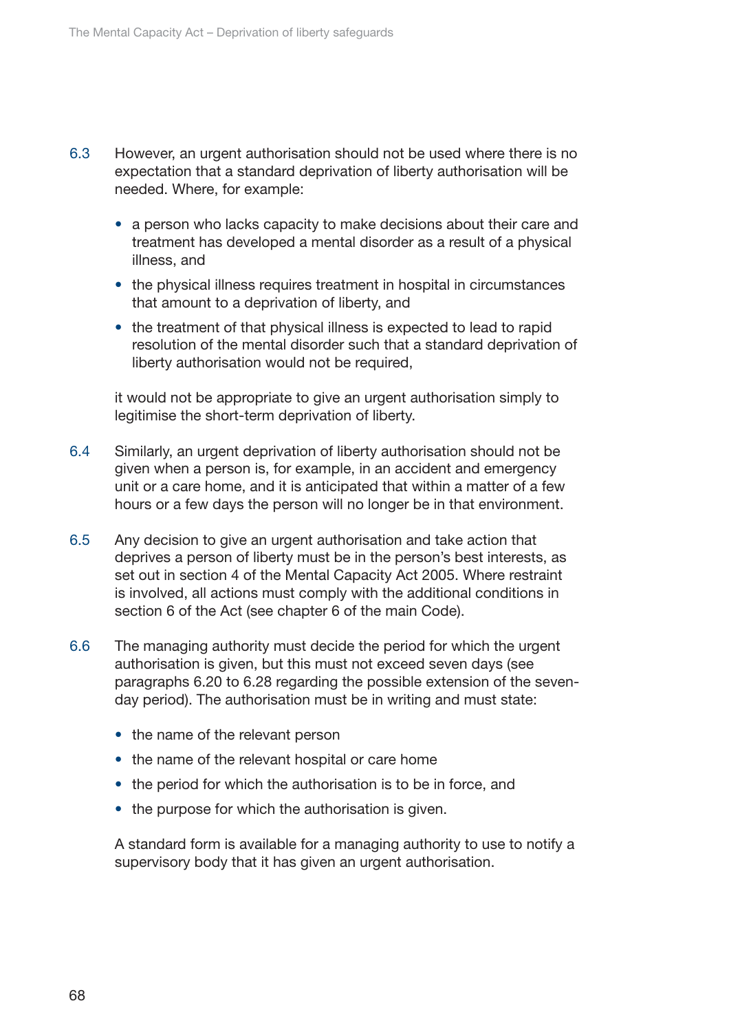6.3 However, an urgent authorisation should not be used where there is no expectation that a standard deprivation of liberty authorisation will be needed. Where, for example:

- a person who lacks capacity to make decisions about their care and treatment has developed a mental disorder as a result of a physical illness, and
- the physical illness requires treatment in hospital in circumstances that amount to a deprivation of liberty, and
- the treatment of that physical illness is expected to lead to rapid resolution of the mental disorder such that a standard deprivation of liberty authorisation would not be required,

it would not be appropriate to give an urgent authorisation simply to legitimise the short-term deprivation of liberty.

6.4 Similarly, an urgent deprivation of liberty authorisation should not be given when a person is, for example, in an accident and emergency unit or a care home, and it is anticipated that within a matter of a few hours or a few days the person will no longer be in that environment.

6.5 Any decision to give an urgent authorisation and take action that deprives a person of liberty must be in the person's best interests, as set out in section 4 of the Mental Capacity Act 2005. Where restraint is involved, all actions must comply with the additional conditions in section 6 of the Act (see chapter 6 of the main Code).

6.6 The managing authority must decide the period for which the urgent authorisation is given, but this must not exceed seven days (see paragraphs 6.20 to 6.28 regarding the possible extension of the seven-day period). The authorisation must be in writing and must state:

- the name of the relevant person
- the name of the relevant hospital or care home
- the period for which the authorisation is to be in force, and
- the purpose for which the authorisation is given.

A standard form is available for a managing authority to use to notify a supervisory body that it has given an urgent authorisation.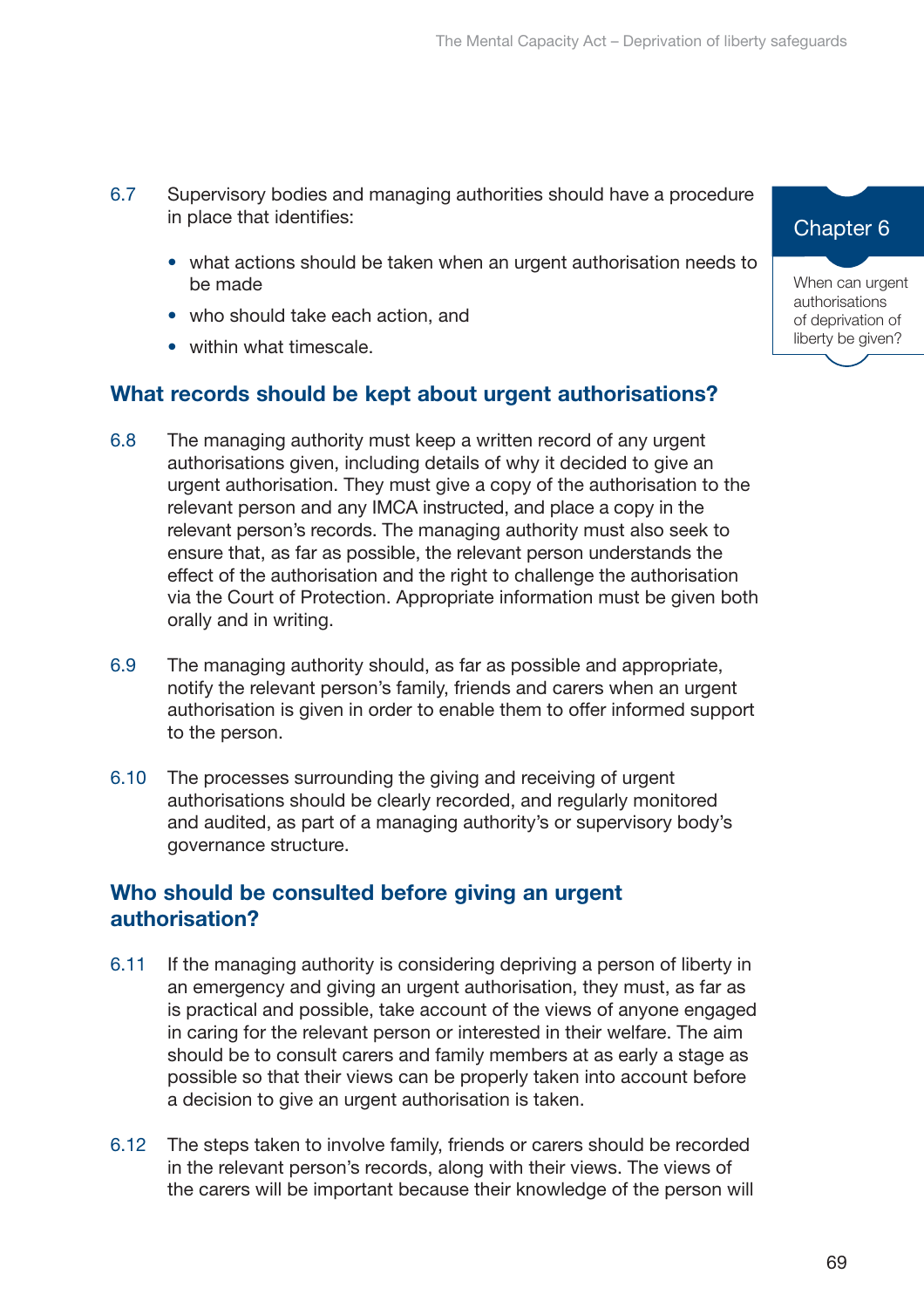6.7 Supervisory bodies and managing authorities should have a procedure in place that identifies:

- what actions should be taken when an urgent authorisation needs to be made
- who should take each action, and
- within what timescale.

## What records should be kept about urgent authorisations?

6.8 The managing authority must keep a written record of any urgent authorisations given, including details of why it decided to give an urgent authorisation. They must give a copy of the authorisation to the relevant person and any IMCA instructed, and place a copy in the relevant person's records. The managing authority must also seek to ensure that, as far as possible, the relevant person understands the effect of the authorisation and the right to challenge the authorisation via the Court of Protection. Appropriate information must be given both orally and in writing.

6.9 The managing authority should, as far as possible and appropriate, notify the relevant person's family, friends and carers when an urgent authorisation is given in order to enable them to offer informed support to the person.

6.10 The processes surrounding the giving and receiving of urgent authorisations should be clearly recorded, and regularly monitored and audited, as part of a managing authority's or supervisory body's governance structure.

## Who should be consulted before giving an urgent authorisation?

6.11 If the managing authority is considering depriving a person of liberty in an emergency and giving an urgent authorisation, they must, as far as is practical and possible, take account of the views of anyone engaged in caring for the relevant person or interested in their welfare. The aim should be to consult carers and family members at as early a stage as possible so that their views can be properly taken into account before a decision to give an urgent authorisation is taken.

6.12 The steps taken to involve family, friends or carers should be recorded in the relevant person's records, along with their views. The views of the carers will be important because their knowledge of the person will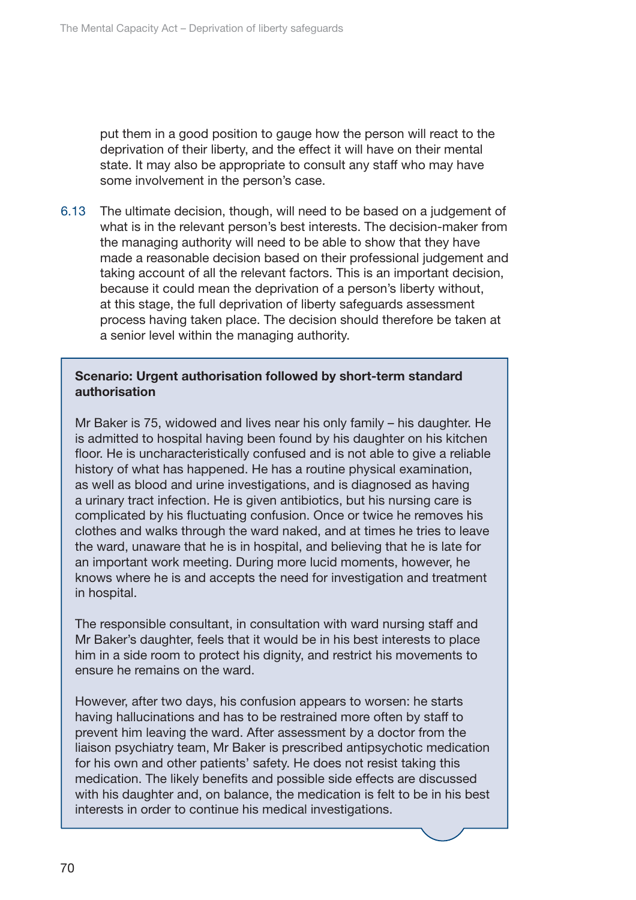put them in a good position to gauge how the person will react to the deprivation of their liberty, and the effect it will have on their mental state. It may also be appropriate to consult any staff who may have some involvement in the person's case.

6.13 The ultimate decision, though, will need to be based on a judgement of what is in the relevant person's best interests. The decision-maker from the managing authority will need to be able to show that they have made a reasonable decision based on their professional judgement and taking account of all the relevant factors. This is an important decision, because it could mean the deprivation of a person's liberty without, at this stage, the full deprivation of liberty safeguards assessment process having taken place. The decision should therefore be taken at a senior level within the managing authority.

**Scenario: Urgent authorisation followed by short-term standard authorisation**

Mr Baker is 75, widowed and lives near his only family – his daughter. He is admitted to hospital having been found by his daughter on his kitchen floor. He is uncharacteristically confused and is not able to give a reliable history of what has happened. He has a routine physical examination, as well as blood and urine investigations, and is diagnosed as having a urinary tract infection. He is given antibiotics, but his nursing care is complicated by his fluctuating confusion. Once or twice he removes his clothes and walks through the ward naked, and at times he tries to leave the ward, unaware that he is in hospital, and believing that he is late for an important work meeting. During more lucid moments, however, he knows where he is and accepts the need for investigation and treatment in hospital.

The responsible consultant, in consultation with ward nursing staff and Mr Baker's daughter, feels that it would be in his best interests to place him in a side room to protect his dignity, and restrict his movements to ensure he remains on the ward.

However, after two days, his confusion appears to worsen: he starts having hallucinations and has to be restrained more often by staff to prevent him leaving the ward. After assessment by a doctor from the liaison psychiatry team, Mr Baker is prescribed antipsychotic medication for his own and other patients' safety. He does not resist taking this medication. The likely benefits and possible side effects are discussed with his daughter and, on balance, the medication is felt to be in his best interests in order to continue his medical investigations.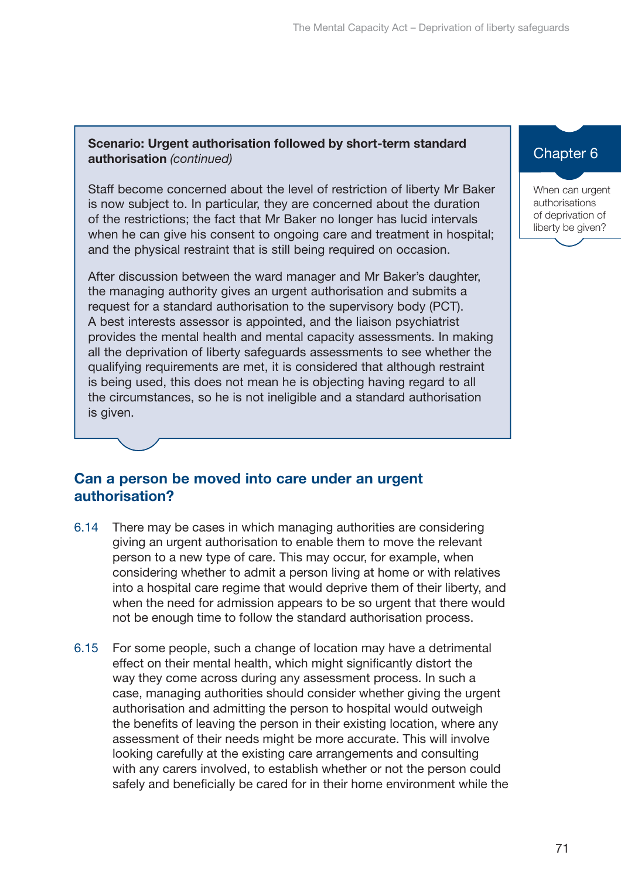**Scenario: Urgent authorisation followed by short-term standard authorisation** *(continued)*

Staff become concerned about the level of restriction of liberty Mr Baker is now subject to. In particular, they are concerned about the duration of the restrictions; the fact that Mr Baker no longer has lucid intervals when he can give his consent to ongoing care and treatment in hospital; and the physical restraint that is still being required on occasion.

After discussion between the ward manager and Mr Baker's daughter, the managing authority gives an urgent authorisation and submits a request for a standard authorisation to the supervisory body (PCT). A best interests assessor is appointed, and the liaison psychiatrist provides the mental health and mental capacity assessments. In making all the deprivation of liberty safeguards assessments to see whether the qualifying requirements are met, it is considered that although restraint is being used, this does not mean he is objecting having regard to all the circumstances, so he is not ineligible and a standard authorisation is given.

## Can a person be moved into care under an urgent authorisation?

6.14 There may be cases in which managing authorities are considering giving an urgent authorisation to enable them to move the relevant person to a new type of care. This may occur, for example, when considering whether to admit a person living at home or with relatives into a hospital care regime that would deprive them of their liberty, and when the need for admission appears to be so urgent that there would not be enough time to follow the standard authorisation process.

6.15 For some people, such a change of location may have a detrimental effect on their mental health, which might significantly distort the way they come across during any assessment process. In such a case, managing authorities should consider whether giving the urgent authorisation and admitting the person to hospital would outweigh the benefits of leaving the person in their existing location, where any assessment of their needs might be more accurate. This will involve looking carefully at the existing care arrangements and consulting with any carers involved, to establish whether or not the person could safely and beneficially be cared for in their home environment while the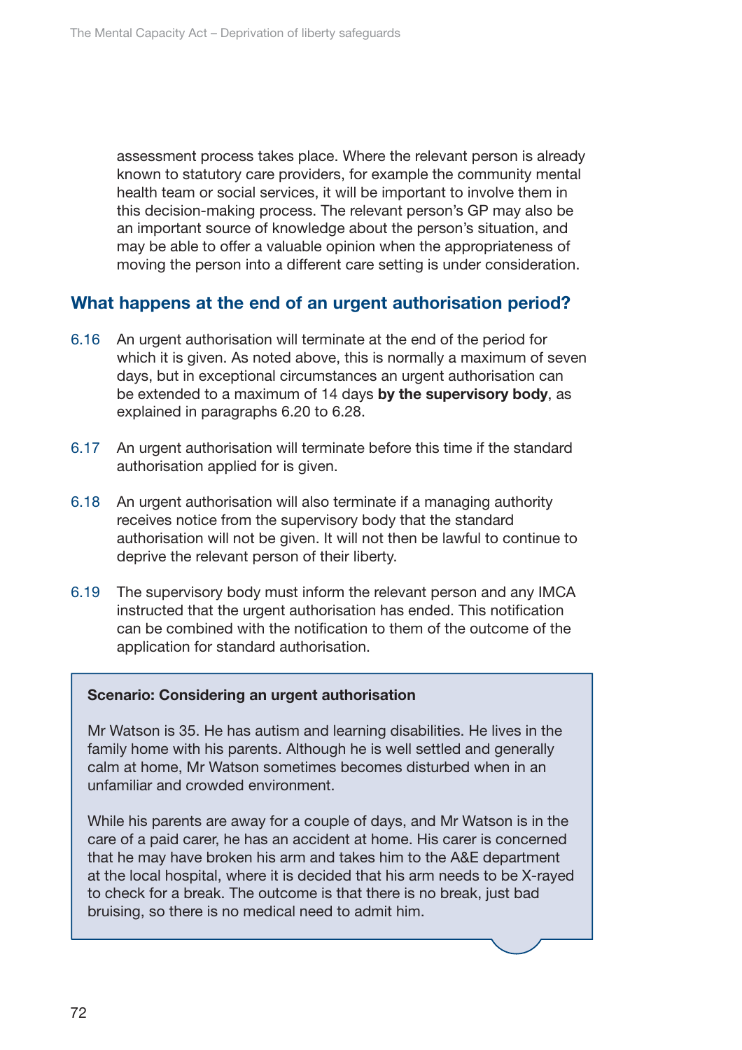assessment process takes place. Where the relevant person is already known to statutory care providers, for example the community mental health team or social services, it will be important to involve them in this decision-making process. The relevant person's GP may also be an important source of knowledge about the person's situation, and may be able to offer a valuable opinion when the appropriateness of moving the person into a different care setting is under consideration.

## What happens at the end of an urgent authorisation period?

6.16 An urgent authorisation will terminate at the end of the period for which it is given. As noted above, this is normally a maximum of seven days, but in exceptional circumstances an urgent authorisation can be extended to a maximum of 14 days **by the supervisory body**, as explained in paragraphs 6.20 to 6.28.

6.17 An urgent authorisation will terminate before this time if the standard authorisation applied for is given.

6.18 An urgent authorisation will also terminate if a managing authority receives notice from the supervisory body that the standard authorisation will not be given. It will not then be lawful to continue to deprive the relevant person of their liberty.

6.19 The supervisory body must inform the relevant person and any IMCA instructed that the urgent authorisation has ended. This notification can be combined with the notification to them of the outcome of the application for standard authorisation.

**Scenario: Considering an urgent authorisation**

Mr Watson is 35. He has autism and learning disabilities. He lives in the family home with his parents. Although he is well settled and generally calm at home, Mr Watson sometimes becomes disturbed when in an unfamiliar and crowded environment.

While his parents are away for a couple of days, and Mr Watson is in the care of a paid carer, he has an accident at home. His carer is concerned that he may have broken his arm and takes him to the A&E department at the local hospital, where it is decided that his arm needs to be X-rayed to check for a break. The outcome is that there is no break, just bad bruising, so there is no medical need to admit him.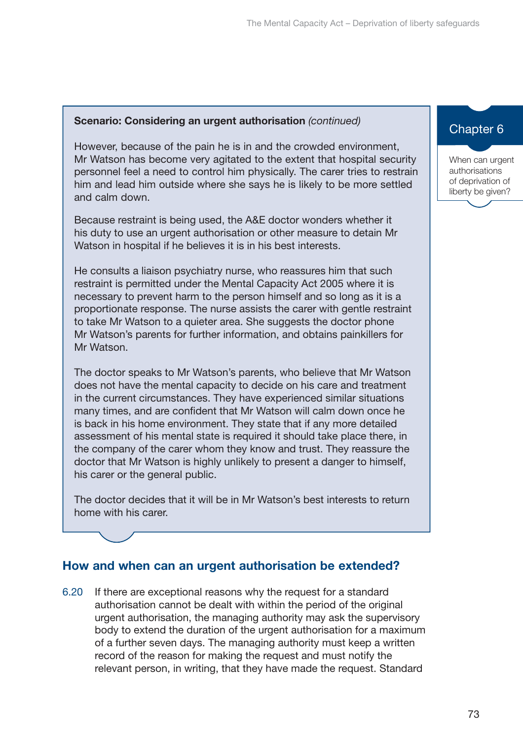**Scenario: Considering an urgent authorisation** *(continued)*

However, because of the pain he is in and the crowded environment, Mr Watson has become very agitated to the extent that hospital security personnel feel a need to control him physically. The carer tries to restrain him and lead him outside where she says he is likely to be more settled and calm down.

Because restraint is being used, the A&E doctor wonders whether it his duty to use an urgent authorisation or other measure to detain Mr Watson in hospital if he believes it is in his best interests.

He consults a liaison psychiatry nurse, who reassures him that such restraint is permitted under the Mental Capacity Act 2005 where it is necessary to prevent harm to the person himself and so long as it is a proportionate response. The nurse assists the carer with gentle restraint to take Mr Watson to a quieter area. She suggests the doctor phone Mr Watson's parents for further information, and obtains painkillers for Mr Watson.

The doctor speaks to Mr Watson's parents, who believe that Mr Watson does not have the mental capacity to decide on his care and treatment in the current circumstances. They have experienced similar situations many times, and are confident that Mr Watson will calm down once he is back in his home environment. They state that if any more detailed assessment of his mental state is required it should take place there, in the company of the carer whom they know and trust. They reassure the doctor that Mr Watson is highly unlikely to present a danger to himself, his carer or the general public.

The doctor decides that it will be in Mr Watson's best interests to return home with his carer.

## How and when can an urgent authorisation be extended?

6.20 If there are exceptional reasons why the request for a standard authorisation cannot be dealt with within the period of the original urgent authorisation, the managing authority may ask the supervisory body to extend the duration of the urgent authorisation for a maximum of a further seven days. The managing authority must keep a written record of the reason for making the request and must notify the relevant person, in writing, that they have made the request. Standard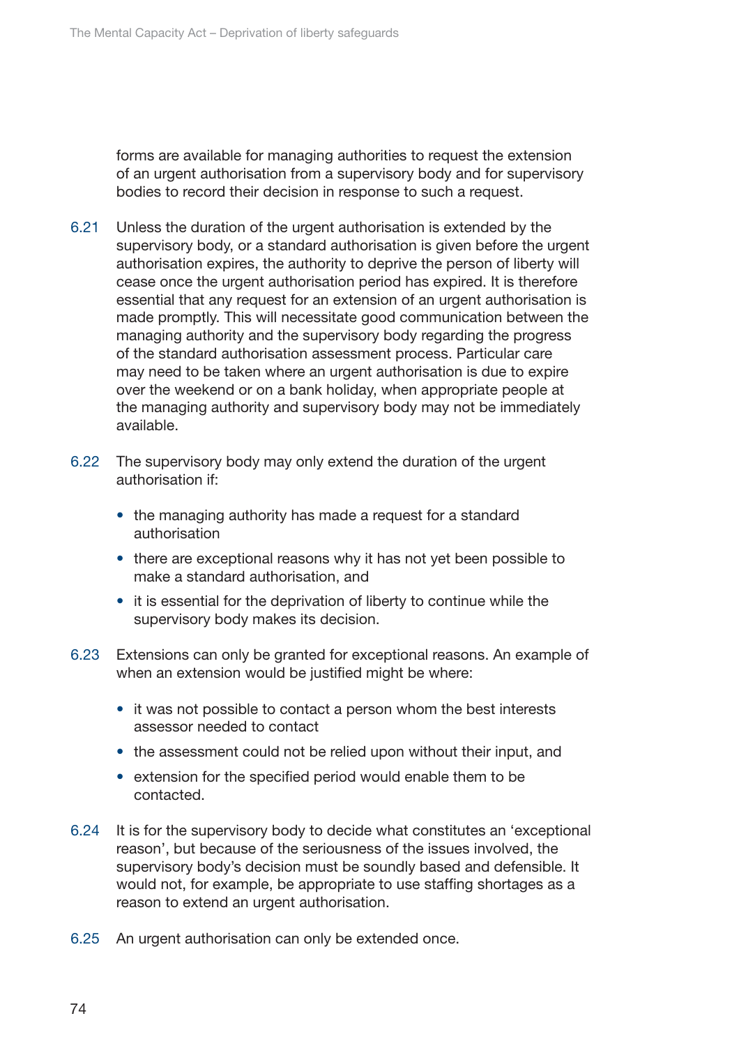forms are available for managing authorities to request the extension of an urgent authorisation from a supervisory body and for supervisory bodies to record their decision in response to such a request.

6.21 Unless the duration of the urgent authorisation is extended by the supervisory body, or a standard authorisation is given before the urgent authorisation expires, the authority to deprive the person of liberty will cease once the urgent authorisation period has expired. It is therefore essential that any request for an extension of an urgent authorisation is made promptly. This will necessitate good communication between the managing authority and the supervisory body regarding the progress of the standard authorisation assessment process. Particular care may need to be taken where an urgent authorisation is due to expire over the weekend or on a bank holiday, when appropriate people at the managing authority and supervisory body may not be immediately available.

6.22 The supervisory body may only extend the duration of the urgent authorisation if:

- the managing authority has made a request for a standard authorisation
- there are exceptional reasons why it has not yet been possible to make a standard authorisation, and
- it is essential for the deprivation of liberty to continue while the supervisory body makes its decision.

6.23 Extensions can only be granted for exceptional reasons. An example of when an extension would be justified might be where:

- it was not possible to contact a person whom the best interests assessor needed to contact
- the assessment could not be relied upon without their input, and
- extension for the specified period would enable them to be contacted.

6.24 It is for the supervisory body to decide what constitutes an 'exceptional reason', but because of the seriousness of the issues involved, the supervisory body's decision must be soundly based and defensible. It would not, for example, be appropriate to use staffing shortages as a reason to extend an urgent authorisation.

6.25 An urgent authorisation can only be extended once.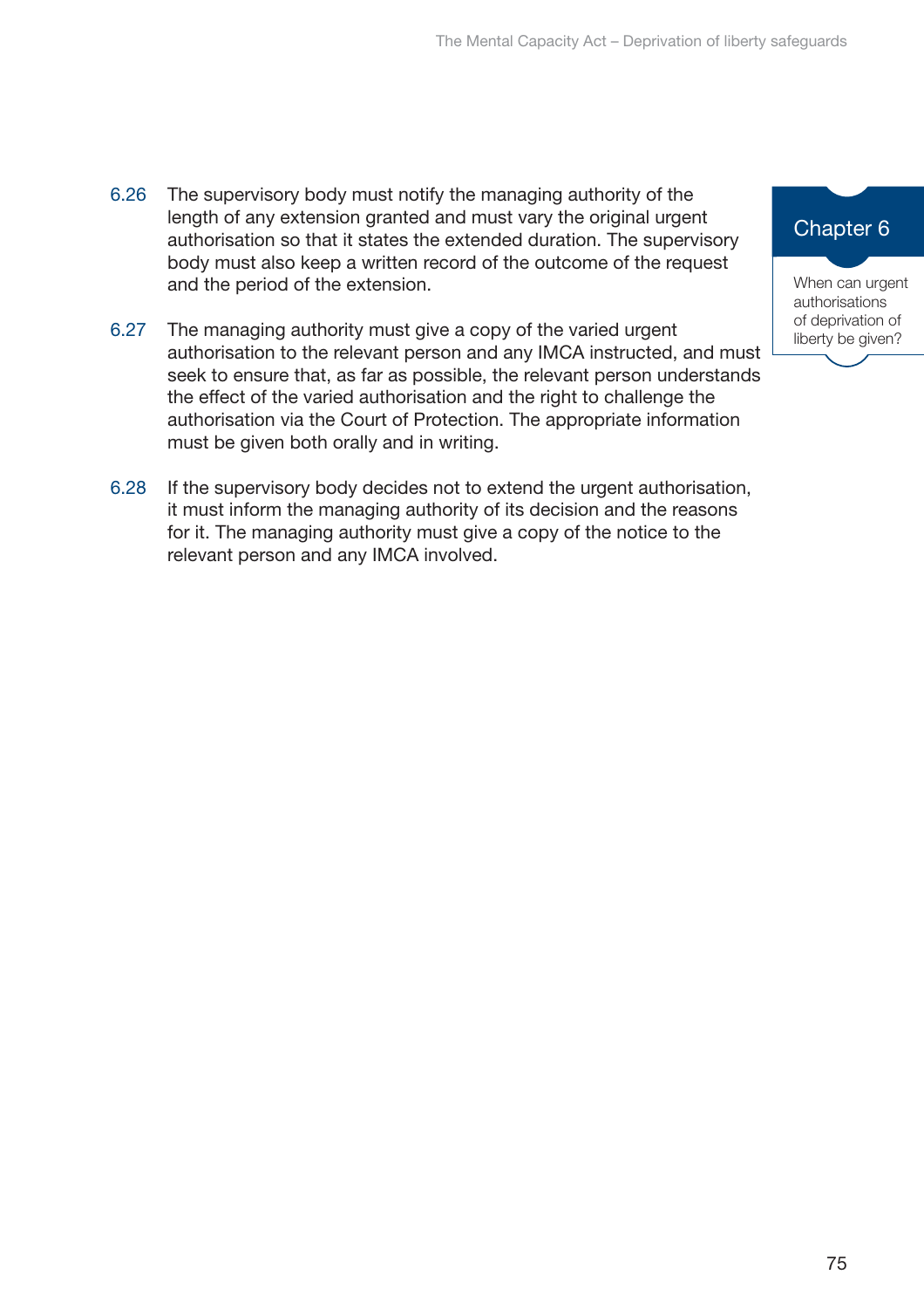6.26 The supervisory body must notify the managing authority of the length of any extension granted and must vary the original urgent authorisation so that it states the extended duration. The supervisory body must also keep a written record of the outcome of the request and the period of the extension.

6.27 The managing authority must give a copy of the varied urgent authorisation to the relevant person and any IMCA instructed, and must seek to ensure that, as far as possible, the relevant person understands the effect of the varied authorisation and the right to challenge the authorisation via the Court of Protection. The appropriate information must be given both orally and in writing.

6.28 If the supervisory body decides not to extend the urgent authorisation, it must inform the managing authority of its decision and the reasons for it. The managing authority must give a copy of the notice to the relevant person and any IMCA involved.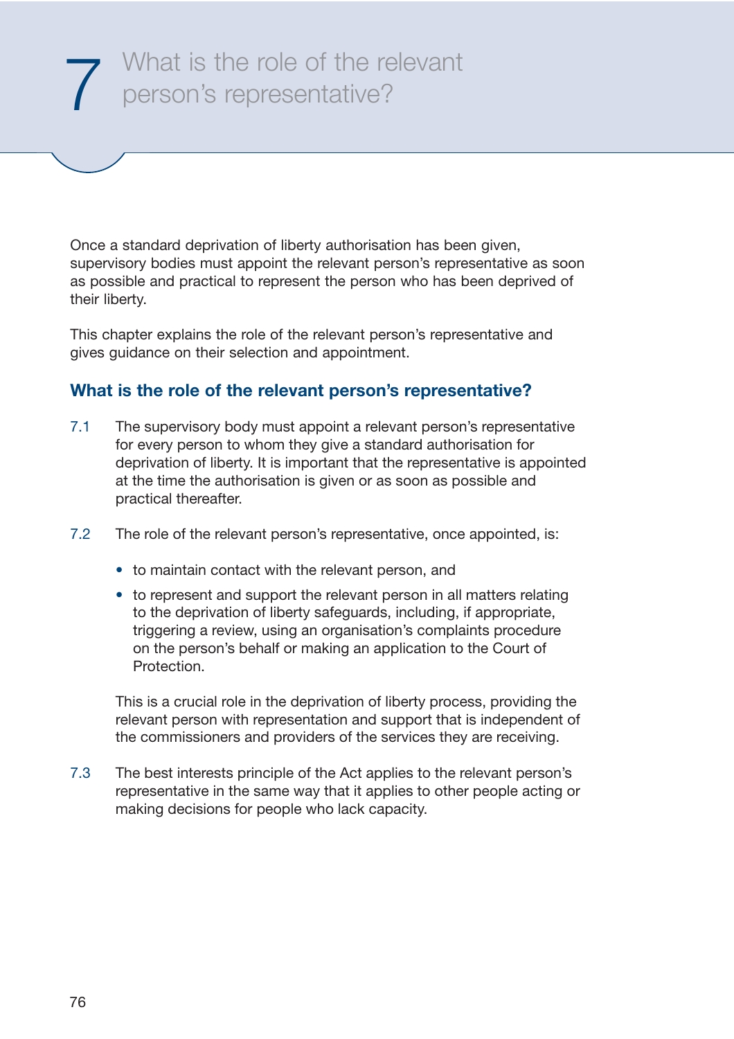# 7 What is the role of the relevant person's representative?

Once a standard deprivation of liberty authorisation has been given, supervisory bodies must appoint the relevant person's representative as soon as possible and practical to represent the person who has been deprived of their liberty.

This chapter explains the role of the relevant person's representative and gives guidance on their selection and appointment.

## What is the role of the relevant person's representative?

7.1 The supervisory body must appoint a relevant person's representative for every person to whom they give a standard authorisation for deprivation of liberty. It is important that the representative is appointed at the time the authorisation is given or as soon as possible and practical thereafter.

7.2 The role of the relevant person's representative, once appointed, is:

- to maintain contact with the relevant person, and
- to represent and support the relevant person in all matters relating to the deprivation of liberty safeguards, including, if appropriate, triggering a review, using an organisation's complaints procedure on the person's behalf or making an application to the Court of Protection.

This is a crucial role in the deprivation of liberty process, providing the relevant person with representation and support that is independent of the commissioners and providers of the services they are receiving.

7.3 The best interests principle of the Act applies to the relevant person's representative in the same way that it applies to other people acting or making decisions for people who lack capacity.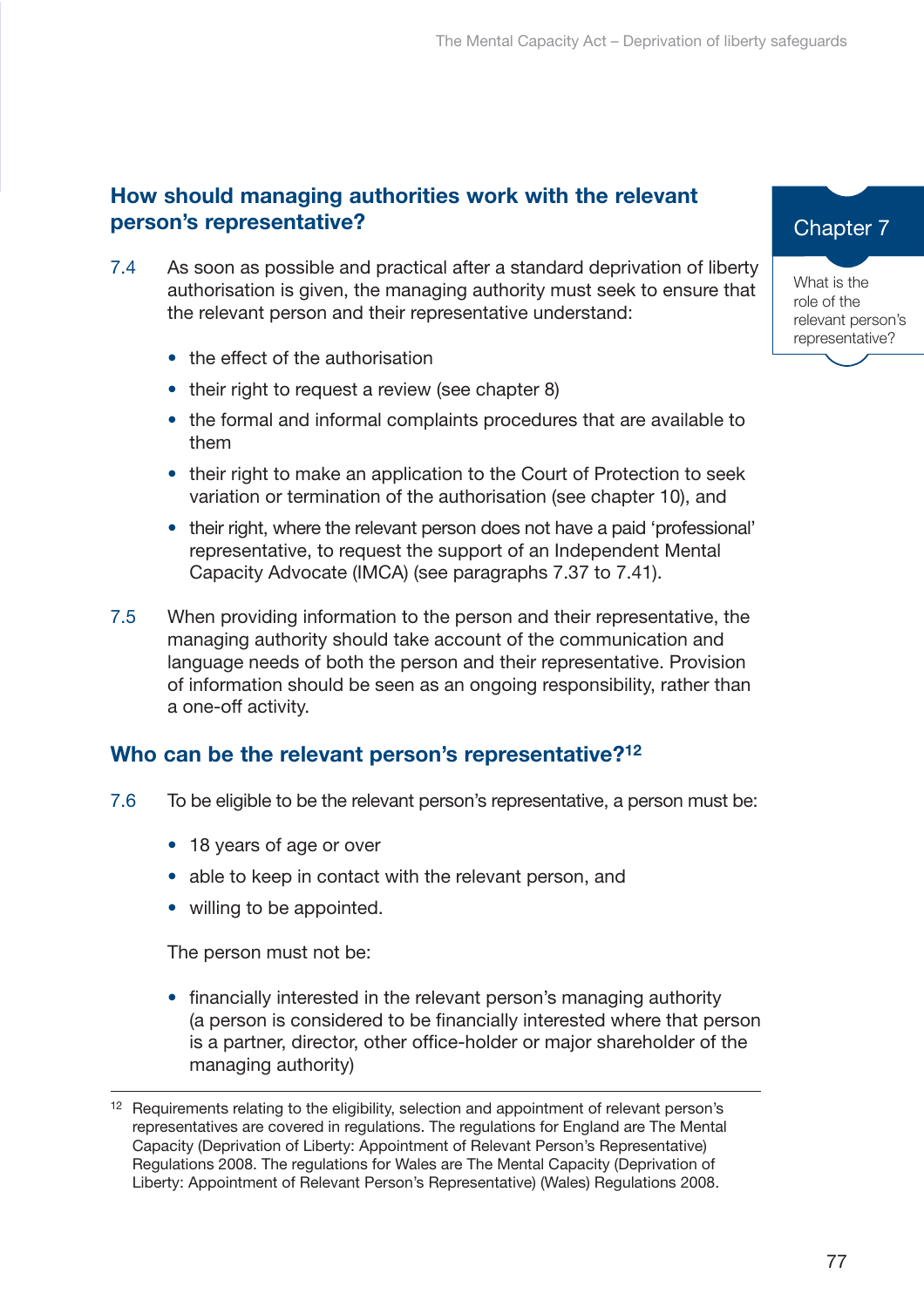## How should managing authorities work with the relevant person's representative?

7.4 As soon as possible and practical after a standard deprivation of liberty authorisation is given, the managing authority must seek to ensure that the relevant person and their representative understand:

- the effect of the authorisation
- their right to request a review (see chapter 8)
- the formal and informal complaints procedures that are available to them
- their right to make an application to the Court of Protection to seek variation or termination of the authorisation (see chapter 10), and
- their right, where the relevant person does not have a paid 'professional' representative, to request the support of an Independent Mental Capacity Advocate (IMCA) (see paragraphs 7.37 to 7.41).

7.5 When providing information to the person and their representative, the managing authority should take account of the communication and language needs of both the person and their representative. Provision of information should be seen as an ongoing responsibility, rather than a one-off activity.

## Who can be the relevant person's representative?[12]

7.6 To be eligible to be the relevant person's representative, a person must be:

- 18 years of age or over
- able to keep in contact with the relevant person, and
- willing to be appointed.

The person must not be:

- financially interested in the relevant person's managing authority (a person is considered to be financially interested where that person is a partner, director, other office-holder or major shareholder of the managing authority)

[12] Requirements relating to the eligibility, selection and appointment of relevant person's representatives are covered in regulations. The regulations for England are The Mental Capacity (Deprivation of Liberty: Appointment of Relevant Person's Representative) Regulations 2008. The regulations for Wales are The Mental Capacity (Deprivation of Liberty: Appointment of Relevant Person's Representative) (Wales) Regulations 2008.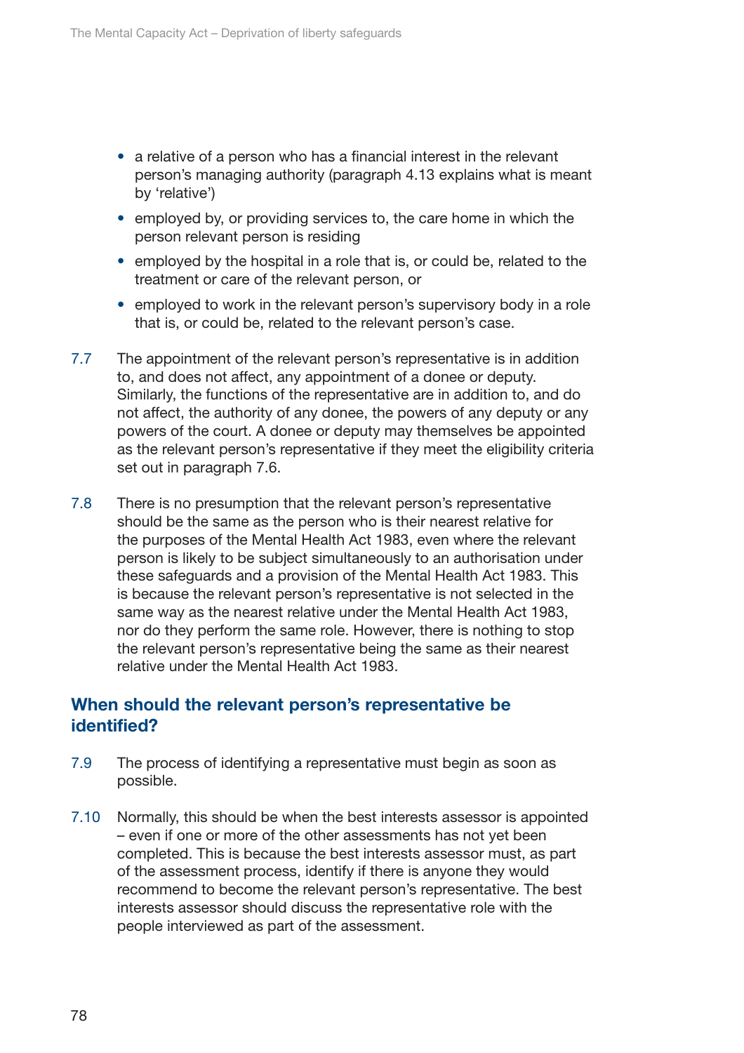- a relative of a person who has a financial interest in the relevant person's managing authority (paragraph 4.13 explains what is meant by 'relative')
- employed by, or providing services to, the care home in which the person relevant person is residing
- employed by the hospital in a role that is, or could be, related to the treatment or care of the relevant person, or
- employed to work in the relevant person's supervisory body in a role that is, or could be, related to the relevant person's case.

7.7 The appointment of the relevant person's representative is in addition to, and does not affect, any appointment of a donee or deputy. Similarly, the functions of the representative are in addition to, and do not affect, the authority of any donee, the powers of any deputy or any powers of the court. A donee or deputy may themselves be appointed as the relevant person's representative if they meet the eligibility criteria set out in paragraph 7.6.

7.8 There is no presumption that the relevant person's representative should be the same as the person who is their nearest relative for the purposes of the Mental Health Act 1983, even where the relevant person is likely to be subject simultaneously to an authorisation under these safeguards and a provision of the Mental Health Act 1983. This is because the relevant person's representative is not selected in the same way as the nearest relative under the Mental Health Act 1983, nor do they perform the same role. However, there is nothing to stop the relevant person's representative being the same as their nearest relative under the Mental Health Act 1983.

## When should the relevant person's representative be identified?

7.9 The process of identifying a representative must begin as soon as possible.

7.10 Normally, this should be when the best interests assessor is appointed – even if one or more of the other assessments has not yet been completed. This is because the best interests assessor must, as part of the assessment process, identify if there is anyone they would recommend to become the relevant person's representative. The best interests assessor should discuss the representative role with the people interviewed as part of the assessment.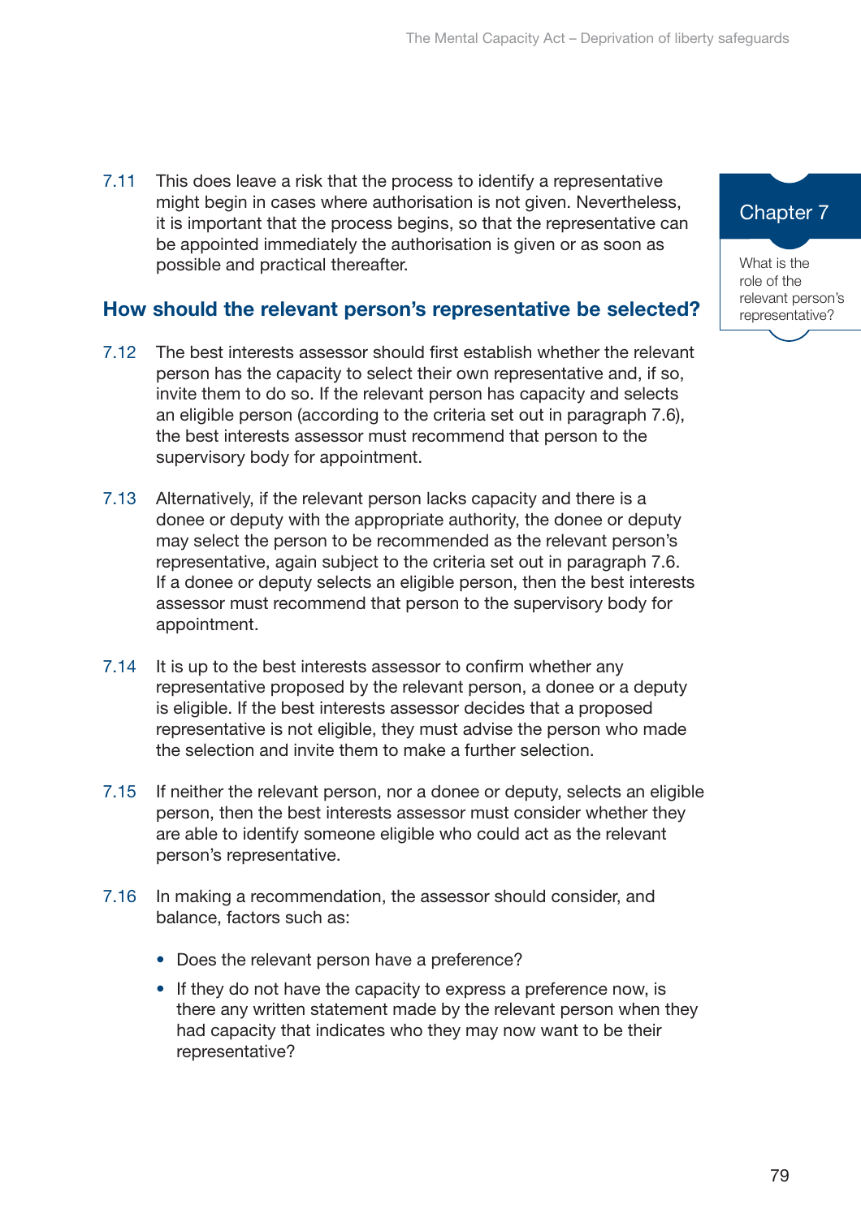7.11 This does leave a risk that the process to identify a representative might begin in cases where authorisation is not given. Nevertheless, it is important that the process begins, so that the representative can be appointed immediately the authorisation is given or as soon as possible and practical thereafter.

## How should the relevant person's representative be selected?

7.12 The best interests assessor should first establish whether the relevant person has the capacity to select their own representative and, if so, invite them to do so. If the relevant person has capacity and selects an eligible person (according to the criteria set out in paragraph 7.6), the best interests assessor must recommend that person to the supervisory body for appointment.

7.13 Alternatively, if the relevant person lacks capacity and there is a donee or deputy with the appropriate authority, the donee or deputy may select the person to be recommended as the relevant person's representative, again subject to the criteria set out in paragraph 7.6. If a donee or deputy selects an eligible person, then the best interests assessor must recommend that person to the supervisory body for appointment.

7.14 It is up to the best interests assessor to confirm whether any representative proposed by the relevant person, a donee or a deputy is eligible. If the best interests assessor decides that a proposed representative is not eligible, they must advise the person who made the selection and invite them to make a further selection.

7.15 If neither the relevant person, nor a donee or deputy, selects an eligible person, then the best interests assessor must consider whether they are able to identify someone eligible who could act as the relevant person's representative.

7.16 In making a recommendation, the assessor should consider, and balance, factors such as:

- Does the relevant person have a preference?
- If they do not have the capacity to express a preference now, is there any written statement made by the relevant person when they had capacity that indicates who they may now want to be their representative?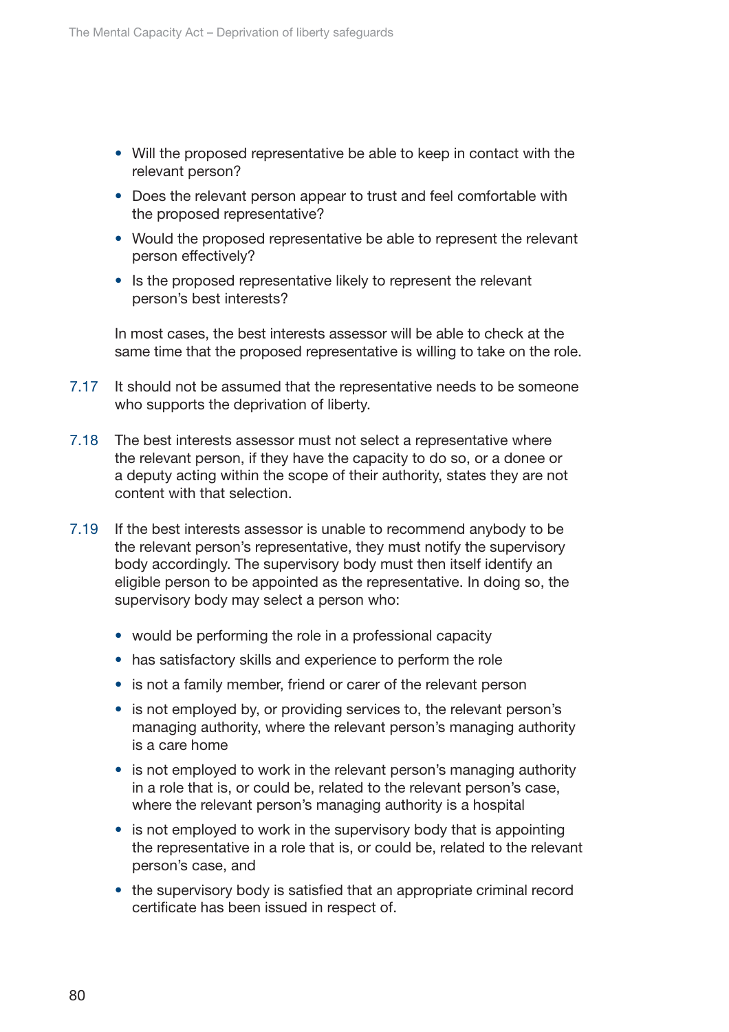- Will the proposed representative be able to keep in contact with the relevant person?
- Does the relevant person appear to trust and feel comfortable with the proposed representative?
- Would the proposed representative be able to represent the relevant person effectively?
- Is the proposed representative likely to represent the relevant person's best interests?

In most cases, the best interests assessor will be able to check at the same time that the proposed representative is willing to take on the role.

7.17 It should not be assumed that the representative needs to be someone who supports the deprivation of liberty.

7.18 The best interests assessor must not select a representative where the relevant person, if they have the capacity to do so, or a donee or a deputy acting within the scope of their authority, states they are not content with that selection.

7.19 If the best interests assessor is unable to recommend anybody to be the relevant person's representative, they must notify the supervisory body accordingly. The supervisory body must then itself identify an eligible person to be appointed as the representative. In doing so, the supervisory body may select a person who:

- would be performing the role in a professional capacity
- has satisfactory skills and experience to perform the role
- is not a family member, friend or carer of the relevant person
- is not employed by, or providing services to, the relevant person's managing authority, where the relevant person's managing authority is a care home
- is not employed to work in the relevant person's managing authority in a role that is, or could be, related to the relevant person's case, where the relevant person's managing authority is a hospital
- is not employed to work in the supervisory body that is appointing the representative in a role that is, or could be, related to the relevant person's case, and
- the supervisory body is satisfied that an appropriate criminal record certificate has been issued in respect of.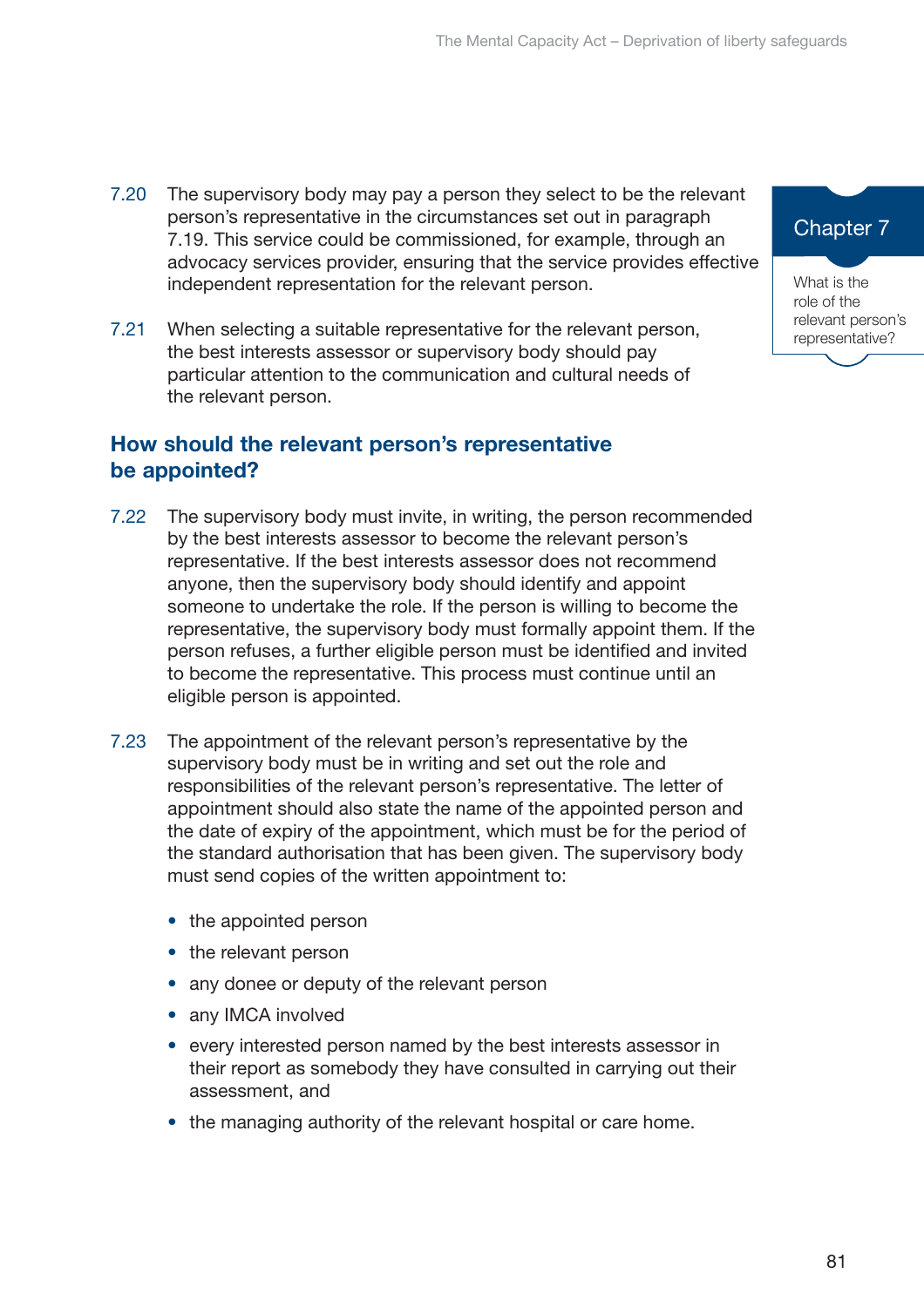7.20 The supervisory body may pay a person they select to be the relevant person's representative in the circumstances set out in paragraph 7.19. This service could be commissioned, for example, through an advocacy services provider, ensuring that the service provides effective independent representation for the relevant person.

7.21 When selecting a suitable representative for the relevant person, the best interests assessor or supervisory body should pay particular attention to the communication and cultural needs of the relevant person.

## How should the relevant person's representative be appointed?

7.22 The supervisory body must invite, in writing, the person recommended by the best interests assessor to become the relevant person's representative. If the best interests assessor does not recommend anyone, then the supervisory body should identify and appoint someone to undertake the role. If the person is willing to become the representative, the supervisory body must formally appoint them. If the person refuses, a further eligible person must be identified and invited to become the representative. This process must continue until an eligible person is appointed.

7.23 The appointment of the relevant person's representative by the supervisory body must be in writing and set out the role and responsibilities of the relevant person's representative. The letter of appointment should also state the name of the appointed person and the date of expiry of the appointment, which must be for the period of the standard authorisation that has been given. The supervisory body must send copies of the written appointment to:

- the appointed person
- the relevant person
- any donee or deputy of the relevant person
- any IMCA involved
- every interested person named by the best interests assessor in their report as somebody they have consulted in carrying out their assessment, and
- the managing authority of the relevant hospital or care home.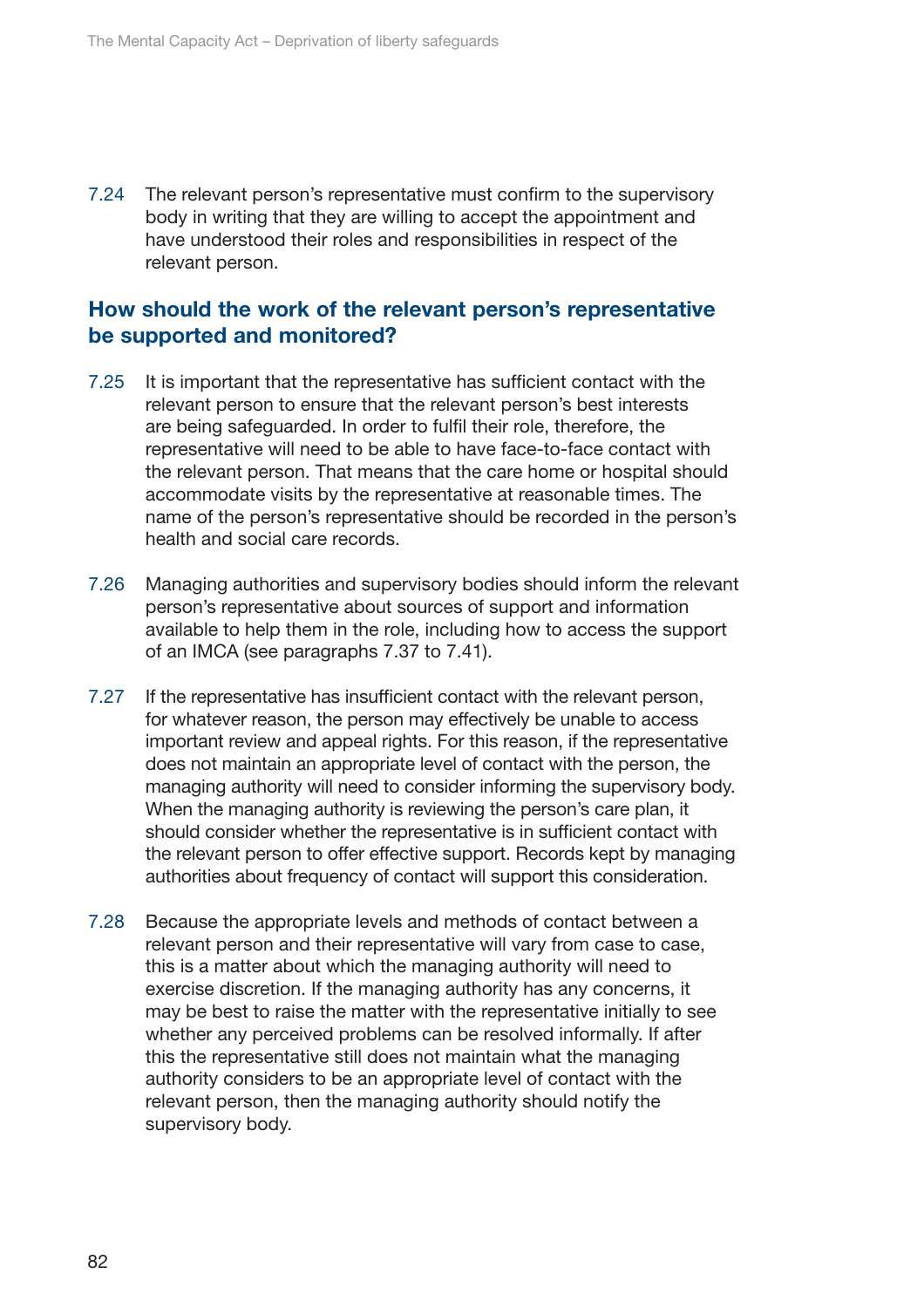7.24 The relevant person's representative must confirm to the supervisory body in writing that they are willing to accept the appointment and have understood their roles and responsibilities in respect of the relevant person.

## How should the work of the relevant person's representative be supported and monitored?

7.25 It is important that the representative has sufficient contact with the relevant person to ensure that the relevant person's best interests are being safeguarded. In order to fulfil their role, therefore, the representative will need to be able to have face-to-face contact with the relevant person. That means that the care home or hospital should accommodate visits by the representative at reasonable times. The name of the person's representative should be recorded in the person's health and social care records.

7.26 Managing authorities and supervisory bodies should inform the relevant person's representative about sources of support and information available to help them in the role, including how to access the support of an IMCA (see paragraphs 7.37 to 7.41).

7.27 If the representative has insufficient contact with the relevant person, for whatever reason, the person may effectively be unable to access important review and appeal rights. For this reason, if the representative does not maintain an appropriate level of contact with the person, the managing authority will need to consider informing the supervisory body. When the managing authority is reviewing the person's care plan, it should consider whether the representative is in sufficient contact with the relevant person to offer effective support. Records kept by managing authorities about frequency of contact will support this consideration.

7.28 Because the appropriate levels and methods of contact between a relevant person and their representative will vary from case to case, this is a matter about which the managing authority will need to exercise discretion. If the managing authority has any concerns, it may be best to raise the matter with the representative initially to see whether any perceived problems can be resolved informally. If after this the representative still does not maintain what the managing authority considers to be an appropriate level of contact with the relevant person, then the managing authority should notify the supervisory body.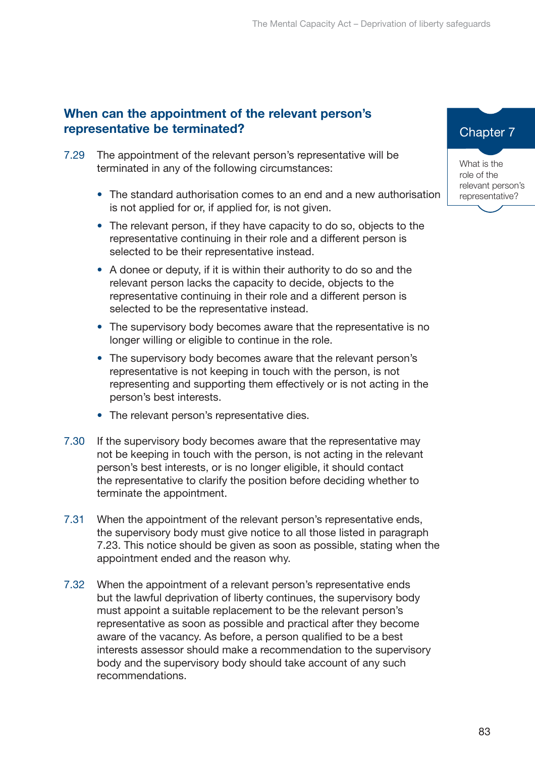## When can the appointment of the relevant person's representative be terminated?

7.29 The appointment of the relevant person's representative will be terminated in any of the following circumstances:

- The standard authorisation comes to an end and a new authorisation is not applied for or, if applied for, is not given.
- The relevant person, if they have capacity to do so, objects to the representative continuing in their role and a different person is selected to be their representative instead.
- A donee or deputy, if it is within their authority to do so and the relevant person lacks the capacity to decide, objects to the representative continuing in their role and a different person is selected to be the representative instead.
- The supervisory body becomes aware that the representative is no longer willing or eligible to continue in the role.
- The supervisory body becomes aware that the relevant person's representative is not keeping in touch with the person, is not representing and supporting them effectively or is not acting in the person's best interests.
- The relevant person's representative dies.

7.30 If the supervisory body becomes aware that the representative may not be keeping in touch with the person, is not acting in the relevant person's best interests, or is no longer eligible, it should contact the representative to clarify the position before deciding whether to terminate the appointment.

7.31 When the appointment of the relevant person's representative ends, the supervisory body must give notice to all those listed in paragraph 7.23. This notice should be given as soon as possible, stating when the appointment ended and the reason why.

7.32 When the appointment of a relevant person's representative ends but the lawful deprivation of liberty continues, the supervisory body must appoint a suitable replacement to be the relevant person's representative as soon as possible and practical after they become aware of the vacancy. As before, a person qualified to be a best interests assessor should make a recommendation to the supervisory body and the supervisory body should take account of any such recommendations.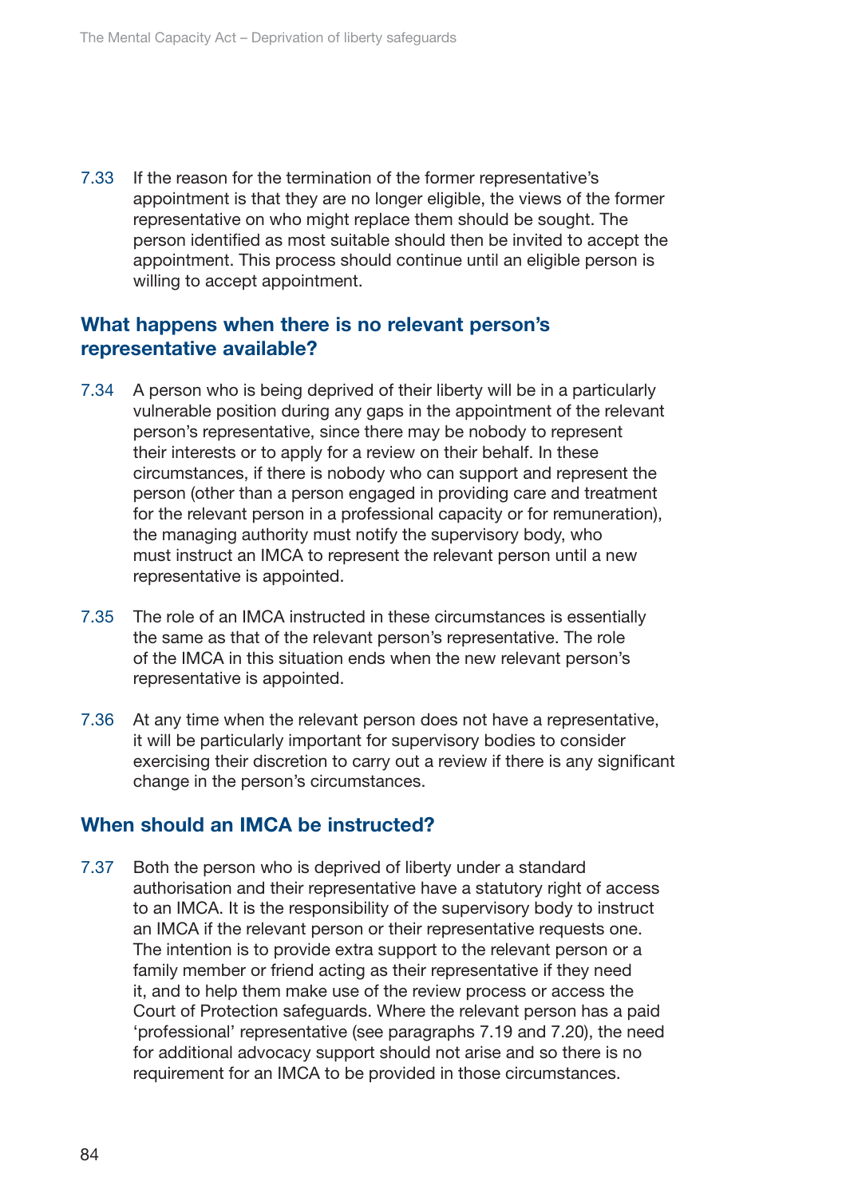7.33 If the reason for the termination of the former representative's appointment is that they are no longer eligible, the views of the former representative on who might replace them should be sought. The person identified as most suitable should then be invited to accept the appointment. This process should continue until an eligible person is willing to accept appointment.

## What happens when there is no relevant person's representative available?

7.34 A person who is being deprived of their liberty will be in a particularly vulnerable position during any gaps in the appointment of the relevant person's representative, since there may be nobody to represent their interests or to apply for a review on their behalf. In these circumstances, if there is nobody who can support and represent the person (other than a person engaged in providing care and treatment for the relevant person in a professional capacity or for remuneration), the managing authority must notify the supervisory body, who must instruct an IMCA to represent the relevant person until a new representative is appointed.

7.35 The role of an IMCA instructed in these circumstances is essentially the same as that of the relevant person's representative. The role of the IMCA in this situation ends when the new relevant person's representative is appointed.

7.36 At any time when the relevant person does not have a representative, it will be particularly important for supervisory bodies to consider exercising their discretion to carry out a review if there is any significant change in the person's circumstances.

## When should an IMCA be instructed?

7.37 Both the person who is deprived of liberty under a standard authorisation and their representative have a statutory right of access to an IMCA. It is the responsibility of the supervisory body to instruct an IMCA if the relevant person or their representative requests one. The intention is to provide extra support to the relevant person or a family member or friend acting as their representative if they need it, and to help them make use of the review process or access the Court of Protection safeguards. Where the relevant person has a paid 'professional' representative (see paragraphs 7.19 and 7.20), the need for additional advocacy support should not arise and so there is no requirement for an IMCA to be provided in those circumstances.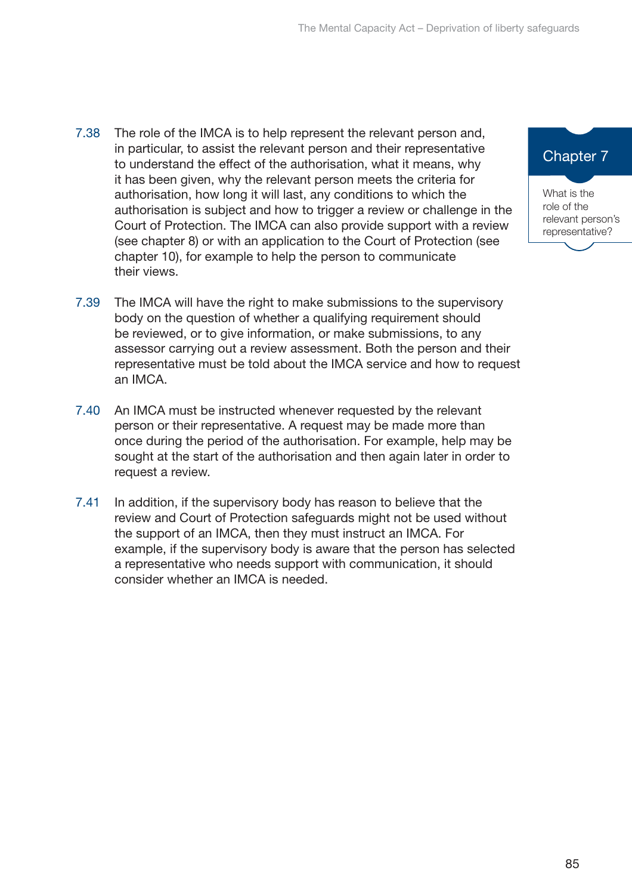7.38 The role of the IMCA is to help represent the relevant person and, in particular, to assist the relevant person and their representative to understand the effect of the authorisation, what it means, why it has been given, why the relevant person meets the criteria for authorisation, how long it will last, any conditions to which the authorisation is subject and how to trigger a review or challenge in the Court of Protection. The IMCA can also provide support with a review (see chapter 8) or with an application to the Court of Protection (see chapter 10), for example to help the person to communicate their views.

7.39 The IMCA will have the right to make submissions to the supervisory body on the question of whether a qualifying requirement should be reviewed, or to give information, or make submissions, to any assessor carrying out a review assessment. Both the person and their representative must be told about the IMCA service and how to request an IMCA.

7.40 An IMCA must be instructed whenever requested by the relevant person or their representative. A request may be made more than once during the period of the authorisation. For example, help may be sought at the start of the authorisation and then again later in order to request a review.

7.41 In addition, if the supervisory body has reason to believe that the review and Court of Protection safeguards might not be used without the support of an IMCA, then they must instruct an IMCA. For example, if the supervisory body is aware that the person has selected a representative who needs support with communication, it should consider whether an IMCA is needed.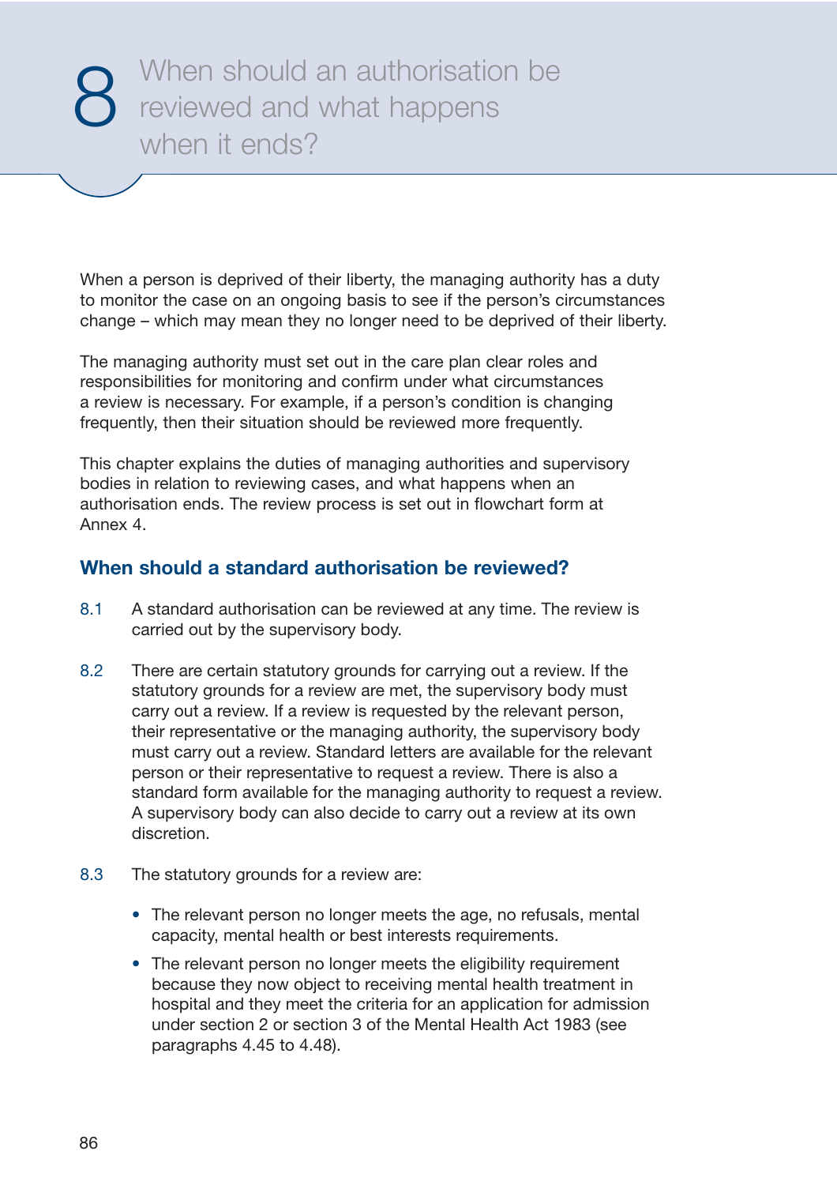# 8 When should an authorisation be reviewed and what happens when it ends?

When a person is deprived of their liberty, the managing authority has a duty to monitor the case on an ongoing basis to see if the person's circumstances change – which may mean they no longer need to be deprived of their liberty.

The managing authority must set out in the care plan clear roles and responsibilities for monitoring and confirm under what circumstances a review is necessary. For example, if a person's condition is changing frequently, then their situation should be reviewed more frequently.

This chapter explains the duties of managing authorities and supervisory bodies in relation to reviewing cases, and what happens when an authorisation ends. The review process is set out in flowchart form at Annex 4.

## When should a standard authorisation be reviewed?

8.1 A standard authorisation can be reviewed at any time. The review is carried out by the supervisory body.

8.2 There are certain statutory grounds for carrying out a review. If the statutory grounds for a review are met, the supervisory body must carry out a review. If a review is requested by the relevant person, their representative or the managing authority, the supervisory body must carry out a review. Standard letters are available for the relevant person or their representative to request a review. There is also a standard form available for the managing authority to request a review. A supervisory body can also decide to carry out a review at its own discretion.

8.3 The statutory grounds for a review are:

- The relevant person no longer meets the age, no refusals, mental capacity, mental health or best interests requirements.
- The relevant person no longer meets the eligibility requirement because they now object to receiving mental health treatment in hospital and they meet the criteria for an application for admission under section 2 or section 3 of the Mental Health Act 1983 (see paragraphs 4.45 to 4.48).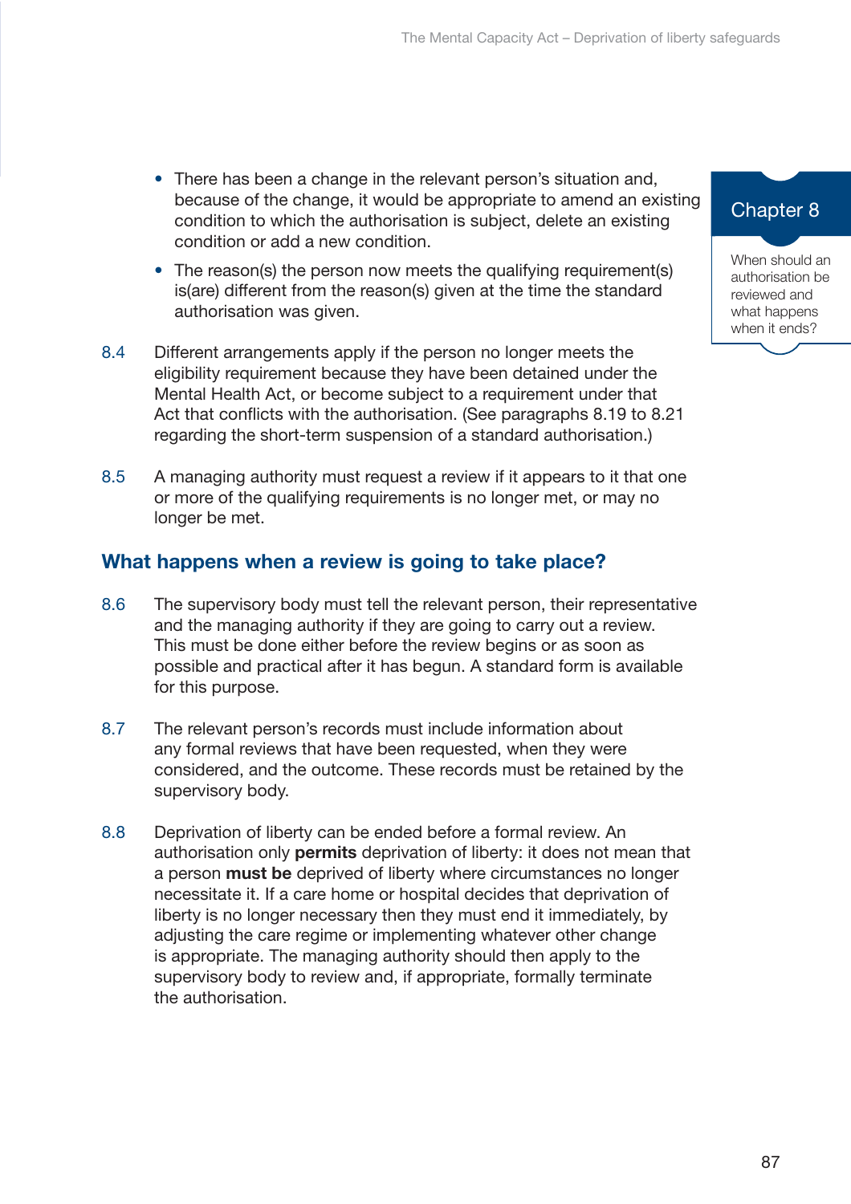- There has been a change in the relevant person's situation and, because of the change, it would be appropriate to amend an existing condition to which the authorisation is subject, delete an existing condition or add a new condition.
- The reason(s) the person now meets the qualifying requirement(s) is(are) different from the reason(s) given at the time the standard authorisation was given.

8.4 Different arrangements apply if the person no longer meets the eligibility requirement because they have been detained under the Mental Health Act, or become subject to a requirement under that Act that conflicts with the authorisation. (See paragraphs 8.19 to 8.21 regarding the short-term suspension of a standard authorisation.)

8.5 A managing authority must request a review if it appears to it that one or more of the qualifying requirements is no longer met, or may no longer be met.

## What happens when a review is going to take place?

8.6 The supervisory body must tell the relevant person, their representative and the managing authority if they are going to carry out a review. This must be done either before the review begins or as soon as possible and practical after it has begun. A standard form is available for this purpose.

8.7 The relevant person's records must include information about any formal reviews that have been requested, when they were considered, and the outcome. These records must be retained by the supervisory body.

8.8 Deprivation of liberty can be ended before a formal review. An authorisation only **permits** deprivation of liberty: it does not mean that a person **must be** deprived of liberty where circumstances no longer necessitate it. If a care home or hospital decides that deprivation of liberty is no longer necessary then they must end it immediately, by adjusting the care regime or implementing whatever other change is appropriate. The managing authority should then apply to the supervisory body to review and, if appropriate, formally terminate the authorisation.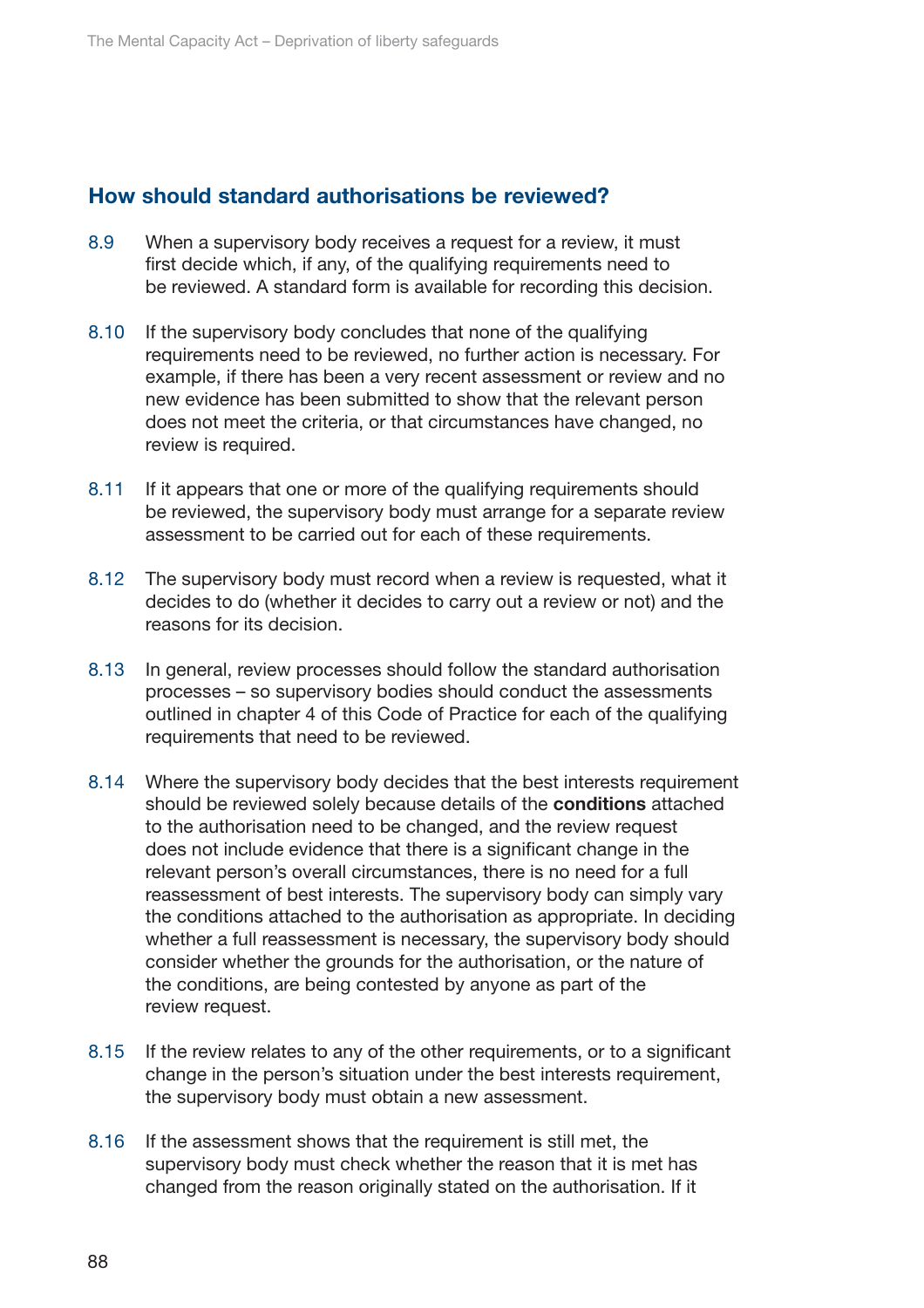## How should standard authorisations be reviewed?

8.9 When a supervisory body receives a request for a review, it must first decide which, if any, of the qualifying requirements need to be reviewed. A standard form is available for recording this decision.

8.10 If the supervisory body concludes that none of the qualifying requirements need to be reviewed, no further action is necessary. For example, if there has been a very recent assessment or review and no new evidence has been submitted to show that the relevant person does not meet the criteria, or that circumstances have changed, no review is required.

8.11 If it appears that one or more of the qualifying requirements should be reviewed, the supervisory body must arrange for a separate review assessment to be carried out for each of these requirements.

8.12 The supervisory body must record when a review is requested, what it decides to do (whether it decides to carry out a review or not) and the reasons for its decision.

8.13 In general, review processes should follow the standard authorisation processes – so supervisory bodies should conduct the assessments outlined in chapter 4 of this Code of Practice for each of the qualifying requirements that need to be reviewed.

8.14 Where the supervisory body decides that the best interests requirement should be reviewed solely because details of the **conditions** attached to the authorisation need to be changed, and the review request does not include evidence that there is a significant change in the relevant person's overall circumstances, there is no need for a full reassessment of best interests. The supervisory body can simply vary the conditions attached to the authorisation as appropriate. In deciding whether a full reassessment is necessary, the supervisory body should consider whether the grounds for the authorisation, or the nature of the conditions, are being contested by anyone as part of the review request.

8.15 If the review relates to any of the other requirements, or to a significant change in the person's situation under the best interests requirement, the supervisory body must obtain a new assessment.

8.16 If the assessment shows that the requirement is still met, the supervisory body must check whether the reason that it is met has changed from the reason originally stated on the authorisation. If it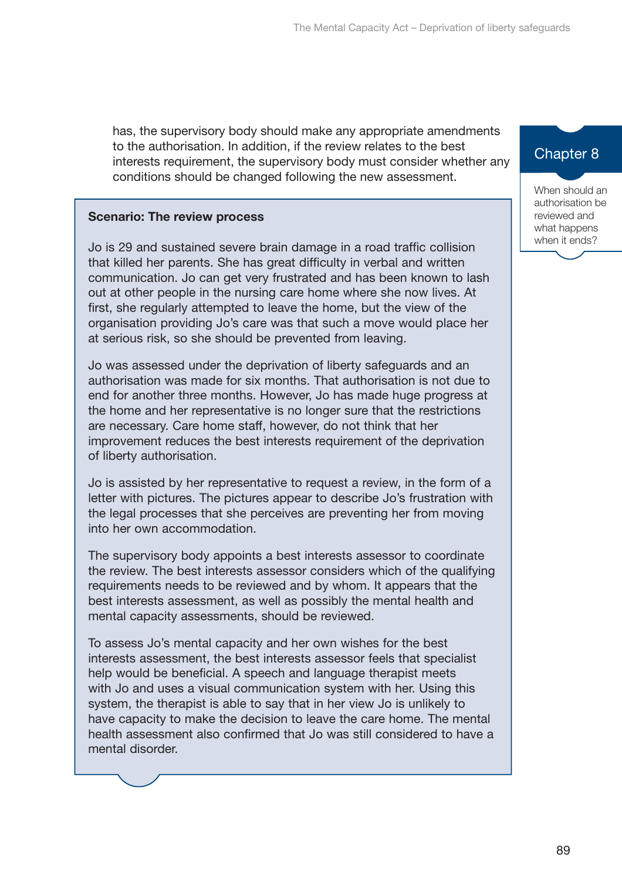has, the supervisory body should make any appropriate amendments to the authorisation. In addition, if the review relates to the best interests requirement, the supervisory body must consider whether any conditions should be changed following the new assessment.

**Scenario: The review process**

Jo is 29 and sustained severe brain damage in a road traffic collision that killed her parents. She has great difficulty in verbal and written communication. Jo can get very frustrated and has been known to lash out at other people in the nursing care home where she now lives. At first, she regularly attempted to leave the home, but the view of the organisation providing Jo's care was that such a move would place her at serious risk, so she should be prevented from leaving.

Jo was assessed under the deprivation of liberty safeguards and an authorisation was made for six months. That authorisation is not due to end for another three months. However, Jo has made huge progress at the home and her representative is no longer sure that the restrictions are necessary. Care home staff, however, do not think that her improvement reduces the best interests requirement of the deprivation of liberty authorisation.

Jo is assisted by her representative to request a review, in the form of a letter with pictures. The pictures appear to describe Jo's frustration with the legal processes that she perceives are preventing her from moving into her own accommodation.

The supervisory body appoints a best interests assessor to coordinate the review. The best interests assessor considers which of the qualifying requirements needs to be reviewed and by whom. It appears that the best interests assessment, as well as possibly the mental health and mental capacity assessments, should be reviewed.

To assess Jo's mental capacity and her own wishes for the best interests assessment, the best interests assessor feels that specialist help would be beneficial. A speech and language therapist meets with Jo and uses a visual communication system with her. Using this system, the therapist is able to say that in her view Jo is unlikely to have capacity to make the decision to leave the care home. The mental health assessment also confirmed that Jo was still considered to have a mental disorder.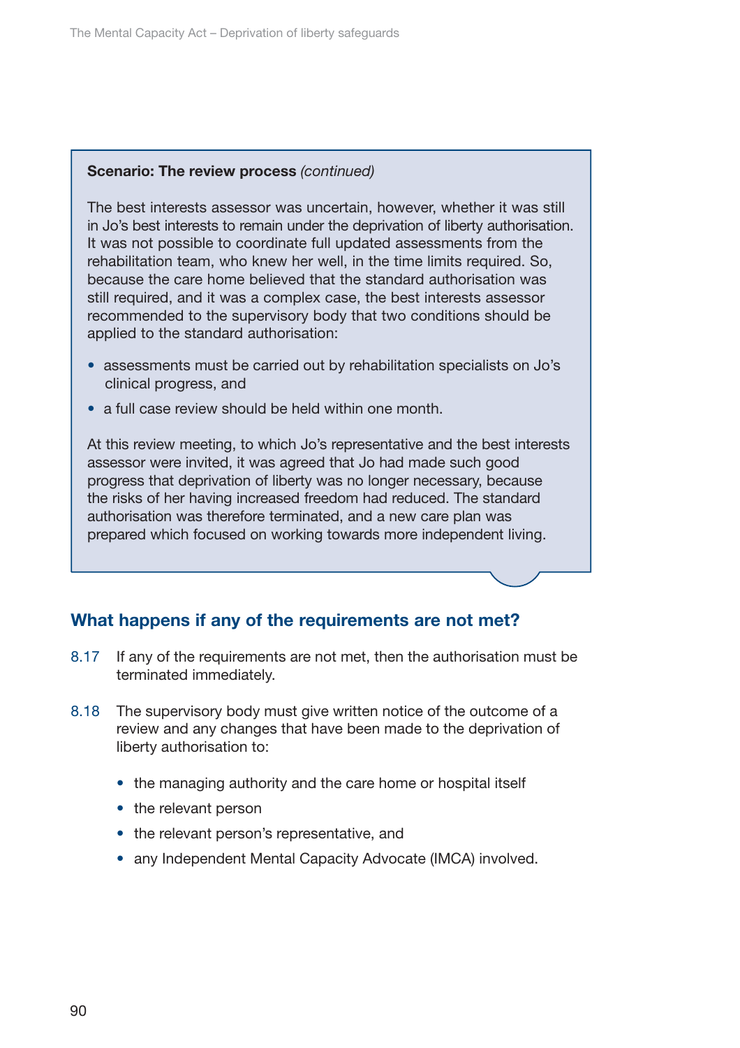**Scenario: The review process** *(continued)*

The best interests assessor was uncertain, however, whether it was still in Jo's best interests to remain under the deprivation of liberty authorisation. It was not possible to coordinate full updated assessments from the rehabilitation team, who knew her well, in the time limits required. So, because the care home believed that the standard authorisation was still required, and it was a complex case, the best interests assessor recommended to the supervisory body that two conditions should be applied to the standard authorisation:

- assessments must be carried out by rehabilitation specialists on Jo's clinical progress, and
- a full case review should be held within one month.

At this review meeting, to which Jo's representative and the best interests assessor were invited, it was agreed that Jo had made such good progress that deprivation of liberty was no longer necessary, because the risks of her having increased freedom had reduced. The standard authorisation was therefore terminated, and a new care plan was prepared which focused on working towards more independent living.

## What happens if any of the requirements are not met?

8.17 If any of the requirements are not met, then the authorisation must be terminated immediately.

8.18 The supervisory body must give written notice of the outcome of a review and any changes that have been made to the deprivation of liberty authorisation to:

- the managing authority and the care home or hospital itself
- the relevant person
- the relevant person's representative, and
- any Independent Mental Capacity Advocate (IMCA) involved.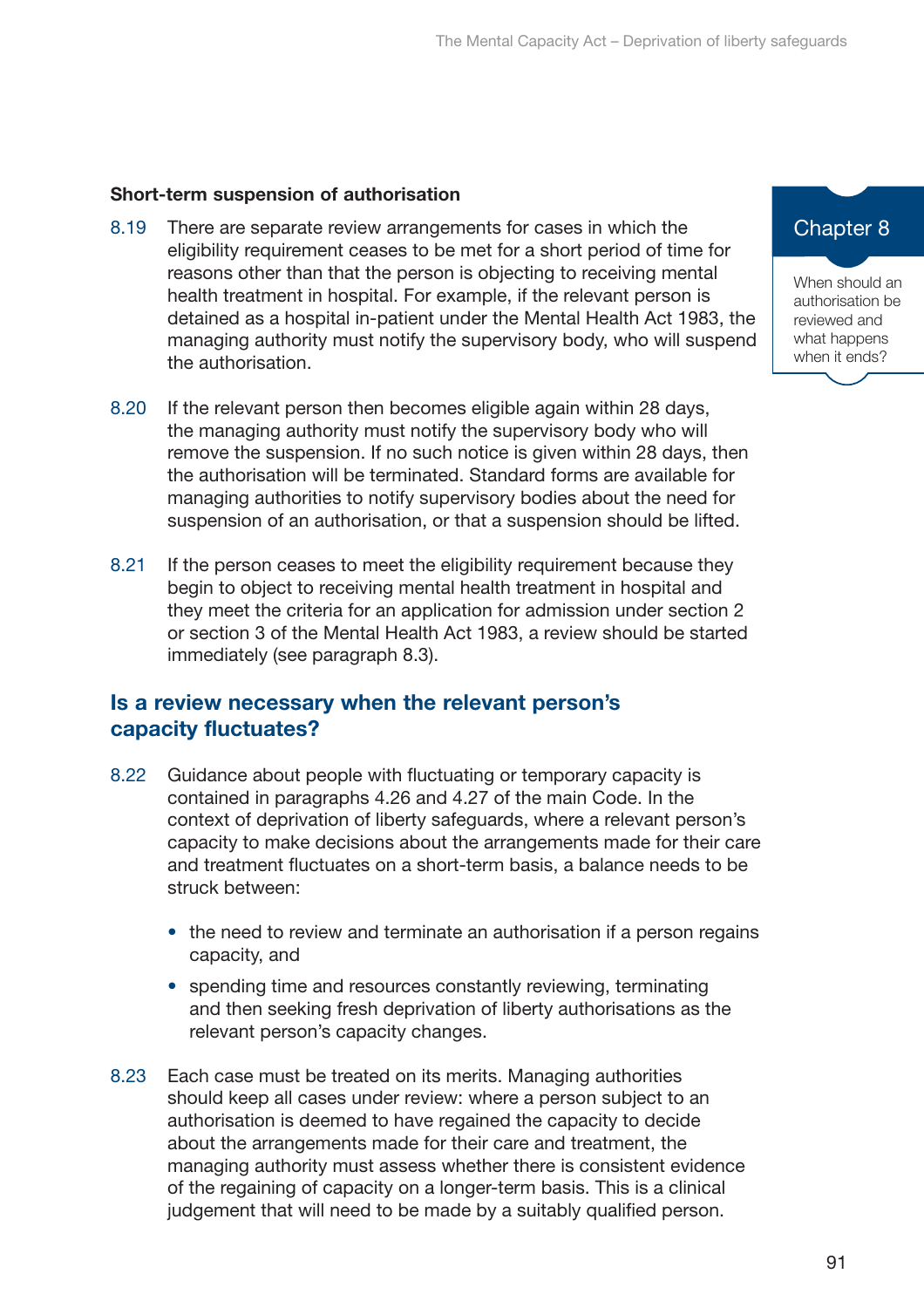### Short-term suspension of authorisation

8.19 There are separate review arrangements for cases in which the eligibility requirement ceases to be met for a short period of time for reasons other than that the person is objecting to receiving mental health treatment in hospital. For example, if the relevant person is detained as a hospital in-patient under the Mental Health Act 1983, the managing authority must notify the supervisory body, who will suspend the authorisation.

8.20 If the relevant person then becomes eligible again within 28 days, the managing authority must notify the supervisory body who will remove the suspension. If no such notice is given within 28 days, then the authorisation will be terminated. Standard forms are available for managing authorities to notify supervisory bodies about the need for suspension of an authorisation, or that a suspension should be lifted.

8.21 If the person ceases to meet the eligibility requirement because they begin to object to receiving mental health treatment in hospital and they meet the criteria for an application for admission under section 2 or section 3 of the Mental Health Act 1983, a review should be started immediately (see paragraph 8.3).

## Is a review necessary when the relevant person's capacity fluctuates?

8.22 Guidance about people with fluctuating or temporary capacity is contained in paragraphs 4.26 and 4.27 of the main Code. In the context of deprivation of liberty safeguards, where a relevant person's capacity to make decisions about the arrangements made for their care and treatment fluctuates on a short-term basis, a balance needs to be struck between:

- the need to review and terminate an authorisation if a person regains capacity, and
- spending time and resources constantly reviewing, terminating and then seeking fresh deprivation of liberty authorisations as the relevant person's capacity changes.

8.23 Each case must be treated on its merits. Managing authorities should keep all cases under review: where a person subject to an authorisation is deemed to have regained the capacity to decide about the arrangements made for their care and treatment, the managing authority must assess whether there is consistent evidence of the regaining of capacity on a longer-term basis. This is a clinical judgement that will need to be made by a suitably qualified person.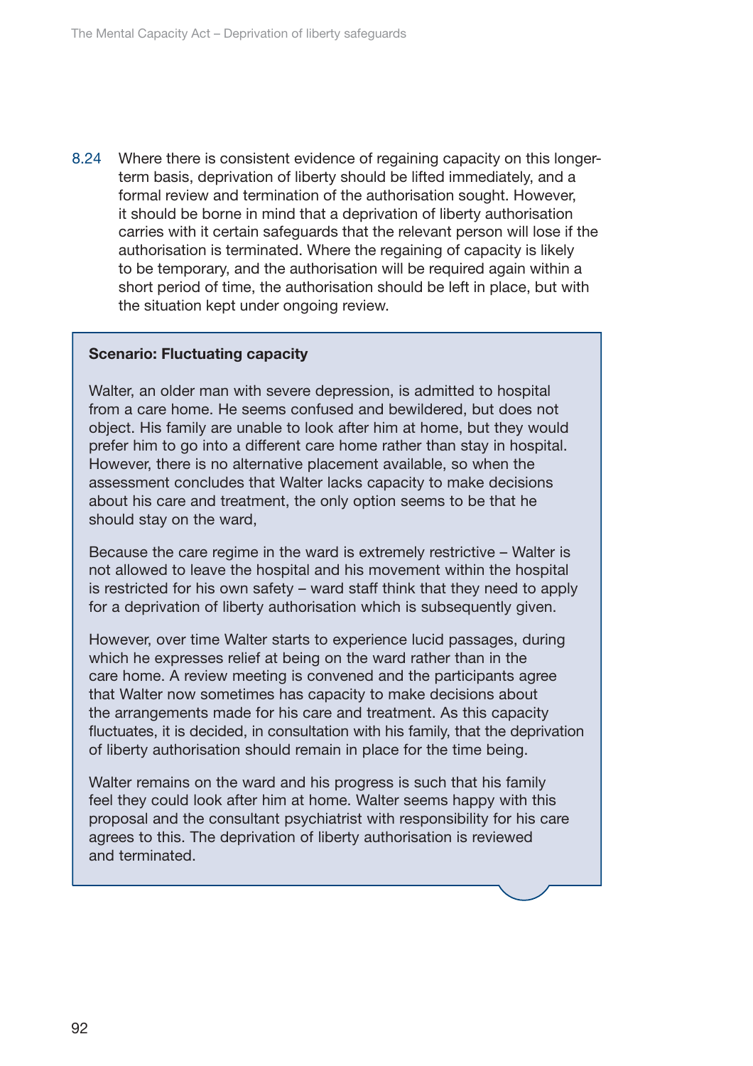8.24 Where there is consistent evidence of regaining capacity on this longer-term basis, deprivation of liberty should be lifted immediately, and a formal review and termination of the authorisation sought. However, it should be borne in mind that a deprivation of liberty authorisation carries with it certain safeguards that the relevant person will lose if the authorisation is terminated. Where the regaining of capacity is likely to be temporary, and the authorisation will be required again within a short period of time, the authorisation should be left in place, but with the situation kept under ongoing review.

**Scenario: Fluctuating capacity**

Walter, an older man with severe depression, is admitted to hospital from a care home. He seems confused and bewildered, but does not object. His family are unable to look after him at home, but they would prefer him to go into a different care home rather than stay in hospital. However, there is no alternative placement available, so when the assessment concludes that Walter lacks capacity to make decisions about his care and treatment, the only option seems to be that he should stay on the ward,

Because the care regime in the ward is extremely restrictive – Walter is not allowed to leave the hospital and his movement within the hospital is restricted for his own safety – ward staff think that they need to apply for a deprivation of liberty authorisation which is subsequently given.

However, over time Walter starts to experience lucid passages, during which he expresses relief at being on the ward rather than in the care home. A review meeting is convened and the participants agree that Walter now sometimes has capacity to make decisions about the arrangements made for his care and treatment. As this capacity fluctuates, it is decided, in consultation with his family, that the deprivation of liberty authorisation should remain in place for the time being.

Walter remains on the ward and his progress is such that his family feel they could look after him at home. Walter seems happy with this proposal and the consultant psychiatrist with responsibility for his care agrees to this. The deprivation of liberty authorisation is reviewed and terminated.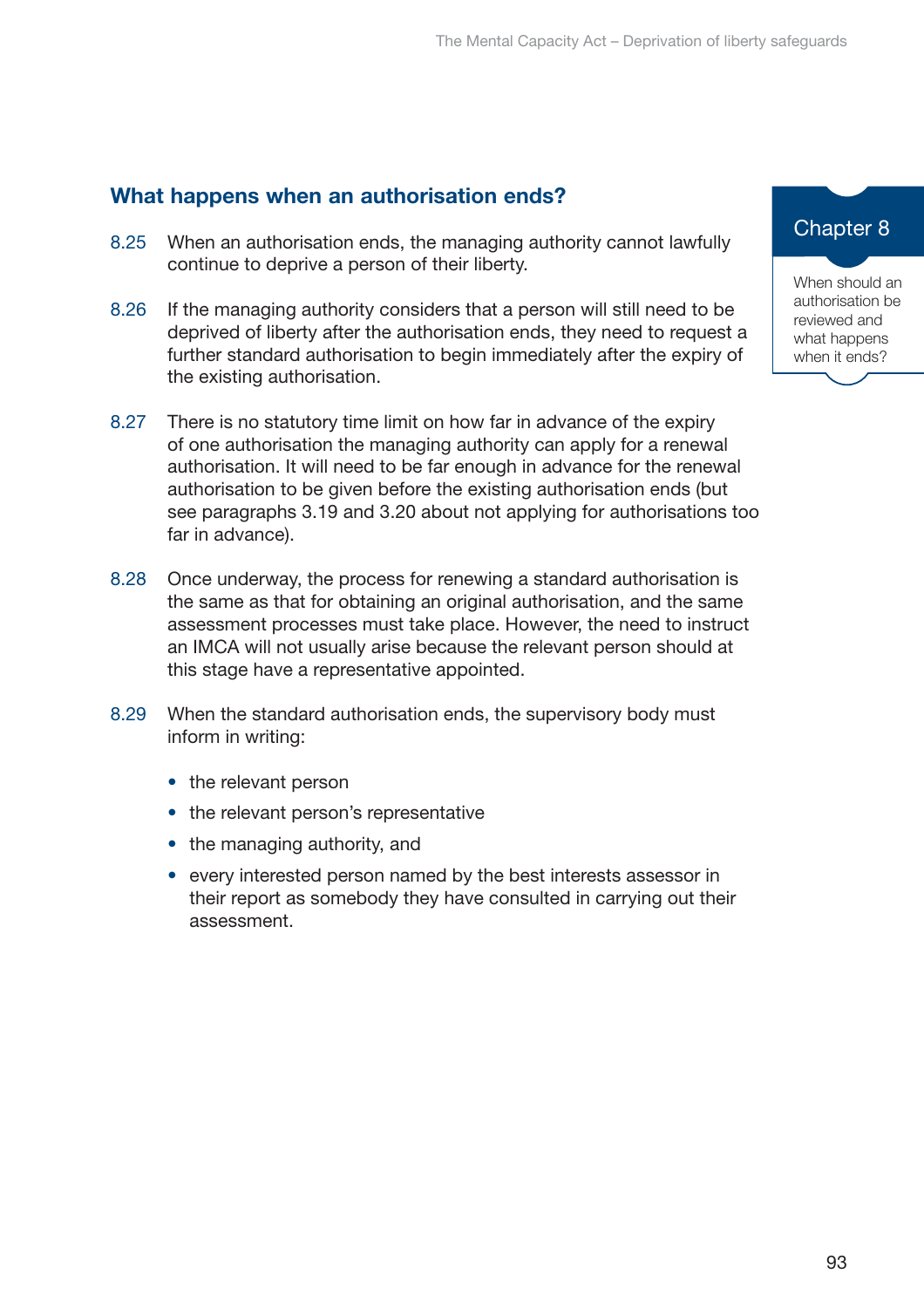## What happens when an authorisation ends?

8.25 When an authorisation ends, the managing authority cannot lawfully continue to deprive a person of their liberty.

8.26 If the managing authority considers that a person will still need to be deprived of liberty after the authorisation ends, they need to request a further standard authorisation to begin immediately after the expiry of the existing authorisation.

8.27 There is no statutory time limit on how far in advance of the expiry of one authorisation the managing authority can apply for a renewal authorisation. It will need to be far enough in advance for the renewal authorisation to be given before the existing authorisation ends (but see paragraphs 3.19 and 3.20 about not applying for authorisations too far in advance).

8.28 Once underway, the process for renewing a standard authorisation is the same as that for obtaining an original authorisation, and the same assessment processes must take place. However, the need to instruct an IMCA will not usually arise because the relevant person should at this stage have a representative appointed.

8.29 When the standard authorisation ends, the supervisory body must inform in writing:

- the relevant person
- the relevant person's representative
- the managing authority, and
- every interested person named by the best interests assessor in their report as somebody they have consulted in carrying out their assessment.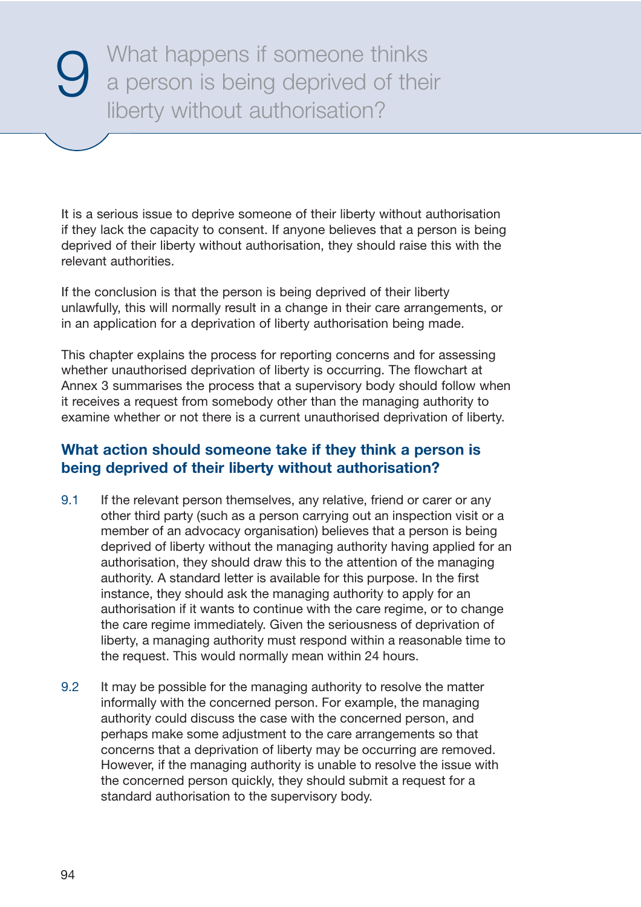# 9 What happens if someone thinks a person is being deprived of their liberty without authorisation?

It is a serious issue to deprive someone of their liberty without authorisation if they lack the capacity to consent. If anyone believes that a person is being deprived of their liberty without authorisation, they should raise this with the relevant authorities.

If the conclusion is that the person is being deprived of their liberty unlawfully, this will normally result in a change in their care arrangements, or in an application for a deprivation of liberty authorisation being made.

This chapter explains the process for reporting concerns and for assessing whether unauthorised deprivation of liberty is occurring. The flowchart at Annex 3 summarises the process that a supervisory body should follow when it receives a request from somebody other than the managing authority to examine whether or not there is a current unauthorised deprivation of liberty.

## What action should someone take if they think a person is being deprived of their liberty without authorisation?

9.1 If the relevant person themselves, any relative, friend or carer or any other third party (such as a person carrying out an inspection visit or a member of an advocacy organisation) believes that a person is being deprived of liberty without the managing authority having applied for an authorisation, they should draw this to the attention of the managing authority. A standard letter is available for this purpose. In the first instance, they should ask the managing authority to apply for an authorisation if it wants to continue with the care regime, or to change the care regime immediately. Given the seriousness of deprivation of liberty, a managing authority must respond within a reasonable time to the request. This would normally mean within 24 hours.

9.2 It may be possible for the managing authority to resolve the matter informally with the concerned person. For example, the managing authority could discuss the case with the concerned person, and perhaps make some adjustment to the care arrangements so that concerns that a deprivation of liberty may be occurring are removed. However, if the managing authority is unable to resolve the issue with the concerned person quickly, they should submit a request for a standard authorisation to the supervisory body.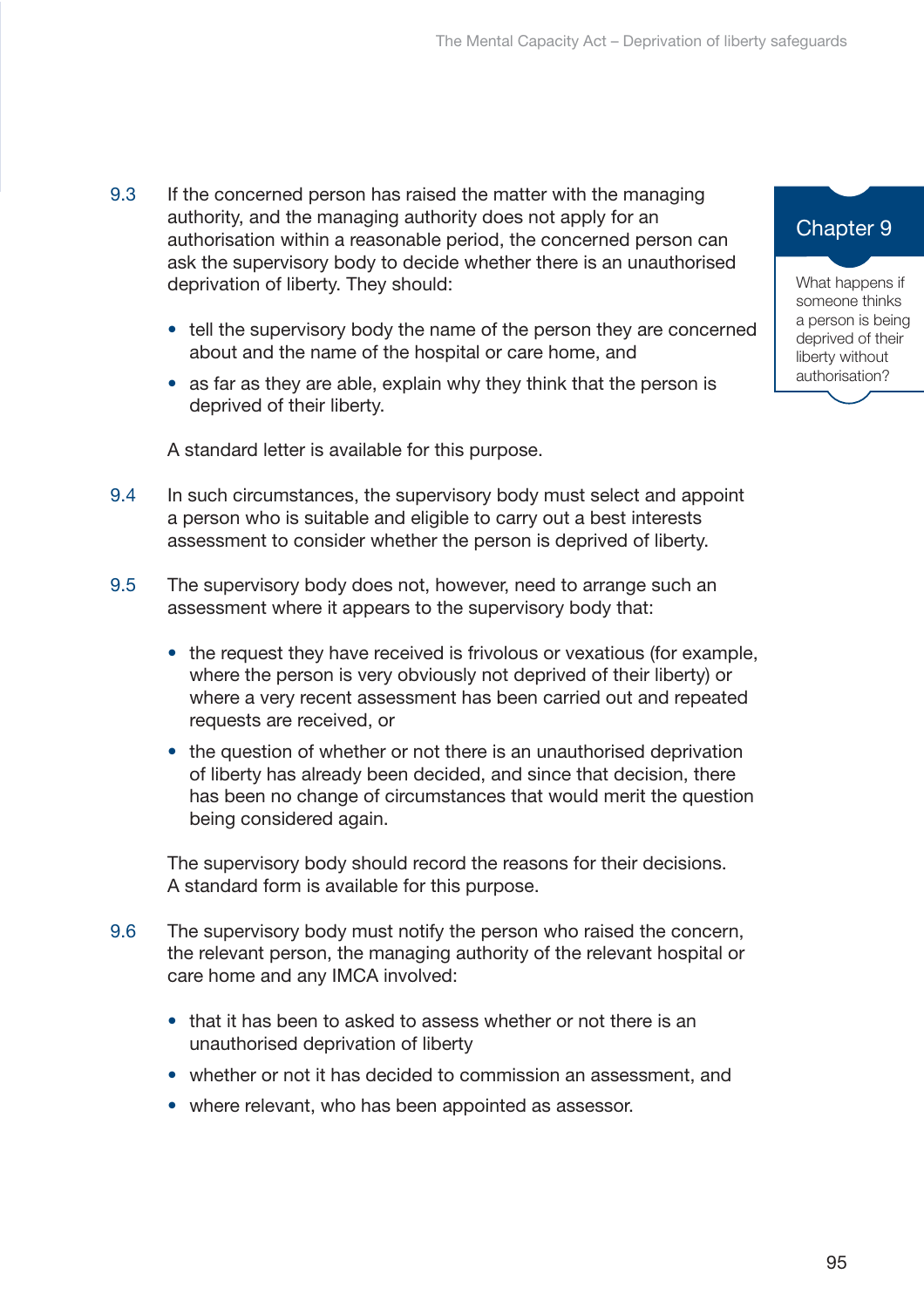9.3 If the concerned person has raised the matter with the managing authority, and the managing authority does not apply for an authorisation within a reasonable period, the concerned person can ask the supervisory body to decide whether there is an unauthorised deprivation of liberty. They should:

- tell the supervisory body the name of the person they are concerned about and the name of the hospital or care home, and
- as far as they are able, explain why they think that the person is deprived of their liberty.

A standard letter is available for this purpose.

9.4 In such circumstances, the supervisory body must select and appoint a person who is suitable and eligible to carry out a best interests assessment to consider whether the person is deprived of liberty.

9.5 The supervisory body does not, however, need to arrange such an assessment where it appears to the supervisory body that:

- the request they have received is frivolous or vexatious (for example, where the person is very obviously not deprived of their liberty) or where a very recent assessment has been carried out and repeated requests are received, or
- the question of whether or not there is an unauthorised deprivation of liberty has already been decided, and since that decision, there has been no change of circumstances that would merit the question being considered again.

The supervisory body should record the reasons for their decisions. A standard form is available for this purpose.

9.6 The supervisory body must notify the person who raised the concern, the relevant person, the managing authority of the relevant hospital or care home and any IMCA involved:

- that it has been to asked to assess whether or not there is an unauthorised deprivation of liberty
- whether or not it has decided to commission an assessment, and
- where relevant, who has been appointed as assessor.

**Chapter 9**

What happens if someone thinks a person is being deprived of their liberty without authorisation?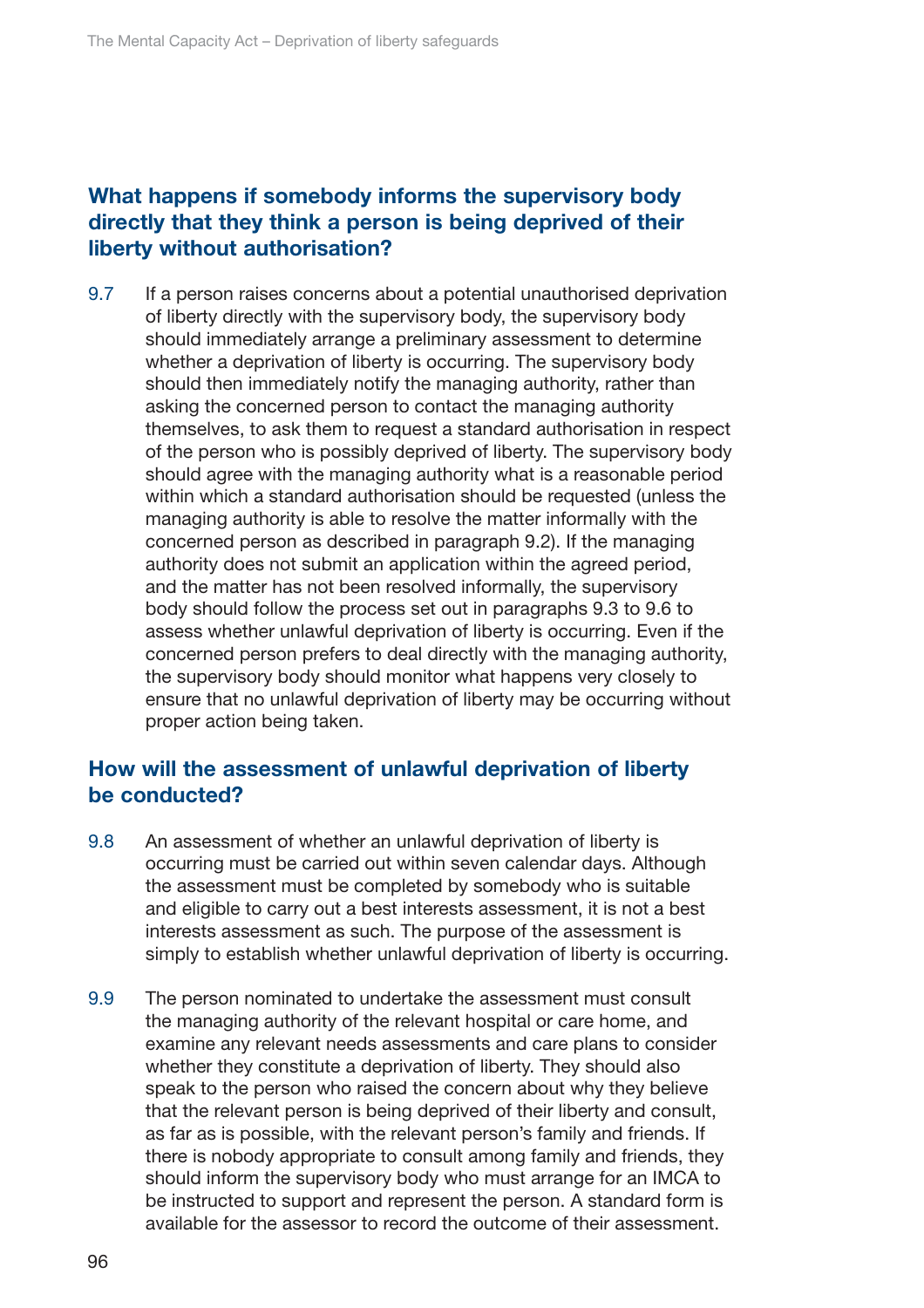### What happens if somebody informs the supervisory body directly that they think a person is being deprived of their liberty without authorisation?

9.7 If a person raises concerns about a potential unauthorised deprivation of liberty directly with the supervisory body, the supervisory body should immediately arrange a preliminary assessment to determine whether a deprivation of liberty is occurring. The supervisory body should then immediately notify the managing authority, rather than asking the concerned person to contact the managing authority themselves, to ask them to request a standard authorisation in respect of the person who is possibly deprived of liberty. The supervisory body should agree with the managing authority what is a reasonable period within which a standard authorisation should be requested (unless the managing authority is able to resolve the matter informally with the concerned person as described in paragraph 9.2). If the managing authority does not submit an application within the agreed period, and the matter has not been resolved informally, the supervisory body should follow the process set out in paragraphs 9.3 to 9.6 to assess whether unlawful deprivation of liberty is occurring. Even if the concerned person prefers to deal directly with the managing authority, the supervisory body should monitor what happens very closely to ensure that no unlawful deprivation of liberty may be occurring without proper action being taken.

### How will the assessment of unlawful deprivation of liberty be conducted?

9.8 An assessment of whether an unlawful deprivation of liberty is occurring must be carried out within seven calendar days. Although the assessment must be completed by somebody who is suitable and eligible to carry out a best interests assessment, it is not a best interests assessment as such. The purpose of the assessment is simply to establish whether unlawful deprivation of liberty is occurring.

9.9 The person nominated to undertake the assessment must consult the managing authority of the relevant hospital or care home, and examine any relevant needs assessments and care plans to consider whether they constitute a deprivation of liberty. They should also speak to the person who raised the concern about why they believe that the relevant person is being deprived of their liberty and consult, as far as is possible, with the relevant person's family and friends. If there is nobody appropriate to consult among family and friends, they should inform the supervisory body who must arrange for an IMCA to be instructed to support and represent the person. A standard form is available for the assessor to record the outcome of their assessment.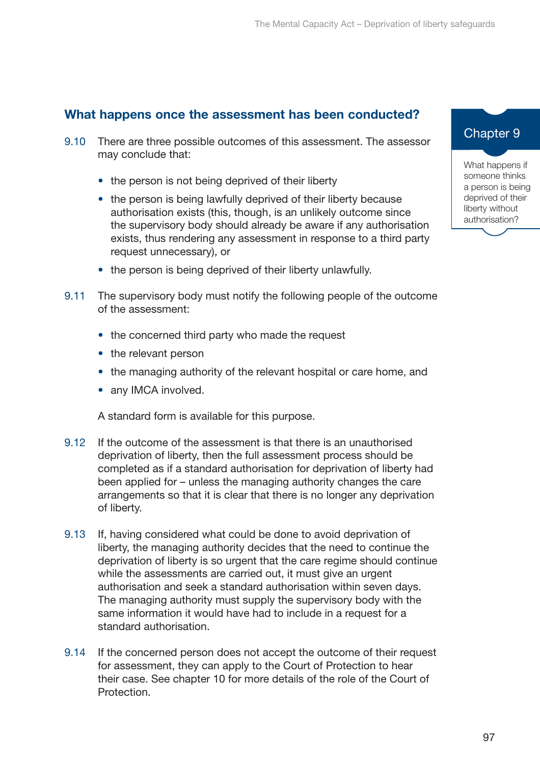## What happens once the assessment has been conducted?

9.10 There are three possible outcomes of this assessment. The assessor may conclude that:

- the person is not being deprived of their liberty
- the person is being lawfully deprived of their liberty because authorisation exists (this, though, is an unlikely outcome since the supervisory body should already be aware if any authorisation exists, thus rendering any assessment in response to a third party request unnecessary), or
- the person is being deprived of their liberty unlawfully.

9.11 The supervisory body must notify the following people of the outcome of the assessment:

- the concerned third party who made the request
- the relevant person
- the managing authority of the relevant hospital or care home, and
- any IMCA involved.

A standard form is available for this purpose.

9.12 If the outcome of the assessment is that there is an unauthorised deprivation of liberty, then the full assessment process should be completed as if a standard authorisation for deprivation of liberty had been applied for – unless the managing authority changes the care arrangements so that it is clear that there is no longer any deprivation of liberty.

9.13 If, having considered what could be done to avoid deprivation of liberty, the managing authority decides that the need to continue the deprivation of liberty is so urgent that the care regime should continue while the assessments are carried out, it must give an urgent authorisation and seek a standard authorisation within seven days. The managing authority must supply the supervisory body with the same information it would have had to include in a request for a standard authorisation.

9.14 If the concerned person does not accept the outcome of their request for assessment, they can apply to the Court of Protection to hear their case. See chapter 10 for more details of the role of the Court of Protection.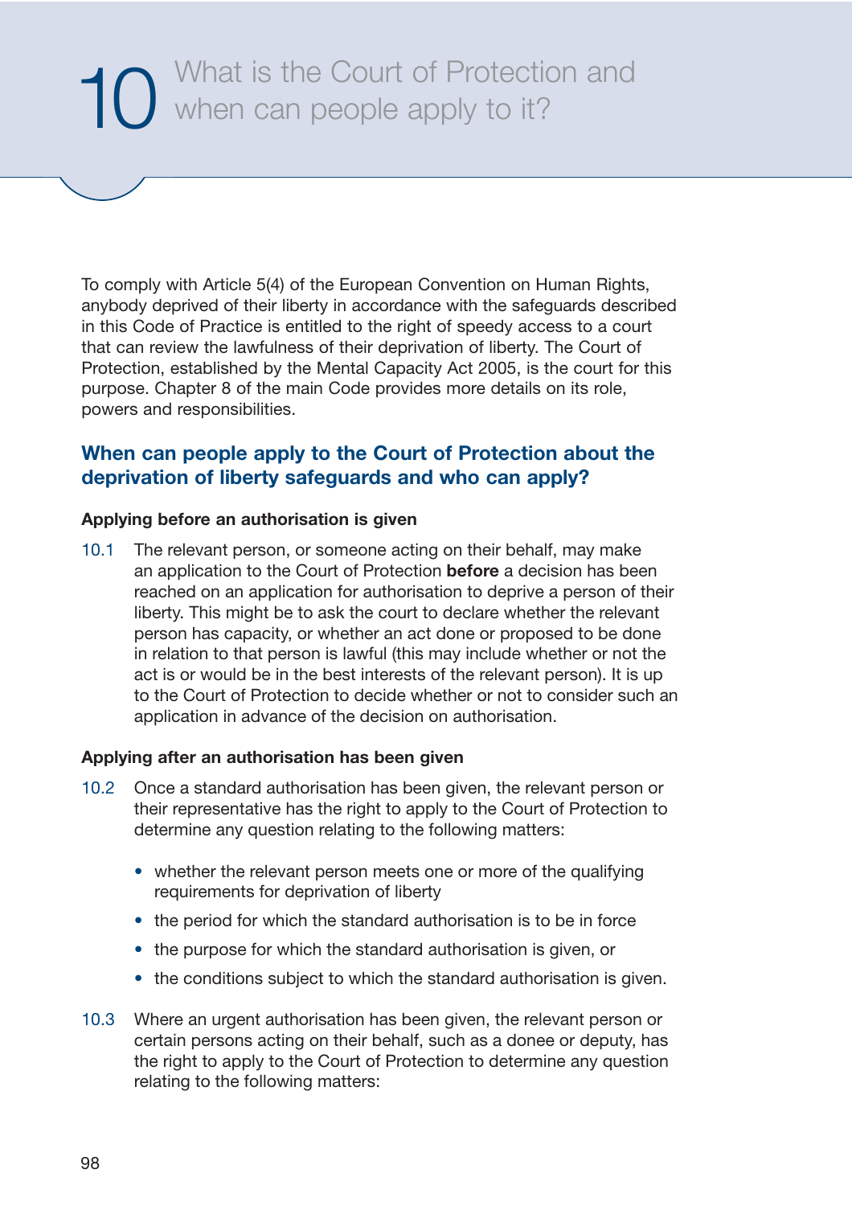# 10 What is the Court of Protection and when can people apply to it?

To comply with Article 5(4) of the European Convention on Human Rights, anybody deprived of their liberty in accordance with the safeguards described in this Code of Practice is entitled to the right of speedy access to a court that can review the lawfulness of their deprivation of liberty. The Court of Protection, established by the Mental Capacity Act 2005, is the court for this purpose. Chapter 8 of the main Code provides more details on its role, powers and responsibilities.

## When can people apply to the Court of Protection about the deprivation of liberty safeguards and who can apply?

### Applying before an authorisation is given

10.1 The relevant person, or someone acting on their behalf, may make an application to the Court of Protection **before** a decision has been reached on an application for authorisation to deprive a person of their liberty. This might be to ask the court to declare whether the relevant person has capacity, or whether an act done or proposed to be done in relation to that person is lawful (this may include whether or not the act is or would be in the best interests of the relevant person). It is up to the Court of Protection to decide whether or not to consider such an application in advance of the decision on authorisation.

### Applying after an authorisation has been given

10.2 Once a standard authorisation has been given, the relevant person or their representative has the right to apply to the Court of Protection to determine any question relating to the following matters:

- whether the relevant person meets one or more of the qualifying requirements for deprivation of liberty
- the period for which the standard authorisation is to be in force
- the purpose for which the standard authorisation is given, or
- the conditions subject to which the standard authorisation is given.

10.3 Where an urgent authorisation has been given, the relevant person or certain persons acting on their behalf, such as a donee or deputy, has the right to apply to the Court of Protection to determine any question relating to the following matters: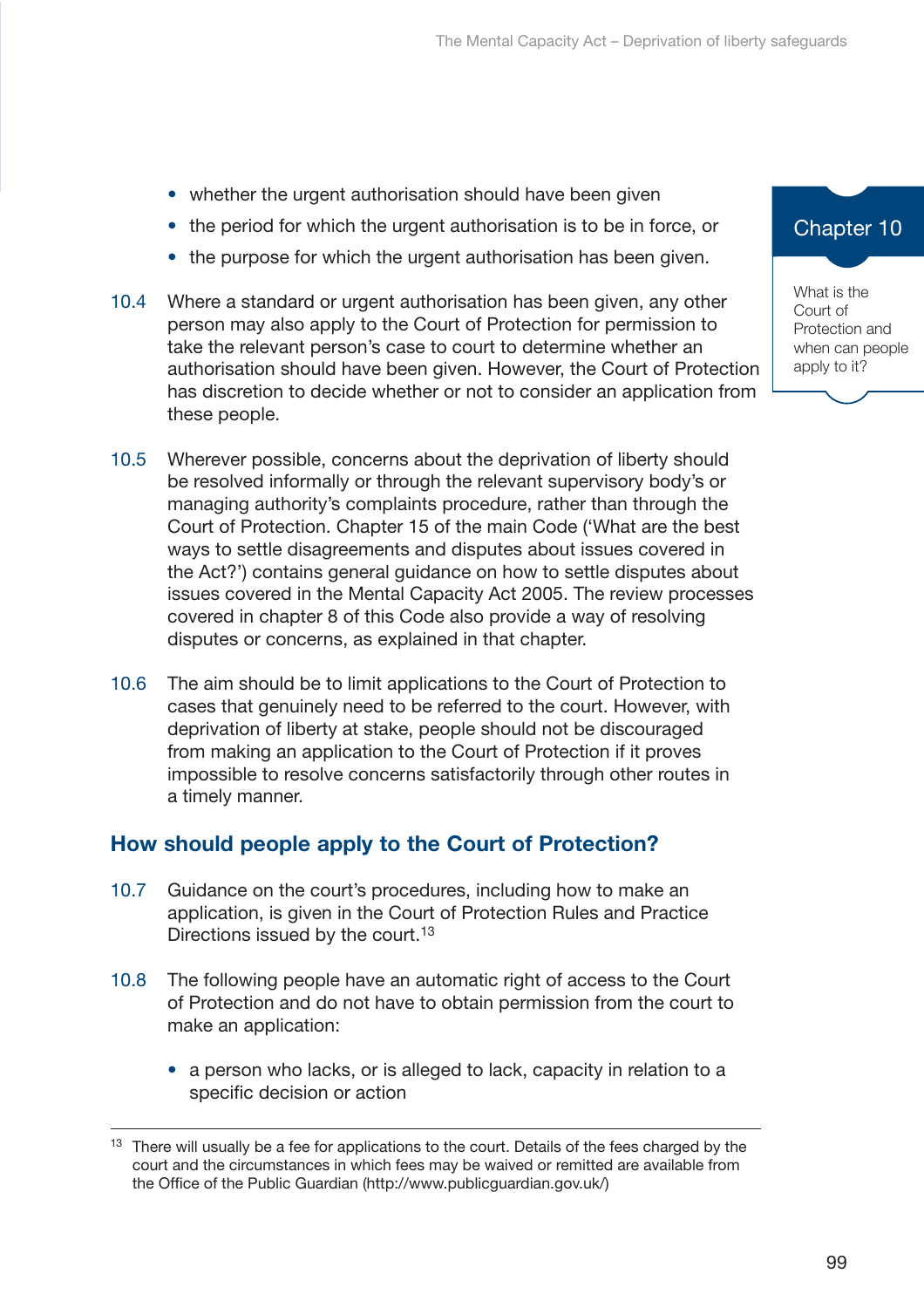- whether the urgent authorisation should have been given
- the period for which the urgent authorisation is to be in force, or
- the purpose for which the urgent authorisation has been given.

10.4 Where a standard or urgent authorisation has been given, any other person may also apply to the Court of Protection for permission to take the relevant person's case to court to determine whether an authorisation should have been given. However, the Court of Protection has discretion to decide whether or not to consider an application from these people.

10.5 Wherever possible, concerns about the deprivation of liberty should be resolved informally or through the relevant supervisory body's or managing authority's complaints procedure, rather than through the Court of Protection. Chapter 15 of the main Code ('What are the best ways to settle disagreements and disputes about issues covered in the Act?') contains general guidance on how to settle disputes about issues covered in the Mental Capacity Act 2005. The review processes covered in chapter 8 of this Code also provide a way of resolving disputes or concerns, as explained in that chapter.

10.6 The aim should be to limit applications to the Court of Protection to cases that genuinely need to be referred to the court. However, with deprivation of liberty at stake, people should not be discouraged from making an application to the Court of Protection if it proves impossible to resolve concerns satisfactorily through other routes in a timely manner.

## How should people apply to the Court of Protection?

10.7 Guidance on the court's procedures, including how to make an application, is given in the Court of Protection Rules and Practice Directions issued by the court.[13]

10.8 The following people have an automatic right of access to the Court of Protection and do not have to obtain permission from the court to make an application:

- a person who lacks, or is alleged to lack, capacity in relation to a specific decision or action

---

[13] There will usually be a fee for applications to the court. Details of the fees charged by the court and the circumstances in which fees may be waived or remitted are available from the Office of the Public Guardian (http://www.publicguardian.gov.uk/)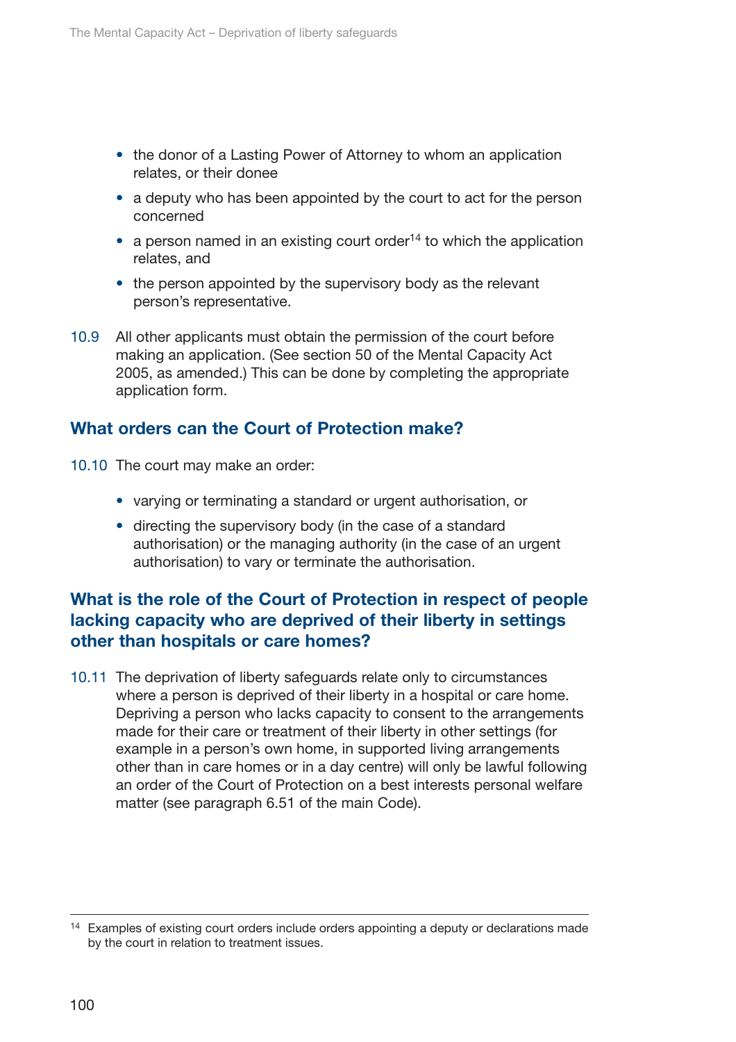- the donor of a Lasting Power of Attorney to whom an application relates, or their donee
- a deputy who has been appointed by the court to act for the person concerned
- a person named in an existing court order[14] to which the application relates, and
- the person appointed by the supervisory body as the relevant person's representative.

10.9 All other applicants must obtain the permission of the court before making an application. (See section 50 of the Mental Capacity Act 2005, as amended.) This can be done by completing the appropriate application form.

## What orders can the Court of Protection make?

10.10 The court may make an order:

- varying or terminating a standard or urgent authorisation, or
- directing the supervisory body (in the case of a standard authorisation) or the managing authority (in the case of an urgent authorisation) to vary or terminate the authorisation.

## What is the role of the Court of Protection in respect of people lacking capacity who are deprived of their liberty in settings other than hospitals or care homes?

10.11 The deprivation of liberty safeguards relate only to circumstances where a person is deprived of their liberty in a hospital or care home. Depriving a person who lacks capacity to consent to the arrangements made for their care or treatment of their liberty in other settings (for example in a person's own home, in supported living arrangements other than in care homes or in a day centre) will only be lawful following an order of the Court of Protection on a best interests personal welfare matter (see paragraph 6.51 of the main Code).

---

[14] Examples of existing court orders include orders appointing a deputy or declarations made by the court in relation to treatment issues.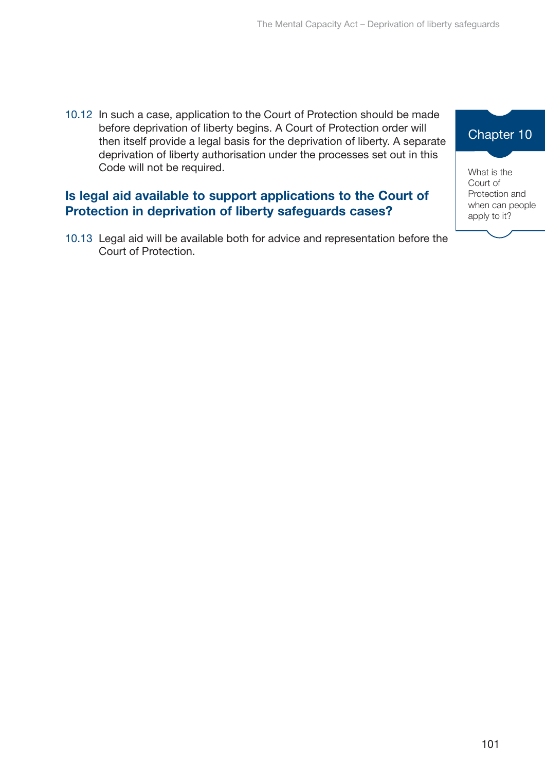10.12 In such a case, application to the Court of Protection should be made before deprivation of liberty begins. A Court of Protection order will then itself provide a legal basis for the deprivation of liberty. A separate deprivation of liberty authorisation under the processes set out in this Code will not be required.

## Is legal aid available to support applications to the Court of Protection in deprivation of liberty safeguards cases?

10.13 Legal aid will be available both for advice and representation before the Court of Protection.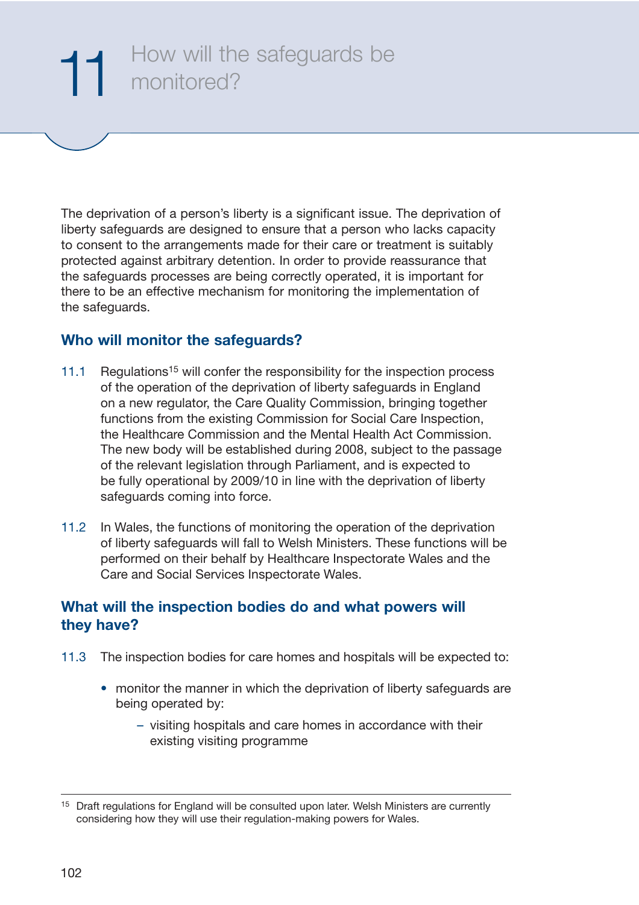# 11 How will the safeguards be monitored?

The deprivation of a person's liberty is a significant issue. The deprivation of liberty safeguards are designed to ensure that a person who lacks capacity to consent to the arrangements made for their care or treatment is suitably protected against arbitrary detention. In order to provide reassurance that the safeguards processes are being correctly operated, it is important for there to be an effective mechanism for monitoring the implementation of the safeguards.

## Who will monitor the safeguards?

11.1 Regulations[15] will confer the responsibility for the inspection process of the operation of the deprivation of liberty safeguards in England on a new regulator, the Care Quality Commission, bringing together functions from the existing Commission for Social Care Inspection, the Healthcare Commission and the Mental Health Act Commission. The new body will be established during 2008, subject to the passage of the relevant legislation through Parliament, and is expected to be fully operational by 2009/10 in line with the deprivation of liberty safeguards coming into force.

11.2 In Wales, the functions of monitoring the operation of the deprivation of liberty safeguards will fall to Welsh Ministers. These functions will be performed on their behalf by Healthcare Inspectorate Wales and the Care and Social Services Inspectorate Wales.

## What will the inspection bodies do and what powers will they have?

11.3 The inspection bodies for care homes and hospitals will be expected to:

- monitor the manner in which the deprivation of liberty safeguards are being operated by:
  - visiting hospitals and care homes in accordance with their existing visiting programme

---

[15] Draft regulations for England will be consulted upon later. Welsh Ministers are currently considering how they will use their regulation-making powers for Wales.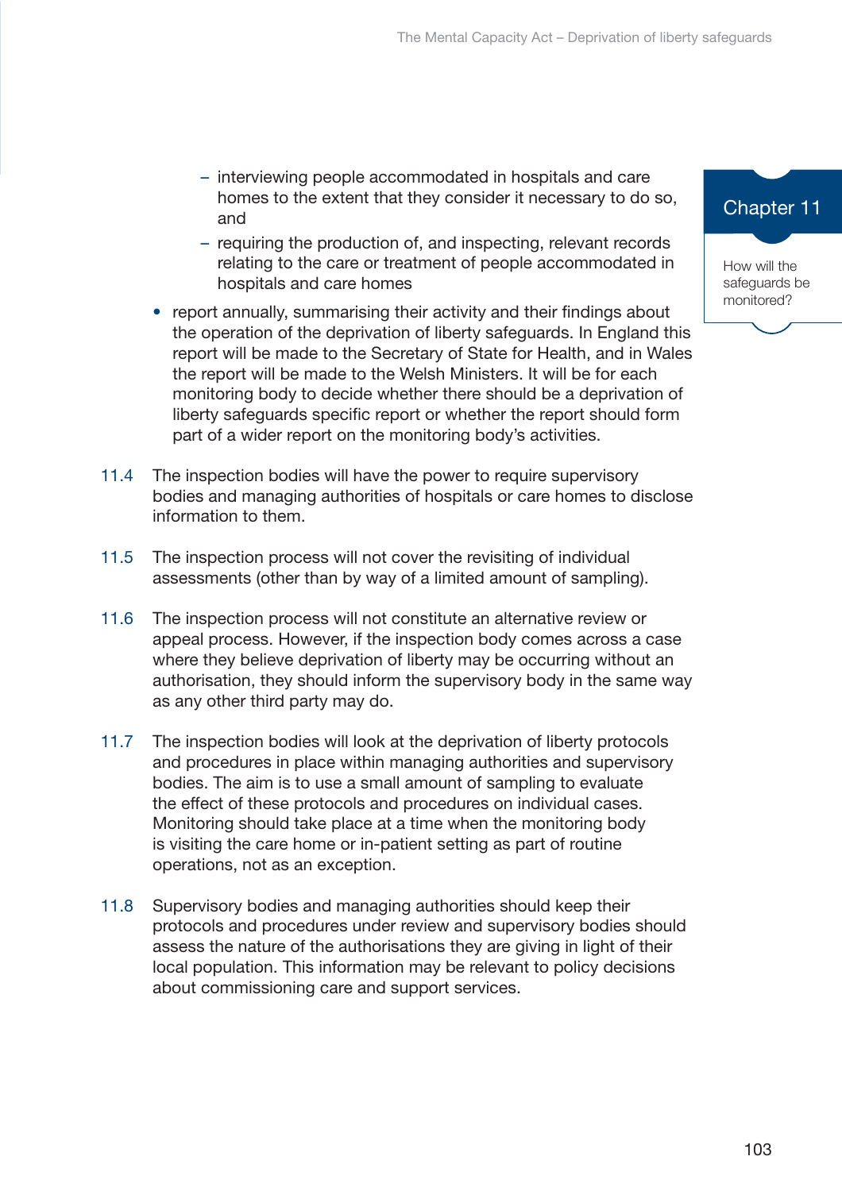- interviewing people accommodated in hospitals and care homes to the extent that they consider it necessary to do so, and
  - requiring the production of, and inspecting, relevant records relating to the care or treatment of people accommodated in hospitals and care homes
- report annually, summarising their activity and their findings about the operation of the deprivation of liberty safeguards. In England this report will be made to the Secretary of State for Health, and in Wales the report will be made to the Welsh Ministers. It will be for each monitoring body to decide whether there should be a deprivation of liberty safeguards specific report or whether the report should form part of a wider report on the monitoring body's activities.

11.4 The inspection bodies will have the power to require supervisory bodies and managing authorities of hospitals or care homes to disclose information to them.

11.5 The inspection process will not cover the revisiting of individual assessments (other than by way of a limited amount of sampling).

11.6 The inspection process will not constitute an alternative review or appeal process. However, if the inspection body comes across a case where they believe deprivation of liberty may be occurring without an authorisation, they should inform the supervisory body in the same way as any other third party may do.

11.7 The inspection bodies will look at the deprivation of liberty protocols and procedures in place within managing authorities and supervisory bodies. The aim is to use a small amount of sampling to evaluate the effect of these protocols and procedures on individual cases. Monitoring should take place at a time when the monitoring body is visiting the care home or in-patient setting as part of routine operations, not as an exception.

11.8 Supervisory bodies and managing authorities should keep their protocols and procedures under review and supervisory bodies should assess the nature of the authorisations they are giving in light of their local population. This information may be relevant to policy decisions about commissioning care and support services.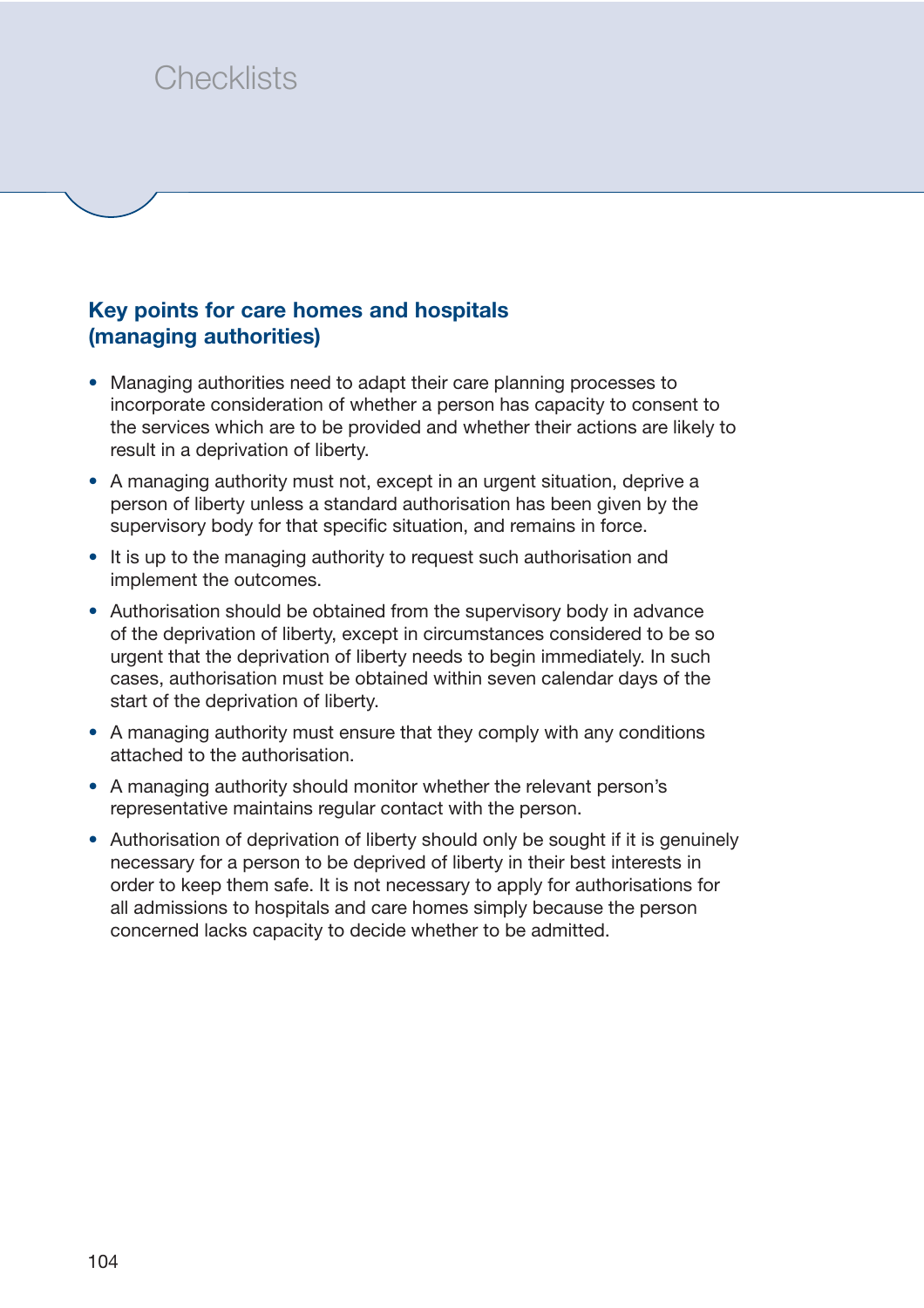# Checklists

## Key points for care homes and hospitals (managing authorities)

- Managing authorities need to adapt their care planning processes to incorporate consideration of whether a person has capacity to consent to the services which are to be provided and whether their actions are likely to result in a deprivation of liberty.
- A managing authority must not, except in an urgent situation, deprive a person of liberty unless a standard authorisation has been given by the supervisory body for that specific situation, and remains in force.
- It is up to the managing authority to request such authorisation and implement the outcomes.
- Authorisation should be obtained from the supervisory body in advance of the deprivation of liberty, except in circumstances considered to be so urgent that the deprivation of liberty needs to begin immediately. In such cases, authorisation must be obtained within seven calendar days of the start of the deprivation of liberty.
- A managing authority must ensure that they comply with any conditions attached to the authorisation.
- A managing authority should monitor whether the relevant person's representative maintains regular contact with the person.
- Authorisation of deprivation of liberty should only be sought if it is genuinely necessary for a person to be deprived of liberty in their best interests in order to keep them safe. It is not necessary to apply for authorisations for all admissions to hospitals and care homes simply because the person concerned lacks capacity to decide whether to be admitted.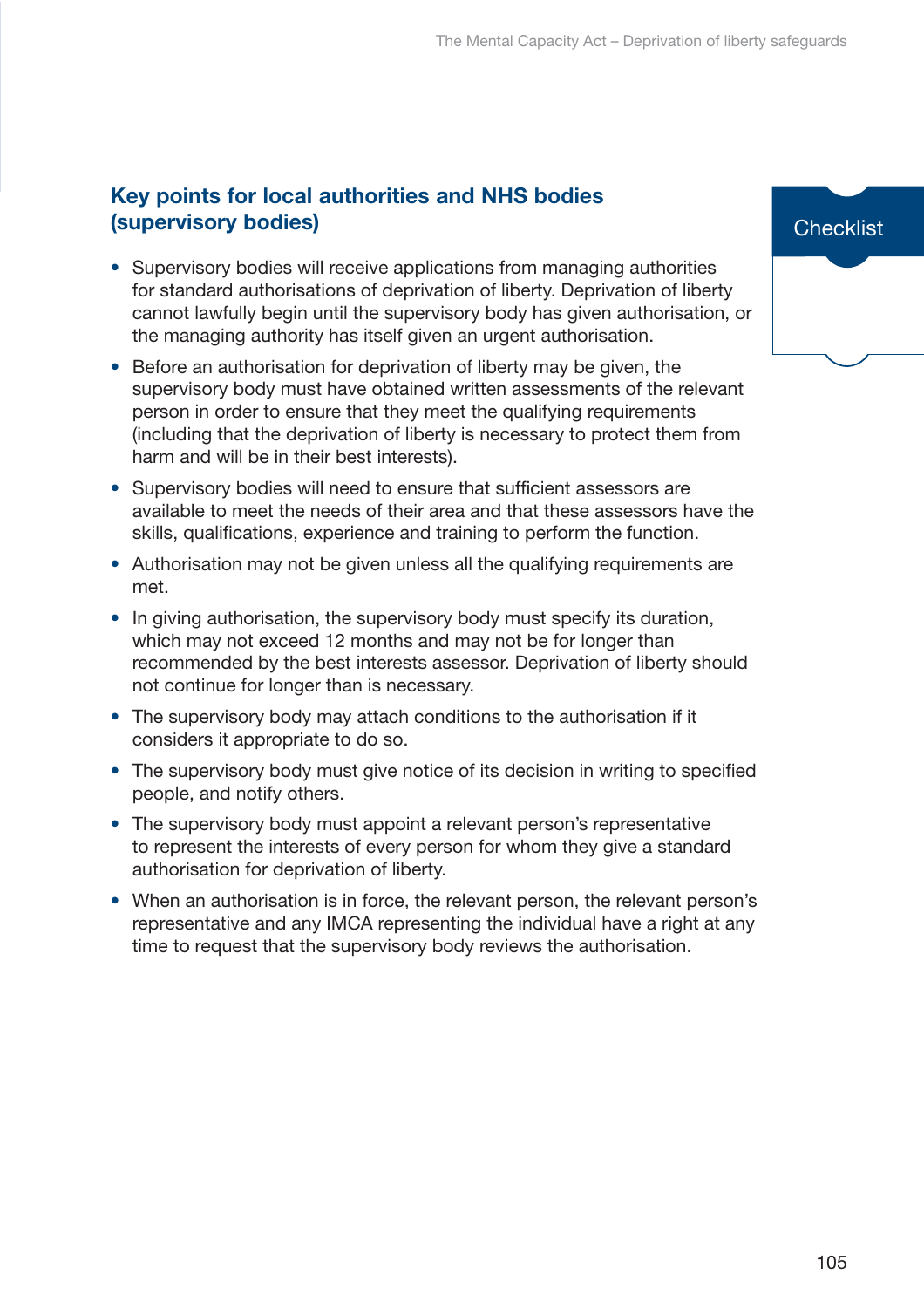## Key points for local authorities and NHS bodies (supervisory bodies)

Checklist

- Supervisory bodies will receive applications from managing authorities for standard authorisations of deprivation of liberty. Deprivation of liberty cannot lawfully begin until the supervisory body has given authorisation, or the managing authority has itself given an urgent authorisation.
- Before an authorisation for deprivation of liberty may be given, the supervisory body must have obtained written assessments of the relevant person in order to ensure that they meet the qualifying requirements (including that the deprivation of liberty is necessary to protect them from harm and will be in their best interests).
- Supervisory bodies will need to ensure that sufficient assessors are available to meet the needs of their area and that these assessors have the skills, qualifications, experience and training to perform the function.
- Authorisation may not be given unless all the qualifying requirements are met.
- In giving authorisation, the supervisory body must specify its duration, which may not exceed 12 months and may not be for longer than recommended by the best interests assessor. Deprivation of liberty should not continue for longer than is necessary.
- The supervisory body may attach conditions to the authorisation if it considers it appropriate to do so.
- The supervisory body must give notice of its decision in writing to specified people, and notify others.
- The supervisory body must appoint a relevant person's representative to represent the interests of every person for whom they give a standard authorisation for deprivation of liberty.
- When an authorisation is in force, the relevant person, the relevant person's representative and any IMCA representing the individual have a right at any time to request that the supervisory body reviews the authorisation.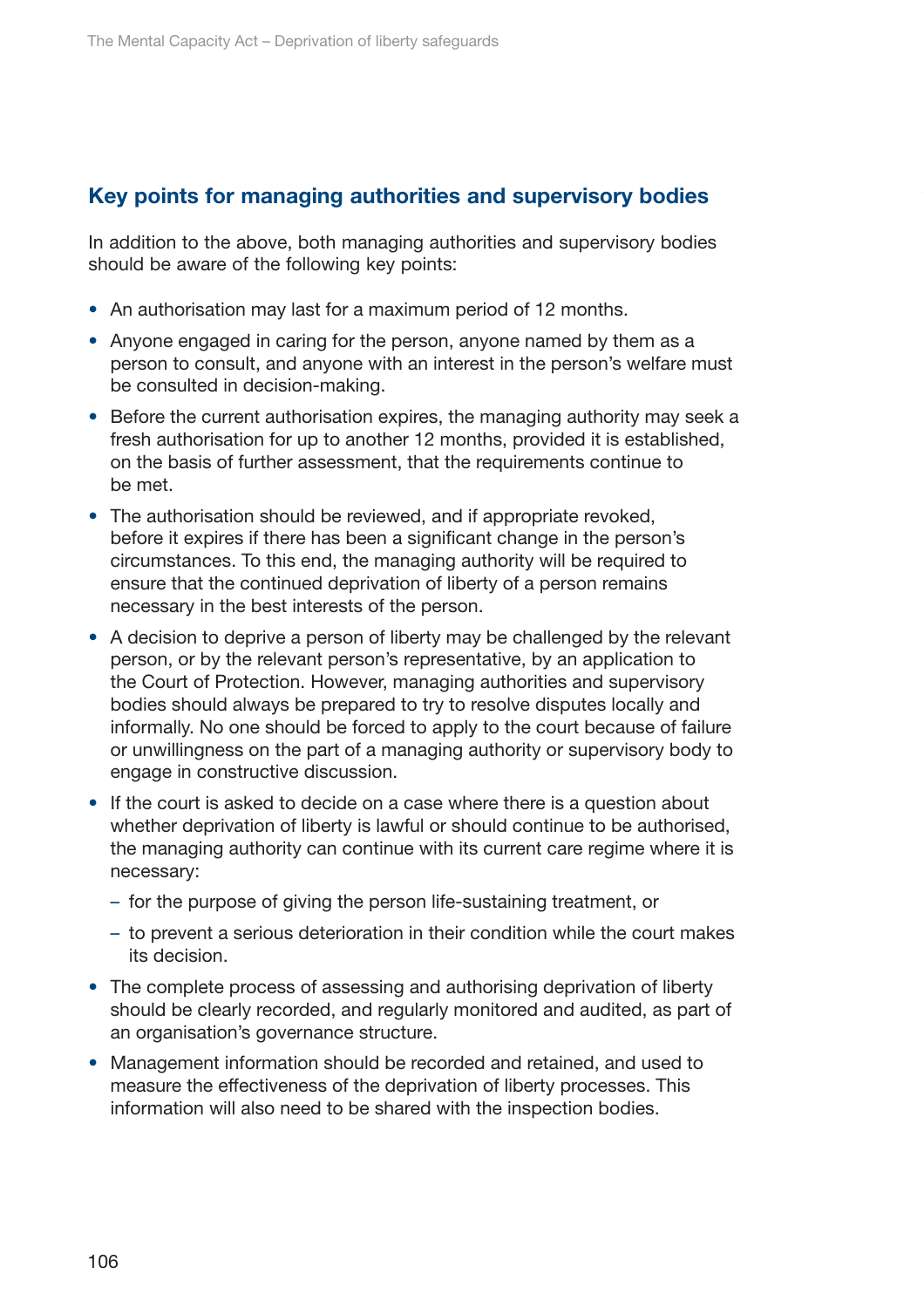## Key points for managing authorities and supervisory bodies

In addition to the above, both managing authorities and supervisory bodies should be aware of the following key points:

- An authorisation may last for a maximum period of 12 months.
- Anyone engaged in caring for the person, anyone named by them as a person to consult, and anyone with an interest in the person's welfare must be consulted in decision-making.
- Before the current authorisation expires, the managing authority may seek a fresh authorisation for up to another 12 months, provided it is established, on the basis of further assessment, that the requirements continue to be met.
- The authorisation should be reviewed, and if appropriate revoked, before it expires if there has been a significant change in the person's circumstances. To this end, the managing authority will be required to ensure that the continued deprivation of liberty of a person remains necessary in the best interests of the person.
- A decision to deprive a person of liberty may be challenged by the relevant person, or by the relevant person's representative, by an application to the Court of Protection. However, managing authorities and supervisory bodies should always be prepared to try to resolve disputes locally and informally. No one should be forced to apply to the court because of failure or unwillingness on the part of a managing authority or supervisory body to engage in constructive discussion.
- If the court is asked to decide on a case where there is a question about whether deprivation of liberty is lawful or should continue to be authorised, the managing authority can continue with its current care regime where it is necessary:
  - for the purpose of giving the person life-sustaining treatment, or
  - to prevent a serious deterioration in their condition while the court makes its decision.
- The complete process of assessing and authorising deprivation of liberty should be clearly recorded, and regularly monitored and audited, as part of an organisation's governance structure.
- Management information should be recorded and retained, and used to measure the effectiveness of the deprivation of liberty processes. This information will also need to be shared with the inspection bodies.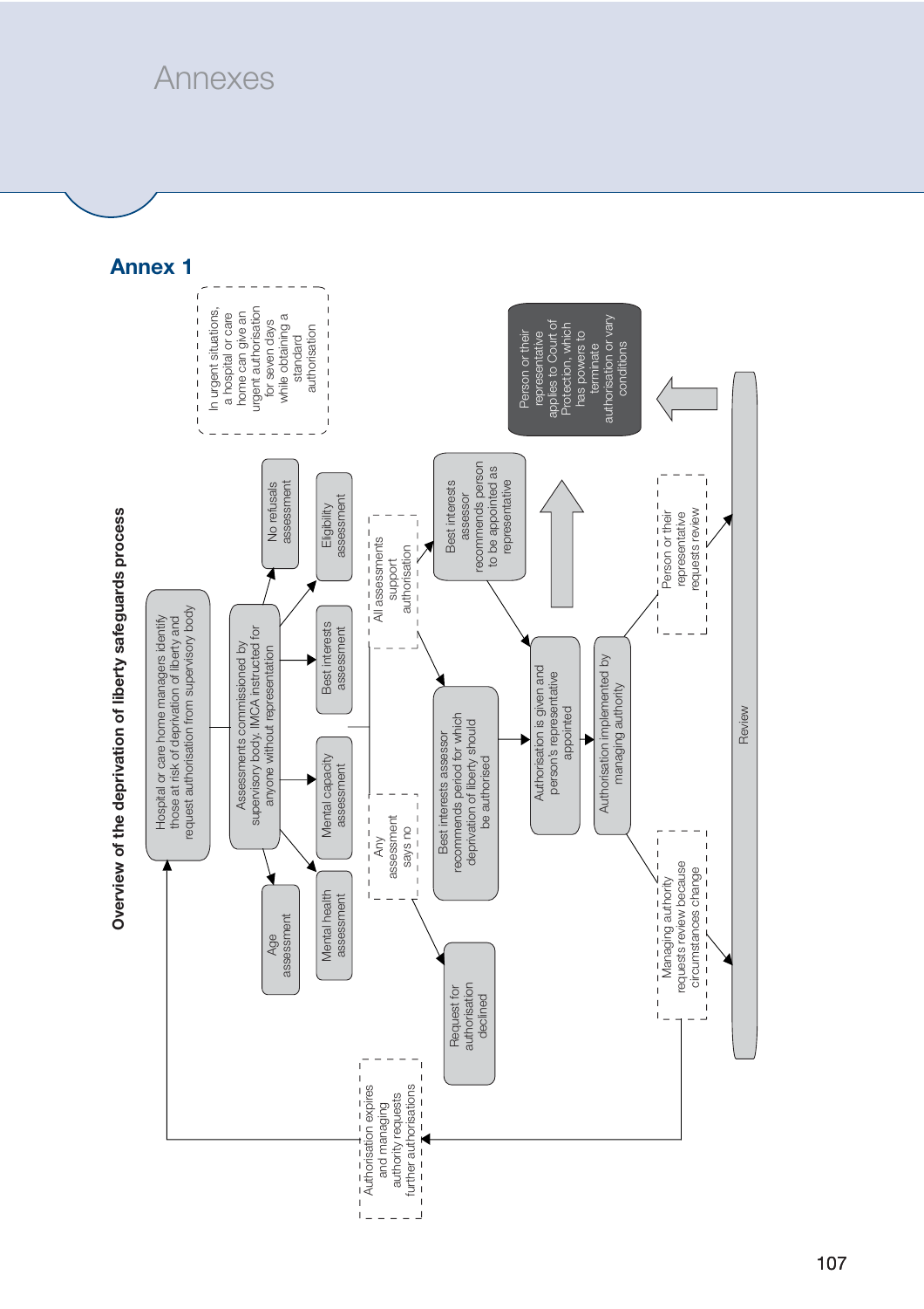# Annexes

## Annex 1

### Overview of the deprivation of liberty safeguards process

Hospital or care home managers identify those at risk of deprivation of liberty and request authorisation from supervisory body

In urgent situations, a hospital or care home can give an urgent authorisation for seven days while obtaining a standard authorisation

Assessments commissioned by supervisory body. IMCA instructed for anyone without representation

- Age assessment
- Mental health assessment
- Mental capacity assessment
- Best interests assessment
- Eligibility assessment
- No refusals assessment

Any assessment says no → Request for authorisation declined

All assessments support authorisation → Best interests assessor recommends period for which deprivation of liberty should be authorised; Best interests assessor recommends person to be appointed as representative

Authorisation is given and person's representative appointed

Authorisation implemented by managing authority

Managing authority requests review because circumstances change

Person or their representative requests review

Review

Person or their representative applies to Court of Protection, which has powers to terminate authorisation or vary conditions

Authorisation expires and managing authority requests further authorisations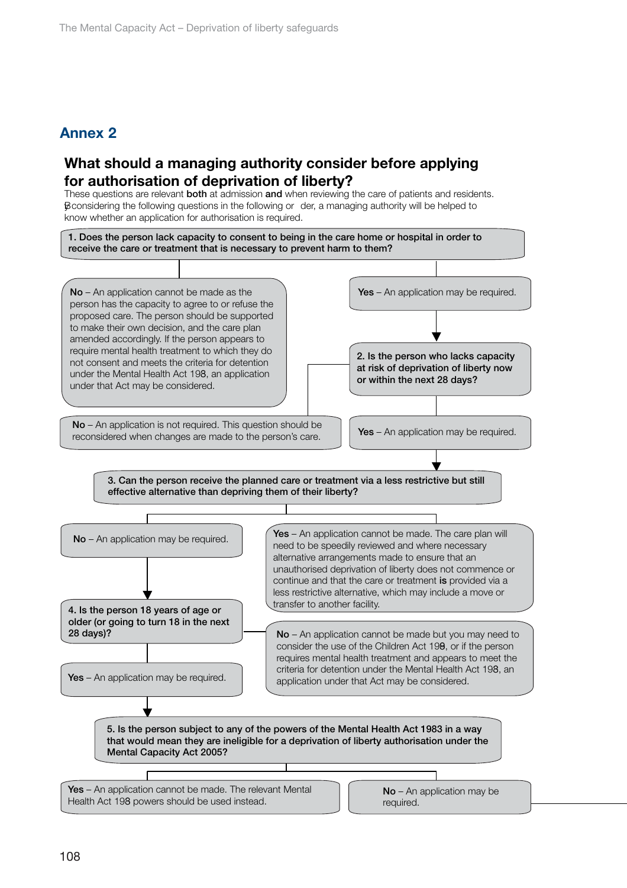## Annex 2

### What should a managing authority consider before applying for authorisation of deprivation of liberty?

These questions are relevant **both** at admission **and** when reviewing the care of patients and residents. By considering the following questions in the following order, a managing authority will be helped to know whether an application for authorisation is required.

**1. Does the person lack capacity to consent to being in the care home or hospital in order to receive the care or treatment that is necessary to prevent harm to them?**

**No** – An application cannot be made as the person has the capacity to agree to or refuse the proposed care. The person should be supported to make their own decision, and the care plan amended accordingly. If the person appears to require mental health treatment to which they do not consent and meets the criteria for detention under the Mental Health Act 1983, an application under that Act may be considered.

**Yes** – An application may be required.

**2. Is the person who lacks capacity at risk of deprivation of liberty now or within the next 28 days?**

**No** – An application is not required. This question should be reconsidered when changes are made to the person's care.

**Yes** – An application may be required.

**3. Can the person receive the planned care or treatment via a less restrictive but still effective alternative than depriving them of their liberty?**

**No** – An application may be required.

**Yes** – An application cannot be made. The care plan will need to be speedily reviewed and where necessary alternative arrangements made to ensure that an unauthorised deprivation of liberty does not commence or continue and that the care or treatment **is** provided via a less restrictive alternative, which may include a move or transfer to another facility.

**4. Is the person 18 years of age or older (or going to turn 18 in the next 28 days)?**

**No** – An application cannot be made but you may need to consider the use of the Children Act 1989, or if the person requires mental health treatment and appears to meet the criteria for detention under the Mental Health Act 1983, an application under that Act may be considered.

**Yes** – An application may be required.

**5. Is the person subject to any of the powers of the Mental Health Act 1983 in a way that would mean they are ineligible for a deprivation of liberty authorisation under the Mental Capacity Act 2005?**

**Yes** – An application cannot be made. The relevant Mental Health Act 1983 powers should be used instead.

**No** – An application may be required.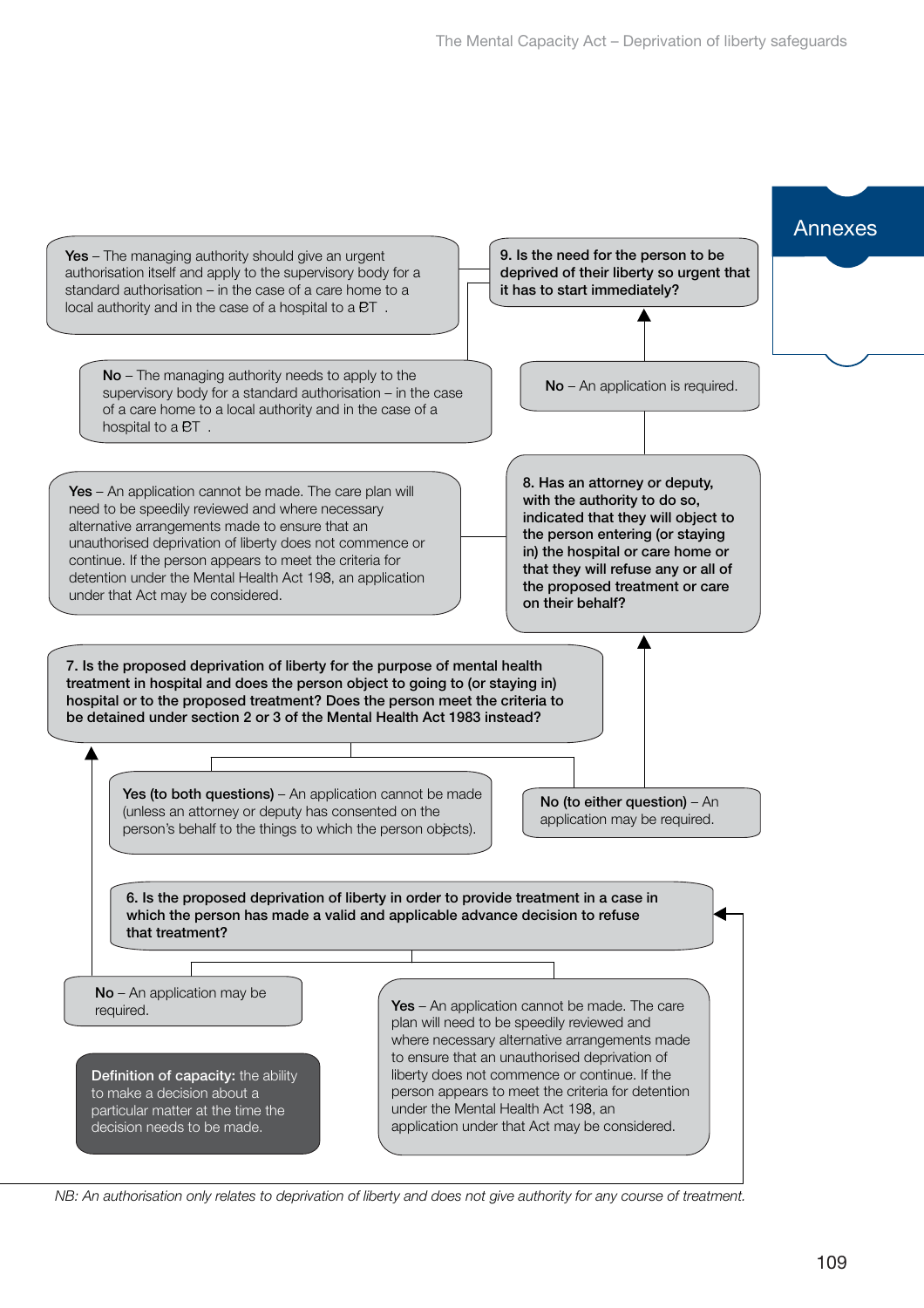**6. Is the proposed deprivation of liberty in order to provide treatment in a case in which the person has made a valid and applicable advance decision to refuse that treatment?**

**Yes** – An application cannot be made. The care plan will need to be speedily reviewed and where necessary alternative arrangements made to ensure that an unauthorised deprivation of liberty does not commence or continue. If the person appears to meet the criteria for detention under the Mental Health Act 198, an application under that Act may be considered.

**No** – An application may be required.

**7. Is the proposed deprivation of liberty for the purpose of mental health treatment in hospital and does the person object to going to (or staying in) hospital or to the proposed treatment? Does the person meet the criteria to be detained under section 2 or 3 of the Mental Health Act 1983 instead?**

**Yes (to both questions)** – An application cannot be made (unless an attorney or deputy has consented on the person's behalf to the things to which the person objects).

**No (to either question)** – An application may be required.

**8. Has an attorney or deputy, with the authority to do so, indicated that they will object to the person entering (or staying in) the hospital or care home or that they will refuse any or all of the proposed treatment or care on their behalf?**

**Yes** – An application cannot be made. The care plan will need to be speedily reviewed and where necessary alternative arrangements made to ensure that an unauthorised deprivation of liberty does not commence or continue. If the person appears to meet the criteria for detention under the Mental Health Act 198, an application under that Act may be considered.

**No** – An application is required.

**9. Is the need for the person to be deprived of their liberty so urgent that it has to start immediately?**

**Yes** – The managing authority should give an urgent authorisation itself and apply to the supervisory body for a standard authorisation – in the case of a care home to a local authority and in the case of a hospital to a PCT.

**No** – The managing authority needs to apply to the supervisory body for a standard authorisation – in the case of a care home to a local authority and in the case of a hospital to a PCT.

**Definition of capacity:** the ability to make a decision about a particular matter at the time the decision needs to be made.

*NB: An authorisation only relates to deprivation of liberty and does not give authority for any course of treatment.*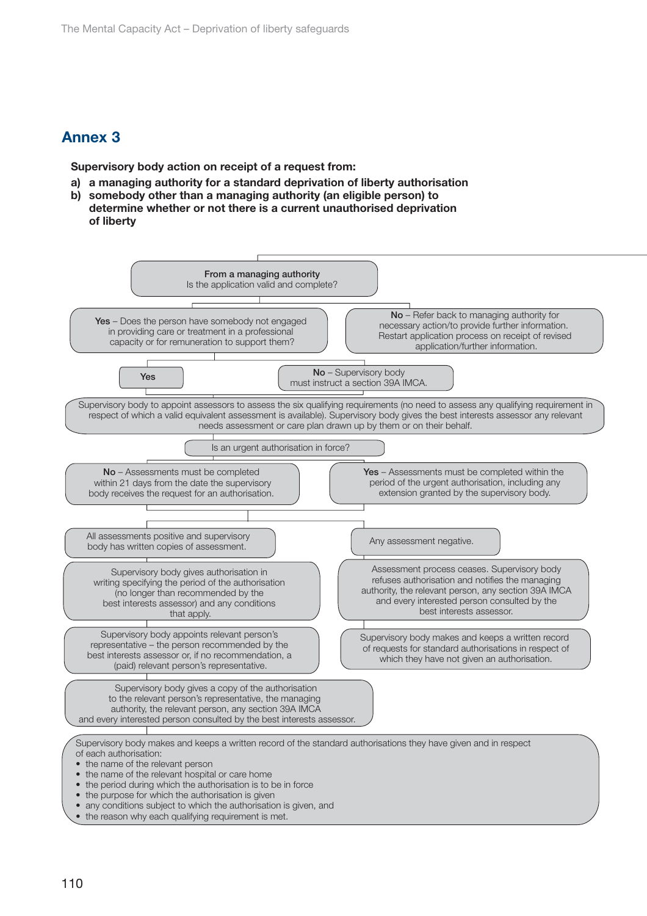## Annex 3

**Supervisory body action on receipt of a request from:**

**a) a managing authority for a standard deprivation of liberty authorisation**
**b) somebody other than a managing authority (an eligible person) to determine whether or not there is a current unauthorised deprivation of liberty**

**From a managing authority**
Is the application valid and complete?

**Yes** – Does the person have somebody not engaged in providing care or treatment in a professional capacity or for remuneration to support them?

**No** – Refer back to managing authority for necessary action/to provide further information. Restart application process on receipt of revised application/further information.

**Yes**

**No** – Supervisory body must instruct a section 39A IMCA.

Supervisory body to appoint assessors to assess the six qualifying requirements (no need to assess any qualifying requirement in respect of which a valid equivalent assessment is available). Supervisory body gives the best interests assessor any relevant needs assessment or care plan drawn up by them or on their behalf.

Is an urgent authorisation in force?

**No** – Assessments must be completed within 21 days from the date the supervisory body receives the request for an authorisation.

**Yes** – Assessments must be completed within the period of the urgent authorisation, including any extension granted by the supervisory body.

All assessments positive and supervisory body has written copies of assessment.

Supervisory body gives authorisation in writing specifying the period of the authorisation (no longer than recommended by the best interests assessor) and any conditions that apply.

Supervisory body appoints relevant person's representative – the person recommended by the best interests assessor or, if no recommendation, a (paid) relevant person's representative.

Supervisory body gives a copy of the authorisation to the relevant person's representative, the managing authority, the relevant person, any section 39A IMCA and every interested person consulted by the best interests assessor.

Any assessment negative.

Assessment process ceases. Supervisory body refuses authorisation and notifies the managing authority, the relevant person, any section 39A IMCA and every interested person consulted by the best interests assessor.

Supervisory body makes and keeps a written record of requests for standard authorisations in respect of which they have not given an authorisation.

Supervisory body makes and keeps a written record of the standard authorisations they have given and in respect of each authorisation:

- the name of the relevant person
- the name of the relevant hospital or care home
- the period during which the authorisation is to be in force
- the purpose for which the authorisation is given
- any conditions subject to which the authorisation is given, and
- the reason why each qualifying requirement is met.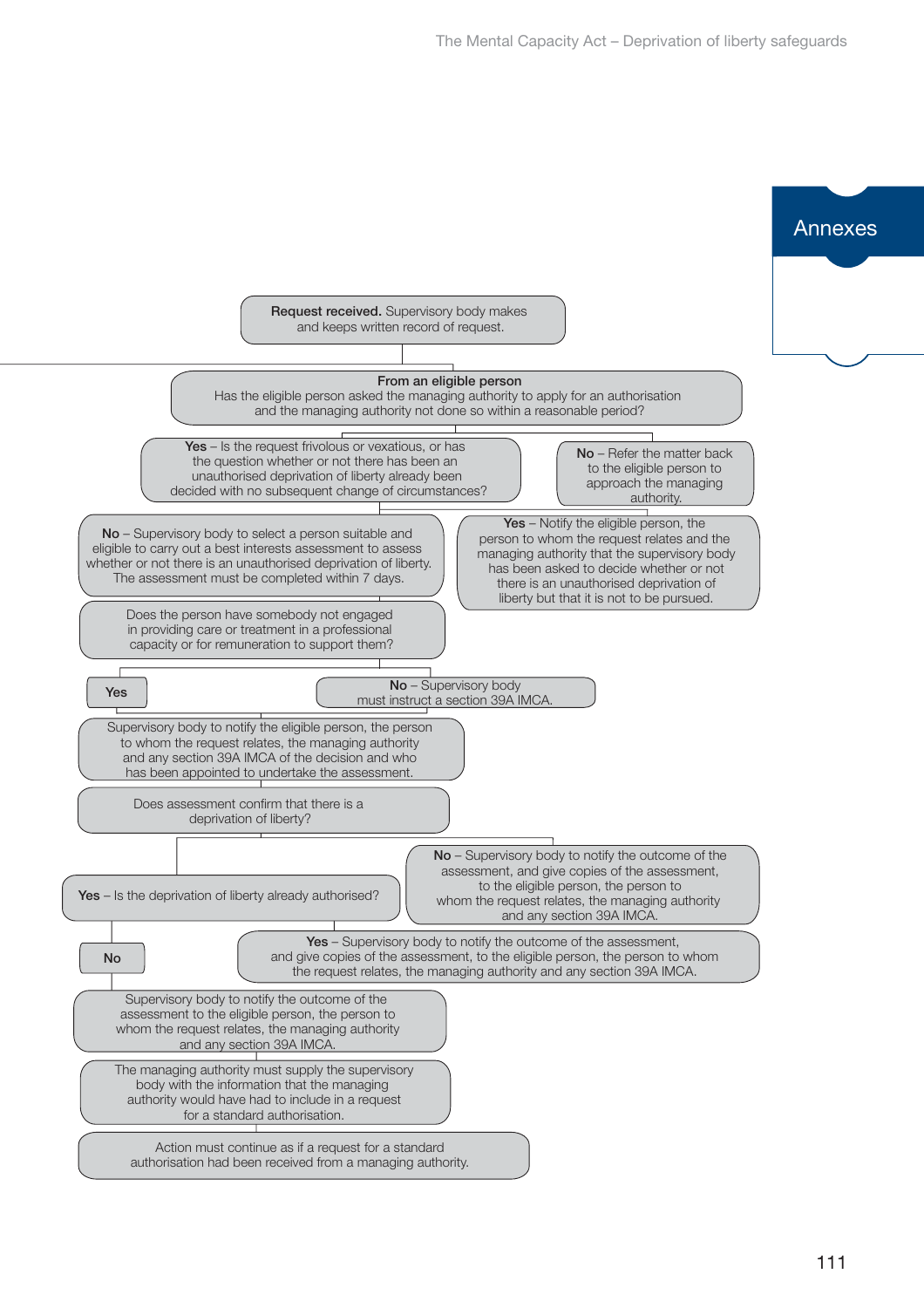**Request received.** Supervisory body makes and keeps written record of request.

**From an eligible person**
Has the eligible person asked the managing authority to apply for an authorisation and the managing authority not done so within a reasonable period?

**Yes** – Is the request frivolous or vexatious, or has the question whether or not there has been an unauthorised deprivation of liberty already been decided with no subsequent change of circumstances?

**No** – Refer the matter back to the eligible person to approach the managing authority.

**No** – Supervisory body to select a person suitable and eligible to carry out a best interests assessment to assess whether or not there is an unauthorised deprivation of liberty. The assessment must be completed within 7 days.

**Yes** – Notify the eligible person, the person to whom the request relates and the managing authority that the supervisory body has been asked to decide whether or not there is an unauthorised deprivation of liberty but that it is not to be pursued.

Does the person have somebody not engaged in providing care or treatment in a professional capacity or for remuneration to support them?

**Yes**

**No** – Supervisory body must instruct a section 39A IMCA.

Supervisory body to notify the eligible person, the person to whom the request relates, the managing authority and any section 39A IMCA of the decision and who has been appointed to undertake the assessment.

Does assessment confirm that there is a deprivation of liberty?

**Yes** – Is the deprivation of liberty already authorised?

**No** – Supervisory body to notify the outcome of the assessment, and give copies of the assessment, to the eligible person, the person to whom the request relates, the managing authority and any section 39A IMCA.

**No**

**Yes** – Supervisory body to notify the outcome of the assessment, and give copies of the assessment, to the eligible person, the person to whom the request relates, the managing authority and any section 39A IMCA.

Supervisory body to notify the outcome of the assessment to the eligible person, the person to whom the request relates, the managing authority and any section 39A IMCA.

The managing authority must supply the supervisory body with the information that the managing authority would have had to include in a request for a standard authorisation.

Action must continue as if a request for a standard authorisation had been received from a managing authority.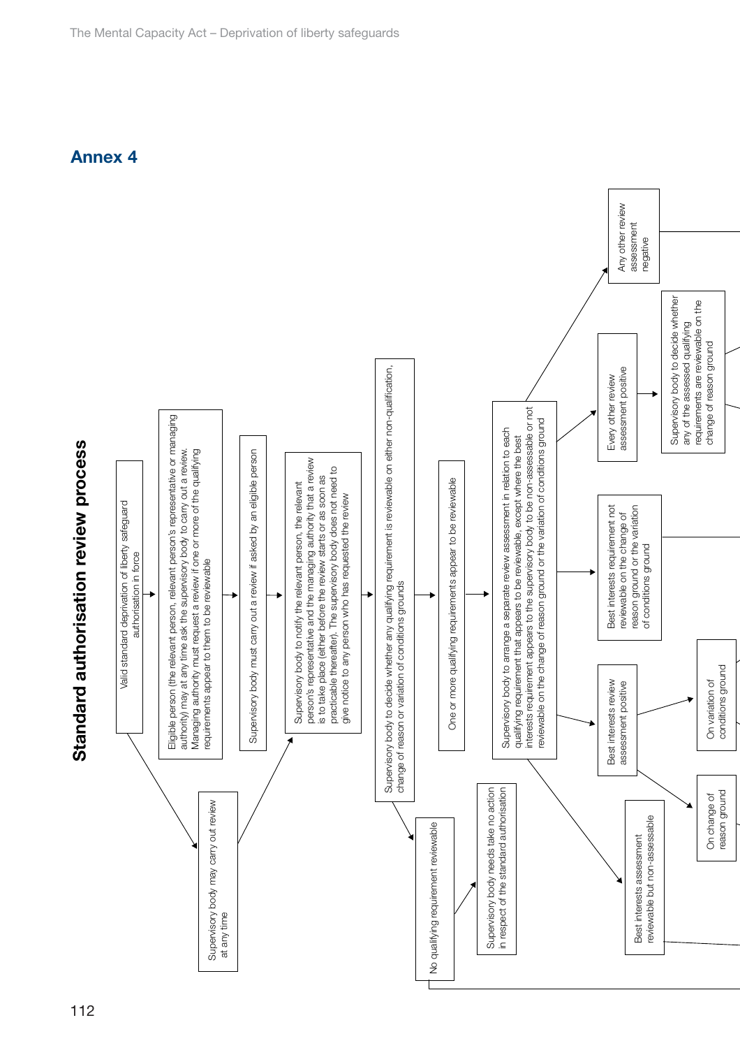## Annex 4

# Standard authorisation review process

Valid standard deprivation of liberty safeguard authorisation in force

Supervisory body may carry out review at any time

Eligible person (the relevant person, relevant person's representative or managing authority) may at any time ask the supervisory body to carry out a review. Managing authority must request a review if one or more of the qualifying requirements appear to them to be reviewable

Supervisory body must carry out a review if asked by an eligible person

Supervisory body to notify the relevant person, the relevant person's representative and the managing authority that a review is to take place (either before the review starts or as soon as practicable thereafter). The supervisory body does not need to give notice to any person who has requested the review

Supervisory body to decide whether any qualifying requirement is reviewable on either non-qualification, change of reason or variation of conditions grounds

No qualifying requirement reviewable

Supervisory body needs take no action in respect of the standard authorisation

One or more qualifying requirements appear to be reviewable

Supervisory body to arrange a separate review assessment in relation to each qualifying requirement that appears to be reviewable, except where the best interests requirement appears to the supervisory body to be non-assessable or not reviewable on the change of reason ground or the variation of conditions ground

Best interests assessment reviewable but non-assessable

Best interests review assessment positive

On change of reason ground

On variation of conditions ground

Best interests requirement not reviewable on the change of reason ground or the variation of conditions ground

Every other review assessment positive

Supervisory body to decide whether any of the assessed qualifying requirements are reviewable on the change of reason ground

Any other review assessment negative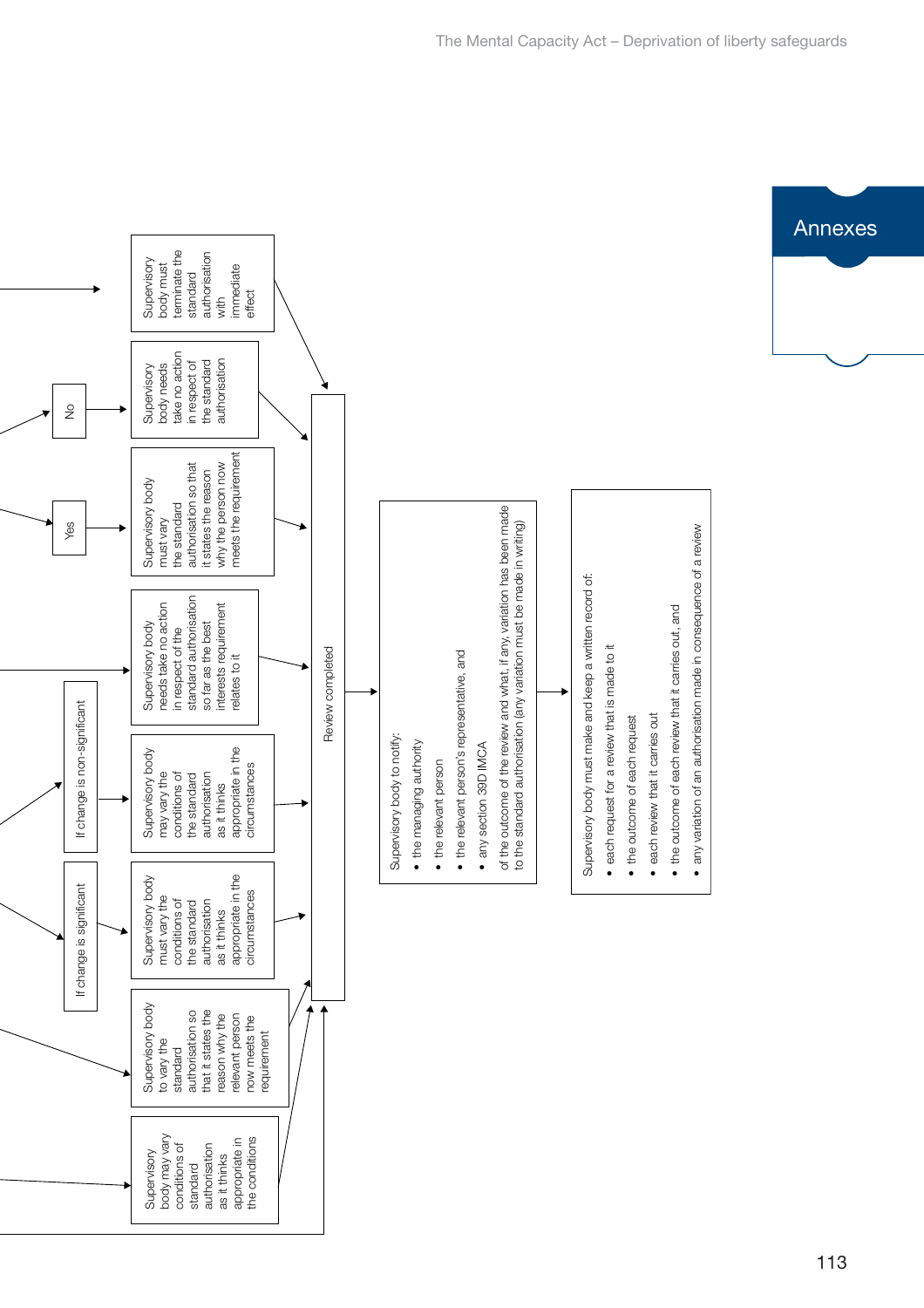Supervisory body must terminate the standard authorisation with immediate effect

No

Supervisory body needs take no action in respect of the standard authorisation

Yes

Supervisory body must vary the standard authorisation so that it states the reason why the person now meets the requirement

Supervisory body needs take no action in respect of the standard authorisation so far as the best interests requirement relates to it

If change is non-significant

Supervisory body may vary the conditions of the standard authorisation as it thinks appropriate in the circumstances

If change is significant

Supervisory body must vary the conditions of the standard authorisation as it thinks appropriate in the circumstances

Supervisory body to vary the standard authorisation so that it states the reason why the relevant person now meets the requirement

Supervisory body may vary conditions of standard authorisation as it thinks appropriate in the conditions

Review completed

Supervisory body to notify:

- the managing authority
- the relevant person
- the relevant person's representative, and
- any section 39D IMCA

of the outcome of the review and what, if any, variation has been made to the standard authorisation (any variation must be made in writing)

Supervisory body must make and keep a written record of:

- each request for a review that is made to it
- the outcome of each request
- each review that it carries out
- the outcome of each review that it carries out, and
- any variation of an authorisation made in consequence of a review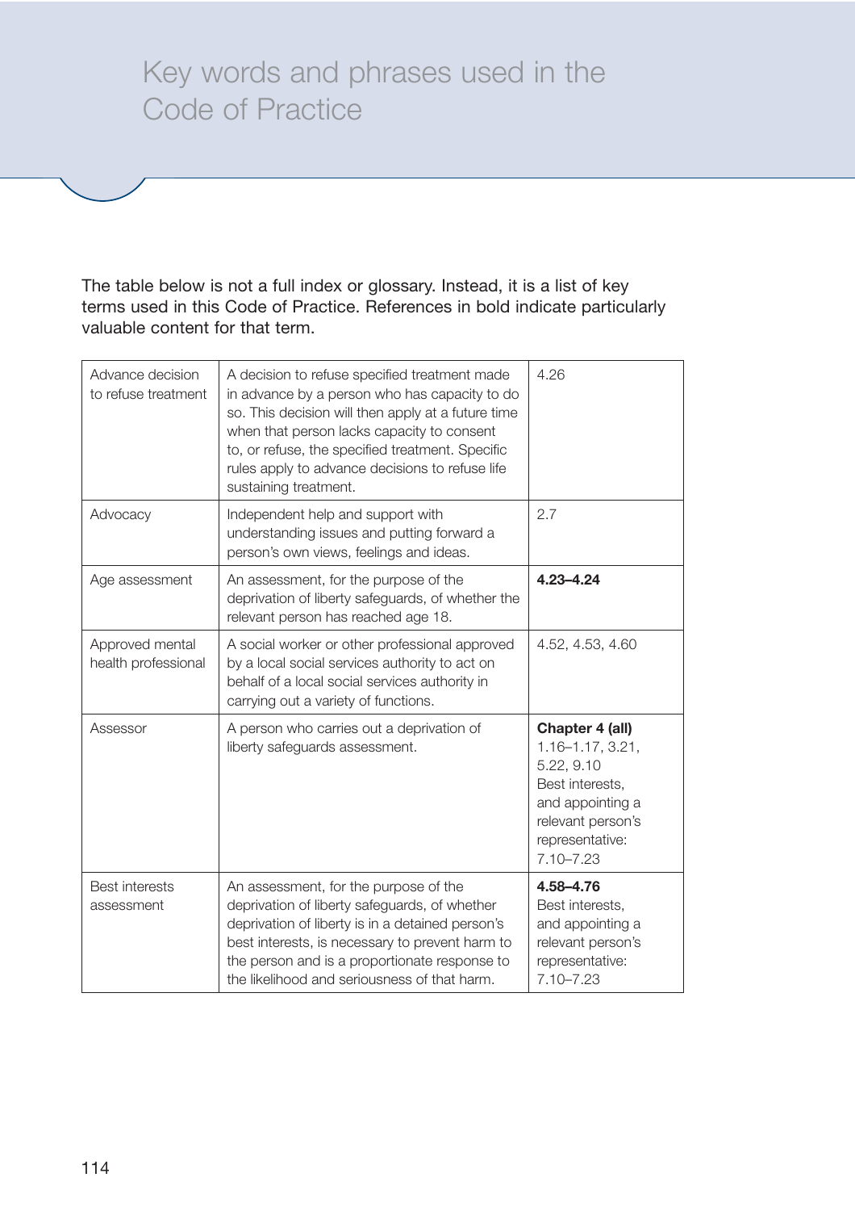# Key words and phrases used in the Code of Practice

The table below is not a full index or glossary. Instead, it is a list of key terms used in this Code of Practice. References in bold indicate particularly valuable content for that term.

| Term | Definition | References |
|---|---|---|
| Advance decision to refuse treatment | A decision to refuse specified treatment made in advance by a person who has capacity to do so. This decision will then apply at a future time when that person lacks capacity to consent to, or refuse, the specified treatment. Specific rules apply to advance decisions to refuse life sustaining treatment. | 4.26 |
| Advocacy | Independent help and support with understanding issues and putting forward a person's own views, feelings and ideas. | 2.7 |
| Age assessment | An assessment, for the purpose of the deprivation of liberty safeguards, of whether the relevant person has reached age 18. | **4.23–4.24** |
| Approved mental health professional | A social worker or other professional approved by a local social services authority to act on behalf of a local social services authority in carrying out a variety of functions. | 4.52, 4.53, 4.60 |
| Assessor | A person who carries out a deprivation of liberty safeguards assessment. | **Chapter 4 (all)** 1.16–1.17, 3.21, 5.22, 9.10 Best interests, and appointing a relevant person's representative: 7.10–7.23 |
| Best interests assessment | An assessment, for the purpose of the deprivation of liberty safeguards, of whether deprivation of liberty is in a detained person's best interests, is necessary to prevent harm to the person and is a proportionate response to the likelihood and seriousness of that harm. | **4.58–4.76** Best interests, and appointing a relevant person's representative: 7.10–7.23 |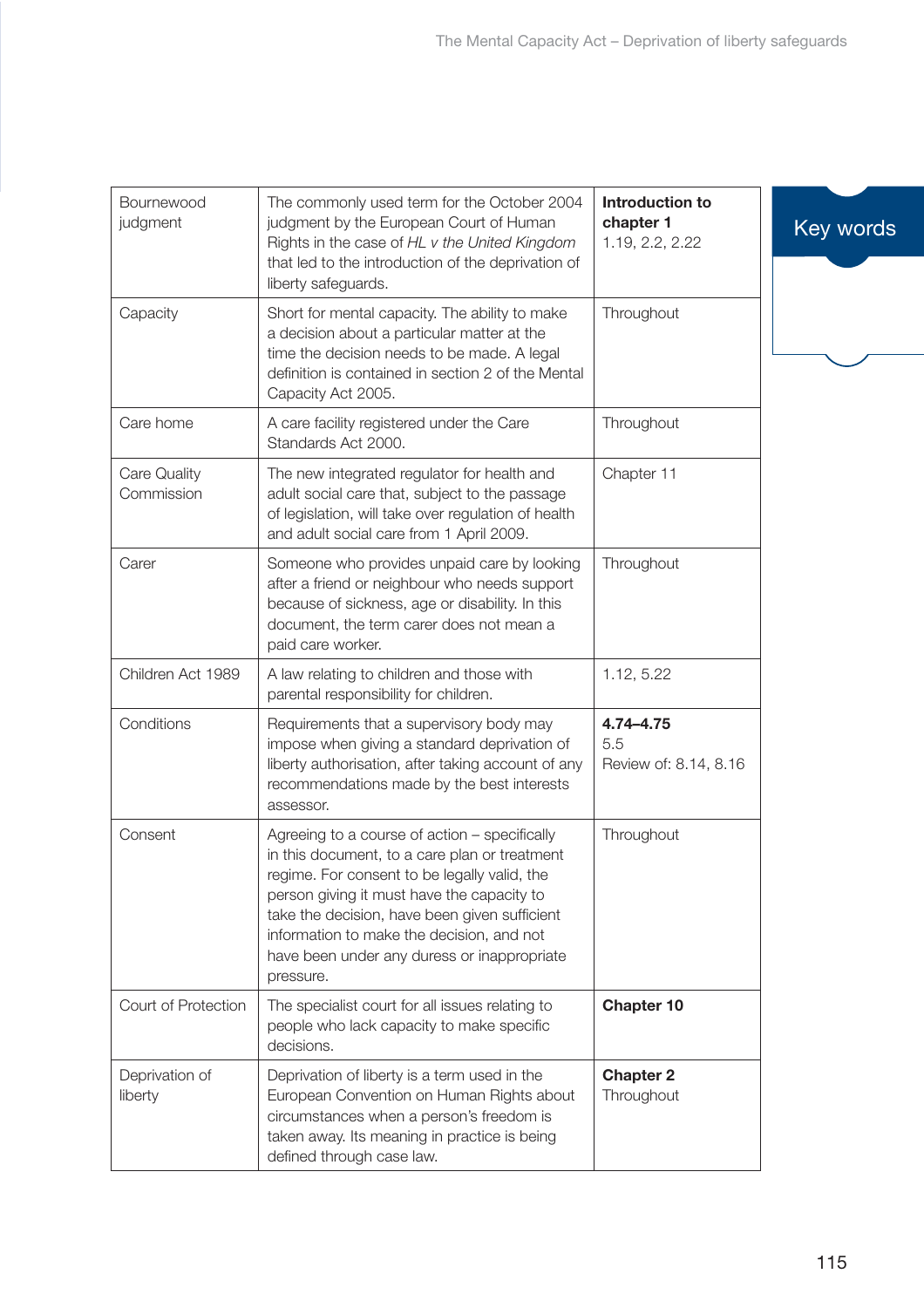## Key words

| | | |
|---|---|---|
| Bournewood judgment | The commonly used term for the October 2004 judgment by the European Court of Human Rights in the case of *HL v the United Kingdom* that led to the introduction of the deprivation of liberty safeguards. | **Introduction to chapter 1**<br>1.19, 2.2, 2.22 |
| Capacity | Short for mental capacity. The ability to make a decision about a particular matter at the time the decision needs to be made. A legal definition is contained in section 2 of the Mental Capacity Act 2005. | Throughout |
| Care home | A care facility registered under the Care Standards Act 2000. | Throughout |
| Care Quality Commission | The new integrated regulator for health and adult social care that, subject to the passage of legislation, will take over regulation of health and adult social care from 1 April 2009. | Chapter 11 |
| Carer | Someone who provides unpaid care by looking after a friend or neighbour who needs support because of sickness, age or disability. In this document, the term carer does not mean a paid care worker. | Throughout |
| Children Act 1989 | A law relating to children and those with parental responsibility for children. | 1.12, 5.22 |
| Conditions | Requirements that a supervisory body may impose when giving a standard deprivation of liberty authorisation, after taking account of any recommendations made by the best interests assessor. | **4.74–4.75**<br>5.5<br>Review of: 8.14, 8.16 |
| Consent | Agreeing to a course of action – specifically in this document, to a care plan or treatment regime. For consent to be legally valid, the person giving it must have the capacity to take the decision, have been given sufficient information to make the decision, and not have been under any duress or inappropriate pressure. | Throughout |
| Court of Protection | The specialist court for all issues relating to people who lack capacity to make specific decisions. | **Chapter 10** |
| Deprivation of liberty | Deprivation of liberty is a term used in the European Convention on Human Rights about circumstances when a person's freedom is taken away. Its meaning in practice is being defined through case law. | **Chapter 2**<br>Throughout |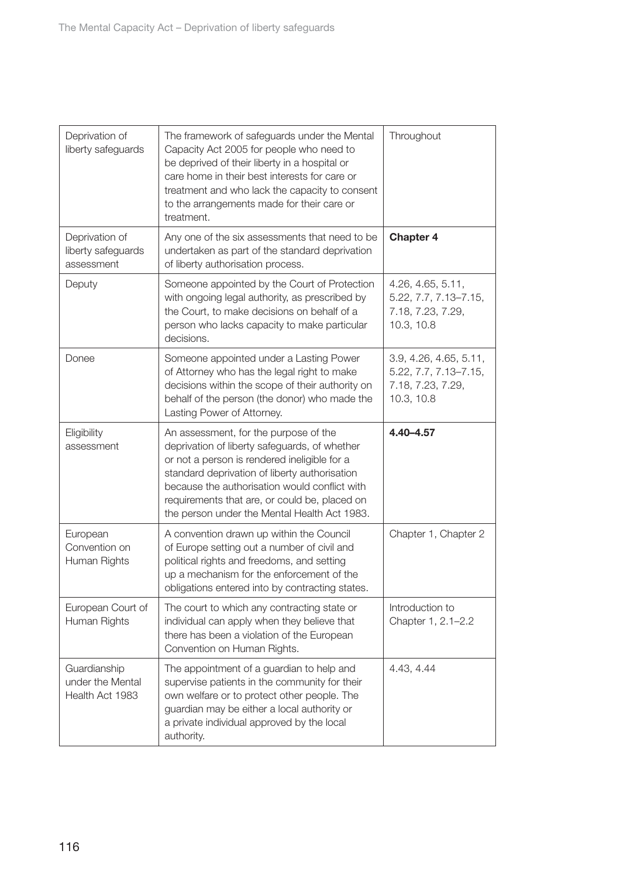| | | |
|---|---|---|
| Deprivation of liberty safeguards | The framework of safeguards under the Mental Capacity Act 2005 for people who need to be deprived of their liberty in a hospital or care home in their best interests for care or treatment and who lack the capacity to consent to the arrangements made for their care or treatment. | Throughout |
| Deprivation of liberty safeguards assessment | Any one of the six assessments that need to be undertaken as part of the standard deprivation of liberty authorisation process. | **Chapter 4** |
| Deputy | Someone appointed by the Court of Protection with ongoing legal authority, as prescribed by the Court, to make decisions on behalf of a person who lacks capacity to make particular decisions. | 4.26, 4.65, 5.11, 5.22, 7.7, 7.13–7.15, 7.18, 7.23, 7.29, 10.3, 10.8 |
| Donee | Someone appointed under a Lasting Power of Attorney who has the legal right to make decisions within the scope of their authority on behalf of the person (the donor) who made the Lasting Power of Attorney. | 3.9, 4.26, 4.65, 5.11, 5.22, 7.7, 7.13–7.15, 7.18, 7.23, 7.29, 10.3, 10.8 |
| Eligibility assessment | An assessment, for the purpose of the deprivation of liberty safeguards, of whether or not a person is rendered ineligible for a standard deprivation of liberty authorisation because the authorisation would conflict with requirements that are, or could be, placed on the person under the Mental Health Act 1983. | **4.40–4.57** |
| European Convention on Human Rights | A convention drawn up within the Council of Europe setting out a number of civil and political rights and freedoms, and setting up a mechanism for the enforcement of the obligations entered into by contracting states. | Chapter 1, Chapter 2 |
| European Court of Human Rights | The court to which any contracting state or individual can apply when they believe that there has been a violation of the European Convention on Human Rights. | Introduction to Chapter 1, 2.1–2.2 |
| Guardianship under the Mental Health Act 1983 | The appointment of a guardian to help and supervise patients in the community for their own welfare or to protect other people. The guardian may be either a local authority or a private individual approved by the local authority. | 4.43, 4.44 |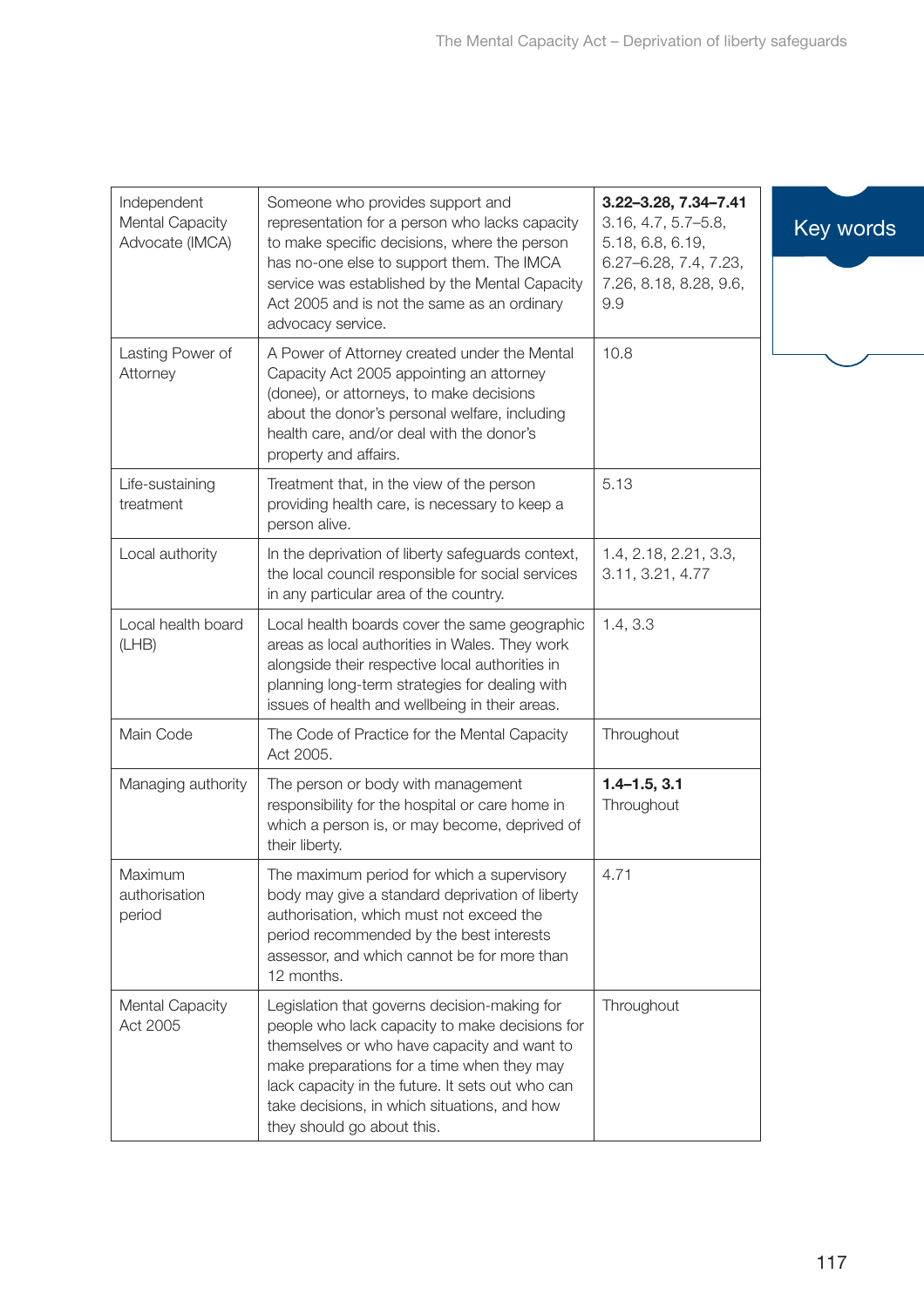| | | |
|---|---|---|
| Independent Mental Capacity Advocate (IMCA) | Someone who provides support and representation for a person who lacks capacity to make specific decisions, where the person has no-one else to support them. The IMCA service was established by the Mental Capacity Act 2005 and is not the same as an ordinary advocacy service. | **3.22–3.28, 7.34–7.41** 3.16, 4.7, 5.7–5.8, 5.18, 6.8, 6.19, 6.27–6.28, 7.4, 7.23, 7.26, 8.18, 8.28, 9.6, 9.9 |
| Lasting Power of Attorney | A Power of Attorney created under the Mental Capacity Act 2005 appointing an attorney (donee), or attorneys, to make decisions about the donor's personal welfare, including health care, and/or deal with the donor's property and affairs. | 10.8 |
| Life-sustaining treatment | Treatment that, in the view of the person providing health care, is necessary to keep a person alive. | 5.13 |
| Local authority | In the deprivation of liberty safeguards context, the local council responsible for social services in any particular area of the country. | 1.4, 2.18, 2.21, 3.3, 3.11, 3.21, 4.77 |
| Local health board (LHB) | Local health boards cover the same geographic areas as local authorities in Wales. They work alongside their respective local authorities in planning long-term strategies for dealing with issues of health and wellbeing in their areas. | 1.4, 3.3 |
| Main Code | The Code of Practice for the Mental Capacity Act 2005. | Throughout |
| Managing authority | The person or body with management responsibility for the hospital or care home in which a person is, or may become, deprived of their liberty. | **1.4–1.5, 3.1** Throughout |
| Maximum authorisation period | The maximum period for which a supervisory body may give a standard deprivation of liberty authorisation, which must not exceed the period recommended by the best interests assessor, and which cannot be for more than 12 months. | 4.71 |
| Mental Capacity Act 2005 | Legislation that governs decision-making for people who lack capacity to make decisions for themselves or who have capacity and want to make preparations for a time when they may lack capacity in the future. It sets out who can take decisions, in which situations, and how they should go about this. | Throughout |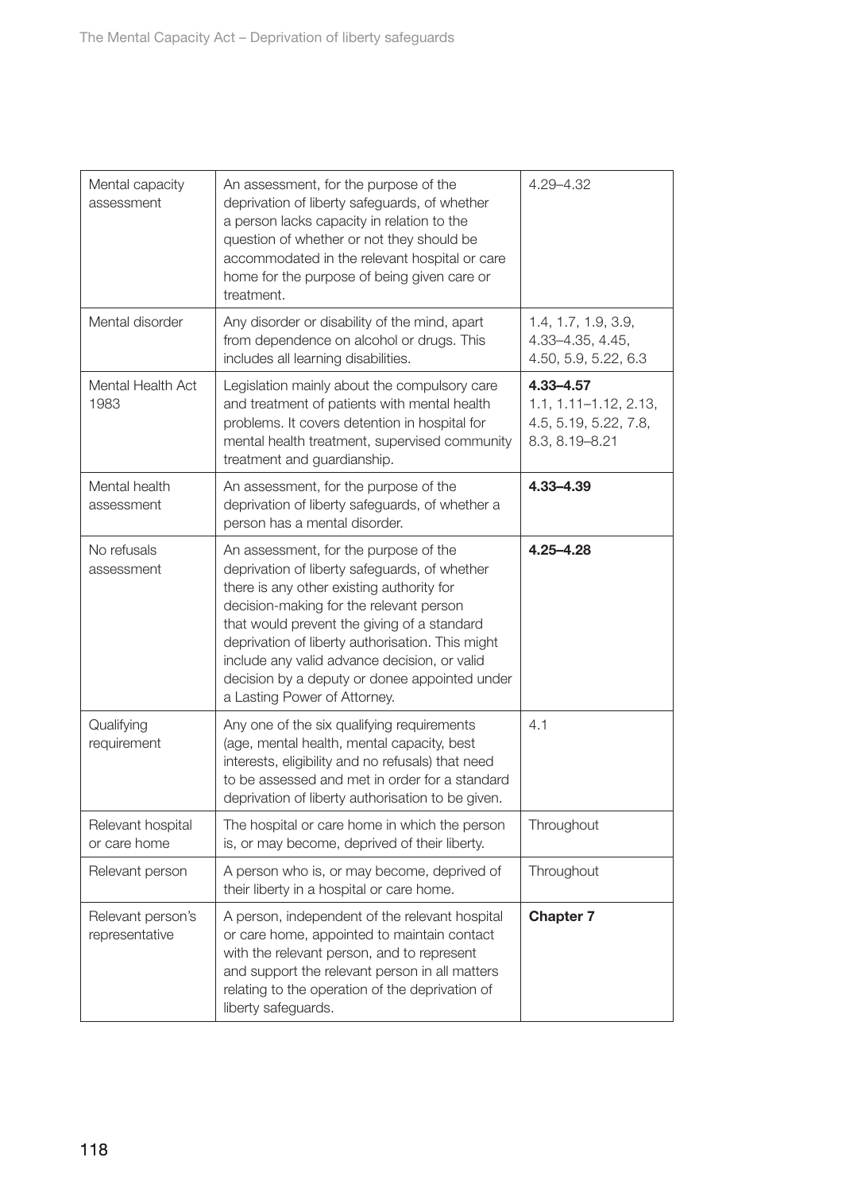| Mental capacity assessment | An assessment, for the purpose of the deprivation of liberty safeguards, of whether a person lacks capacity in relation to the question of whether or not they should be accommodated in the relevant hospital or care home for the purpose of being given care or treatment. | 4.29–4.32 |
|---|---|---|
| Mental disorder | Any disorder or disability of the mind, apart from dependence on alcohol or drugs. This includes all learning disabilities. | 1.4, 1.7, 1.9, 3.9, 4.33–4.35, 4.45, 4.50, 5.9, 5.22, 6.3 |
| Mental Health Act 1983 | Legislation mainly about the compulsory care and treatment of patients with mental health problems. It covers detention in hospital for mental health treatment, supervised community treatment and guardianship. | **4.33–4.57** 1.1, 1.11–1.12, 2.13, 4.5, 5.19, 5.22, 7.8, 8.3, 8.19–8.21 |
| Mental health assessment | An assessment, for the purpose of the deprivation of liberty safeguards, of whether a person has a mental disorder. | **4.33–4.39** |
| No refusals assessment | An assessment, for the purpose of the deprivation of liberty safeguards, of whether there is any other existing authority for decision-making for the relevant person that would prevent the giving of a standard deprivation of liberty authorisation. This might include any valid advance decision, or valid decision by a deputy or donee appointed under a Lasting Power of Attorney. | **4.25–4.28** |
| Qualifying requirement | Any one of the six qualifying requirements (age, mental health, mental capacity, best interests, eligibility and no refusals) that need to be assessed and met in order for a standard deprivation of liberty authorisation to be given. | 4.1 |
| Relevant hospital or care home | The hospital or care home in which the person is, or may become, deprived of their liberty. | Throughout |
| Relevant person | A person who is, or may become, deprived of their liberty in a hospital or care home. | Throughout |
| Relevant person's representative | A person, independent of the relevant hospital or care home, appointed to maintain contact with the relevant person, and to represent and support the relevant person in all matters relating to the operation of the deprivation of liberty safeguards. | **Chapter 7** |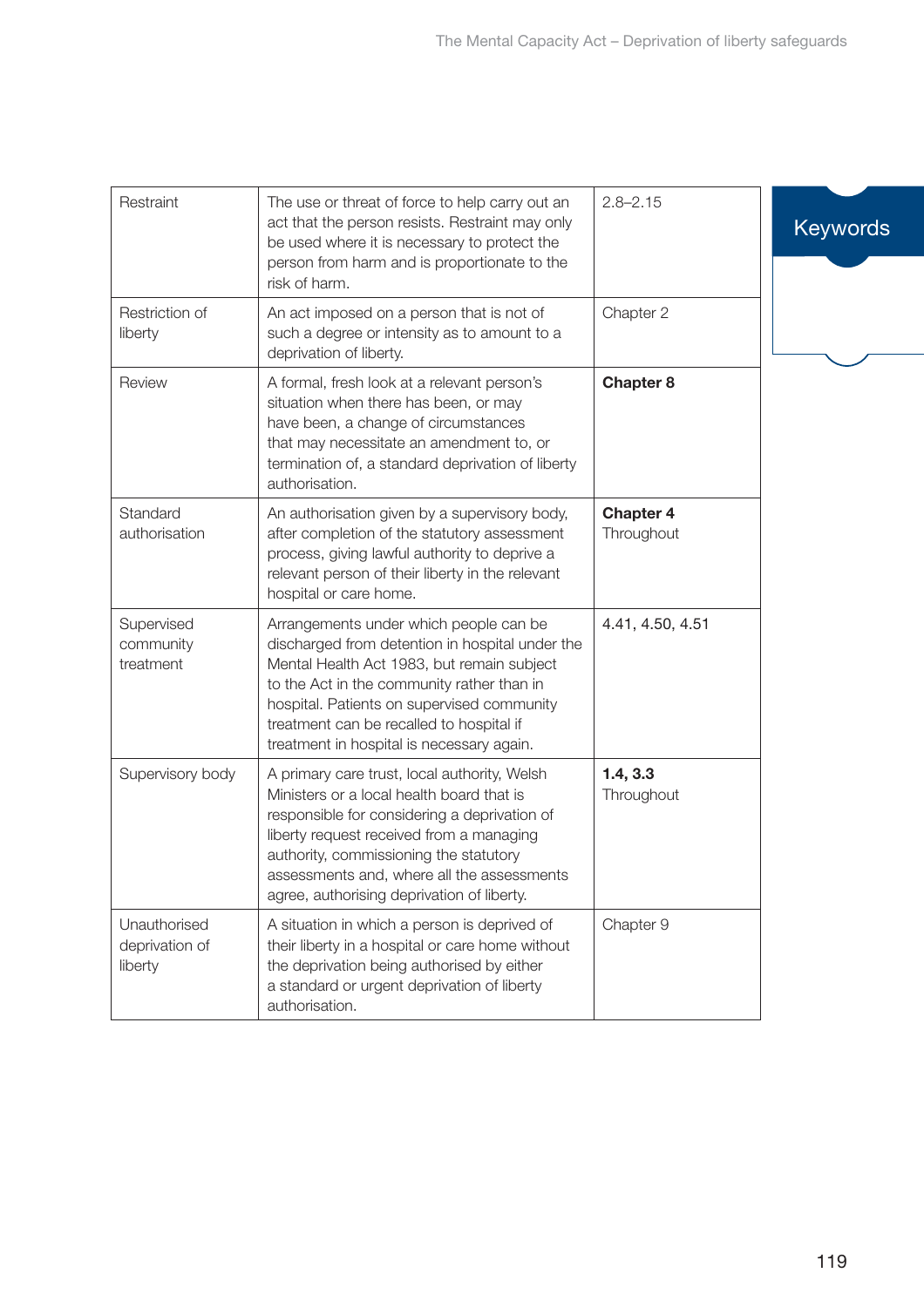| | | |
|---|---|---|
| Restraint | The use or threat of force to help carry out an act that the person resists. Restraint may only be used where it is necessary to protect the person from harm and is proportionate to the risk of harm. | 2.8–2.15 |
| Restriction of liberty | An act imposed on a person that is not of such a degree or intensity as to amount to a deprivation of liberty. | Chapter 2 |
| Review | A formal, fresh look at a relevant person's situation when there has been, or may have been, a change of circumstances that may necessitate an amendment to, or termination of, a standard deprivation of liberty authorisation. | **Chapter 8** |
| Standard authorisation | An authorisation given by a supervisory body, after completion of the statutory assessment process, giving lawful authority to deprive a relevant person of their liberty in the relevant hospital or care home. | **Chapter 4** Throughout |
| Supervised community treatment | Arrangements under which people can be discharged from detention in hospital under the Mental Health Act 1983, but remain subject to the Act in the community rather than in hospital. Patients on supervised community treatment can be recalled to hospital if treatment in hospital is necessary again. | 4.41, 4.50, 4.51 |
| Supervisory body | A primary care trust, local authority, Welsh Ministers or a local health board that is responsible for considering a deprivation of liberty request received from a managing authority, commissioning the statutory assessments and, where all the assessments agree, authorising deprivation of liberty. | **1.4, 3.3** Throughout |
| Unauthorised deprivation of liberty | A situation in which a person is deprived of their liberty in a hospital or care home without the deprivation being authorised by either a standard or urgent deprivation of liberty authorisation. | Chapter 9 |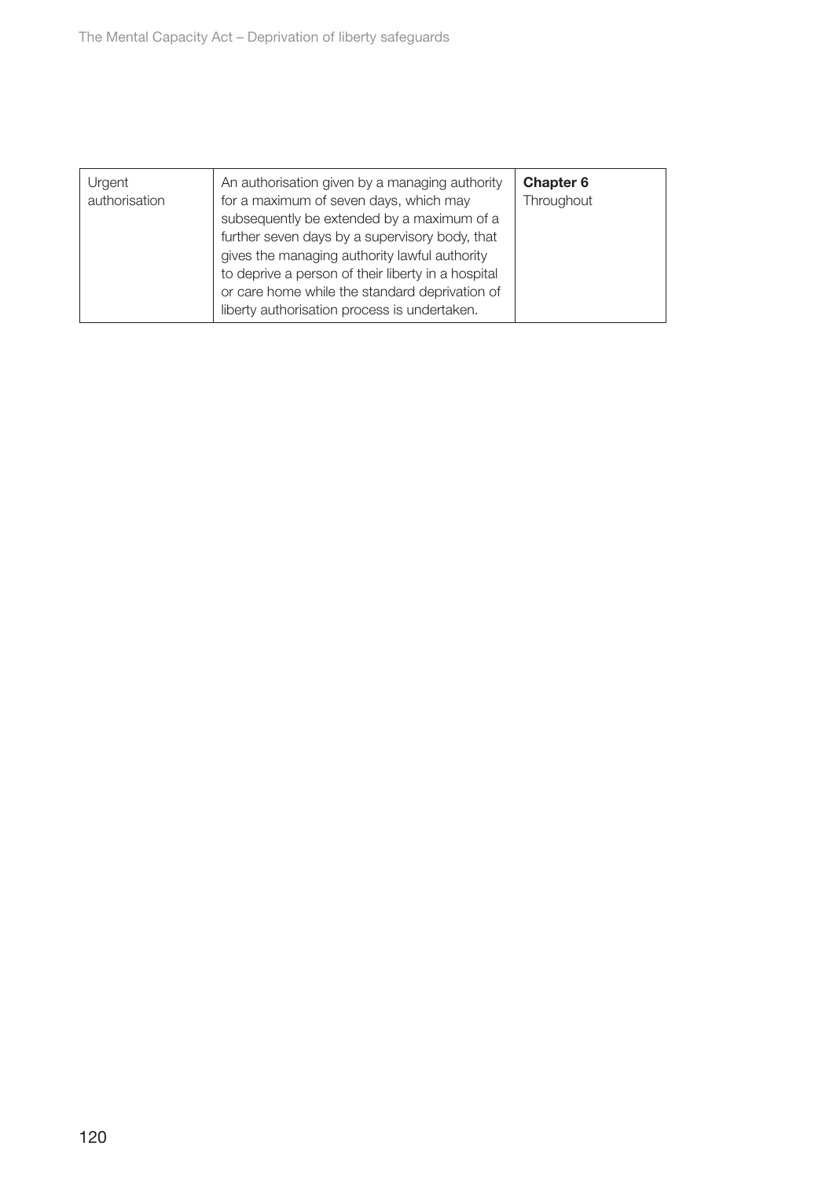| | | |
|---|---|---|
| Urgent authorisation | An authorisation given by a managing authority for a maximum of seven days, which may subsequently be extended by a maximum of a further seven days by a supervisory body, that gives the managing authority lawful authority to deprive a person of their liberty in a hospital or care home while the standard deprivation of liberty authorisation process is undertaken. | **Chapter 6** Throughout |